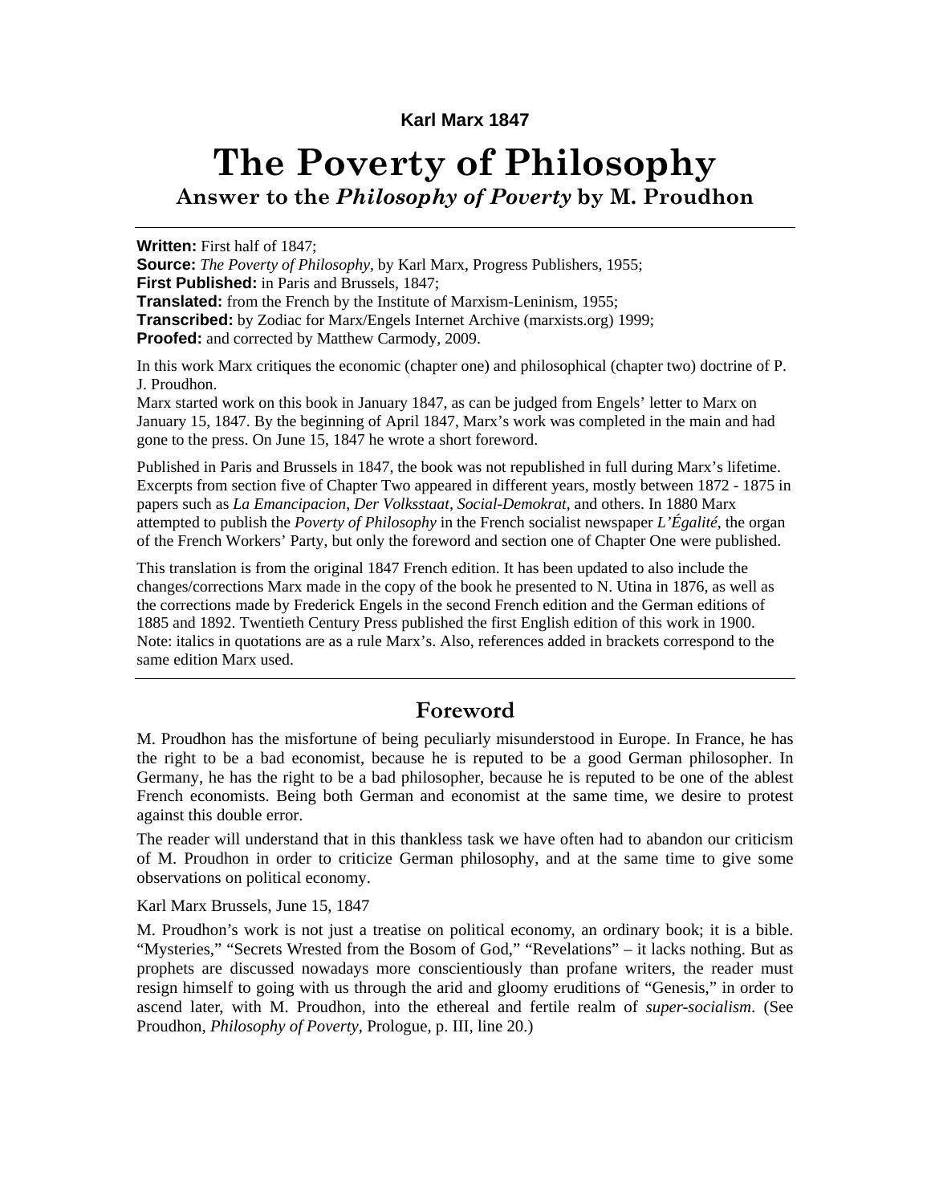**Karl Marx 1847**

# The Poverty of Philosophy

## Answer to the *Philosophy of Poverty* by M. Proudhon

---

**Written:** First half of 1847;
**Source:** *The Poverty of Philosophy*, by Karl Marx, Progress Publishers, 1955;
**First Published:** in Paris and Brussels, 1847;
**Translated:** from the French by the Institute of Marxism-Leninism, 1955;
**Transcribed:** by Zodiac for Marx/Engels Internet Archive (marxists.org) 1999;
**Proofed:** and corrected by Matthew Carmody, 2009.

In this work Marx critiques the economic (chapter one) and philosophical (chapter two) doctrine of P. J. Proudhon.
Marx started work on this book in January 1847, as can be judged from Engels' letter to Marx on January 15, 1847. By the beginning of April 1847, Marx's work was completed in the main and had gone to the press. On June 15, 1847 he wrote a short foreword.

Published in Paris and Brussels in 1847, the book was not republished in full during Marx's lifetime. Excerpts from section five of Chapter Two appeared in different years, mostly between 1872 - 1875 in papers such as *La Emancipacion*, *Der Volksstaat*, *Social-Demokrat*, and others. In 1880 Marx attempted to publish the *Poverty of Philosophy* in the French socialist newspaper *L'Égalité*, the organ of the French Workers' Party, but only the foreword and section one of Chapter One were published.

This translation is from the original 1847 French edition. It has been updated to also include the changes/corrections Marx made in the copy of the book he presented to N. Utina in 1876, as well as the corrections made by Frederick Engels in the second French edition and the German editions of 1885 and 1892. Twentieth Century Press published the first English edition of this work in 1900. Note: italics in quotations are as a rule Marx's. Also, references added in brackets correspond to the same edition Marx used.

---

## Foreword

M. Proudhon has the misfortune of being peculiarly misunderstood in Europe. In France, he has the right to be a bad economist, because he is reputed to be a good German philosopher. In Germany, he has the right to be a bad philosopher, because he is reputed to be one of the ablest French economists. Being both German and economist at the same time, we desire to protest against this double error.

The reader will understand that in this thankless task we have often had to abandon our criticism of M. Proudhon in order to criticize German philosophy, and at the same time to give some observations on political economy.

Karl Marx Brussels, June 15, 1847

M. Proudhon's work is not just a treatise on political economy, an ordinary book; it is a bible. "Mysteries," "Secrets Wrested from the Bosom of God," "Revelations" – it lacks nothing. But as prophets are discussed nowadays more conscientiously than profane writers, the reader must resign himself to going with us through the arid and gloomy eruditions of "Genesis," in order to ascend later, with M. Proudhon, into the ethereal and fertile realm of *super-socialism*. (See Proudhon, *Philosophy of Poverty*, Prologue, p. III, line 20.)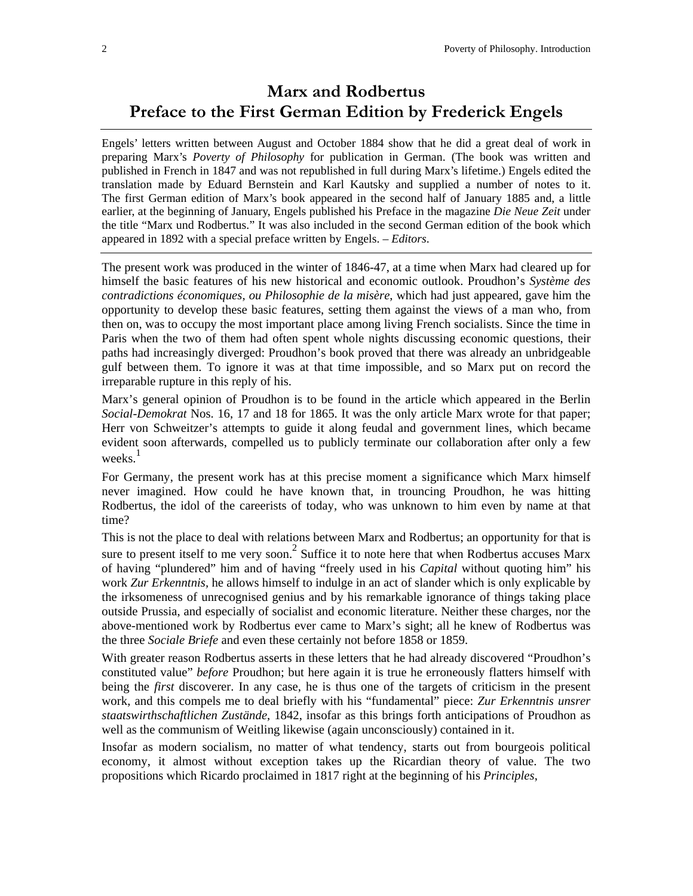# Marx and Rodbertus
# Preface to the First German Edition by Frederick Engels

Engels' letters written between August and October 1884 show that he did a great deal of work in preparing Marx's *Poverty of Philosophy* for publication in German. (The book was written and published in French in 1847 and was not republished in full during Marx's lifetime.) Engels edited the translation made by Eduard Bernstein and Karl Kautsky and supplied a number of notes to it. The first German edition of Marx's book appeared in the second half of January 1885 and, a little earlier, at the beginning of January, Engels published his Preface in the magazine *Die Neue Zeit* under the title "Marx und Rodbertus." It was also included in the second German edition of the book which appeared in 1892 with a special preface written by Engels. – *Editors*.

---

The present work was produced in the winter of 1846-47, at a time when Marx had cleared up for himself the basic features of his new historical and economic outlook. Proudhon's *Système des contradictions économiques, ou Philosophie de la misère*, which had just appeared, gave him the opportunity to develop these basic features, setting them against the views of a man who, from then on, was to occupy the most important place among living French socialists. Since the time in Paris when the two of them had often spent whole nights discussing economic questions, their paths had increasingly diverged: Proudhon's book proved that there was already an unbridgeable gulf between them. To ignore it was at that time impossible, and so Marx put on record the irreparable rupture in this reply of his.

Marx's general opinion of Proudhon is to be found in the article which appeared in the Berlin *Social-Demokrat* Nos. 16, 17 and 18 for 1865. It was the only article Marx wrote for that paper; Herr von Schweitzer's attempts to guide it along feudal and government lines, which became evident soon afterwards, compelled us to publicly terminate our collaboration after only a few weeks.[1]

For Germany, the present work has at this precise moment a significance which Marx himself never imagined. How could he have known that, in trouncing Proudhon, he was hitting Rodbertus, the idol of the careerists of today, who was unknown to him even by name at that time?

This is not the place to deal with relations between Marx and Rodbertus; an opportunity for that is sure to present itself to me very soon.[2] Suffice it to note here that when Rodbertus accuses Marx of having "plundered" him and of having "freely used in his *Capital* without quoting him" his work *Zur Erkenntnis*, he allows himself to indulge in an act of slander which is only explicable by the irksomeness of unrecognised genius and by his remarkable ignorance of things taking place outside Prussia, and especially of socialist and economic literature. Neither these charges, nor the above-mentioned work by Rodbertus ever came to Marx's sight; all he knew of Rodbertus was the three *Sociale Briefe* and even these certainly not before 1858 or 1859.

With greater reason Rodbertus asserts in these letters that he had already discovered "Proudhon's constituted value" *before* Proudhon; but here again it is true he erroneously flatters himself with being the *first* discoverer. In any case, he is thus one of the targets of criticism in the present work, and this compels me to deal briefly with his "fundamental" piece: *Zur Erkenntnis unsrer staatswirthschaftlichen Zustände*, 1842, insofar as this brings forth anticipations of Proudhon as well as the communism of Weitling likewise (again unconsciously) contained in it.

Insofar as modern socialism, no matter of what tendency, starts out from bourgeois political economy, it almost without exception takes up the Ricardian theory of value. The two propositions which Ricardo proclaimed in 1817 right at the beginning of his *Principles*,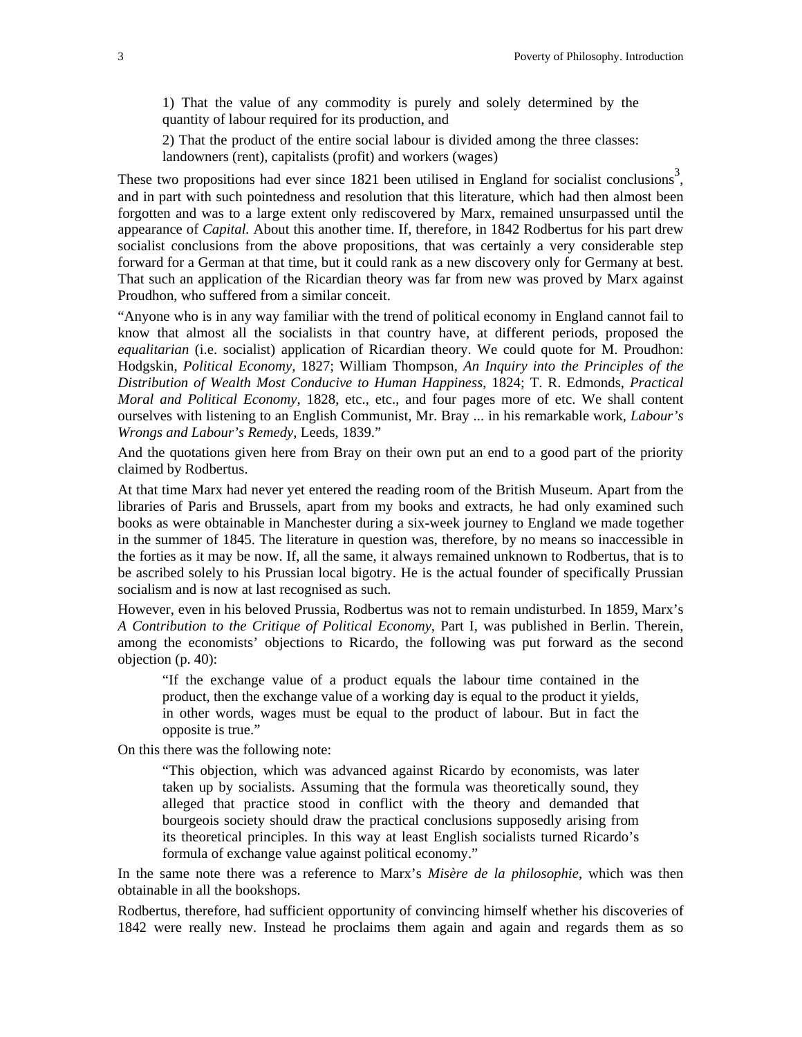> 1) That the value of any commodity is purely and solely determined by the quantity of labour required for its production, and
>
> 2) That the product of the entire social labour is divided among the three classes: landowners (rent), capitalists (profit) and workers (wages)

These two propositions had ever since 1821 been utilised in England for socialist conclusions[3], and in part with such pointedness and resolution that this literature, which had then almost been forgotten and was to a large extent only rediscovered by Marx, remained unsurpassed until the appearance of *Capital.* About this another time. If, therefore, in 1842 Rodbertus for his part drew socialist conclusions from the above propositions, that was certainly a very considerable step forward for a German at that time, but it could rank as a new discovery only for Germany at best. That such an application of the Ricardian theory was far from new was proved by Marx against Proudhon, who suffered from a similar conceit.

"Anyone who is in any way familiar with the trend of political economy in England cannot fail to know that almost all the socialists in that country have, at different periods, proposed the *equalitarian* (i.e. socialist) application of Ricardian theory. We could quote for M. Proudhon: Hodgskin, *Political Economy*, 1827; William Thompson, *An Inquiry into the Principles of the Distribution of Wealth Most Conducive to Human Happiness*, 1824; T. R. Edmonds, *Practical Moral and Political Economy*, 1828, etc., etc., and four pages more of etc. We shall content ourselves with listening to an English Communist, Mr. Bray ... in his remarkable work, *Labour's Wrongs and Labour's Remedy*, Leeds, 1839."

And the quotations given here from Bray on their own put an end to a good part of the priority claimed by Rodbertus.

At that time Marx had never yet entered the reading room of the British Museum. Apart from the libraries of Paris and Brussels, apart from my books and extracts, he had only examined such books as were obtainable in Manchester during a six-week journey to England we made together in the summer of 1845. The literature in question was, therefore, by no means so inaccessible in the forties as it may be now. If, all the same, it always remained unknown to Rodbertus, that is to be ascribed solely to his Prussian local bigotry. He is the actual founder of specifically Prussian socialism and is now at last recognised as such.

However, even in his beloved Prussia, Rodbertus was not to remain undisturbed. In 1859, Marx's *A Contribution to the Critique of Political Economy*, Part I, was published in Berlin. Therein, among the economists' objections to Ricardo, the following was put forward as the second objection (p. 40):

> "If the exchange value of a product equals the labour time contained in the product, then the exchange value of a working day is equal to the product it yields, in other words, wages must be equal to the product of labour. But in fact the opposite is true."

On this there was the following note:

> "This objection, which was advanced against Ricardo by economists, was later taken up by socialists. Assuming that the formula was theoretically sound, they alleged that practice stood in conflict with the theory and demanded that bourgeois society should draw the practical conclusions supposedly arising from its theoretical principles. In this way at least English socialists turned Ricardo's formula of exchange value against political economy."

In the same note there was a reference to Marx's *Misère de la philosophie*, which was then obtainable in all the bookshops.

Rodbertus, therefore, had sufficient opportunity of convincing himself whether his discoveries of 1842 were really new. Instead he proclaims them again and again and regards them as so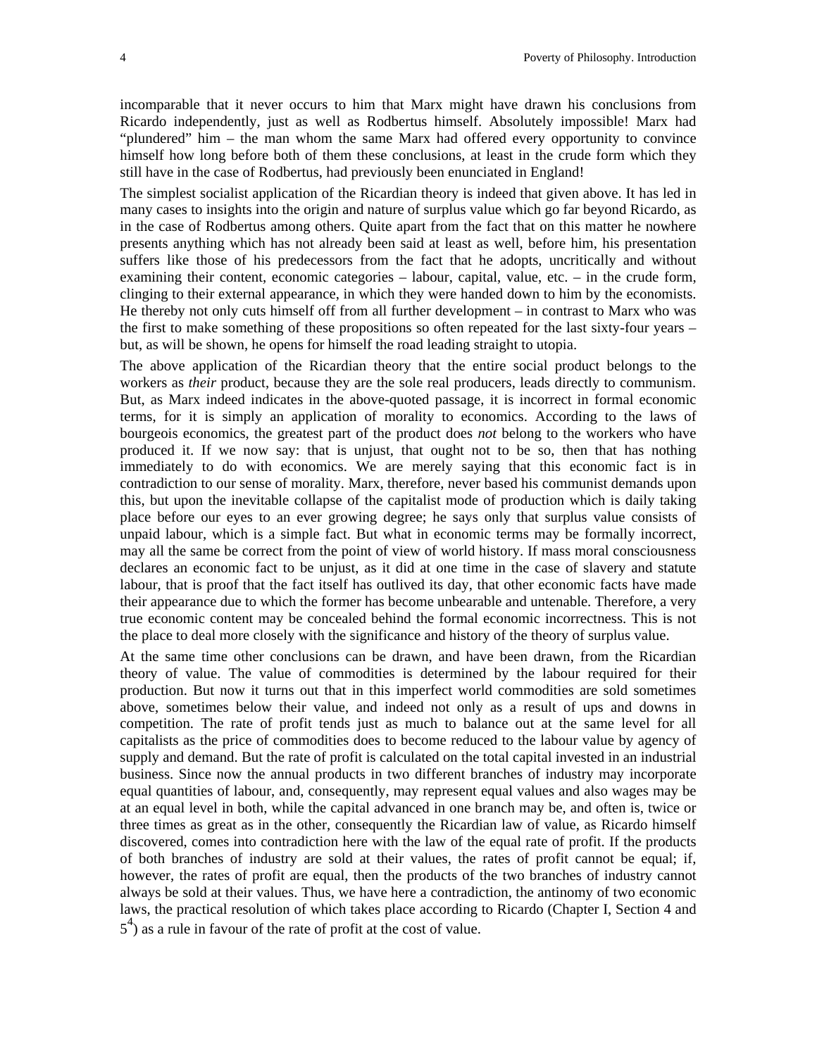incomparable that it never occurs to him that Marx might have drawn his conclusions from Ricardo independently, just as well as Rodbertus himself. Absolutely impossible! Marx had "plundered" him – the man whom the same Marx had offered every opportunity to convince himself how long before both of them these conclusions, at least in the crude form which they still have in the case of Rodbertus, had previously been enunciated in England!

The simplest socialist application of the Ricardian theory is indeed that given above. It has led in many cases to insights into the origin and nature of surplus value which go far beyond Ricardo, as in the case of Rodbertus among others. Quite apart from the fact that on this matter he nowhere presents anything which has not already been said at least as well, before him, his presentation suffers like those of his predecessors from the fact that he adopts, uncritically and without examining their content, economic categories – labour, capital, value, etc. – in the crude form, clinging to their external appearance, in which they were handed down to him by the economists. He thereby not only cuts himself off from all further development – in contrast to Marx who was the first to make something of these propositions so often repeated for the last sixty-four years – but, as will be shown, he opens for himself the road leading straight to utopia.

The above application of the Ricardian theory that the entire social product belongs to the workers as *their* product, because they are the sole real producers, leads directly to communism. But, as Marx indeed indicates in the above-quoted passage, it is incorrect in formal economic terms, for it is simply an application of morality to economics. According to the laws of bourgeois economics, the greatest part of the product does *not* belong to the workers who have produced it. If we now say: that is unjust, that ought not to be so, then that has nothing immediately to do with economics. We are merely saying that this economic fact is in contradiction to our sense of morality. Marx, therefore, never based his communist demands upon this, but upon the inevitable collapse of the capitalist mode of production which is daily taking place before our eyes to an ever growing degree; he says only that surplus value consists of unpaid labour, which is a simple fact. But what in economic terms may be formally incorrect, may all the same be correct from the point of view of world history. If mass moral consciousness declares an economic fact to be unjust, as it did at one time in the case of slavery and statute labour, that is proof that the fact itself has outlived its day, that other economic facts have made their appearance due to which the former has become unbearable and untenable. Therefore, a very true economic content may be concealed behind the formal economic incorrectness. This is not the place to deal more closely with the significance and history of the theory of surplus value.

At the same time other conclusions can be drawn, and have been drawn, from the Ricardian theory of value. The value of commodities is determined by the labour required for their production. But now it turns out that in this imperfect world commodities are sold sometimes above, sometimes below their value, and indeed not only as a result of ups and downs in competition. The rate of profit tends just as much to balance out at the same level for all capitalists as the price of commodities does to become reduced to the labour value by agency of supply and demand. But the rate of profit is calculated on the total capital invested in an industrial business. Since now the annual products in two different branches of industry may incorporate equal quantities of labour, and, consequently, may represent equal values and also wages may be at an equal level in both, while the capital advanced in one branch may be, and often is, twice or three times as great as in the other, consequently the Ricardian law of value, as Ricardo himself discovered, comes into contradiction here with the law of the equal rate of profit. If the products of both branches of industry are sold at their values, the rates of profit cannot be equal; if, however, the rates of profit are equal, then the products of the two branches of industry cannot always be sold at their values. Thus, we have here a contradiction, the antinomy of two economic laws, the practical resolution of which takes place according to Ricardo (Chapter I, Section 4 and 5[4]) as a rule in favour of the rate of profit at the cost of value.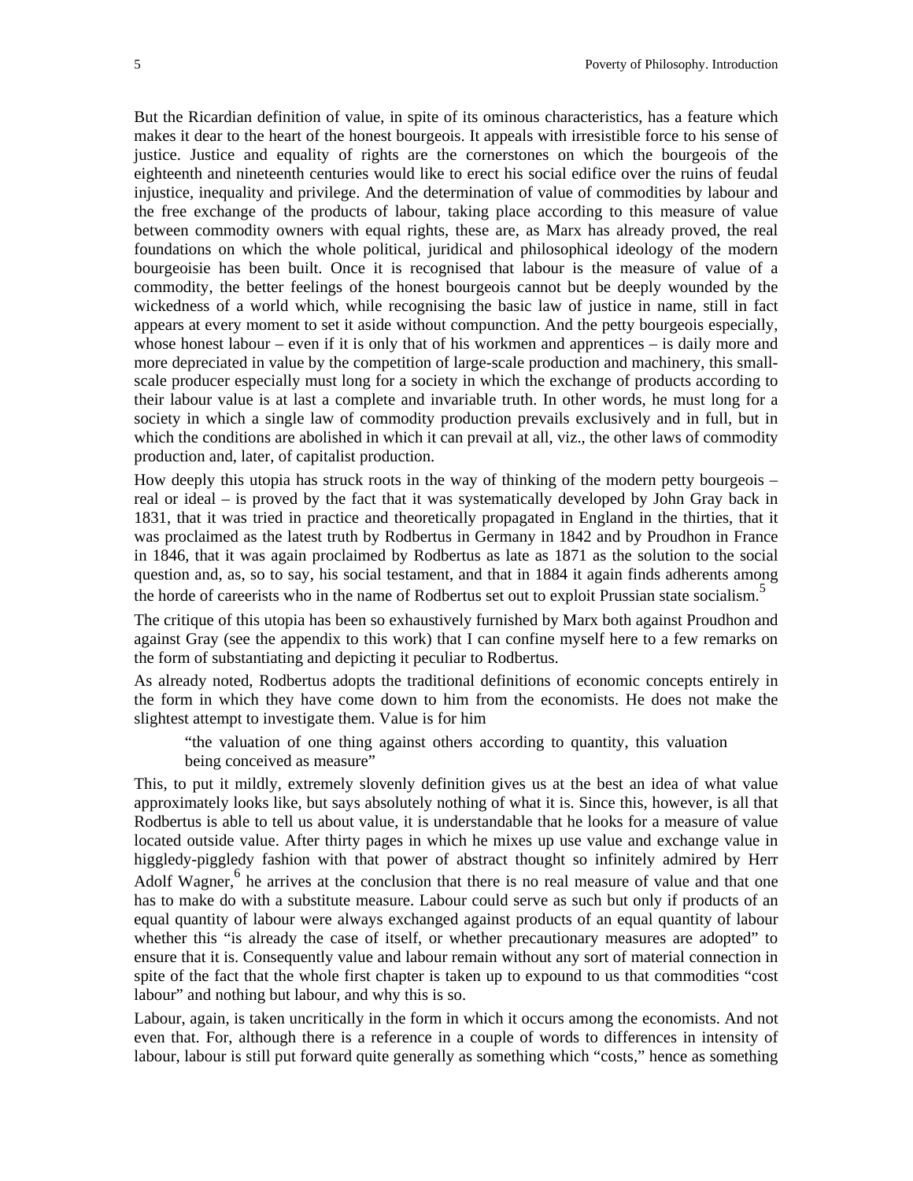But the Ricardian definition of value, in spite of its ominous characteristics, has a feature which makes it dear to the heart of the honest bourgeois. It appeals with irresistible force to his sense of justice. Justice and equality of rights are the cornerstones on which the bourgeois of the eighteenth and nineteenth centuries would like to erect his social edifice over the ruins of feudal injustice, inequality and privilege. And the determination of value of commodities by labour and the free exchange of the products of labour, taking place according to this measure of value between commodity owners with equal rights, these are, as Marx has already proved, the real foundations on which the whole political, juridical and philosophical ideology of the modern bourgeoisie has been built. Once it is recognised that labour is the measure of value of a commodity, the better feelings of the honest bourgeois cannot but be deeply wounded by the wickedness of a world which, while recognising the basic law of justice in name, still in fact appears at every moment to set it aside without compunction. And the petty bourgeois especially, whose honest labour – even if it is only that of his workmen and apprentices – is daily more and more depreciated in value by the competition of large-scale production and machinery, this small-scale producer especially must long for a society in which the exchange of products according to their labour value is at last a complete and invariable truth. In other words, he must long for a society in which a single law of commodity production prevails exclusively and in full, but in which the conditions are abolished in which it can prevail at all, viz., the other laws of commodity production and, later, of capitalist production.

How deeply this utopia has struck roots in the way of thinking of the modern petty bourgeois – real or ideal – is proved by the fact that it was systematically developed by John Gray back in 1831, that it was tried in practice and theoretically propagated in England in the thirties, that it was proclaimed as the latest truth by Rodbertus in Germany in 1842 and by Proudhon in France in 1846, that it was again proclaimed by Rodbertus as late as 1871 as the solution to the social question and, as, so to say, his social testament, and that in 1884 it again finds adherents among the horde of careerists who in the name of Rodbertus set out to exploit Prussian state socialism.[5]

The critique of this utopia has been so exhaustively furnished by Marx both against Proudhon and against Gray (see the appendix to this work) that I can confine myself here to a few remarks on the form of substantiating and depicting it peculiar to Rodbertus.

As already noted, Rodbertus adopts the traditional definitions of economic concepts entirely in the form in which they have come down to him from the economists. He does not make the slightest attempt to investigate them. Value is for him

> "the valuation of one thing against others according to quantity, this valuation being conceived as measure"

This, to put it mildly, extremely slovenly definition gives us at the best an idea of what value approximately looks like, but says absolutely nothing of what it is. Since this, however, is all that Rodbertus is able to tell us about value, it is understandable that he looks for a measure of value located outside value. After thirty pages in which he mixes up use value and exchange value in higgledy-piggledy fashion with that power of abstract thought so infinitely admired by Herr Adolf Wagner,[6] he arrives at the conclusion that there is no real measure of value and that one has to make do with a substitute measure. Labour could serve as such but only if products of an equal quantity of labour were always exchanged against products of an equal quantity of labour whether this "is already the case of itself, or whether precautionary measures are adopted" to ensure that it is. Consequently value and labour remain without any sort of material connection in spite of the fact that the whole first chapter is taken up to expound to us that commodities "cost labour" and nothing but labour, and why this is so.

Labour, again, is taken uncritically in the form in which it occurs among the economists. And not even that. For, although there is a reference in a couple of words to differences in intensity of labour, labour is still put forward quite generally as something which "costs," hence as something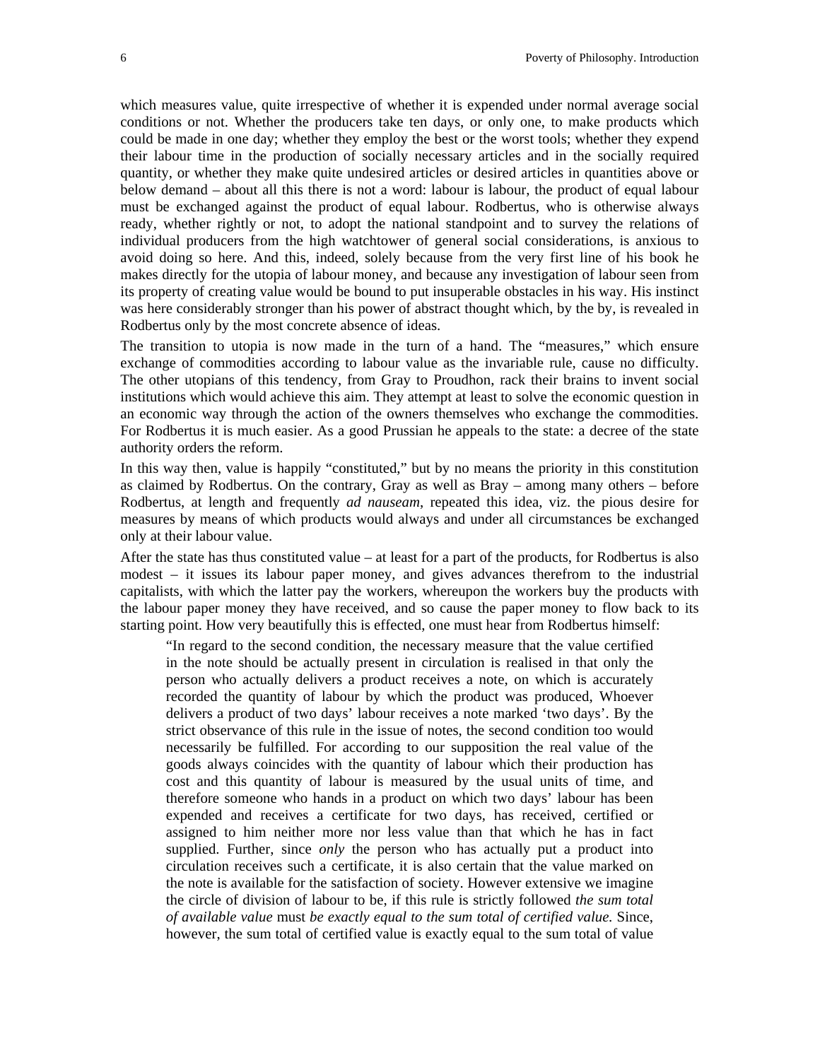which measures value, quite irrespective of whether it is expended under normal average social conditions or not. Whether the producers take ten days, or only one, to make products which could be made in one day; whether they employ the best or the worst tools; whether they expend their labour time in the production of socially necessary articles and in the socially required quantity, or whether they make quite undesired articles or desired articles in quantities above or below demand – about all this there is not a word: labour is labour, the product of equal labour must be exchanged against the product of equal labour. Rodbertus, who is otherwise always ready, whether rightly or not, to adopt the national standpoint and to survey the relations of individual producers from the high watchtower of general social considerations, is anxious to avoid doing so here. And this, indeed, solely because from the very first line of his book he makes directly for the utopia of labour money, and because any investigation of labour seen from its property of creating value would be bound to put insuperable obstacles in his way. His instinct was here considerably stronger than his power of abstract thought which, by the by, is revealed in Rodbertus only by the most concrete absence of ideas.

The transition to utopia is now made in the turn of a hand. The "measures," which ensure exchange of commodities according to labour value as the invariable rule, cause no difficulty. The other utopians of this tendency, from Gray to Proudhon, rack their brains to invent social institutions which would achieve this aim. They attempt at least to solve the economic question in an economic way through the action of the owners themselves who exchange the commodities. For Rodbertus it is much easier. As a good Prussian he appeals to the state: a decree of the state authority orders the reform.

In this way then, value is happily "constituted," but by no means the priority in this constitution as claimed by Rodbertus. On the contrary, Gray as well as Bray – among many others – before Rodbertus, at length and frequently *ad nauseam*, repeated this idea, viz. the pious desire for measures by means of which products would always and under all circumstances be exchanged only at their labour value.

After the state has thus constituted value – at least for a part of the products, for Rodbertus is also modest – it issues its labour paper money, and gives advances therefrom to the industrial capitalists, with which the latter pay the workers, whereupon the workers buy the products with the labour paper money they have received, and so cause the paper money to flow back to its starting point. How very beautifully this is effected, one must hear from Rodbertus himself:

> "In regard to the second condition, the necessary measure that the value certified in the note should be actually present in circulation is realised in that only the person who actually delivers a product receives a note, on which is accurately recorded the quantity of labour by which the product was produced, Whoever delivers a product of two days' labour receives a note marked 'two days'. By the strict observance of this rule in the issue of notes, the second condition too would necessarily be fulfilled. For according to our supposition the real value of the goods always coincides with the quantity of labour which their production has cost and this quantity of labour is measured by the usual units of time, and therefore someone who hands in a product on which two days' labour has been expended and receives a certificate for two days, has received, certified or assigned to him neither more nor less value than that which he has in fact supplied. Further, since *only* the person who has actually put a product into circulation receives such a certificate, it is also certain that the value marked on the note is available for the satisfaction of society. However extensive we imagine the circle of division of labour to be, if this rule is strictly followed *the sum total of available value* must *be exactly equal to the sum total of certified value.* Since, however, the sum total of certified value is exactly equal to the sum total of value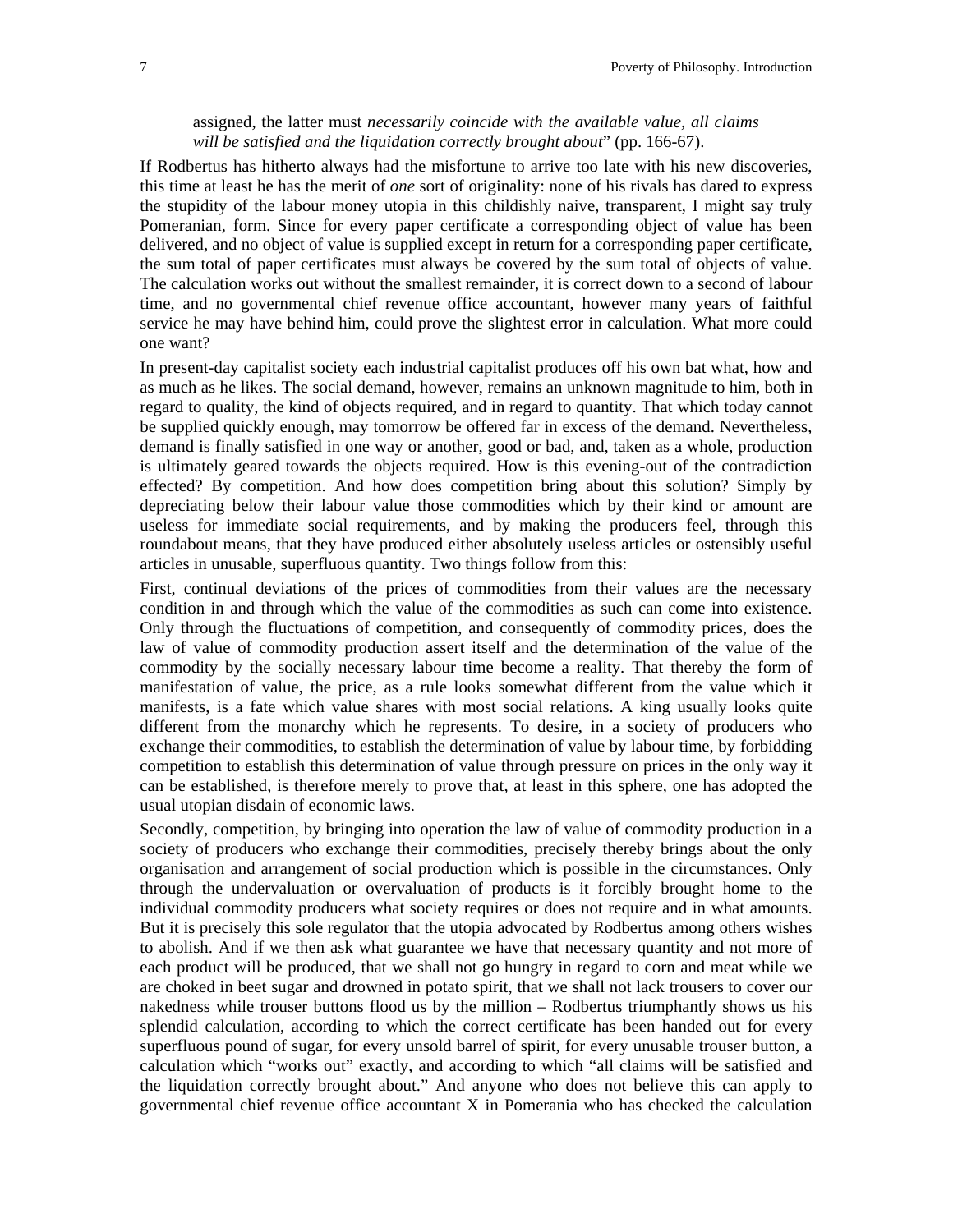> assigned, the latter must *necessarily coincide with the available value, all claims will be satisfied and the liquidation correctly brought about*" (pp. 166-67).

If Rodbertus has hitherto always had the misfortune to arrive too late with his new discoveries, this time at least he has the merit of *one* sort of originality: none of his rivals has dared to express the stupidity of the labour money utopia in this childishly naive, transparent, I might say truly Pomeranian, form. Since for every paper certificate a corresponding object of value has been delivered, and no object of value is supplied except in return for a corresponding paper certificate, the sum total of paper certificates must always be covered by the sum total of objects of value. The calculation works out without the smallest remainder, it is correct down to a second of labour time, and no governmental chief revenue office accountant, however many years of faithful service he may have behind him, could prove the slightest error in calculation. What more could one want?

In present-day capitalist society each industrial capitalist produces off his own bat what, how and as much as he likes. The social demand, however, remains an unknown magnitude to him, both in regard to quality, the kind of objects required, and in regard to quantity. That which today cannot be supplied quickly enough, may tomorrow be offered far in excess of the demand. Nevertheless, demand is finally satisfied in one way or another, good or bad, and, taken as a whole, production is ultimately geared towards the objects required. How is this evening-out of the contradiction effected? By competition. And how does competition bring about this solution? Simply by depreciating below their labour value those commodities which by their kind or amount are useless for immediate social requirements, and by making the producers feel, through this roundabout means, that they have produced either absolutely useless articles or ostensibly useful articles in unusable, superfluous quantity. Two things follow from this:

First, continual deviations of the prices of commodities from their values are the necessary condition in and through which the value of the commodities as such can come into existence. Only through the fluctuations of competition, and consequently of commodity prices, does the law of value of commodity production assert itself and the determination of the value of the commodity by the socially necessary labour time become a reality. That thereby the form of manifestation of value, the price, as a rule looks somewhat different from the value which it manifests, is a fate which value shares with most social relations. A king usually looks quite different from the monarchy which he represents. To desire, in a society of producers who exchange their commodities, to establish the determination of value by labour time, by forbidding competition to establish this determination of value through pressure on prices in the only way it can be established, is therefore merely to prove that, at least in this sphere, one has adopted the usual utopian disdain of economic laws.

Secondly, competition, by bringing into operation the law of value of commodity production in a society of producers who exchange their commodities, precisely thereby brings about the only organisation and arrangement of social production which is possible in the circumstances. Only through the undervaluation or overvaluation of products is it forcibly brought home to the individual commodity producers what society requires or does not require and in what amounts. But it is precisely this sole regulator that the utopia advocated by Rodbertus among others wishes to abolish. And if we then ask what guarantee we have that necessary quantity and not more of each product will be produced, that we shall not go hungry in regard to corn and meat while we are choked in beet sugar and drowned in potato spirit, that we shall not lack trousers to cover our nakedness while trouser buttons flood us by the million – Rodbertus triumphantly shows us his splendid calculation, according to which the correct certificate has been handed out for every superfluous pound of sugar, for every unsold barrel of spirit, for every unusable trouser button, a calculation which "works out" exactly, and according to which "all claims will be satisfied and the liquidation correctly brought about." And anyone who does not believe this can apply to governmental chief revenue office accountant X in Pomerania who has checked the calculation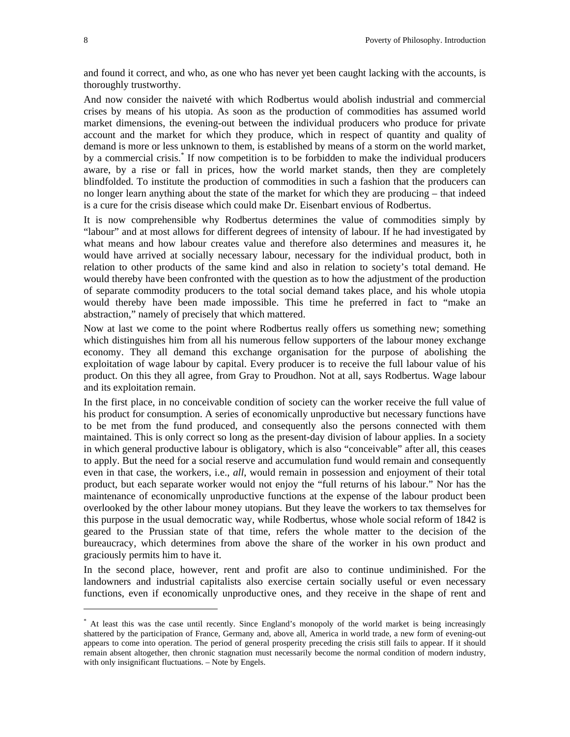and found it correct, and who, as one who has never yet been caught lacking with the accounts, is thoroughly trustworthy.

And now consider the naiveté with which Rodbertus would abolish industrial and commercial crises by means of his utopia. As soon as the production of commodities has assumed world market dimensions, the evening-out between the individual producers who produce for private account and the market for which they produce, which in respect of quantity and quality of demand is more or less unknown to them, is established by means of a storm on the world market, by a commercial crisis.* If now competition is to be forbidden to make the individual producers aware, by a rise or fall in prices, how the world market stands, then they are completely blindfolded. To institute the production of commodities in such a fashion that the producers can no longer learn anything about the state of the market for which they are producing – that indeed is a cure for the crisis disease which could make Dr. Eisenbart envious of Rodbertus.

It is now comprehensible why Rodbertus determines the value of commodities simply by "labour" and at most allows for different degrees of intensity of labour. If he had investigated by what means and how labour creates value and therefore also determines and measures it, he would have arrived at socially necessary labour, necessary for the individual product, both in relation to other products of the same kind and also in relation to society's total demand. He would thereby have been confronted with the question as to how the adjustment of the production of separate commodity producers to the total social demand takes place, and his whole utopia would thereby have been made impossible. This time he preferred in fact to "make an abstraction," namely of precisely that which mattered.

Now at last we come to the point where Rodbertus really offers us something new; something which distinguishes him from all his numerous fellow supporters of the labour money exchange economy. They all demand this exchange organisation for the purpose of abolishing the exploitation of wage labour by capital. Every producer is to receive the full labour value of his product. On this they all agree, from Gray to Proudhon. Not at all, says Rodbertus. Wage labour and its exploitation remain.

In the first place, in no conceivable condition of society can the worker receive the full value of his product for consumption. A series of economically unproductive but necessary functions have to be met from the fund produced, and consequently also the persons connected with them maintained. This is only correct so long as the present-day division of labour applies. In a society in which general productive labour is obligatory, which is also "conceivable" after all, this ceases to apply. But the need for a social reserve and accumulation fund would remain and consequently even in that case, the workers, i.e., *all*, would remain in possession and enjoyment of their total product, but each separate worker would not enjoy the "full returns of his labour." Nor has the maintenance of economically unproductive functions at the expense of the labour product been overlooked by the other labour money utopians. But they leave the workers to tax themselves for this purpose in the usual democratic way, while Rodbertus, whose whole social reform of 1842 is geared to the Prussian state of that time, refers the whole matter to the decision of the bureaucracy, which determines from above the share of the worker in his own product and graciously permits him to have it.

In the second place, however, rent and profit are also to continue undiminished. For the landowners and industrial capitalists also exercise certain socially useful or even necessary functions, even if economically unproductive ones, and they receive in the shape of rent and

---

* At least this was the case until recently. Since England's monopoly of the world market is being increasingly shattered by the participation of France, Germany and, above all, America in world trade, a new form of evening-out appears to come into operation. The period of general prosperity preceding the crisis still fails to appear. If it should remain absent altogether, then chronic stagnation must necessarily become the normal condition of modern industry, with only insignificant fluctuations. – Note by Engels.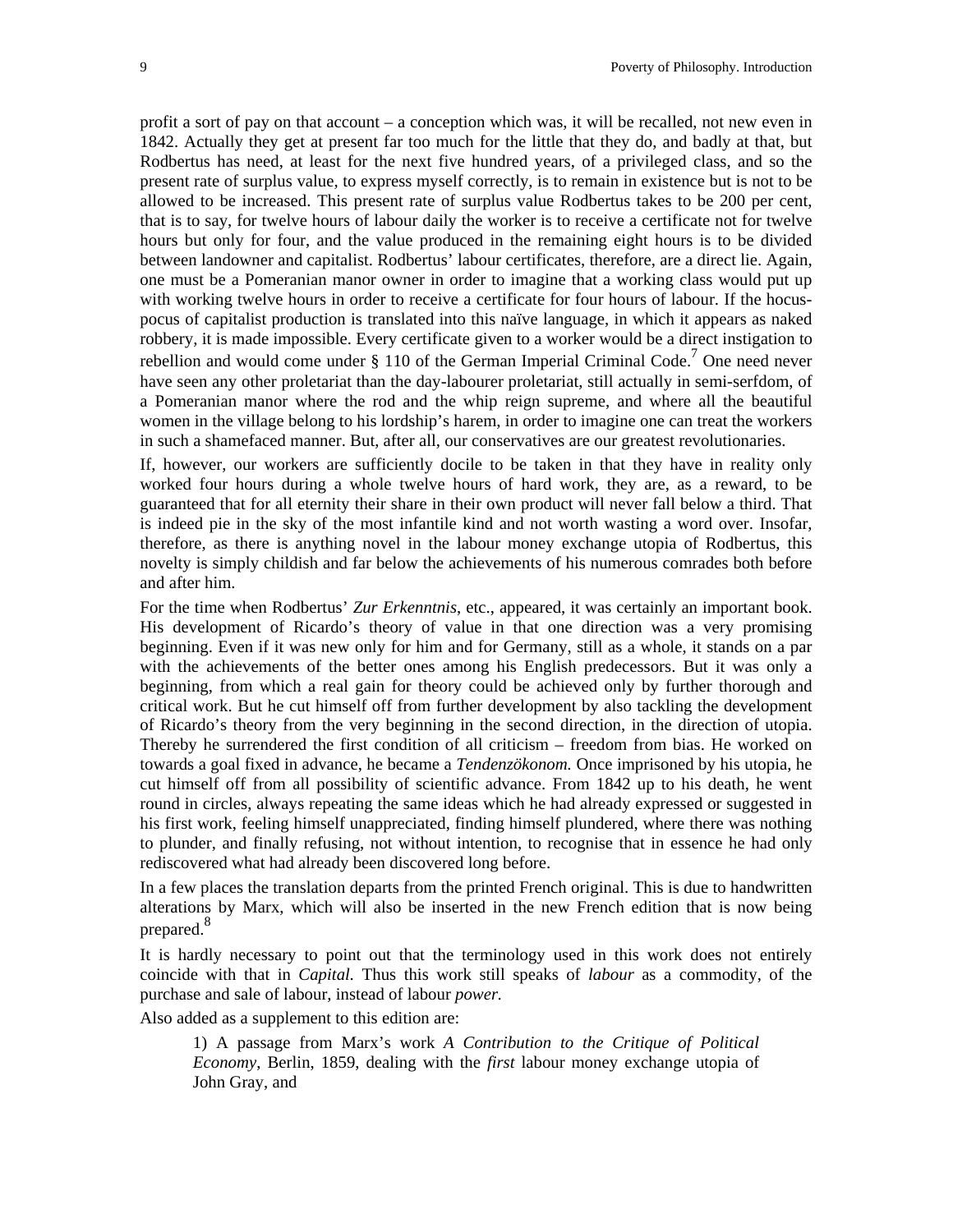profit a sort of pay on that account – a conception which was, it will be recalled, not new even in 1842. Actually they get at present far too much for the little that they do, and badly at that, but Rodbertus has need, at least for the next five hundred years, of a privileged class, and so the present rate of surplus value, to express myself correctly, is to remain in existence but is not to be allowed to be increased. This present rate of surplus value Rodbertus takes to be 200 per cent, that is to say, for twelve hours of labour daily the worker is to receive a certificate not for twelve hours but only for four, and the value produced in the remaining eight hours is to be divided between landowner and capitalist. Rodbertus' labour certificates, therefore, are a direct lie. Again, one must be a Pomeranian manor owner in order to imagine that a working class would put up with working twelve hours in order to receive a certificate for four hours of labour. If the hocus-pocus of capitalist production is translated into this naïve language, in which it appears as naked robbery, it is made impossible. Every certificate given to a worker would be a direct instigation to rebellion and would come under § 110 of the German Imperial Criminal Code.[7] One need never have seen any other proletariat than the day-labourer proletariat, still actually in semi-serfdom, of a Pomeranian manor where the rod and the whip reign supreme, and where all the beautiful women in the village belong to his lordship's harem, in order to imagine one can treat the workers in such a shamefaced manner. But, after all, our conservatives are our greatest revolutionaries.

If, however, our workers are sufficiently docile to be taken in that they have in reality only worked four hours during a whole twelve hours of hard work, they are, as a reward, to be guaranteed that for all eternity their share in their own product will never fall below a third. That is indeed pie in the sky of the most infantile kind and not worth wasting a word over. Insofar, therefore, as there is anything novel in the labour money exchange utopia of Rodbertus, this novelty is simply childish and far below the achievements of his numerous comrades both before and after him.

For the time when Rodbertus' *Zur Erkenntnis*, etc., appeared, it was certainly an important book. His development of Ricardo's theory of value in that one direction was a very promising beginning. Even if it was new only for him and for Germany, still as a whole, it stands on a par with the achievements of the better ones among his English predecessors. But it was only a beginning, from which a real gain for theory could be achieved only by further thorough and critical work. But he cut himself off from further development by also tackling the development of Ricardo's theory from the very beginning in the second direction, in the direction of utopia. Thereby he surrendered the first condition of all criticism – freedom from bias. He worked on towards a goal fixed in advance, he became a *Tendenzökonom.* Once imprisoned by his utopia, he cut himself off from all possibility of scientific advance. From 1842 up to his death, he went round in circles, always repeating the same ideas which he had already expressed or suggested in his first work, feeling himself unappreciated, finding himself plundered, where there was nothing to plunder, and finally refusing, not without intention, to recognise that in essence he had only rediscovered what had already been discovered long before.

In a few places the translation departs from the printed French original. This is due to handwritten alterations by Marx, which will also be inserted in the new French edition that is now being prepared.[8]

It is hardly necessary to point out that the terminology used in this work does not entirely coincide with that in *Capital.* Thus this work still speaks of *labour* as a commodity, of the purchase and sale of labour, instead of labour *power.*

Also added as a supplement to this edition are:

> 1) A passage from Marx's work *A Contribution to the Critique of Political Economy*, Berlin, 1859, dealing with the *first* labour money exchange utopia of John Gray, and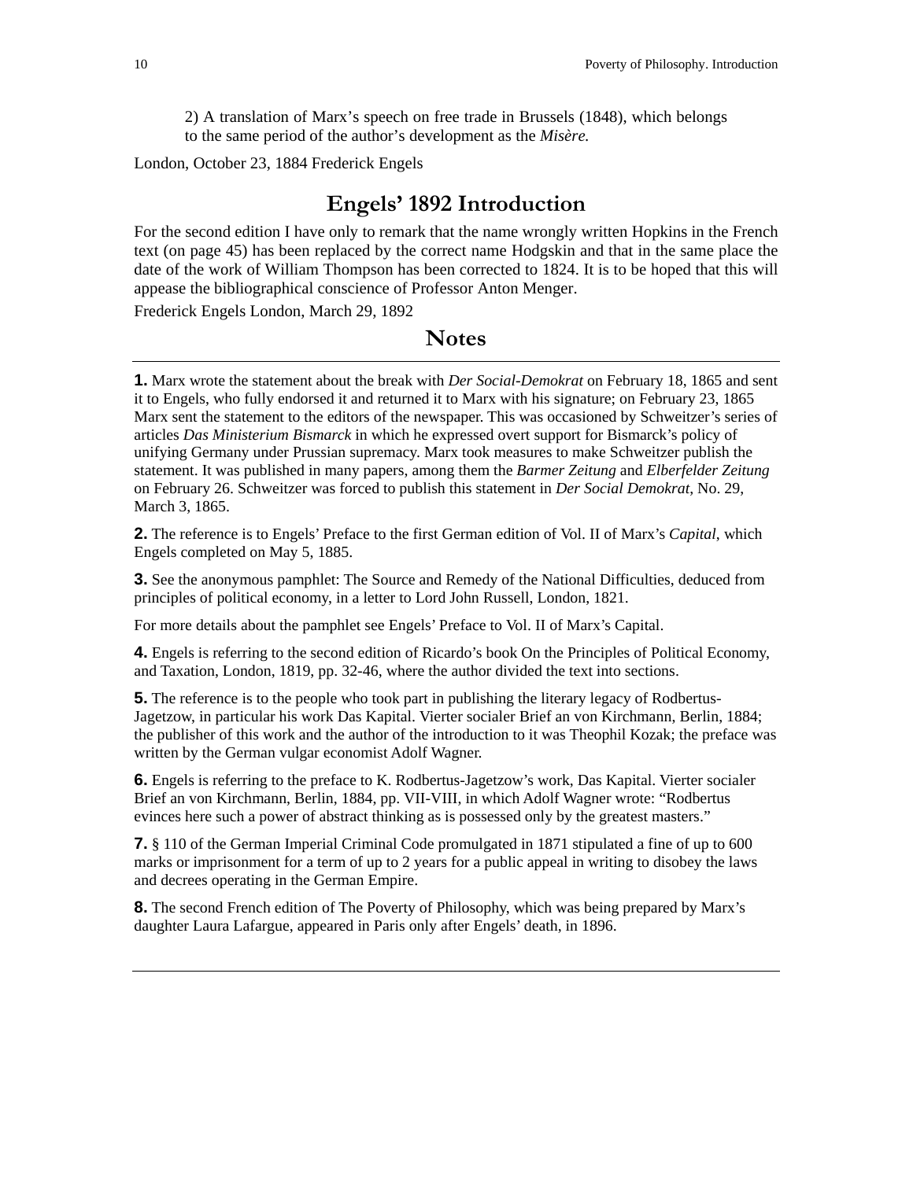2) A translation of Marx's speech on free trade in Brussels (1848), which belongs to the same period of the author's development as the *Misère.*

London, October 23, 1884 Frederick Engels

## Engels' 1892 Introduction

For the second edition I have only to remark that the name wrongly written Hopkins in the French text (on page 45) has been replaced by the correct name Hodgskin and that in the same place the date of the work of William Thompson has been corrected to 1824. It is to be hoped that this will appease the bibliographical conscience of Professor Anton Menger.

Frederick Engels London, March 29, 1892

## Notes

**1.** Marx wrote the statement about the break with *Der Social-Demokrat* on February 18, 1865 and sent it to Engels, who fully endorsed it and returned it to Marx with his signature; on February 23, 1865 Marx sent the statement to the editors of the newspaper. This was occasioned by Schweitzer's series of articles *Das Ministerium Bismarck* in which he expressed overt support for Bismarck's policy of unifying Germany under Prussian supremacy. Marx took measures to make Schweitzer publish the statement. It was published in many papers, among them the *Barmer Zeitung* and *Elberfelder Zeitung* on February 26. Schweitzer was forced to publish this statement in *Der Social Demokrat*, No. 29, March 3, 1865.

**2.** The reference is to Engels' Preface to the first German edition of Vol. II of Marx's *Capital*, which Engels completed on May 5, 1885.

**3.** See the anonymous pamphlet: The Source and Remedy of the National Difficulties, deduced from principles of political economy, in a letter to Lord John Russell, London, 1821.

For more details about the pamphlet see Engels' Preface to Vol. II of Marx's Capital.

**4.** Engels is referring to the second edition of Ricardo's book On the Principles of Political Economy, and Taxation, London, 1819, pp. 32-46, where the author divided the text into sections.

**5.** The reference is to the people who took part in publishing the literary legacy of Rodbertus-Jagetzow, in particular his work Das Kapital. Vierter socialer Brief an von Kirchmann, Berlin, 1884; the publisher of this work and the author of the introduction to it was Theophil Kozak; the preface was written by the German vulgar economist Adolf Wagner.

**6.** Engels is referring to the preface to K. Rodbertus-Jagetzow's work, Das Kapital. Vierter socialer Brief an von Kirchmann, Berlin, 1884, pp. VII-VIII, in which Adolf Wagner wrote: "Rodbertus evinces here such a power of abstract thinking as is possessed only by the greatest masters."

**7.** § 110 of the German Imperial Criminal Code promulgated in 1871 stipulated a fine of up to 600 marks or imprisonment for a term of up to 2 years for a public appeal in writing to disobey the laws and decrees operating in the German Empire.

**8.** The second French edition of The Poverty of Philosophy, which was being prepared by Marx's daughter Laura Lafargue, appeared in Paris only after Engels' death, in 1896.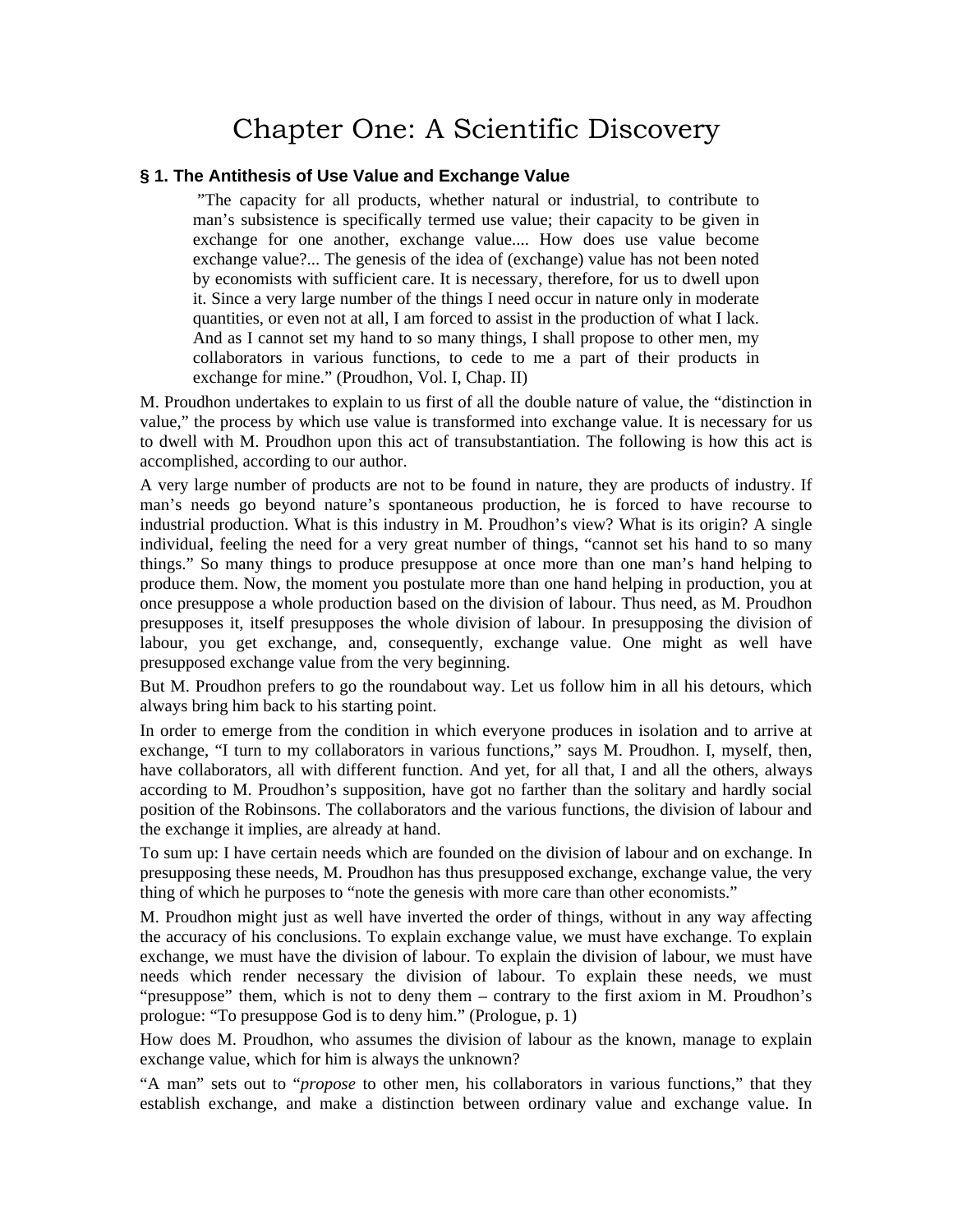# Chapter One: A Scientific Discovery

### § 1. The Antithesis of Use Value and Exchange Value

> "The capacity for all products, whether natural or industrial, to contribute to man's subsistence is specifically termed use value; their capacity to be given in exchange for one another, exchange value.... How does use value become exchange value?... The genesis of the idea of (exchange) value has not been noted by economists with sufficient care. It is necessary, therefore, for us to dwell upon it. Since a very large number of the things I need occur in nature only in moderate quantities, or even not at all, I am forced to assist in the production of what I lack. And as I cannot set my hand to so many things, I shall propose to other men, my collaborators in various functions, to cede to me a part of their products in exchange for mine." (Proudhon, Vol. I, Chap. II)

M. Proudhon undertakes to explain to us first of all the double nature of value, the "distinction in value," the process by which use value is transformed into exchange value. It is necessary for us to dwell with M. Proudhon upon this act of transubstantiation. The following is how this act is accomplished, according to our author.

A very large number of products are not to be found in nature, they are products of industry. If man's needs go beyond nature's spontaneous production, he is forced to have recourse to industrial production. What is this industry in M. Proudhon's view? What is its origin? A single individual, feeling the need for a very great number of things, "cannot set his hand to so many things." So many things to produce presuppose at once more than one man's hand helping to produce them. Now, the moment you postulate more than one hand helping in production, you at once presuppose a whole production based on the division of labour. Thus need, as M. Proudhon presupposes it, itself presupposes the whole division of labour. In presupposing the division of labour, you get exchange, and, consequently, exchange value. One might as well have presupposed exchange value from the very beginning.

But M. Proudhon prefers to go the roundabout way. Let us follow him in all his detours, which always bring him back to his starting point.

In order to emerge from the condition in which everyone produces in isolation and to arrive at exchange, "I turn to my collaborators in various functions," says M. Proudhon. I, myself, then, have collaborators, all with different function. And yet, for all that, I and all the others, always according to M. Proudhon's supposition, have got no farther than the solitary and hardly social position of the Robinsons. The collaborators and the various functions, the division of labour and the exchange it implies, are already at hand.

To sum up: I have certain needs which are founded on the division of labour and on exchange. In presupposing these needs, M. Proudhon has thus presupposed exchange, exchange value, the very thing of which he purposes to "note the genesis with more care than other economists."

M. Proudhon might just as well have inverted the order of things, without in any way affecting the accuracy of his conclusions. To explain exchange value, we must have exchange. To explain exchange, we must have the division of labour. To explain the division of labour, we must have needs which render necessary the division of labour. To explain these needs, we must "presuppose" them, which is not to deny them – contrary to the first axiom in M. Proudhon's prologue: "To presuppose God is to deny him." (Prologue, p. 1)

How does M. Proudhon, who assumes the division of labour as the known, manage to explain exchange value, which for him is always the unknown?

"A man" sets out to "*propose* to other men, his collaborators in various functions," that they establish exchange, and make a distinction between ordinary value and exchange value. In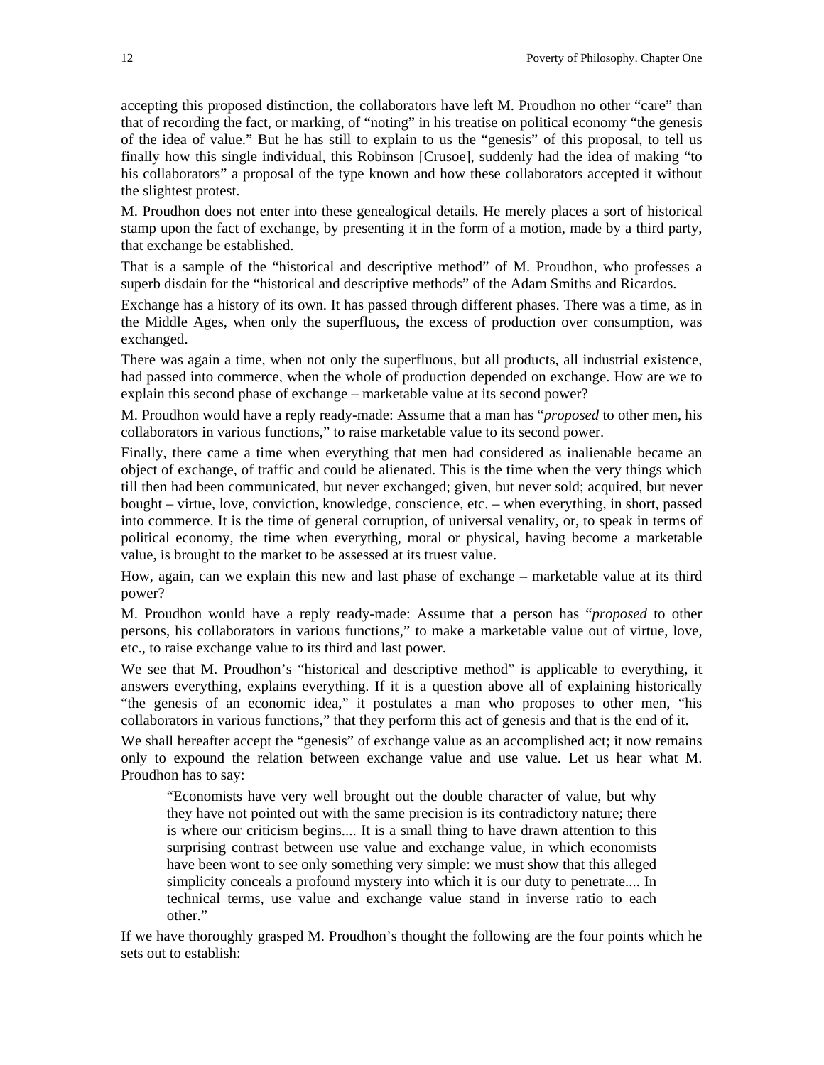accepting this proposed distinction, the collaborators have left M. Proudhon no other "care" than that of recording the fact, or marking, of "noting" in his treatise on political economy "the genesis of the idea of value." But he has still to explain to us the "genesis" of this proposal, to tell us finally how this single individual, this Robinson [Crusoe], suddenly had the idea of making "to his collaborators" a proposal of the type known and how these collaborators accepted it without the slightest protest.

M. Proudhon does not enter into these genealogical details. He merely places a sort of historical stamp upon the fact of exchange, by presenting it in the form of a motion, made by a third party, that exchange be established.

That is a sample of the "historical and descriptive method" of M. Proudhon, who professes a superb disdain for the "historical and descriptive methods" of the Adam Smiths and Ricardos.

Exchange has a history of its own. It has passed through different phases. There was a time, as in the Middle Ages, when only the superfluous, the excess of production over consumption, was exchanged.

There was again a time, when not only the superfluous, but all products, all industrial existence, had passed into commerce, when the whole of production depended on exchange. How are we to explain this second phase of exchange – marketable value at its second power?

M. Proudhon would have a reply ready-made: Assume that a man has "*proposed* to other men, his collaborators in various functions," to raise marketable value to its second power.

Finally, there came a time when everything that men had considered as inalienable became an object of exchange, of traffic and could be alienated. This is the time when the very things which till then had been communicated, but never exchanged; given, but never sold; acquired, but never bought – virtue, love, conviction, knowledge, conscience, etc. – when everything, in short, passed into commerce. It is the time of general corruption, of universal venality, or, to speak in terms of political economy, the time when everything, moral or physical, having become a marketable value, is brought to the market to be assessed at its truest value.

How, again, can we explain this new and last phase of exchange – marketable value at its third power?

M. Proudhon would have a reply ready-made: Assume that a person has "*proposed* to other persons, his collaborators in various functions," to make a marketable value out of virtue, love, etc., to raise exchange value to its third and last power.

We see that M. Proudhon's "historical and descriptive method" is applicable to everything, it answers everything, explains everything. If it is a question above all of explaining historically "the genesis of an economic idea," it postulates a man who proposes to other men, "his collaborators in various functions," that they perform this act of genesis and that is the end of it.

We shall hereafter accept the "genesis" of exchange value as an accomplished act; it now remains only to expound the relation between exchange value and use value. Let us hear what M. Proudhon has to say:

> "Economists have very well brought out the double character of value, but why they have not pointed out with the same precision is its contradictory nature; there is where our criticism begins.... It is a small thing to have drawn attention to this surprising contrast between use value and exchange value, in which economists have been wont to see only something very simple: we must show that this alleged simplicity conceals a profound mystery into which it is our duty to penetrate.... In technical terms, use value and exchange value stand in inverse ratio to each other."

If we have thoroughly grasped M. Proudhon's thought the following are the four points which he sets out to establish: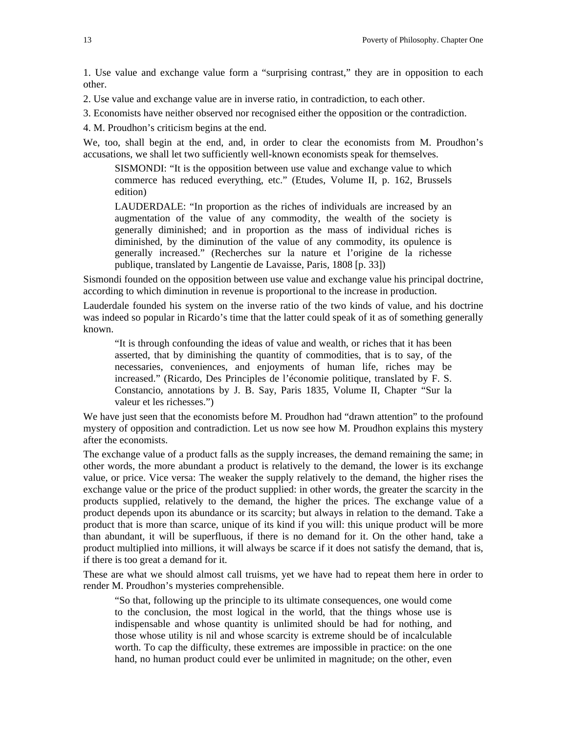1. Use value and exchange value form a “surprising contrast,” they are in opposition to each other.

2. Use value and exchange value are in inverse ratio, in contradiction, to each other.

3. Economists have neither observed nor recognised either the opposition or the contradiction.

4. M. Proudhon’s criticism begins at the end.

We, too, shall begin at the end, and, in order to clear the economists from M. Proudhon’s accusations, we shall let two sufficiently well-known economists speak for themselves.

> SISMONDI: “It is the opposition between use value and exchange value to which commerce has reduced everything, etc.” (Etudes, Volume II, p. 162, Brussels edition)
>
> LAUDERDALE: “In proportion as the riches of individuals are increased by an augmentation of the value of any commodity, the wealth of the society is generally diminished; and in proportion as the mass of individual riches is diminished, by the diminution of the value of any commodity, its opulence is generally increased.” (Recherches sur la nature et l’origine de la richesse publique, translated by Langentie de Lavaisse, Paris, 1808 [p. 33])

Sismondi founded on the opposition between use value and exchange value his principal doctrine, according to which diminution in revenue is proportional to the increase in production.

Lauderdale founded his system on the inverse ratio of the two kinds of value, and his doctrine was indeed so popular in Ricardo’s time that the latter could speak of it as of something generally known.

> “It is through confounding the ideas of value and wealth, or riches that it has been asserted, that by diminishing the quantity of commodities, that is to say, of the necessaries, conveniences, and enjoyments of human life, riches may be increased.” (Ricardo, Des Principles de l’économie politique, translated by F. S. Constancio, annotations by J. B. Say, Paris 1835, Volume II, Chapter “Sur la valeur et les richesses.”)

We have just seen that the economists before M. Proudhon had “drawn attention” to the profound mystery of opposition and contradiction. Let us now see how M. Proudhon explains this mystery after the economists.

The exchange value of a product falls as the supply increases, the demand remaining the same; in other words, the more abundant a product is relatively to the demand, the lower is its exchange value, or price. Vice versa: The weaker the supply relatively to the demand, the higher rises the exchange value or the price of the product supplied: in other words, the greater the scarcity in the products supplied, relatively to the demand, the higher the prices. The exchange value of a product depends upon its abundance or its scarcity; but always in relation to the demand. Take a product that is more than scarce, unique of its kind if you will: this unique product will be more than abundant, it will be superfluous, if there is no demand for it. On the other hand, take a product multiplied into millions, it will always be scarce if it does not satisfy the demand, that is, if there is too great a demand for it.

These are what we should almost call truisms, yet we have had to repeat them here in order to render M. Proudhon’s mysteries comprehensible.

> “So that, following up the principle to its ultimate consequences, one would come to the conclusion, the most logical in the world, that the things whose use is indispensable and whose quantity is unlimited should be had for nothing, and those whose utility is nil and whose scarcity is extreme should be of incalculable worth. To cap the difficulty, these extremes are impossible in practice: on the one hand, no human product could ever be unlimited in magnitude; on the other, even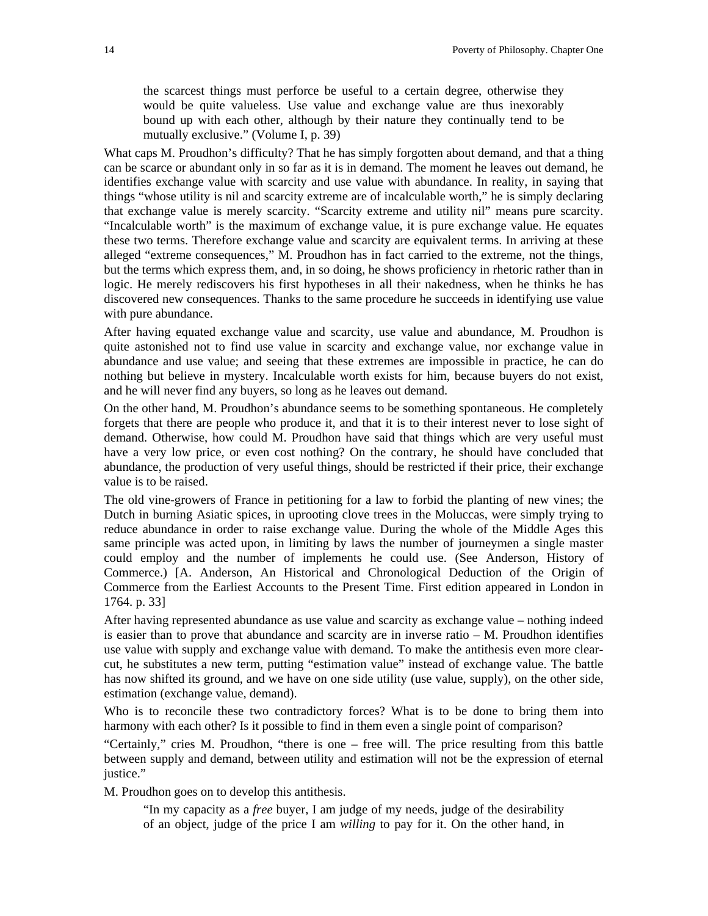> the scarcest things must perforce be useful to a certain degree, otherwise they would be quite valueless. Use value and exchange value are thus inexorably bound up with each other, although by their nature they continually tend to be mutually exclusive." (Volume I, p. 39)

What caps M. Proudhon's difficulty? That he has simply forgotten about demand, and that a thing can be scarce or abundant only in so far as it is in demand. The moment he leaves out demand, he identifies exchange value with scarcity and use value with abundance. In reality, in saying that things "whose utility is nil and scarcity extreme are of incalculable worth," he is simply declaring that exchange value is merely scarcity. "Scarcity extreme and utility nil" means pure scarcity. "Incalculable worth" is the maximum of exchange value, it is pure exchange value. He equates these two terms. Therefore exchange value and scarcity are equivalent terms. In arriving at these alleged "extreme consequences," M. Proudhon has in fact carried to the extreme, not the things, but the terms which express them, and, in so doing, he shows proficiency in rhetoric rather than in logic. He merely rediscovers his first hypotheses in all their nakedness, when he thinks he has discovered new consequences. Thanks to the same procedure he succeeds in identifying use value with pure abundance.

After having equated exchange value and scarcity, use value and abundance, M. Proudhon is quite astonished not to find use value in scarcity and exchange value, nor exchange value in abundance and use value; and seeing that these extremes are impossible in practice, he can do nothing but believe in mystery. Incalculable worth exists for him, because buyers do not exist, and he will never find any buyers, so long as he leaves out demand.

On the other hand, M. Proudhon's abundance seems to be something spontaneous. He completely forgets that there are people who produce it, and that it is to their interest never to lose sight of demand. Otherwise, how could M. Proudhon have said that things which are very useful must have a very low price, or even cost nothing? On the contrary, he should have concluded that abundance, the production of very useful things, should be restricted if their price, their exchange value is to be raised.

The old vine-growers of France in petitioning for a law to forbid the planting of new vines; the Dutch in burning Asiatic spices, in uprooting clove trees in the Moluccas, were simply trying to reduce abundance in order to raise exchange value. During the whole of the Middle Ages this same principle was acted upon, in limiting by laws the number of journeymen a single master could employ and the number of implements he could use. (See Anderson, History of Commerce.) [A. Anderson, An Historical and Chronological Deduction of the Origin of Commerce from the Earliest Accounts to the Present Time. First edition appeared in London in 1764. p. 33]

After having represented abundance as use value and scarcity as exchange value – nothing indeed is easier than to prove that abundance and scarcity are in inverse ratio – M. Proudhon identifies use value with supply and exchange value with demand. To make the antithesis even more clear-cut, he substitutes a new term, putting "estimation value" instead of exchange value. The battle has now shifted its ground, and we have on one side utility (use value, supply), on the other side, estimation (exchange value, demand).

Who is to reconcile these two contradictory forces? What is to be done to bring them into harmony with each other? Is it possible to find in them even a single point of comparison?

"Certainly," cries M. Proudhon, "there is one – free will. The price resulting from this battle between supply and demand, between utility and estimation will not be the expression of eternal justice."

M. Proudhon goes on to develop this antithesis.

> "In my capacity as a *free* buyer, I am judge of my needs, judge of the desirability of an object, judge of the price I am *willing* to pay for it. On the other hand, in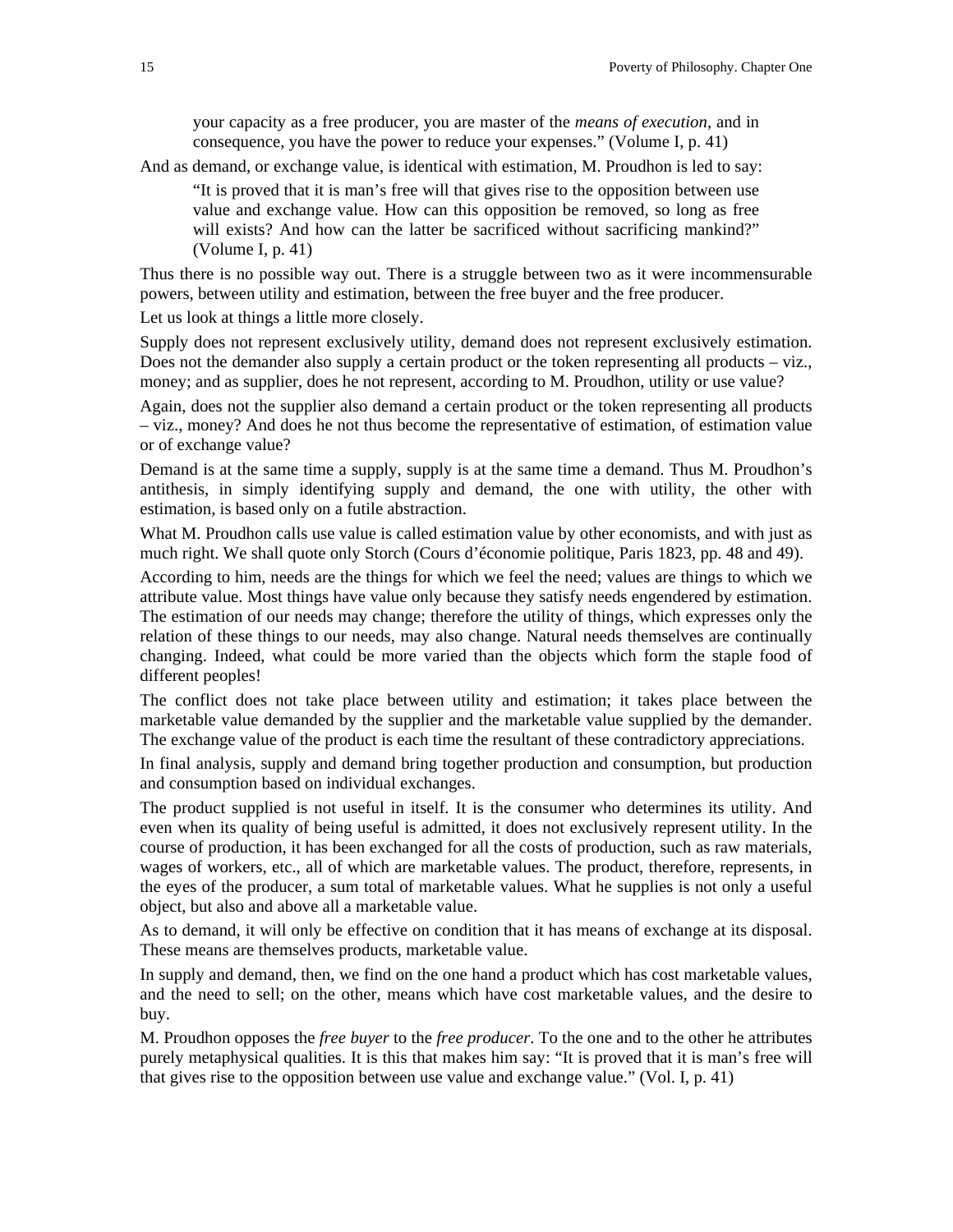> your capacity as a free producer, you are master of the *means of execution*, and in consequence, you have the power to reduce your expenses." (Volume I, p. 41)

And as demand, or exchange value, is identical with estimation, M. Proudhon is led to say:

> "It is proved that it is man's free will that gives rise to the opposition between use value and exchange value. How can this opposition be removed, so long as free will exists? And how can the latter be sacrificed without sacrificing mankind?" (Volume I, p. 41)

Thus there is no possible way out. There is a struggle between two as it were incommensurable powers, between utility and estimation, between the free buyer and the free producer.

Let us look at things a little more closely.

Supply does not represent exclusively utility, demand does not represent exclusively estimation. Does not the demander also supply a certain product or the token representing all products – viz., money; and as supplier, does he not represent, according to M. Proudhon, utility or use value?

Again, does not the supplier also demand a certain product or the token representing all products – viz., money? And does he not thus become the representative of estimation, of estimation value or of exchange value?

Demand is at the same time a supply, supply is at the same time a demand. Thus M. Proudhon's antithesis, in simply identifying supply and demand, the one with utility, the other with estimation, is based only on a futile abstraction.

What M. Proudhon calls use value is called estimation value by other economists, and with just as much right. We shall quote only Storch (Cours d'économie politique, Paris 1823, pp. 48 and 49).

According to him, needs are the things for which we feel the need; values are things to which we attribute value. Most things have value only because they satisfy needs engendered by estimation. The estimation of our needs may change; therefore the utility of things, which expresses only the relation of these things to our needs, may also change. Natural needs themselves are continually changing. Indeed, what could be more varied than the objects which form the staple food of different peoples!

The conflict does not take place between utility and estimation; it takes place between the marketable value demanded by the supplier and the marketable value supplied by the demander. The exchange value of the product is each time the resultant of these contradictory appreciations.

In final analysis, supply and demand bring together production and consumption, but production and consumption based on individual exchanges.

The product supplied is not useful in itself. It is the consumer who determines its utility. And even when its quality of being useful is admitted, it does not exclusively represent utility. In the course of production, it has been exchanged for all the costs of production, such as raw materials, wages of workers, etc., all of which are marketable values. The product, therefore, represents, in the eyes of the producer, a sum total of marketable values. What he supplies is not only a useful object, but also and above all a marketable value.

As to demand, it will only be effective on condition that it has means of exchange at its disposal. These means are themselves products, marketable value.

In supply and demand, then, we find on the one hand a product which has cost marketable values, and the need to sell; on the other, means which have cost marketable values, and the desire to buy.

M. Proudhon opposes the *free buyer* to the *free producer*. To the one and to the other he attributes purely metaphysical qualities. It is this that makes him say: "It is proved that it is man's free will that gives rise to the opposition between use value and exchange value." (Vol. I, p. 41)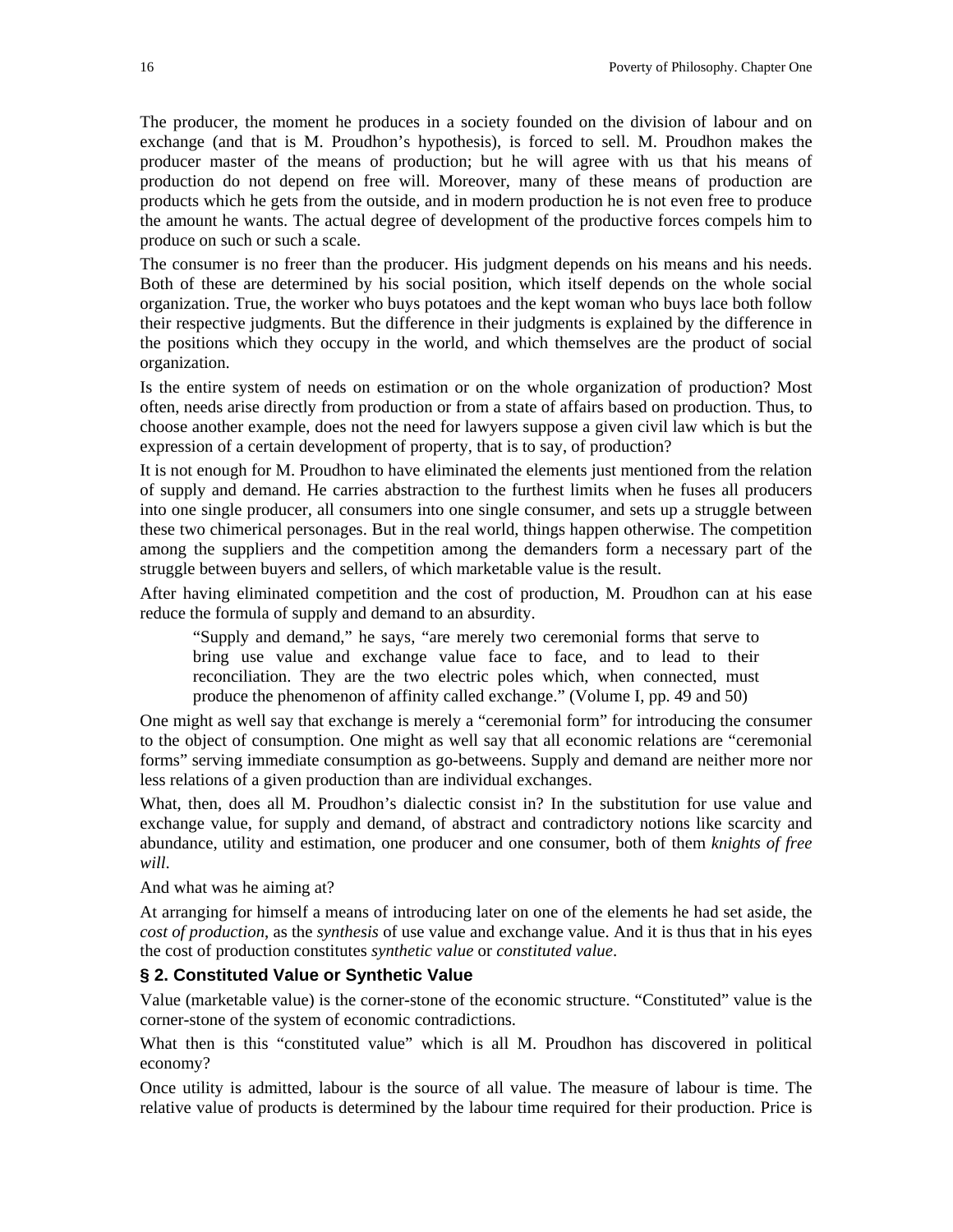The producer, the moment he produces in a society founded on the division of labour and on exchange (and that is M. Proudhon's hypothesis), is forced to sell. M. Proudhon makes the producer master of the means of production; but he will agree with us that his means of production do not depend on free will. Moreover, many of these means of production are products which he gets from the outside, and in modern production he is not even free to produce the amount he wants. The actual degree of development of the productive forces compels him to produce on such or such a scale.

The consumer is no freer than the producer. His judgment depends on his means and his needs. Both of these are determined by his social position, which itself depends on the whole social organization. True, the worker who buys potatoes and the kept woman who buys lace both follow their respective judgments. But the difference in their judgments is explained by the difference in the positions which they occupy in the world, and which themselves are the product of social organization.

Is the entire system of needs on estimation or on the whole organization of production? Most often, needs arise directly from production or from a state of affairs based on production. Thus, to choose another example, does not the need for lawyers suppose a given civil law which is but the expression of a certain development of property, that is to say, of production?

It is not enough for M. Proudhon to have eliminated the elements just mentioned from the relation of supply and demand. He carries abstraction to the furthest limits when he fuses all producers into one single producer, all consumers into one single consumer, and sets up a struggle between these two chimerical personages. But in the real world, things happen otherwise. The competition among the suppliers and the competition among the demanders form a necessary part of the struggle between buyers and sellers, of which marketable value is the result.

After having eliminated competition and the cost of production, M. Proudhon can at his ease reduce the formula of supply and demand to an absurdity.

> "Supply and demand," he says, "are merely two ceremonial forms that serve to bring use value and exchange value face to face, and to lead to their reconciliation. They are the two electric poles which, when connected, must produce the phenomenon of affinity called exchange." (Volume I, pp. 49 and 50)

One might as well say that exchange is merely a "ceremonial form" for introducing the consumer to the object of consumption. One might as well say that all economic relations are "ceremonial forms" serving immediate consumption as go-betweens. Supply and demand are neither more nor less relations of a given production than are individual exchanges.

What, then, does all M. Proudhon's dialectic consist in? In the substitution for use value and exchange value, for supply and demand, of abstract and contradictory notions like scarcity and abundance, utility and estimation, one producer and one consumer, both of them *knights of free will*.

And what was he aiming at?

At arranging for himself a means of introducing later on one of the elements he had set aside, the *cost of production*, as the *synthesis* of use value and exchange value. And it is thus that in his eyes the cost of production constitutes *synthetic value* or *constituted value*.

### § 2. Constituted Value or Synthetic Value

Value (marketable value) is the corner-stone of the economic structure. "Constituted" value is the corner-stone of the system of economic contradictions.

What then is this "constituted value" which is all M. Proudhon has discovered in political economy?

Once utility is admitted, labour is the source of all value. The measure of labour is time. The relative value of products is determined by the labour time required for their production. Price is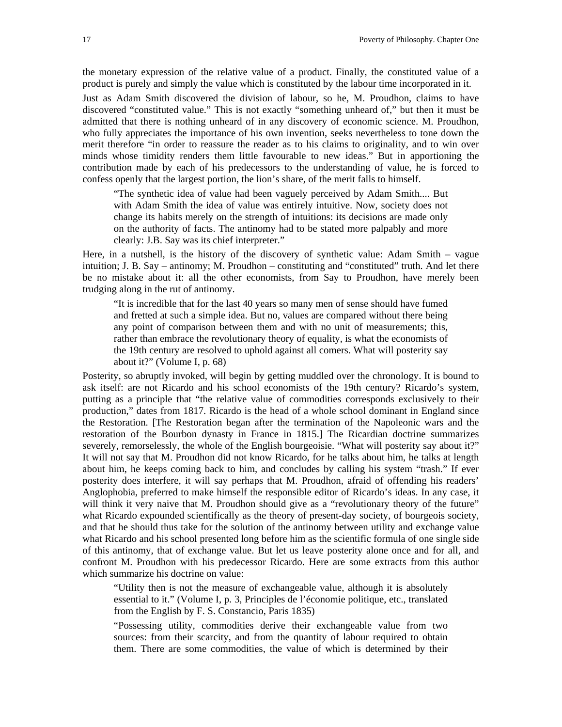the monetary expression of the relative value of a product. Finally, the constituted value of a product is purely and simply the value which is constituted by the labour time incorporated in it.

Just as Adam Smith discovered the division of labour, so he, M. Proudhon, claims to have discovered "constituted value." This is not exactly "something unheard of," but then it must be admitted that there is nothing unheard of in any discovery of economic science. M. Proudhon, who fully appreciates the importance of his own invention, seeks nevertheless to tone down the merit therefore "in order to reassure the reader as to his claims to originality, and to win over minds whose timidity renders them little favourable to new ideas." But in apportioning the contribution made by each of his predecessors to the understanding of value, he is forced to confess openly that the largest portion, the lion's share, of the merit falls to himself.

> "The synthetic idea of value had been vaguely perceived by Adam Smith.... But with Adam Smith the idea of value was entirely intuitive. Now, society does not change its habits merely on the strength of intuitions: its decisions are made only on the authority of facts. The antinomy had to be stated more palpably and more clearly: J.B. Say was its chief interpreter."

Here, in a nutshell, is the history of the discovery of synthetic value: Adam Smith – vague intuition; J. B. Say – antinomy; M. Proudhon – constituting and "constituted" truth. And let there be no mistake about it: all the other economists, from Say to Proudhon, have merely been trudging along in the rut of antinomy.

> "It is incredible that for the last 40 years so many men of sense should have fumed and fretted at such a simple idea. But no, values are compared without there being any point of comparison between them and with no unit of measurements; this, rather than embrace the revolutionary theory of equality, is what the economists of the 19th century are resolved to uphold against all comers. What will posterity say about it?" (Volume I, p. 68)

Posterity, so abruptly invoked, will begin by getting muddled over the chronology. It is bound to ask itself: are not Ricardo and his school economists of the 19th century? Ricardo's system, putting as a principle that "the relative value of commodities corresponds exclusively to their production," dates from 1817. Ricardo is the head of a whole school dominant in England since the Restoration. [The Restoration began after the termination of the Napoleonic wars and the restoration of the Bourbon dynasty in France in 1815.] The Ricardian doctrine summarizes severely, remorselessly, the whole of the English bourgeoisie. "What will posterity say about it?" It will not say that M. Proudhon did not know Ricardo, for he talks about him, he talks at length about him, he keeps coming back to him, and concludes by calling his system "trash." If ever posterity does interfere, it will say perhaps that M. Proudhon, afraid of offending his readers' Anglophobia, preferred to make himself the responsible editor of Ricardo's ideas. In any case, it will think it very naive that M. Proudhon should give as a "revolutionary theory of the future" what Ricardo expounded scientifically as the theory of present-day society, of bourgeois society, and that he should thus take for the solution of the antinomy between utility and exchange value what Ricardo and his school presented long before him as the scientific formula of one single side of this antinomy, that of exchange value. But let us leave posterity alone once and for all, and confront M. Proudhon with his predecessor Ricardo. Here are some extracts from this author which summarize his doctrine on value:

> "Utility then is not the measure of exchangeable value, although it is absolutely essential to it." (Volume I, p. 3, Principles de l'économie politique, etc., translated from the English by F. S. Constancio, Paris 1835)

> "Possessing utility, commodities derive their exchangeable value from two sources: from their scarcity, and from the quantity of labour required to obtain them. There are some commodities, the value of which is determined by their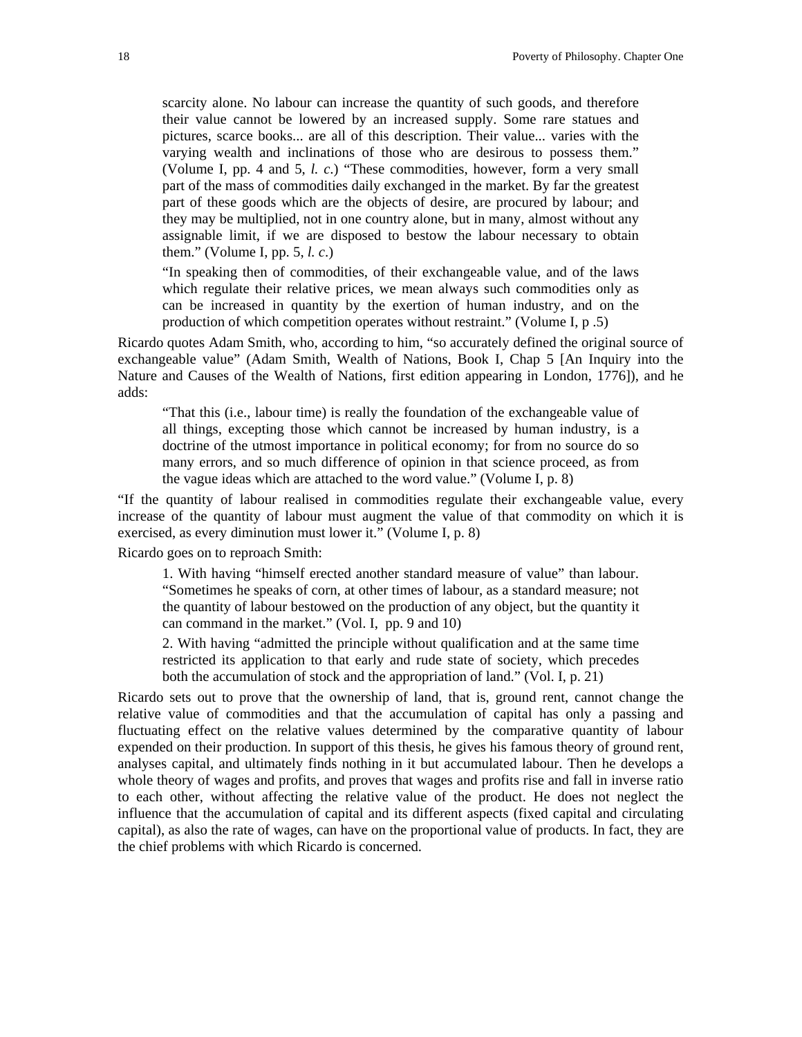> scarcity alone. No labour can increase the quantity of such goods, and therefore their value cannot be lowered by an increased supply. Some rare statues and pictures, scarce books... are all of this description. Their value... varies with the varying wealth and inclinations of those who are desirous to possess them." (Volume I, pp. 4 and 5, *l. c.*) "These commodities, however, form a very small part of the mass of commodities daily exchanged in the market. By far the greatest part of these goods which are the objects of desire, are procured by labour; and they may be multiplied, not in one country alone, but in many, almost without any assignable limit, if we are disposed to bestow the labour necessary to obtain them." (Volume I, pp. 5, *l. c.*)
>
> "In speaking then of commodities, of their exchangeable value, and of the laws which regulate their relative prices, we mean always such commodities only as can be increased in quantity by the exertion of human industry, and on the production of which competition operates without restraint." (Volume I, p .5)

Ricardo quotes Adam Smith, who, according to him, "so accurately defined the original source of exchangeable value" (Adam Smith, Wealth of Nations, Book I, Chap 5 [An Inquiry into the Nature and Causes of the Wealth of Nations, first edition appearing in London, 1776]), and he adds:

> "That this (i.e., labour time) is really the foundation of the exchangeable value of all things, excepting those which cannot be increased by human industry, is a doctrine of the utmost importance in political economy; for from no source do so many errors, and so much difference of opinion in that science proceed, as from the vague ideas which are attached to the word value." (Volume I, p. 8)

"If the quantity of labour realised in commodities regulate their exchangeable value, every increase of the quantity of labour must augment the value of that commodity on which it is exercised, as every diminution must lower it." (Volume I, p. 8)

Ricardo goes on to reproach Smith:

> 1. With having "himself erected another standard measure of value" than labour. "Sometimes he speaks of corn, at other times of labour, as a standard measure; not the quantity of labour bestowed on the production of any object, but the quantity it can command in the market." (Vol. I, pp. 9 and 10)
>
> 2. With having "admitted the principle without qualification and at the same time restricted its application to that early and rude state of society, which precedes both the accumulation of stock and the appropriation of land." (Vol. I, p. 21)

Ricardo sets out to prove that the ownership of land, that is, ground rent, cannot change the relative value of commodities and that the accumulation of capital has only a passing and fluctuating effect on the relative values determined by the comparative quantity of labour expended on their production. In support of this thesis, he gives his famous theory of ground rent, analyses capital, and ultimately finds nothing in it but accumulated labour. Then he develops a whole theory of wages and profits, and proves that wages and profits rise and fall in inverse ratio to each other, without affecting the relative value of the product. He does not neglect the influence that the accumulation of capital and its different aspects (fixed capital and circulating capital), as also the rate of wages, can have on the proportional value of products. In fact, they are the chief problems with which Ricardo is concerned.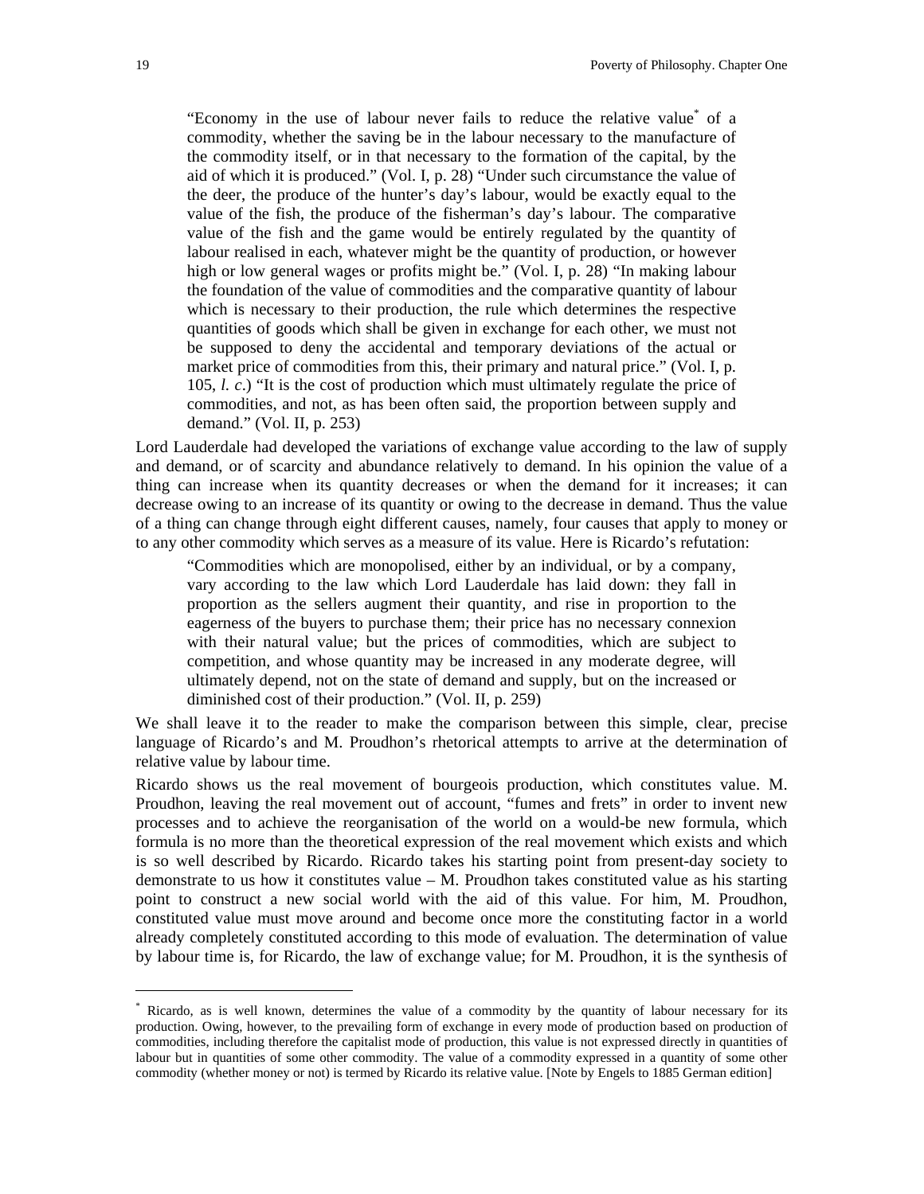> "Economy in the use of labour never fails to reduce the relative value* of a commodity, whether the saving be in the labour necessary to the manufacture of the commodity itself, or in that necessary to the formation of the capital, by the aid of which it is produced." (Vol. I, p. 28) "Under such circumstance the value of the deer, the produce of the hunter's day's labour, would be exactly equal to the value of the fish, the produce of the fisherman's day's labour. The comparative value of the fish and the game would be entirely regulated by the quantity of labour realised in each, whatever might be the quantity of production, or however high or low general wages or profits might be." (Vol. I, p. 28) "In making labour the foundation of the value of commodities and the comparative quantity of labour which is necessary to their production, the rule which determines the respective quantities of goods which shall be given in exchange for each other, we must not be supposed to deny the accidental and temporary deviations of the actual or market price of commodities from this, their primary and natural price." (Vol. I, p. 105, *l. c*.) "It is the cost of production which must ultimately regulate the price of commodities, and not, as has been often said, the proportion between supply and demand." (Vol. II, p. 253)

Lord Lauderdale had developed the variations of exchange value according to the law of supply and demand, or of scarcity and abundance relatively to demand. In his opinion the value of a thing can increase when its quantity decreases or when the demand for it increases; it can decrease owing to an increase of its quantity or owing to the decrease in demand. Thus the value of a thing can change through eight different causes, namely, four causes that apply to money or to any other commodity which serves as a measure of its value. Here is Ricardo's refutation:

> "Commodities which are monopolised, either by an individual, or by a company, vary according to the law which Lord Lauderdale has laid down: they fall in proportion as the sellers augment their quantity, and rise in proportion to the eagerness of the buyers to purchase them; their price has no necessary connexion with their natural value; but the prices of commodities, which are subject to competition, and whose quantity may be increased in any moderate degree, will ultimately depend, not on the state of demand and supply, but on the increased or diminished cost of their production." (Vol. II, p. 259)

We shall leave it to the reader to make the comparison between this simple, clear, precise language of Ricardo's and M. Proudhon's rhetorical attempts to arrive at the determination of relative value by labour time.

Ricardo shows us the real movement of bourgeois production, which constitutes value. M. Proudhon, leaving the real movement out of account, "fumes and frets" in order to invent new processes and to achieve the reorganisation of the world on a would-be new formula, which formula is no more than the theoretical expression of the real movement which exists and which is so well described by Ricardo. Ricardo takes his starting point from present-day society to demonstrate to us how it constitutes value – M. Proudhon takes constituted value as his starting point to construct a new social world with the aid of this value. For him, M. Proudhon, constituted value must move around and become once more the constituting factor in a world already completely constituted according to this mode of evaluation. The determination of value by labour time is, for Ricardo, the law of exchange value; for M. Proudhon, it is the synthesis of

---

* Ricardo, as is well known, determines the value of a commodity by the quantity of labour necessary for its production. Owing, however, to the prevailing form of exchange in every mode of production based on production of commodities, including therefore the capitalist mode of production, this value is not expressed directly in quantities of labour but in quantities of some other commodity. The value of a commodity expressed in a quantity of some other commodity (whether money or not) is termed by Ricardo its relative value. [Note by Engels to 1885 German edition]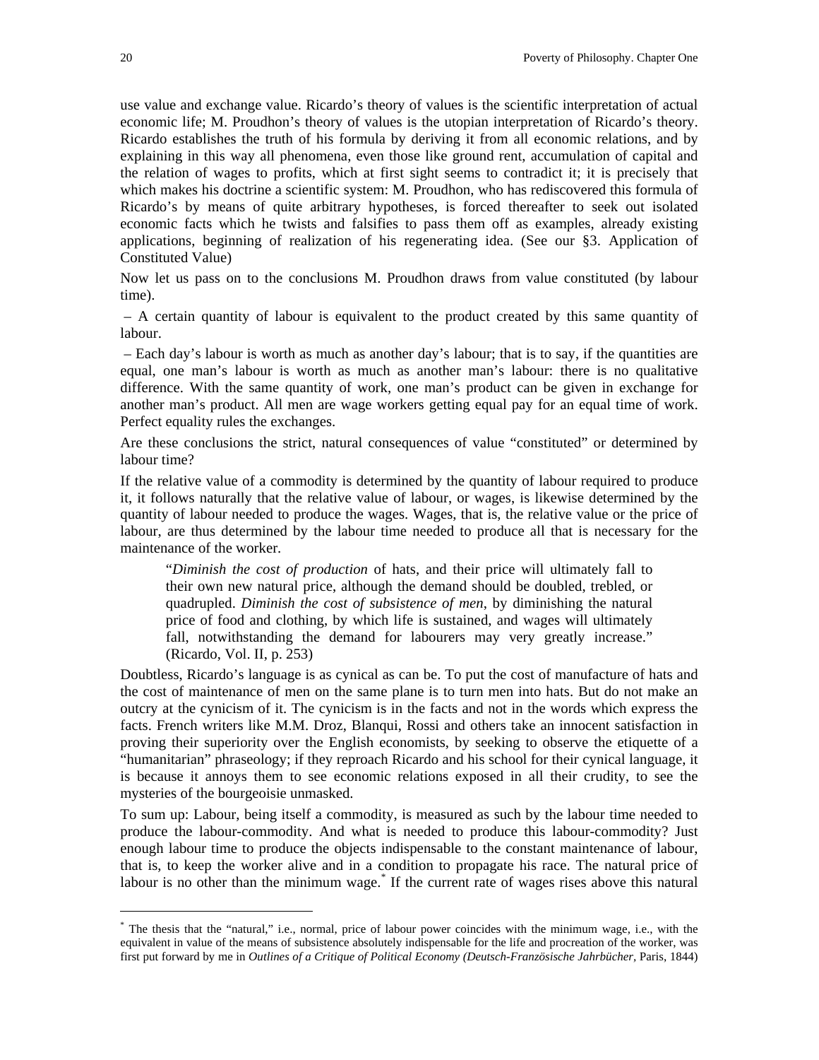use value and exchange value. Ricardo's theory of values is the scientific interpretation of actual economic life; M. Proudhon's theory of values is the utopian interpretation of Ricardo's theory. Ricardo establishes the truth of his formula by deriving it from all economic relations, and by explaining in this way all phenomena, even those like ground rent, accumulation of capital and the relation of wages to profits, which at first sight seems to contradict it; it is precisely that which makes his doctrine a scientific system: M. Proudhon, who has rediscovered this formula of Ricardo's by means of quite arbitrary hypotheses, is forced thereafter to seek out isolated economic facts which he twists and falsifies to pass them off as examples, already existing applications, beginning of realization of his regenerating idea. (See our §3. Application of Constituted Value)

Now let us pass on to the conclusions M. Proudhon draws from value constituted (by labour time).

– A certain quantity of labour is equivalent to the product created by this same quantity of labour.

– Each day's labour is worth as much as another day's labour; that is to say, if the quantities are equal, one man's labour is worth as much as another man's labour: there is no qualitative difference. With the same quantity of work, one man's product can be given in exchange for another man's product. All men are wage workers getting equal pay for an equal time of work. Perfect equality rules the exchanges.

Are these conclusions the strict, natural consequences of value "constituted" or determined by labour time?

If the relative value of a commodity is determined by the quantity of labour required to produce it, it follows naturally that the relative value of labour, or wages, is likewise determined by the quantity of labour needed to produce the wages. Wages, that is, the relative value or the price of labour, are thus determined by the labour time needed to produce all that is necessary for the maintenance of the worker.

> "*Diminish the cost of production* of hats, and their price will ultimately fall to their own new natural price, although the demand should be doubled, trebled, or quadrupled. *Diminish the cost of subsistence of men*, by diminishing the natural price of food and clothing, by which life is sustained, and wages will ultimately fall, notwithstanding the demand for labourers may very greatly increase." (Ricardo, Vol. II, p. 253)

Doubtless, Ricardo's language is as cynical as can be. To put the cost of manufacture of hats and the cost of maintenance of men on the same plane is to turn men into hats. But do not make an outcry at the cynicism of it. The cynicism is in the facts and not in the words which express the facts. French writers like M.M. Droz, Blanqui, Rossi and others take an innocent satisfaction in proving their superiority over the English economists, by seeking to observe the etiquette of a "humanitarian" phraseology; if they reproach Ricardo and his school for their cynical language, it is because it annoys them to see economic relations exposed in all their crudity, to see the mysteries of the bourgeoisie unmasked.

To sum up: Labour, being itself a commodity, is measured as such by the labour time needed to produce the labour-commodity. And what is needed to produce this labour-commodity? Just enough labour time to produce the objects indispensable to the constant maintenance of labour, that is, to keep the worker alive and in a condition to propagate his race. The natural price of labour is no other than the minimum wage.* If the current rate of wages rises above this natural

---

* The thesis that the "natural," i.e., normal, price of labour power coincides with the minimum wage, i.e., with the equivalent in value of the means of subsistence absolutely indispensable for the life and procreation of the worker, was first put forward by me in *Outlines of a Critique of Political Economy (Deutsch-Französische Jahrbücher*, Paris, 1844)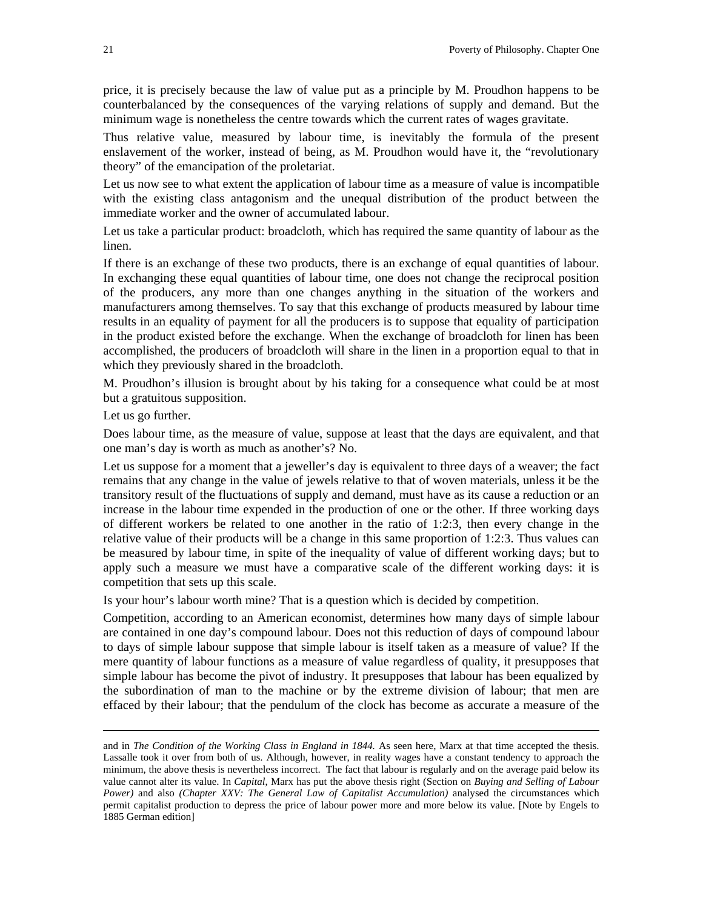price, it is precisely because the law of value put as a principle by M. Proudhon happens to be counterbalanced by the consequences of the varying relations of supply and demand. But the minimum wage is nonetheless the centre towards which the current rates of wages gravitate.

Thus relative value, measured by labour time, is inevitably the formula of the present enslavement of the worker, instead of being, as M. Proudhon would have it, the "revolutionary theory" of the emancipation of the proletariat.

Let us now see to what extent the application of labour time as a measure of value is incompatible with the existing class antagonism and the unequal distribution of the product between the immediate worker and the owner of accumulated labour.

Let us take a particular product: broadcloth, which has required the same quantity of labour as the linen.

If there is an exchange of these two products, there is an exchange of equal quantities of labour. In exchanging these equal quantities of labour time, one does not change the reciprocal position of the producers, any more than one changes anything in the situation of the workers and manufacturers among themselves. To say that this exchange of products measured by labour time results in an equality of payment for all the producers is to suppose that equality of participation in the product existed before the exchange. When the exchange of broadcloth for linen has been accomplished, the producers of broadcloth will share in the linen in a proportion equal to that in which they previously shared in the broadcloth.

M. Proudhon's illusion is brought about by his taking for a consequence what could be at most but a gratuitous supposition.

Let us go further.

Does labour time, as the measure of value, suppose at least that the days are equivalent, and that one man's day is worth as much as another's? No.

Let us suppose for a moment that a jeweller's day is equivalent to three days of a weaver; the fact remains that any change in the value of jewels relative to that of woven materials, unless it be the transitory result of the fluctuations of supply and demand, must have as its cause a reduction or an increase in the labour time expended in the production of one or the other. If three working days of different workers be related to one another in the ratio of 1:2:3, then every change in the relative value of their products will be a change in this same proportion of 1:2:3. Thus values can be measured by labour time, in spite of the inequality of value of different working days; but to apply such a measure we must have a comparative scale of the different working days: it is competition that sets up this scale.

Is your hour's labour worth mine? That is a question which is decided by competition.

Competition, according to an American economist, determines how many days of simple labour are contained in one day's compound labour. Does not this reduction of days of compound labour to days of simple labour suppose that simple labour is itself taken as a measure of value? If the mere quantity of labour functions as a measure of value regardless of quality, it presupposes that simple labour has become the pivot of industry. It presupposes that labour has been equalized by the subordination of man to the machine or by the extreme division of labour; that men are effaced by their labour; that the pendulum of the clock has become as accurate a measure of the

---

and in *The Condition of the Working Class in England in 1844.* As seen here, Marx at that time accepted the thesis. Lassalle took it over from both of us. Although, however, in reality wages have a constant tendency to approach the minimum, the above thesis is nevertheless incorrect. The fact that labour is regularly and on the average paid below its value cannot alter its value. In *Capital*, Marx has put the above thesis right (Section on *Buying and Selling of Labour Power)* and also *(Chapter XXV: The General Law of Capitalist Accumulation)* analysed the circumstances which permit capitalist production to depress the price of labour power more and more below its value. [Note by Engels to 1885 German edition]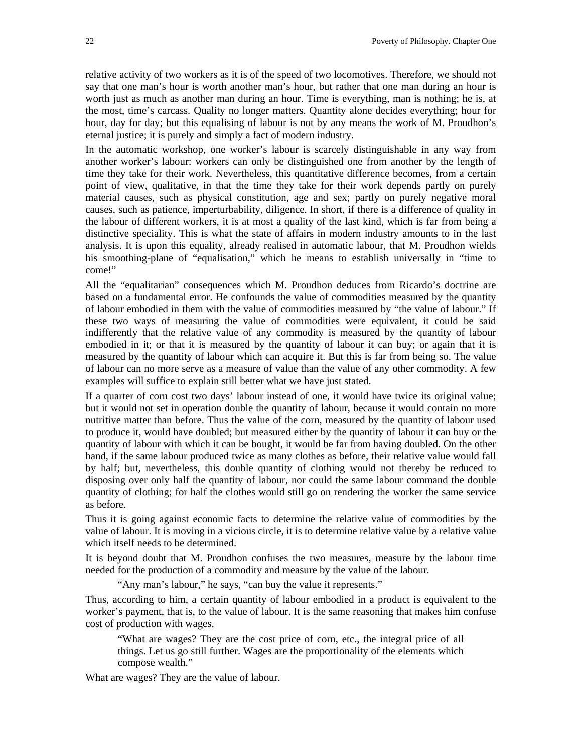relative activity of two workers as it is of the speed of two locomotives. Therefore, we should not say that one man's hour is worth another man's hour, but rather that one man during an hour is worth just as much as another man during an hour. Time is everything, man is nothing; he is, at the most, time's carcass. Quality no longer matters. Quantity alone decides everything; hour for hour, day for day; but this equalising of labour is not by any means the work of M. Proudhon's eternal justice; it is purely and simply a fact of modern industry.

In the automatic workshop, one worker's labour is scarcely distinguishable in any way from another worker's labour: workers can only be distinguished one from another by the length of time they take for their work. Nevertheless, this quantitative difference becomes, from a certain point of view, qualitative, in that the time they take for their work depends partly on purely material causes, such as physical constitution, age and sex; partly on purely negative moral causes, such as patience, imperturbability, diligence. In short, if there is a difference of quality in the labour of different workers, it is at most a quality of the last kind, which is far from being a distinctive speciality. This is what the state of affairs in modern industry amounts to in the last analysis. It is upon this equality, already realised in automatic labour, that M. Proudhon wields his smoothing-plane of "equalisation," which he means to establish universally in "time to come!"

All the "equalitarian" consequences which M. Proudhon deduces from Ricardo's doctrine are based on a fundamental error. He confounds the value of commodities measured by the quantity of labour embodied in them with the value of commodities measured by "the value of labour." If these two ways of measuring the value of commodities were equivalent, it could be said indifferently that the relative value of any commodity is measured by the quantity of labour embodied in it; or that it is measured by the quantity of labour it can buy; or again that it is measured by the quantity of labour which can acquire it. But this is far from being so. The value of labour can no more serve as a measure of value than the value of any other commodity. A few examples will suffice to explain still better what we have just stated.

If a quarter of corn cost two days' labour instead of one, it would have twice its original value; but it would not set in operation double the quantity of labour, because it would contain no more nutritive matter than before. Thus the value of the corn, measured by the quantity of labour used to produce it, would have doubled; but measured either by the quantity of labour it can buy or the quantity of labour with which it can be bought, it would be far from having doubled. On the other hand, if the same labour produced twice as many clothes as before, their relative value would fall by half; but, nevertheless, this double quantity of clothing would not thereby be reduced to disposing over only half the quantity of labour, nor could the same labour command the double quantity of clothing; for half the clothes would still go on rendering the worker the same service as before.

Thus it is going against economic facts to determine the relative value of commodities by the value of labour. It is moving in a vicious circle, it is to determine relative value by a relative value which itself needs to be determined.

It is beyond doubt that M. Proudhon confuses the two measures, measure by the labour time needed for the production of a commodity and measure by the value of the labour.

> "Any man's labour," he says, "can buy the value it represents."

Thus, according to him, a certain quantity of labour embodied in a product is equivalent to the worker's payment, that is, to the value of labour. It is the same reasoning that makes him confuse cost of production with wages.

> "What are wages? They are the cost price of corn, etc., the integral price of all things. Let us go still further. Wages are the proportionality of the elements which compose wealth."

What are wages? They are the value of labour.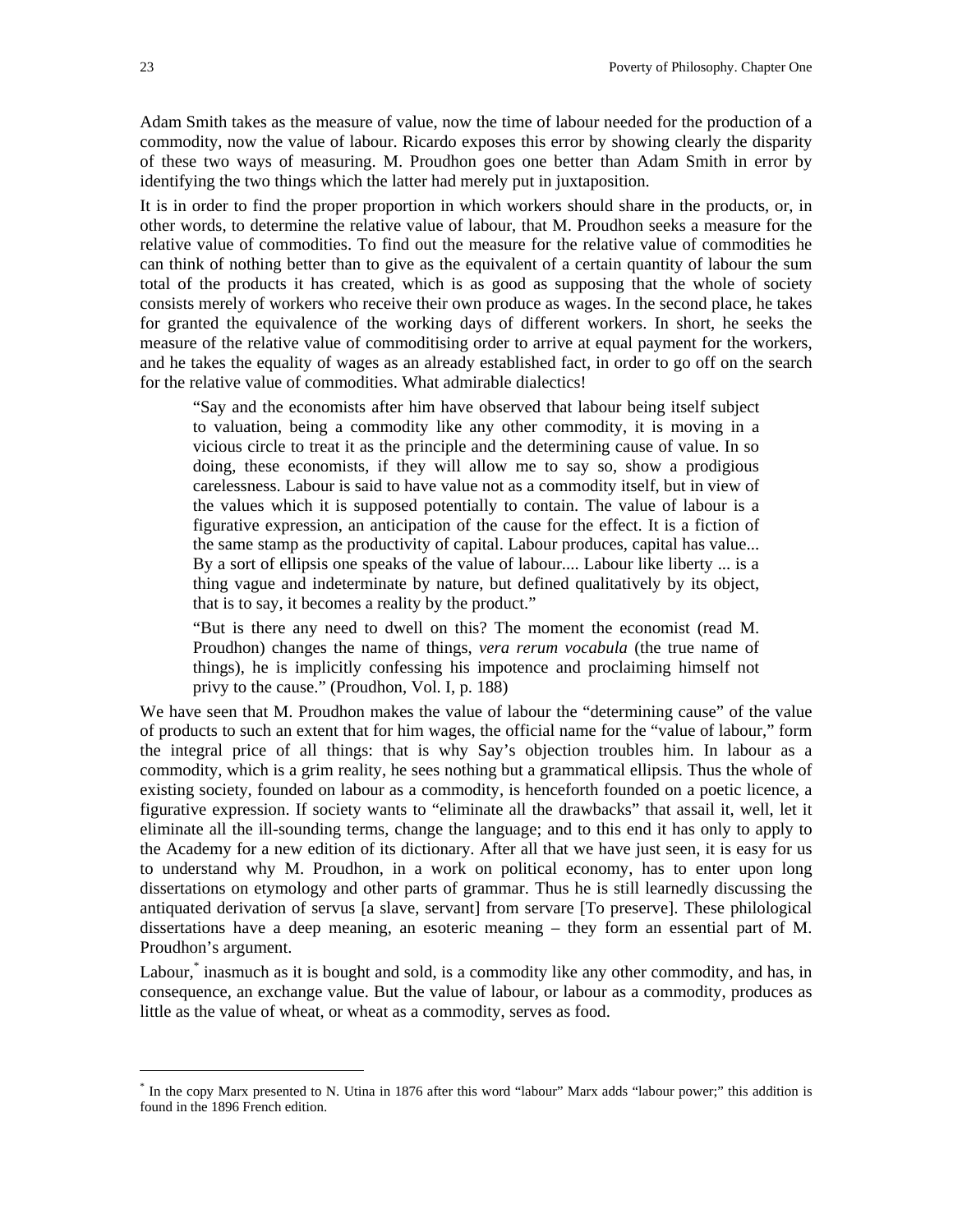Adam Smith takes as the measure of value, now the time of labour needed for the production of a commodity, now the value of labour. Ricardo exposes this error by showing clearly the disparity of these two ways of measuring. M. Proudhon goes one better than Adam Smith in error by identifying the two things which the latter had merely put in juxtaposition.

It is in order to find the proper proportion in which workers should share in the products, or, in other words, to determine the relative value of labour, that M. Proudhon seeks a measure for the relative value of commodities. To find out the measure for the relative value of commodities he can think of nothing better than to give as the equivalent of a certain quantity of labour the sum total of the products it has created, which is as good as supposing that the whole of society consists merely of workers who receive their own produce as wages. In the second place, he takes for granted the equivalence of the working days of different workers. In short, he seeks the measure of the relative value of commoditisine order to arrive at equal payment for the workers, and he takes the equality of wages as an already established fact, in order to go off on the search for the relative value of commodities. What admirable dialectics!

> "Say and the economists after him have observed that labour being itself subject to valuation, being a commodity like any other commodity, it is moving in a vicious circle to treat it as the principle and the determining cause of value. In so doing, these economists, if they will allow me to say so, show a prodigious carelessness. Labour is said to have value not as a commodity itself, but in view of the values which it is supposed potentially to contain. The value of labour is a figurative expression, an anticipation of the cause for the effect. It is a fiction of the same stamp as the productivity of capital. Labour produces, capital has value... By a sort of ellipsis one speaks of the value of labour.... Labour like liberty ... is a thing vague and indeterminate by nature, but defined qualitatively by its object, that is to say, it becomes a reality by the product."
>
> "But is there any need to dwell on this? The moment the economist (read M. Proudhon) changes the name of things, *vera rerum vocabula* (the true name of things), he is implicitly confessing his impotence and proclaiming himself not privy to the cause." (Proudhon, Vol. I, p. 188)

We have seen that M. Proudhon makes the value of labour the "determining cause" of the value of products to such an extent that for him wages, the official name for the "value of labour," form the integral price of all things: that is why Say's objection troubles him. In labour as a commodity, which is a grim reality, he sees nothing but a grammatical ellipsis. Thus the whole of existing society, founded on labour as a commodity, is henceforth founded on a poetic licence, a figurative expression. If society wants to "eliminate all the drawbacks" that assail it, well, let it eliminate all the ill-sounding terms, change the language; and to this end it has only to apply to the Academy for a new edition of its dictionary. After all that we have just seen, it is easy for us to understand why M. Proudhon, in a work on political economy, has to enter upon long dissertations on etymology and other parts of grammar. Thus he is still learnedly discussing the antiquated derivation of servus [a slave, servant] from servare [To preserve]. These philological dissertations have a deep meaning, an esoteric meaning – they form an essential part of M. Proudhon's argument.

Labour,[*] inasmuch as it is bought and sold, is a commodity like any other commodity, and has, in consequence, an exchange value. But the value of labour, or labour as a commodity, produces as little as the value of wheat, or wheat as a commodity, serves as food.

---

[*] In the copy Marx presented to N. Utina in 1876 after this word "labour" Marx adds "labour power;" this addition is found in the 1896 French edition.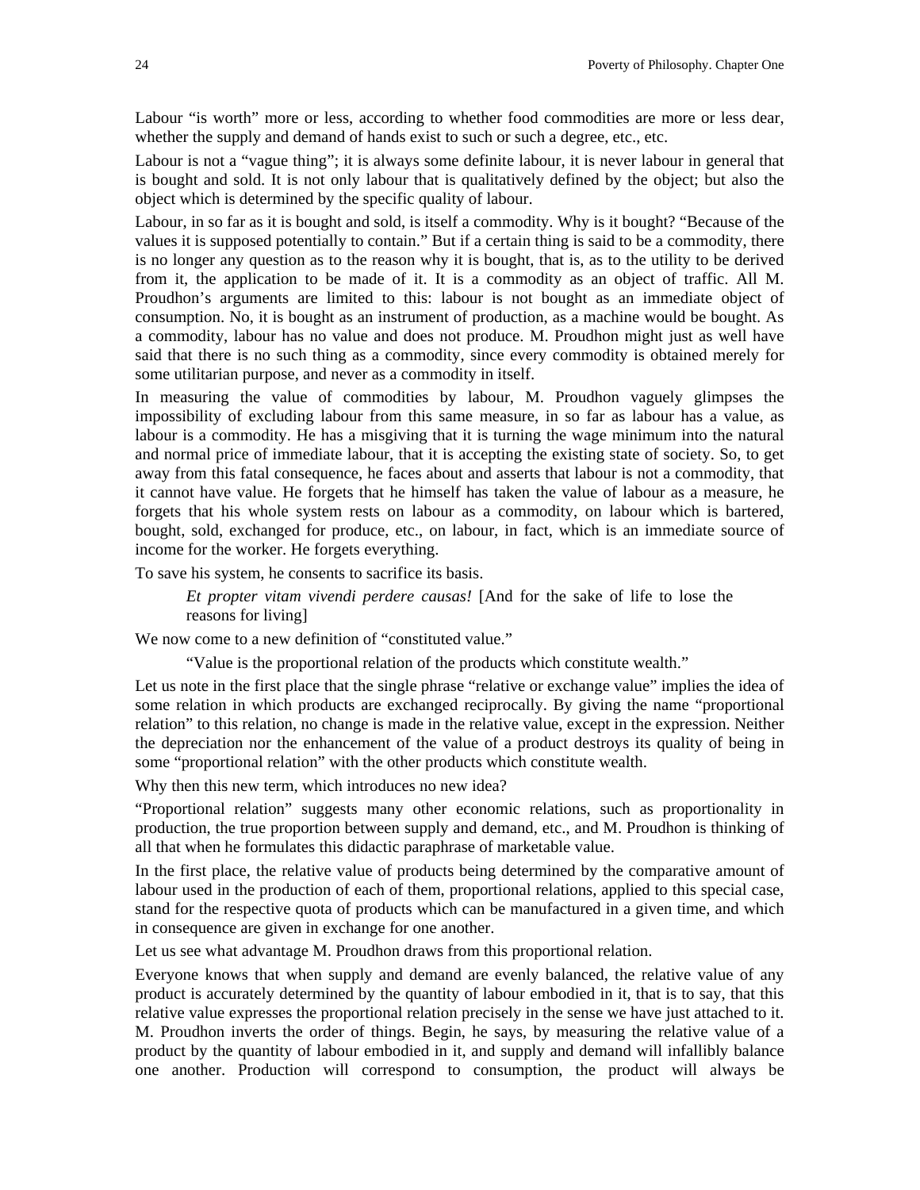Labour "is worth" more or less, according to whether food commodities are more or less dear, whether the supply and demand of hands exist to such or such a degree, etc., etc.

Labour is not a "vague thing"; it is always some definite labour, it is never labour in general that is bought and sold. It is not only labour that is qualitatively defined by the object; but also the object which is determined by the specific quality of labour.

Labour, in so far as it is bought and sold, is itself a commodity. Why is it bought? "Because of the values it is supposed potentially to contain." But if a certain thing is said to be a commodity, there is no longer any question as to the reason why it is bought, that is, as to the utility to be derived from it, the application to be made of it. It is a commodity as an object of traffic. All M. Proudhon's arguments are limited to this: labour is not bought as an immediate object of consumption. No, it is bought as an instrument of production, as a machine would be bought. As a commodity, labour has no value and does not produce. M. Proudhon might just as well have said that there is no such thing as a commodity, since every commodity is obtained merely for some utilitarian purpose, and never as a commodity in itself.

In measuring the value of commodities by labour, M. Proudhon vaguely glimpses the impossibility of excluding labour from this same measure, in so far as labour has a value, as labour is a commodity. He has a misgiving that it is turning the wage minimum into the natural and normal price of immediate labour, that it is accepting the existing state of society. So, to get away from this fatal consequence, he faces about and asserts that labour is not a commodity, that it cannot have value. He forgets that he himself has taken the value of labour as a measure, he forgets that his whole system rests on labour as a commodity, on labour which is bartered, bought, sold, exchanged for produce, etc., on labour, in fact, which is an immediate source of income for the worker. He forgets everything.

To save his system, he consents to sacrifice its basis.

> *Et propter vitam vivendi perdere causas!* [And for the sake of life to lose the reasons for living]

We now come to a new definition of "constituted value."

> "Value is the proportional relation of the products which constitute wealth."

Let us note in the first place that the single phrase "relative or exchange value" implies the idea of some relation in which products are exchanged reciprocally. By giving the name "proportional relation" to this relation, no change is made in the relative value, except in the expression. Neither the depreciation nor the enhancement of the value of a product destroys its quality of being in some "proportional relation" with the other products which constitute wealth.

Why then this new term, which introduces no new idea?

"Proportional relation" suggests many other economic relations, such as proportionality in production, the true proportion between supply and demand, etc., and M. Proudhon is thinking of all that when he formulates this didactic paraphrase of marketable value.

In the first place, the relative value of products being determined by the comparative amount of labour used in the production of each of them, proportional relations, applied to this special case, stand for the respective quota of products which can be manufactured in a given time, and which in consequence are given in exchange for one another.

Let us see what advantage M. Proudhon draws from this proportional relation.

Everyone knows that when supply and demand are evenly balanced, the relative value of any product is accurately determined by the quantity of labour embodied in it, that is to say, that this relative value expresses the proportional relation precisely in the sense we have just attached to it. M. Proudhon inverts the order of things. Begin, he says, by measuring the relative value of a product by the quantity of labour embodied in it, and supply and demand will infallibly balance one another. Production will correspond to consumption, the product will always be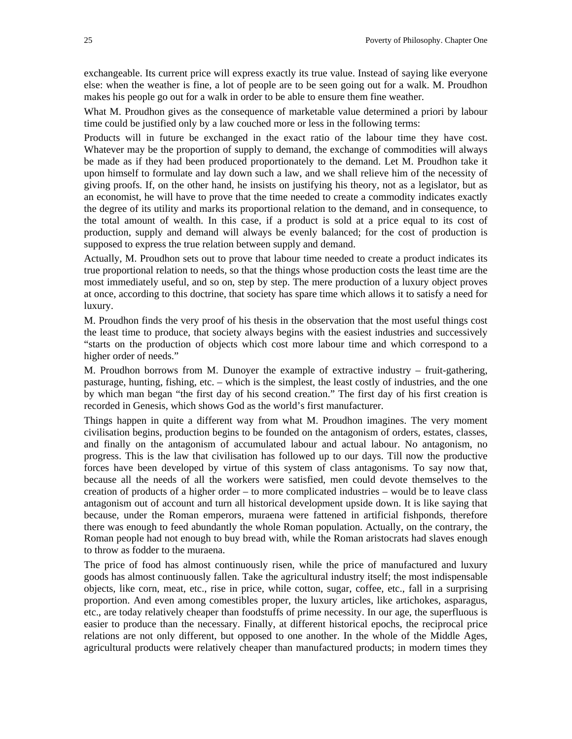exchangeable. Its current price will express exactly its true value. Instead of saying like everyone else: when the weather is fine, a lot of people are to be seen going out for a walk. M. Proudhon makes his people go out for a walk in order to be able to ensure them fine weather.

What M. Proudhon gives as the consequence of marketable value determined a priori by labour time could be justified only by a law couched more or less in the following terms:

Products will in future be exchanged in the exact ratio of the labour time they have cost. Whatever may be the proportion of supply to demand, the exchange of commodities will always be made as if they had been produced proportionately to the demand. Let M. Proudhon take it upon himself to formulate and lay down such a law, and we shall relieve him of the necessity of giving proofs. If, on the other hand, he insists on justifying his theory, not as a legislator, but as an economist, he will have to prove that the time needed to create a commodity indicates exactly the degree of its utility and marks its proportional relation to the demand, and in consequence, to the total amount of wealth. In this case, if a product is sold at a price equal to its cost of production, supply and demand will always be evenly balanced; for the cost of production is supposed to express the true relation between supply and demand.

Actually, M. Proudhon sets out to prove that labour time needed to create a product indicates its true proportional relation to needs, so that the things whose production costs the least time are the most immediately useful, and so on, step by step. The mere production of a luxury object proves at once, according to this doctrine, that society has spare time which allows it to satisfy a need for luxury.

M. Proudhon finds the very proof of his thesis in the observation that the most useful things cost the least time to produce, that society always begins with the easiest industries and successively "starts on the production of objects which cost more labour time and which correspond to a higher order of needs."

M. Proudhon borrows from M. Dunoyer the example of extractive industry – fruit-gathering, pasturage, hunting, fishing, etc. – which is the simplest, the least costly of industries, and the one by which man began "the first day of his second creation." The first day of his first creation is recorded in Genesis, which shows God as the world's first manufacturer.

Things happen in quite a different way from what M. Proudhon imagines. The very moment civilisation begins, production begins to be founded on the antagonism of orders, estates, classes, and finally on the antagonism of accumulated labour and actual labour. No antagonism, no progress. This is the law that civilisation has followed up to our days. Till now the productive forces have been developed by virtue of this system of class antagonisms. To say now that, because all the needs of all the workers were satisfied, men could devote themselves to the creation of products of a higher order – to more complicated industries – would be to leave class antagonism out of account and turn all historical development upside down. It is like saying that because, under the Roman emperors, muraena were fattened in artificial fishponds, therefore there was enough to feed abundantly the whole Roman population. Actually, on the contrary, the Roman people had not enough to buy bread with, while the Roman aristocrats had slaves enough to throw as fodder to the muraena.

The price of food has almost continuously risen, while the price of manufactured and luxury goods has almost continuously fallen. Take the agricultural industry itself; the most indispensable objects, like corn, meat, etc., rise in price, while cotton, sugar, coffee, etc., fall in a surprising proportion. And even among comestibles proper, the luxury articles, like artichokes, asparagus, etc., are today relatively cheaper than foodstuffs of prime necessity. In our age, the superfluous is easier to produce than the necessary. Finally, at different historical epochs, the reciprocal price relations are not only different, but opposed to one another. In the whole of the Middle Ages, agricultural products were relatively cheaper than manufactured products; in modern times they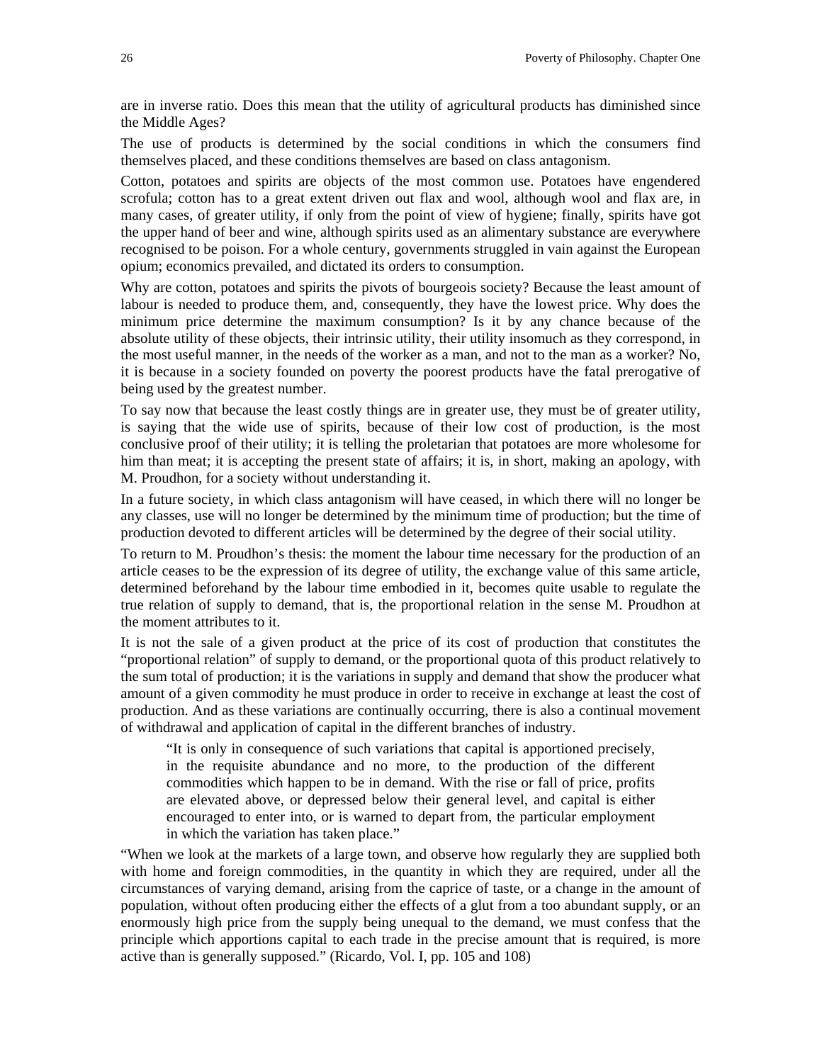are in inverse ratio. Does this mean that the utility of agricultural products has diminished since the Middle Ages?

The use of products is determined by the social conditions in which the consumers find themselves placed, and these conditions themselves are based on class antagonism.

Cotton, potatoes and spirits are objects of the most common use. Potatoes have engendered scrofula; cotton has to a great extent driven out flax and wool, although wool and flax are, in many cases, of greater utility, if only from the point of view of hygiene; finally, spirits have got the upper hand of beer and wine, although spirits used as an alimentary substance are everywhere recognised to be poison. For a whole century, governments struggled in vain against the European opium; economics prevailed, and dictated its orders to consumption.

Why are cotton, potatoes and spirits the pivots of bourgeois society? Because the least amount of labour is needed to produce them, and, consequently, they have the lowest price. Why does the minimum price determine the maximum consumption? Is it by any chance because of the absolute utility of these objects, their intrinsic utility, their utility insomuch as they correspond, in the most useful manner, in the needs of the worker as a man, and not to the man as a worker? No, it is because in a society founded on poverty the poorest products have the fatal prerogative of being used by the greatest number.

To say now that because the least costly things are in greater use, they must be of greater utility, is saying that the wide use of spirits, because of their low cost of production, is the most conclusive proof of their utility; it is telling the proletarian that potatoes are more wholesome for him than meat; it is accepting the present state of affairs; it is, in short, making an apology, with M. Proudhon, for a society without understanding it.

In a future society, in which class antagonism will have ceased, in which there will no longer be any classes, use will no longer be determined by the minimum time of production; but the time of production devoted to different articles will be determined by the degree of their social utility.

To return to M. Proudhon's thesis: the moment the labour time necessary for the production of an article ceases to be the expression of its degree of utility, the exchange value of this same article, determined beforehand by the labour time embodied in it, becomes quite usable to regulate the true relation of supply to demand, that is, the proportional relation in the sense M. Proudhon at the moment attributes to it.

It is not the sale of a given product at the price of its cost of production that constitutes the "proportional relation" of supply to demand, or the proportional quota of this product relatively to the sum total of production; it is the variations in supply and demand that show the producer what amount of a given commodity he must produce in order to receive in exchange at least the cost of production. And as these variations are continually occurring, there is also a continual movement of withdrawal and application of capital in the different branches of industry.

> "It is only in consequence of such variations that capital is apportioned precisely, in the requisite abundance and no more, to the production of the different commodities which happen to be in demand. With the rise or fall of price, profits are elevated above, or depressed below their general level, and capital is either encouraged to enter into, or is warned to depart from, the particular employment in which the variation has taken place."

"When we look at the markets of a large town, and observe how regularly they are supplied both with home and foreign commodities, in the quantity in which they are required, under all the circumstances of varying demand, arising from the caprice of taste, or a change in the amount of population, without often producing either the effects of a glut from a too abundant supply, or an enormously high price from the supply being unequal to the demand, we must confess that the principle which apportions capital to each trade in the precise amount that is required, is more active than is generally supposed." (Ricardo, Vol. I, pp. 105 and 108)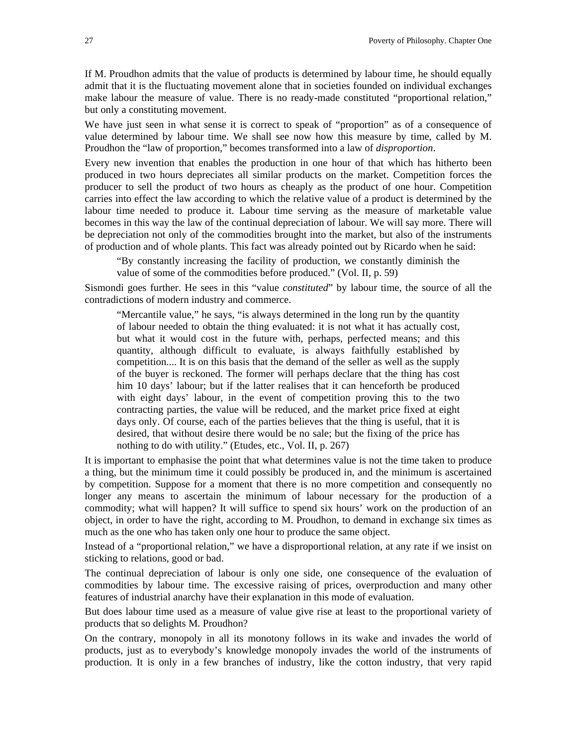If M. Proudhon admits that the value of products is determined by labour time, he should equally admit that it is the fluctuating movement alone that in societies founded on individual exchanges make labour the measure of value. There is no ready-made constituted "proportional relation," but only a constituting movement.

We have just seen in what sense it is correct to speak of "proportion" as of a consequence of value determined by labour time. We shall see now how this measure by time, called by M. Proudhon the "law of proportion," becomes transformed into a law of *disproportion*.

Every new invention that enables the production in one hour of that which has hitherto been produced in two hours depreciates all similar products on the market. Competition forces the producer to sell the product of two hours as cheaply as the product of one hour. Competition carries into effect the law according to which the relative value of a product is determined by the labour time needed to produce it. Labour time serving as the measure of marketable value becomes in this way the law of the continual depreciation of labour. We will say more. There will be depreciation not only of the commodities brought into the market, but also of the instruments of production and of whole plants. This fact was already pointed out by Ricardo when he said:

> "By constantly increasing the facility of production, we constantly diminish the value of some of the commodities before produced." (Vol. II, p. 59)

Sismondi goes further. He sees in this "value *constituted*" by labour time, the source of all the contradictions of modern industry and commerce.

> "Mercantile value," he says, "is always determined in the long run by the quantity of labour needed to obtain the thing evaluated: it is not what it has actually cost, but what it would cost in the future with, perhaps, perfected means; and this quantity, although difficult to evaluate, is always faithfully established by competition.... It is on this basis that the demand of the seller as well as the supply of the buyer is reckoned. The former will perhaps declare that the thing has cost him 10 days' labour; but if the latter realises that it can henceforth be produced with eight days' labour, in the event of competition proving this to the two contracting parties, the value will be reduced, and the market price fixed at eight days only. Of course, each of the parties believes that the thing is useful, that it is desired, that without desire there would be no sale; but the fixing of the price has nothing to do with utility." (Etudes, etc., Vol. II, p. 267)

It is important to emphasise the point that what determines value is not the time taken to produce a thing, but the minimum time it could possibly be produced in, and the minimum is ascertained by competition. Suppose for a moment that there is no more competition and consequently no longer any means to ascertain the minimum of labour necessary for the production of a commodity; what will happen? It will suffice to spend six hours' work on the production of an object, in order to have the right, according to M. Proudhon, to demand in exchange six times as much as the one who has taken only one hour to produce the same object.

Instead of a "proportional relation," we have a disproportional relation, at any rate if we insist on sticking to relations, good or bad.

The continual depreciation of labour is only one side, one consequence of the evaluation of commodities by labour time. The excessive raising of prices, overproduction and many other features of industrial anarchy have their explanation in this mode of evaluation.

But does labour time used as a measure of value give rise at least to the proportional variety of products that so delights M. Proudhon?

On the contrary, monopoly in all its monotony follows in its wake and invades the world of products, just as to everybody's knowledge monopoly invades the world of the instruments of production. It is only in a few branches of industry, like the cotton industry, that very rapid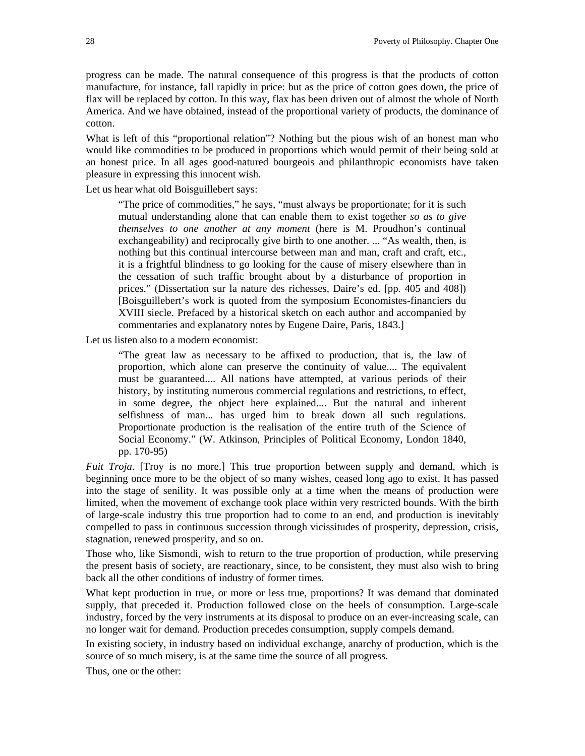progress can be made. The natural consequence of this progress is that the products of cotton manufacture, for instance, fall rapidly in price: but as the price of cotton goes down, the price of flax will be replaced by cotton. In this way, flax has been driven out of almost the whole of North America. And we have obtained, instead of the proportional variety of products, the dominance of cotton.

What is left of this "proportional relation"? Nothing but the pious wish of an honest man who would like commodities to be produced in proportions which would permit of their being sold at an honest price. In all ages good-natured bourgeois and philanthropic economists have taken pleasure in expressing this innocent wish.

Let us hear what old Boisguillebert says:

> "The price of commodities," he says, "must always be proportionate; for it is such mutual understanding alone that can enable them to exist together *so as to give themselves to one another at any moment* (here is M. Proudhon's continual exchangeability) and reciprocally give birth to one another. ... "As wealth, then, is nothing but this continual intercourse between man and man, craft and craft, etc., it is a frightful blindness to go looking for the cause of misery elsewhere than in the cessation of such traffic brought about by a disturbance of proportion in prices." (Dissertation sur la nature des richesses, Daire's ed. [pp. 405 and 408]) [Boisguillebert's work is quoted from the symposium Economistes-financiers du XVIII siecle. Prefaced by a historical sketch on each author and accompanied by commentaries and explanatory notes by Eugene Daire, Paris, 1843.]

Let us listen also to a modern economist:

> "The great law as necessary to be affixed to production, that is, the law of proportion, which alone can preserve the continuity of value.... The equivalent must be guaranteed.... All nations have attempted, at various periods of their history, by instituting numerous commercial regulations and restrictions, to effect, in some degree, the object here explained.... But the natural and inherent selfishness of man... has urged him to break down all such regulations. Proportionate production is the realisation of the entire truth of the Science of Social Economy." (W. Atkinson, Principles of Political Economy, London 1840, pp. 170-95)

*Fuit Troja*. [Troy is no more.] This true proportion between supply and demand, which is beginning once more to be the object of so many wishes, ceased long ago to exist. It has passed into the stage of senility. It was possible only at a time when the means of production were limited, when the movement of exchange took place within very restricted bounds. With the birth of large-scale industry this true proportion had to come to an end, and production is inevitably compelled to pass in continuous succession through vicissitudes of prosperity, depression, crisis, stagnation, renewed prosperity, and so on.

Those who, like Sismondi, wish to return to the true proportion of production, while preserving the present basis of society, are reactionary, since, to be consistent, they must also wish to bring back all the other conditions of industry of former times.

What kept production in true, or more or less true, proportions? It was demand that dominated supply, that preceded it. Production followed close on the heels of consumption. Large-scale industry, forced by the very instruments at its disposal to produce on an ever-increasing scale, can no longer wait for demand. Production precedes consumption, supply compels demand.

In existing society, in industry based on individual exchange, anarchy of production, which is the source of so much misery, is at the same time the source of all progress.

Thus, one or the other: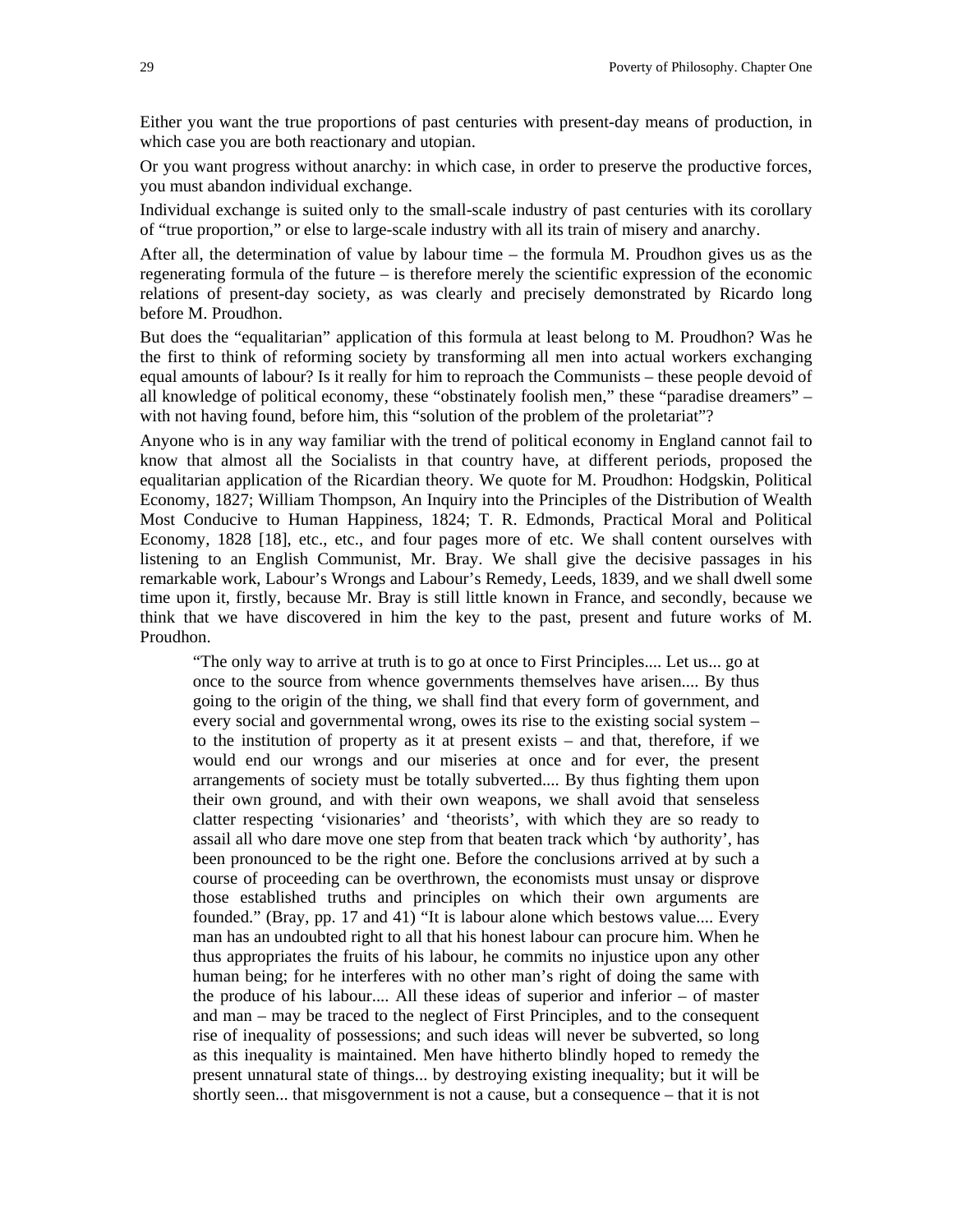Either you want the true proportions of past centuries with present-day means of production, in which case you are both reactionary and utopian.

Or you want progress without anarchy: in which case, in order to preserve the productive forces, you must abandon individual exchange.

Individual exchange is suited only to the small-scale industry of past centuries with its corollary of "true proportion," or else to large-scale industry with all its train of misery and anarchy.

After all, the determination of value by labour time – the formula M. Proudhon gives us as the regenerating formula of the future – is therefore merely the scientific expression of the economic relations of present-day society, as was clearly and precisely demonstrated by Ricardo long before M. Proudhon.

But does the "equalitarian" application of this formula at least belong to M. Proudhon? Was he the first to think of reforming society by transforming all men into actual workers exchanging equal amounts of labour? Is it really for him to reproach the Communists – these people devoid of all knowledge of political economy, these "obstinately foolish men," these "paradise dreamers" – with not having found, before him, this "solution of the problem of the proletariat"?

Anyone who is in any way familiar with the trend of political economy in England cannot fail to know that almost all the Socialists in that country have, at different periods, proposed the equalitarian application of the Ricardian theory. We quote for M. Proudhon: Hodgskin, Political Economy, 1827; William Thompson, An Inquiry into the Principles of the Distribution of Wealth Most Conducive to Human Happiness, 1824; T. R. Edmonds, Practical Moral and Political Economy, 1828 [18], etc., etc., and four pages more of etc. We shall content ourselves with listening to an English Communist, Mr. Bray. We shall give the decisive passages in his remarkable work, Labour's Wrongs and Labour's Remedy, Leeds, 1839, and we shall dwell some time upon it, firstly, because Mr. Bray is still little known in France, and secondly, because we think that we have discovered in him the key to the past, present and future works of M. Proudhon.

> "The only way to arrive at truth is to go at once to First Principles.... Let us... go at once to the source from whence governments themselves have arisen.... By thus going to the origin of the thing, we shall find that every form of government, and every social and governmental wrong, owes its rise to the existing social system – to the institution of property as it at present exists – and that, therefore, if we would end our wrongs and our miseries at once and for ever, the present arrangements of society must be totally subverted.... By thus fighting them upon their own ground, and with their own weapons, we shall avoid that senseless clatter respecting 'visionaries' and 'theorists', with which they are so ready to assail all who dare move one step from that beaten track which 'by authority', has been pronounced to be the right one. Before the conclusions arrived at by such a course of proceeding can be overthrown, the economists must unsay or disprove those established truths and principles on which their own arguments are founded." (Bray, pp. 17 and 41) "It is labour alone which bestows value.... Every man has an undoubted right to all that his honest labour can procure him. When he thus appropriates the fruits of his labour, he commits no injustice upon any other human being; for he interferes with no other man's right of doing the same with the produce of his labour.... All these ideas of superior and inferior – of master and man – may be traced to the neglect of First Principles, and to the consequent rise of inequality of possessions; and such ideas will never be subverted, so long as this inequality is maintained. Men have hitherto blindly hoped to remedy the present unnatural state of things... by destroying existing inequality; but it will be shortly seen... that misgovernment is not a cause, but a consequence – that it is not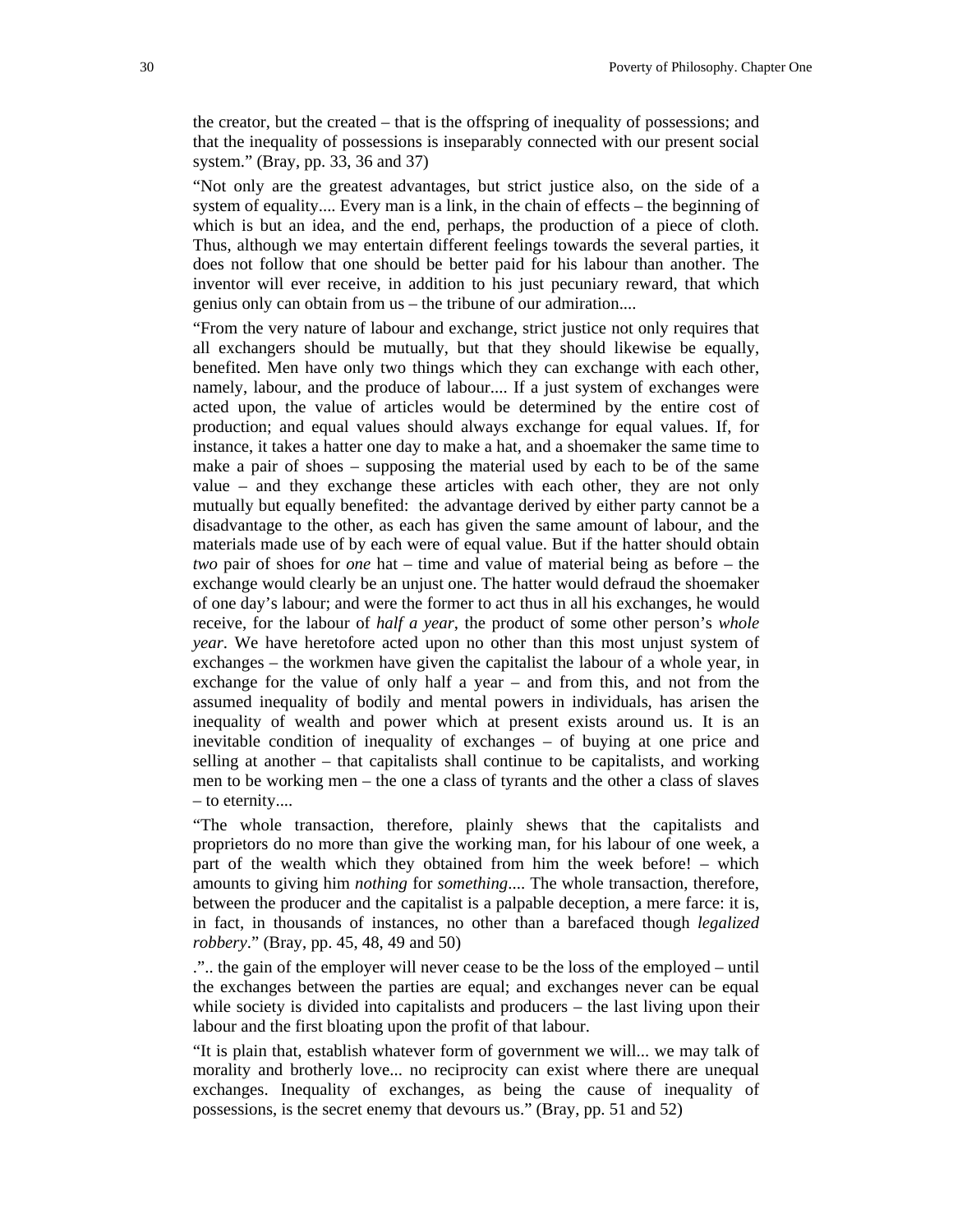the creator, but the created – that is the offspring of inequality of possessions; and that the inequality of possessions is inseparably connected with our present social system." (Bray, pp. 33, 36 and 37)

"Not only are the greatest advantages, but strict justice also, on the side of a system of equality.... Every man is a link, in the chain of effects – the beginning of which is but an idea, and the end, perhaps, the production of a piece of cloth. Thus, although we may entertain different feelings towards the several parties, it does not follow that one should be better paid for his labour than another. The inventor will ever receive, in addition to his just pecuniary reward, that which genius only can obtain from us – the tribune of our admiration....

"From the very nature of labour and exchange, strict justice not only requires that all exchangers should be mutually, but that they should likewise be equally, benefited. Men have only two things which they can exchange with each other, namely, labour, and the produce of labour.... If a just system of exchanges were acted upon, the value of articles would be determined by the entire cost of production; and equal values should always exchange for equal values. If, for instance, it takes a hatter one day to make a hat, and a shoemaker the same time to make a pair of shoes – supposing the material used by each to be of the same value – and they exchange these articles with each other, they are not only mutually but equally benefited: the advantage derived by either party cannot be a disadvantage to the other, as each has given the same amount of labour, and the materials made use of by each were of equal value. But if the hatter should obtain *two* pair of shoes for *one* hat – time and value of material being as before – the exchange would clearly be an unjust one. The hatter would defraud the shoemaker of one day's labour; and were the former to act thus in all his exchanges, he would receive, for the labour of *half a year*, the product of some other person's *whole year*. We have heretofore acted upon no other than this most unjust system of exchanges – the workmen have given the capitalist the labour of a whole year, in exchange for the value of only half a year – and from this, and not from the assumed inequality of bodily and mental powers in individuals, has arisen the inequality of wealth and power which at present exists around us. It is an inevitable condition of inequality of exchanges – of buying at one price and selling at another – that capitalists shall continue to be capitalists, and working men to be working men – the one a class of tyrants and the other a class of slaves – to eternity....

"The whole transaction, therefore, plainly shews that the capitalists and proprietors do no more than give the working man, for his labour of one week, a part of the wealth which they obtained from him the week before! – which amounts to giving him *nothing* for *something*.... The whole transaction, therefore, between the producer and the capitalist is a palpable deception, a mere farce: it is, in fact, in thousands of instances, no other than a barefaced though *legalized robbery*." (Bray, pp. 45, 48, 49 and 50)

.".. the gain of the employer will never cease to be the loss of the employed – until the exchanges between the parties are equal; and exchanges never can be equal while society is divided into capitalists and producers – the last living upon their labour and the first bloating upon the profit of that labour.

"It is plain that, establish whatever form of government we will... we may talk of morality and brotherly love... no reciprocity can exist where there are unequal exchanges. Inequality of exchanges, as being the cause of inequality of possessions, is the secret enemy that devours us." (Bray, pp. 51 and 52)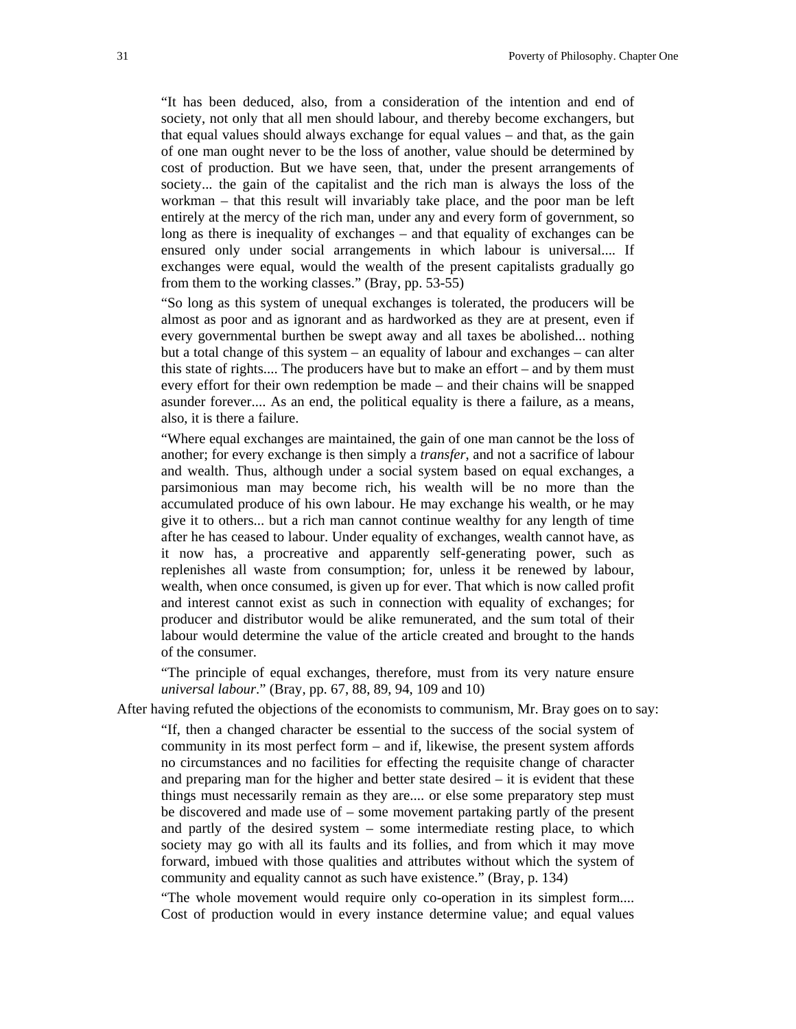> "It has been deduced, also, from a consideration of the intention and end of society, not only that all men should labour, and thereby become exchangers, but that equal values should always exchange for equal values – and that, as the gain of one man ought never to be the loss of another, value should be determined by cost of production. But we have seen, that, under the present arrangements of society... the gain of the capitalist and the rich man is always the loss of the workman – that this result will invariably take place, and the poor man be left entirely at the mercy of the rich man, under any and every form of government, so long as there is inequality of exchanges – and that equality of exchanges can be ensured only under social arrangements in which labour is universal.... If exchanges were equal, would the wealth of the present capitalists gradually go from them to the working classes." (Bray, pp. 53-55)

> "So long as this system of unequal exchanges is tolerated, the producers will be almost as poor and as ignorant and as hardworked as they are at present, even if every governmental burthen be swept away and all taxes be abolished... nothing but a total change of this system – an equality of labour and exchanges – can alter this state of rights.... The producers have but to make an effort – and by them must every effort for their own redemption be made – and their chains will be snapped asunder forever.... As an end, the political equality is there a failure, as a means, also, it is there a failure.

> "Where equal exchanges are maintained, the gain of one man cannot be the loss of another; for every exchange is then simply a *transfer*, and not a sacrifice of labour and wealth. Thus, although under a social system based on equal exchanges, a parsimonious man may become rich, his wealth will be no more than the accumulated produce of his own labour. He may exchange his wealth, or he may give it to others... but a rich man cannot continue wealthy for any length of time after he has ceased to labour. Under equality of exchanges, wealth cannot have, as it now has, a procreative and apparently self-generating power, such as replenishes all waste from consumption; for, unless it be renewed by labour, wealth, when once consumed, is given up for ever. That which is now called profit and interest cannot exist as such in connection with equality of exchanges; for producer and distributor would be alike remunerated, and the sum total of their labour would determine the value of the article created and brought to the hands of the consumer.

> "The principle of equal exchanges, therefore, must from its very nature ensure *universal labour*." (Bray, pp. 67, 88, 89, 94, 109 and 10)

After having refuted the objections of the economists to communism, Mr. Bray goes on to say:

> "If, then a changed character be essential to the success of the social system of community in its most perfect form – and if, likewise, the present system affords no circumstances and no facilities for effecting the requisite change of character and preparing man for the higher and better state desired – it is evident that these things must necessarily remain as they are.... or else some preparatory step must be discovered and made use of – some movement partaking partly of the present and partly of the desired system – some intermediate resting place, to which society may go with all its faults and its follies, and from which it may move forward, imbued with those qualities and attributes without which the system of community and equality cannot as such have existence." (Bray, p. 134)

> "The whole movement would require only co-operation in its simplest form.... Cost of production would in every instance determine value; and equal values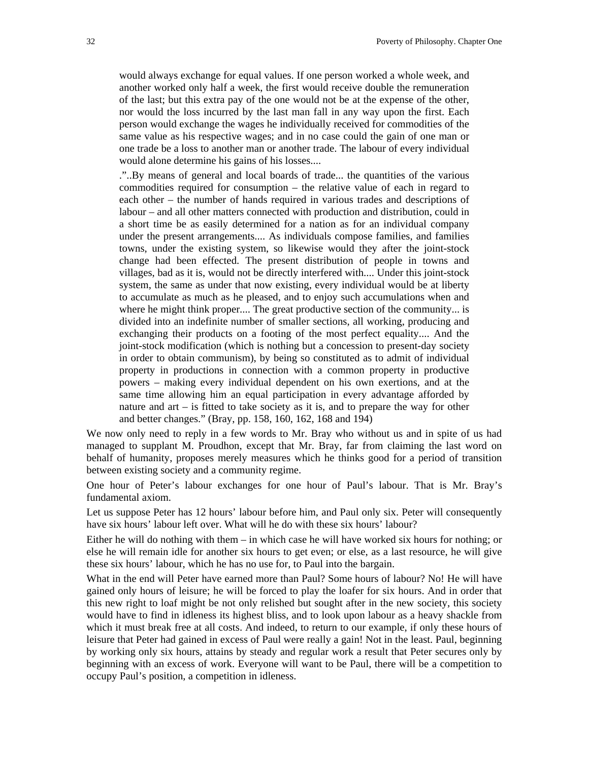> would always exchange for equal values. If one person worked a whole week, and another worked only half a week, the first would receive double the remuneration of the last; but this extra pay of the one would not be at the expense of the other, nor would the loss incurred by the last man fall in any way upon the first. Each person would exchange the wages he individually received for commodities of the same value as his respective wages; and in no case could the gain of one man or one trade be a loss to another man or another trade. The labour of every individual would alone determine his gains of his losses....
>
> .”..By means of general and local boards of trade... the quantities of the various commodities required for consumption – the relative value of each in regard to each other – the number of hands required in various trades and descriptions of labour – and all other matters connected with production and distribution, could in a short time be as easily determined for a nation as for an individual company under the present arrangements.... As individuals compose families, and families towns, under the existing system, so likewise would they after the joint-stock change had been effected. The present distribution of people in towns and villages, bad as it is, would not be directly interfered with.... Under this joint-stock system, the same as under that now existing, every individual would be at liberty to accumulate as much as he pleased, and to enjoy such accumulations when and where he might think proper.... The great productive section of the community... is divided into an indefinite number of smaller sections, all working, producing and exchanging their products on a footing of the most perfect equality.... And the joint-stock modification (which is nothing but a concession to present-day society in order to obtain communism), by being so constituted as to admit of individual property in productions in connection with a common property in productive powers – making every individual dependent on his own exertions, and at the same time allowing him an equal participation in every advantage afforded by nature and art – is fitted to take society as it is, and to prepare the way for other and better changes.” (Bray, pp. 158, 160, 162, 168 and 194)

We now only need to reply in a few words to Mr. Bray who without us and in spite of us had managed to supplant M. Proudhon, except that Mr. Bray, far from claiming the last word on behalf of humanity, proposes merely measures which he thinks good for a period of transition between existing society and a community regime.

One hour of Peter’s labour exchanges for one hour of Paul’s labour. That is Mr. Bray’s fundamental axiom.

Let us suppose Peter has 12 hours’ labour before him, and Paul only six. Peter will consequently have six hours’ labour left over. What will he do with these six hours’ labour?

Either he will do nothing with them – in which case he will have worked six hours for nothing; or else he will remain idle for another six hours to get even; or else, as a last resource, he will give these six hours’ labour, which he has no use for, to Paul into the bargain.

What in the end will Peter have earned more than Paul? Some hours of labour? No! He will have gained only hours of leisure; he will be forced to play the loafer for six hours. And in order that this new right to loaf might be not only relished but sought after in the new society, this society would have to find in idleness its highest bliss, and to look upon labour as a heavy shackle from which it must break free at all costs. And indeed, to return to our example, if only these hours of leisure that Peter had gained in excess of Paul were really a gain! Not in the least. Paul, beginning by working only six hours, attains by steady and regular work a result that Peter secures only by beginning with an excess of work. Everyone will want to be Paul, there will be a competition to occupy Paul’s position, a competition in idleness.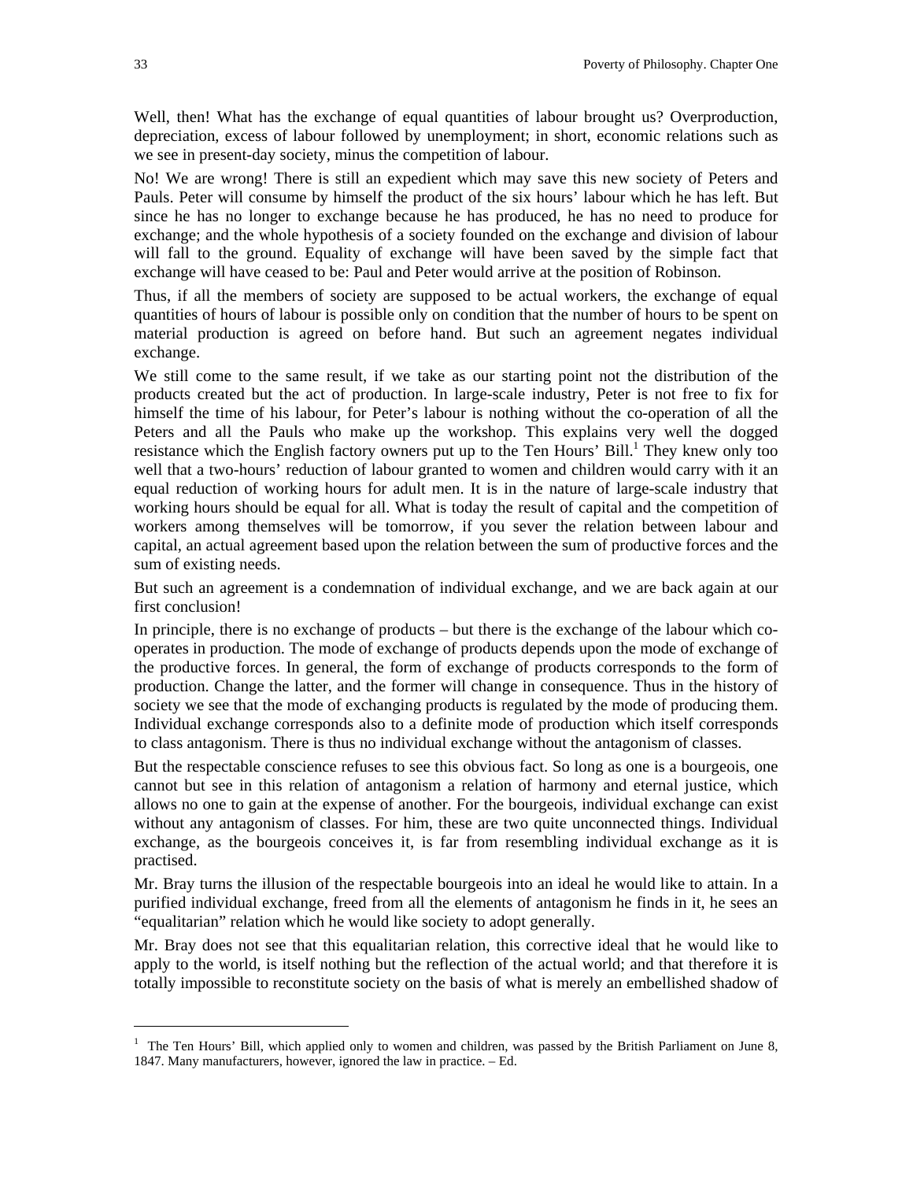Well, then! What has the exchange of equal quantities of labour brought us? Overproduction, depreciation, excess of labour followed by unemployment; in short, economic relations such as we see in present-day society, minus the competition of labour.

No! We are wrong! There is still an expedient which may save this new society of Peters and Pauls. Peter will consume by himself the product of the six hours' labour which he has left. But since he has no longer to exchange because he has produced, he has no need to produce for exchange; and the whole hypothesis of a society founded on the exchange and division of labour will fall to the ground. Equality of exchange will have been saved by the simple fact that exchange will have ceased to be: Paul and Peter would arrive at the position of Robinson.

Thus, if all the members of society are supposed to be actual workers, the exchange of equal quantities of hours of labour is possible only on condition that the number of hours to be spent on material production is agreed on before hand. But such an agreement negates individual exchange.

We still come to the same result, if we take as our starting point not the distribution of the products created but the act of production. In large-scale industry, Peter is not free to fix for himself the time of his labour, for Peter's labour is nothing without the co-operation of all the Peters and all the Pauls who make up the workshop. This explains very well the dogged resistance which the English factory owners put up to the Ten Hours' Bill.[1] They knew only too well that a two-hours' reduction of labour granted to women and children would carry with it an equal reduction of working hours for adult men. It is in the nature of large-scale industry that working hours should be equal for all. What is today the result of capital and the competition of workers among themselves will be tomorrow, if you sever the relation between labour and capital, an actual agreement based upon the relation between the sum of productive forces and the sum of existing needs.

But such an agreement is a condemnation of individual exchange, and we are back again at our first conclusion!

In principle, there is no exchange of products – but there is the exchange of the labour which co-operates in production. The mode of exchange of products depends upon the mode of exchange of the productive forces. In general, the form of exchange of products corresponds to the form of production. Change the latter, and the former will change in consequence. Thus in the history of society we see that the mode of exchanging products is regulated by the mode of producing them. Individual exchange corresponds also to a definite mode of production which itself corresponds to class antagonism. There is thus no individual exchange without the antagonism of classes.

But the respectable conscience refuses to see this obvious fact. So long as one is a bourgeois, one cannot but see in this relation of antagonism a relation of harmony and eternal justice, which allows no one to gain at the expense of another. For the bourgeois, individual exchange can exist without any antagonism of classes. For him, these are two quite unconnected things. Individual exchange, as the bourgeois conceives it, is far from resembling individual exchange as it is practised.

Mr. Bray turns the illusion of the respectable bourgeois into an ideal he would like to attain. In a purified individual exchange, freed from all the elements of antagonism he finds in it, he sees an "equalitarian" relation which he would like society to adopt generally.

Mr. Bray does not see that this equalitarian relation, this corrective ideal that he would like to apply to the world, is itself nothing but the reflection of the actual world; and that therefore it is totally impossible to reconstitute society on the basis of what is merely an embellished shadow of

---

[1] The Ten Hours' Bill, which applied only to women and children, was passed by the British Parliament on June 8, 1847. Many manufacturers, however, ignored the law in practice. – Ed.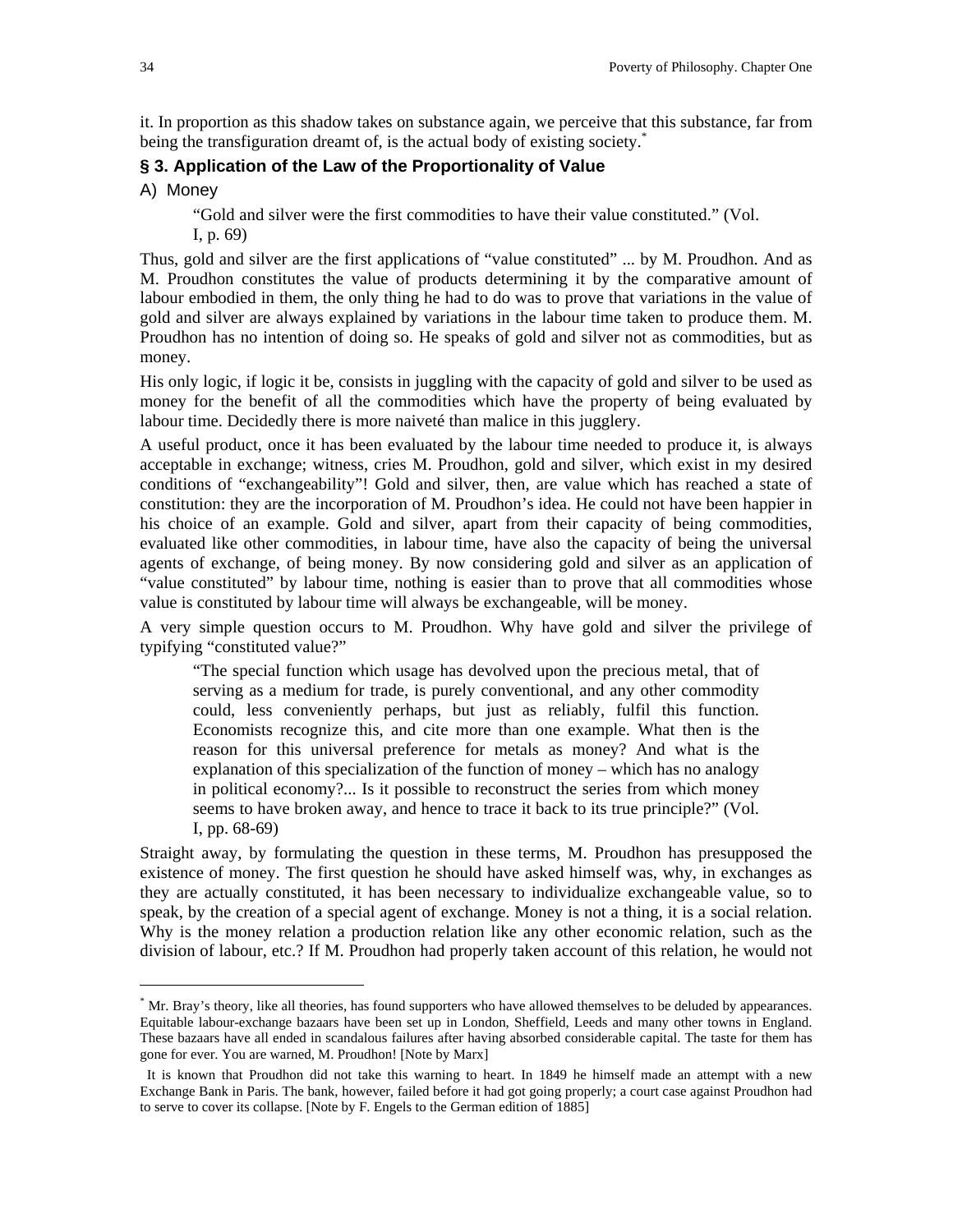it. In proportion as this shadow takes on substance again, we perceive that this substance, far from being the transfiguration dreamt of, is the actual body of existing society.*

### § 3. Application of the Law of the Proportionality of Value

#### A) Money

> "Gold and silver were the first commodities to have their value constituted." (Vol. I, p. 69)

Thus, gold and silver are the first applications of "value constituted" ... by M. Proudhon. And as M. Proudhon constitutes the value of products determining it by the comparative amount of labour embodied in them, the only thing he had to do was to prove that variations in the value of gold and silver are always explained by variations in the labour time taken to produce them. M. Proudhon has no intention of doing so. He speaks of gold and silver not as commodities, but as money.

His only logic, if logic it be, consists in juggling with the capacity of gold and silver to be used as money for the benefit of all the commodities which have the property of being evaluated by labour time. Decidedly there is more naiveté than malice in this jugglery.

A useful product, once it has been evaluated by the labour time needed to produce it, is always acceptable in exchange; witness, cries M. Proudhon, gold and silver, which exist in my desired conditions of "exchangeability"! Gold and silver, then, are value which has reached a state of constitution: they are the incorporation of M. Proudhon's idea. He could not have been happier in his choice of an example. Gold and silver, apart from their capacity of being commodities, evaluated like other commodities, in labour time, have also the capacity of being the universal agents of exchange, of being money. By now considering gold and silver as an application of "value constituted" by labour time, nothing is easier than to prove that all commodities whose value is constituted by labour time will always be exchangeable, will be money.

A very simple question occurs to M. Proudhon. Why have gold and silver the privilege of typifying "constituted value?"

> "The special function which usage has devolved upon the precious metal, that of serving as a medium for trade, is purely conventional, and any other commodity could, less conveniently perhaps, but just as reliably, fulfil this function. Economists recognize this, and cite more than one example. What then is the reason for this universal preference for metals as money? And what is the explanation of this specialization of the function of money – which has no analogy in political economy?... Is it possible to reconstruct the series from which money seems to have broken away, and hence to trace it back to its true principle?" (Vol. I, pp. 68-69)

Straight away, by formulating the question in these terms, M. Proudhon has presupposed the existence of money. The first question he should have asked himself was, why, in exchanges as they are actually constituted, it has been necessary to individualize exchangeable value, so to speak, by the creation of a special agent of exchange. Money is not a thing, it is a social relation. Why is the money relation a production relation like any other economic relation, such as the division of labour, etc.? If M. Proudhon had properly taken account of this relation, he would not

---

* Mr. Bray's theory, like all theories, has found supporters who have allowed themselves to be deluded by appearances. Equitable labour-exchange bazaars have been set up in London, Sheffield, Leeds and many other towns in England. These bazaars have all ended in scandalous failures after having absorbed considerable capital. The taste for them has gone for ever. You are warned, M. Proudhon! [Note by Marx]

It is known that Proudhon did not take this warning to heart. In 1849 he himself made an attempt with a new Exchange Bank in Paris. The bank, however, failed before it had got going properly; a court case against Proudhon had to serve to cover its collapse. [Note by F. Engels to the German edition of 1885]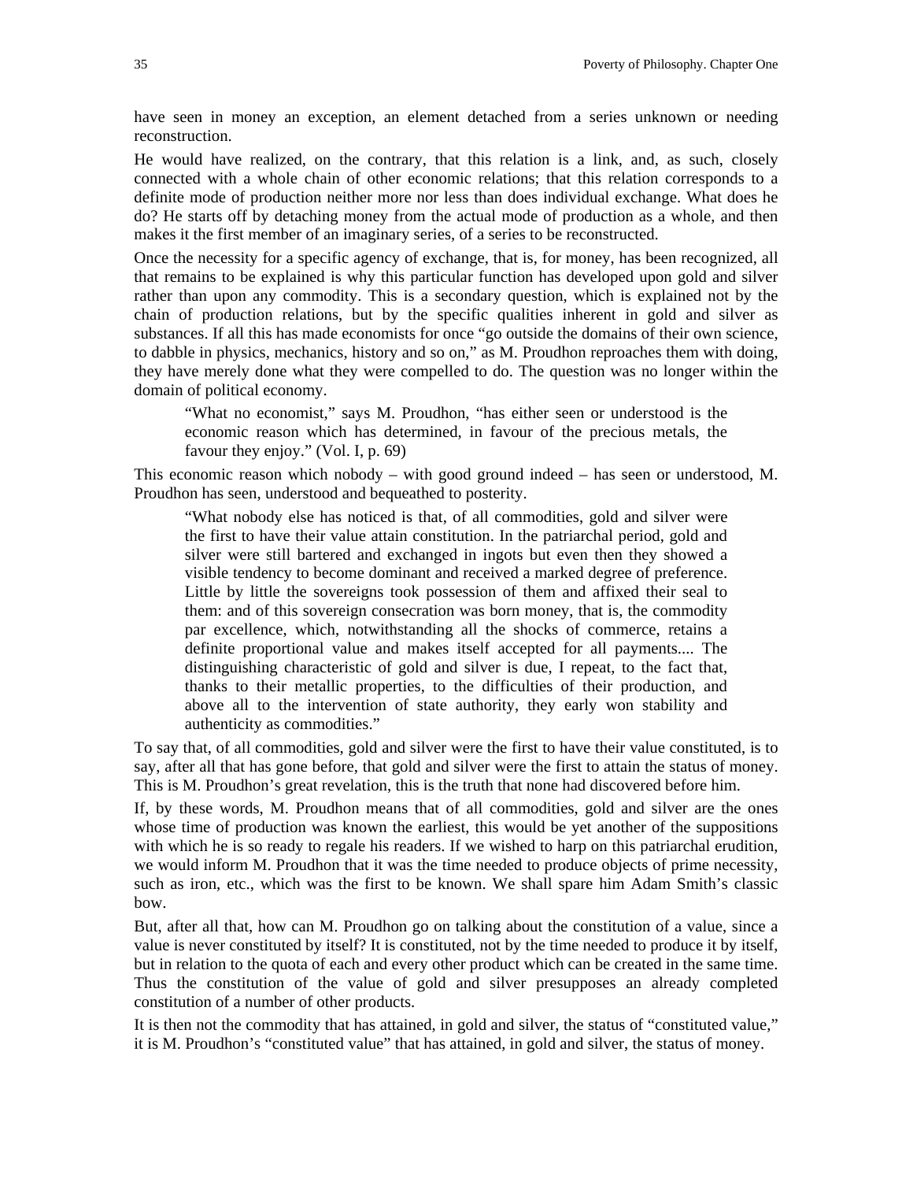have seen in money an exception, an element detached from a series unknown or needing reconstruction.

He would have realized, on the contrary, that this relation is a link, and, as such, closely connected with a whole chain of other economic relations; that this relation corresponds to a definite mode of production neither more nor less than does individual exchange. What does he do? He starts off by detaching money from the actual mode of production as a whole, and then makes it the first member of an imaginary series, of a series to be reconstructed.

Once the necessity for a specific agency of exchange, that is, for money, has been recognized, all that remains to be explained is why this particular function has developed upon gold and silver rather than upon any commodity. This is a secondary question, which is explained not by the chain of production relations, but by the specific qualities inherent in gold and silver as substances. If all this has made economists for once "go outside the domains of their own science, to dabble in physics, mechanics, history and so on," as M. Proudhon reproaches them with doing, they have merely done what they were compelled to do. The question was no longer within the domain of political economy.

> "What no economist," says M. Proudhon, "has either seen or understood is the economic reason which has determined, in favour of the precious metals, the favour they enjoy." (Vol. I, p. 69)

This economic reason which nobody – with good ground indeed – has seen or understood, M. Proudhon has seen, understood and bequeathed to posterity.

> "What nobody else has noticed is that, of all commodities, gold and silver were the first to have their value attain constitution. In the patriarchal period, gold and silver were still bartered and exchanged in ingots but even then they showed a visible tendency to become dominant and received a marked degree of preference. Little by little the sovereigns took possession of them and affixed their seal to them: and of this sovereign consecration was born money, that is, the commodity par excellence, which, notwithstanding all the shocks of commerce, retains a definite proportional value and makes itself accepted for all payments.... The distinguishing characteristic of gold and silver is due, I repeat, to the fact that, thanks to their metallic properties, to the difficulties of their production, and above all to the intervention of state authority, they early won stability and authenticity as commodities."

To say that, of all commodities, gold and silver were the first to have their value constituted, is to say, after all that has gone before, that gold and silver were the first to attain the status of money. This is M. Proudhon's great revelation, this is the truth that none had discovered before him.

If, by these words, M. Proudhon means that of all commodities, gold and silver are the ones whose time of production was known the earliest, this would be yet another of the suppositions with which he is so ready to regale his readers. If we wished to harp on this patriarchal erudition, we would inform M. Proudhon that it was the time needed to produce objects of prime necessity, such as iron, etc., which was the first to be known. We shall spare him Adam Smith's classic bow.

But, after all that, how can M. Proudhon go on talking about the constitution of a value, since a value is never constituted by itself? It is constituted, not by the time needed to produce it by itself, but in relation to the quota of each and every other product which can be created in the same time. Thus the constitution of the value of gold and silver presupposes an already completed constitution of a number of other products.

It is then not the commodity that has attained, in gold and silver, the status of "constituted value," it is M. Proudhon's "constituted value" that has attained, in gold and silver, the status of money.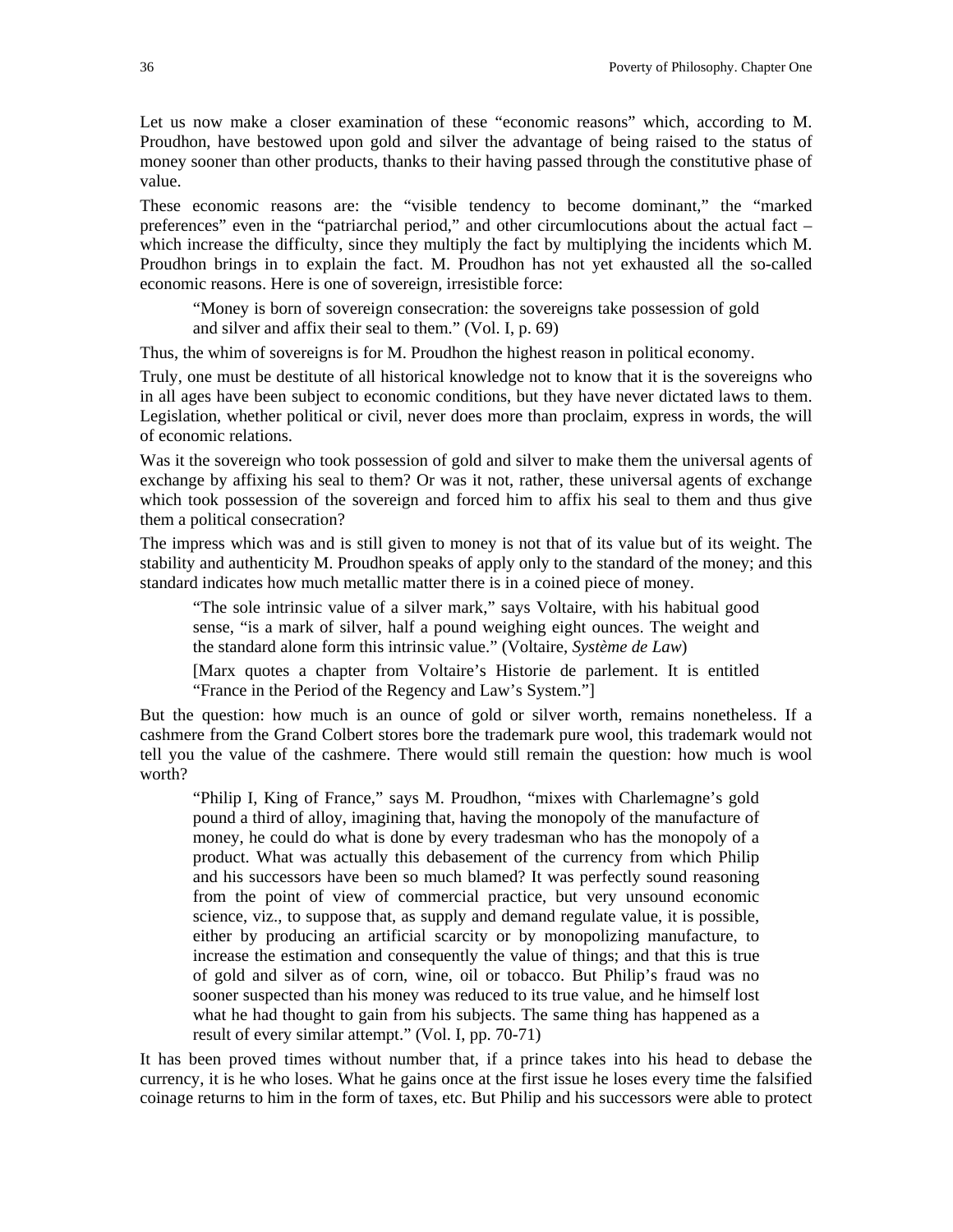Let us now make a closer examination of these "economic reasons" which, according to M. Proudhon, have bestowed upon gold and silver the advantage of being raised to the status of money sooner than other products, thanks to their having passed through the constitutive phase of value.

These economic reasons are: the "visible tendency to become dominant," the "marked preferences" even in the "patriarchal period," and other circumlocutions about the actual fact – which increase the difficulty, since they multiply the fact by multiplying the incidents which M. Proudhon brings in to explain the fact. M. Proudhon has not yet exhausted all the so-called economic reasons. Here is one of sovereign, irresistible force:

> "Money is born of sovereign consecration: the sovereigns take possession of gold and silver and affix their seal to them." (Vol. I, p. 69)

Thus, the whim of sovereigns is for M. Proudhon the highest reason in political economy.

Truly, one must be destitute of all historical knowledge not to know that it is the sovereigns who in all ages have been subject to economic conditions, but they have never dictated laws to them. Legislation, whether political or civil, never does more than proclaim, express in words, the will of economic relations.

Was it the sovereign who took possession of gold and silver to make them the universal agents of exchange by affixing his seal to them? Or was it not, rather, these universal agents of exchange which took possession of the sovereign and forced him to affix his seal to them and thus give them a political consecration?

The impress which was and is still given to money is not that of its value but of its weight. The stability and authenticity M. Proudhon speaks of apply only to the standard of the money; and this standard indicates how much metallic matter there is in a coined piece of money.

> "The sole intrinsic value of a silver mark," says Voltaire, with his habitual good sense, "is a mark of silver, half a pound weighing eight ounces. The weight and the standard alone form this intrinsic value." (Voltaire, *Système de Law*)
>
> [Marx quotes a chapter from Voltaire's Historie de parlement. It is entitled "France in the Period of the Regency and Law's System."]

But the question: how much is an ounce of gold or silver worth, remains nonetheless. If a cashmere from the Grand Colbert stores bore the trademark pure wool, this trademark would not tell you the value of the cashmere. There would still remain the question: how much is wool worth?

> "Philip I, King of France," says M. Proudhon, "mixes with Charlemagne's gold pound a third of alloy, imagining that, having the monopoly of the manufacture of money, he could do what is done by every tradesman who has the monopoly of a product. What was actually this debasement of the currency from which Philip and his successors have been so much blamed? It was perfectly sound reasoning from the point of view of commercial practice, but very unsound economic science, viz., to suppose that, as supply and demand regulate value, it is possible, either by producing an artificial scarcity or by monopolizing manufacture, to increase the estimation and consequently the value of things; and that this is true of gold and silver as of corn, wine, oil or tobacco. But Philip's fraud was no sooner suspected than his money was reduced to its true value, and he himself lost what he had thought to gain from his subjects. The same thing has happened as a result of every similar attempt." (Vol. I, pp. 70-71)

It has been proved times without number that, if a prince takes into his head to debase the currency, it is he who loses. What he gains once at the first issue he loses every time the falsified coinage returns to him in the form of taxes, etc. But Philip and his successors were able to protect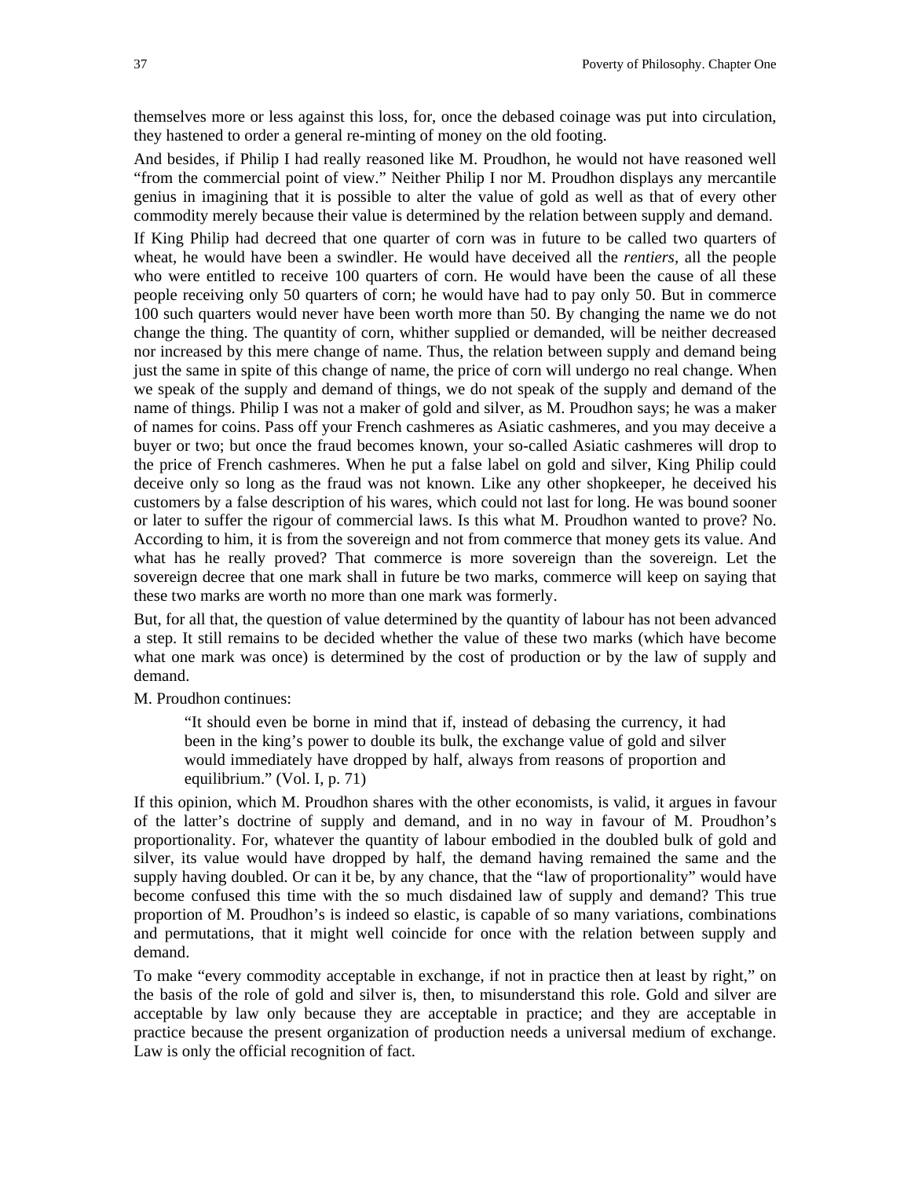themselves more or less against this loss, for, once the debased coinage was put into circulation, they hastened to order a general re-minting of money on the old footing.

And besides, if Philip I had really reasoned like M. Proudhon, he would not have reasoned well "from the commercial point of view." Neither Philip I nor M. Proudhon displays any mercantile genius in imagining that it is possible to alter the value of gold as well as that of every other commodity merely because their value is determined by the relation between supply and demand.

If King Philip had decreed that one quarter of corn was in future to be called two quarters of wheat, he would have been a swindler. He would have deceived all the *rentiers*, all the people who were entitled to receive 100 quarters of corn. He would have been the cause of all these people receiving only 50 quarters of corn; he would have had to pay only 50. But in commerce 100 such quarters would never have been worth more than 50. By changing the name we do not change the thing. The quantity of corn, whither supplied or demanded, will be neither decreased nor increased by this mere change of name. Thus, the relation between supply and demand being just the same in spite of this change of name, the price of corn will undergo no real change. When we speak of the supply and demand of things, we do not speak of the supply and demand of the name of things. Philip I was not a maker of gold and silver, as M. Proudhon says; he was a maker of names for coins. Pass off your French cashmeres as Asiatic cashmeres, and you may deceive a buyer or two; but once the fraud becomes known, your so-called Asiatic cashmeres will drop to the price of French cashmeres. When he put a false label on gold and silver, King Philip could deceive only so long as the fraud was not known. Like any other shopkeeper, he deceived his customers by a false description of his wares, which could not last for long. He was bound sooner or later to suffer the rigour of commercial laws. Is this what M. Proudhon wanted to prove? No. According to him, it is from the sovereign and not from commerce that money gets its value. And what has he really proved? That commerce is more sovereign than the sovereign. Let the sovereign decree that one mark shall in future be two marks, commerce will keep on saying that these two marks are worth no more than one mark was formerly.

But, for all that, the question of value determined by the quantity of labour has not been advanced a step. It still remains to be decided whether the value of these two marks (which have become what one mark was once) is determined by the cost of production or by the law of supply and demand.

M. Proudhon continues:

> "It should even be borne in mind that if, instead of debasing the currency, it had been in the king's power to double its bulk, the exchange value of gold and silver would immediately have dropped by half, always from reasons of proportion and equilibrium." (Vol. I, p. 71)

If this opinion, which M. Proudhon shares with the other economists, is valid, it argues in favour of the latter's doctrine of supply and demand, and in no way in favour of M. Proudhon's proportionality. For, whatever the quantity of labour embodied in the doubled bulk of gold and silver, its value would have dropped by half, the demand having remained the same and the supply having doubled. Or can it be, by any chance, that the "law of proportionality" would have become confused this time with the so much disdained law of supply and demand? This true proportion of M. Proudhon's is indeed so elastic, is capable of so many variations, combinations and permutations, that it might well coincide for once with the relation between supply and demand.

To make "every commodity acceptable in exchange, if not in practice then at least by right," on the basis of the role of gold and silver is, then, to misunderstand this role. Gold and silver are acceptable by law only because they are acceptable in practice; and they are acceptable in practice because the present organization of production needs a universal medium of exchange. Law is only the official recognition of fact.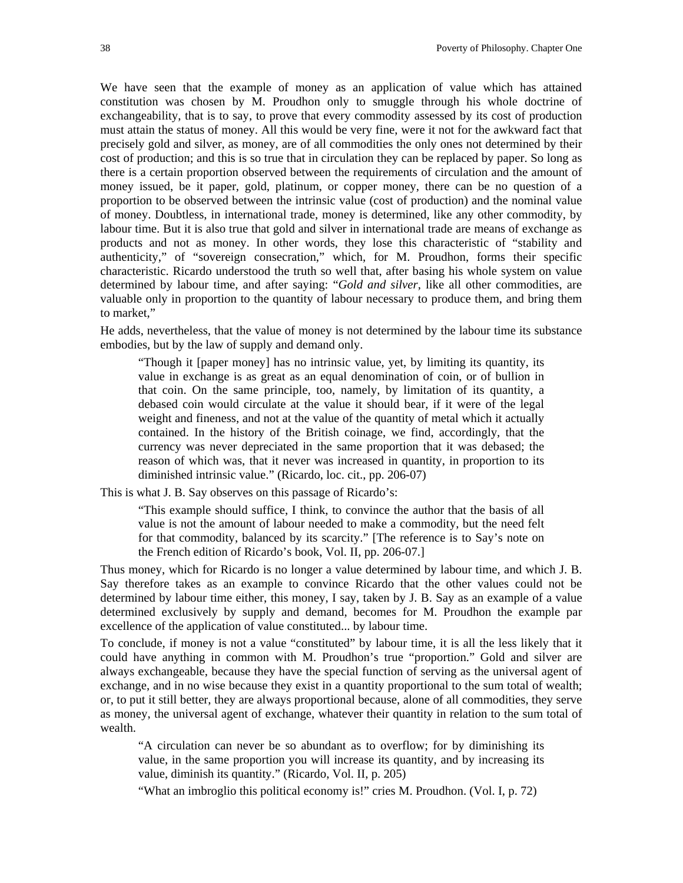We have seen that the example of money as an application of value which has attained constitution was chosen by M. Proudhon only to smuggle through his whole doctrine of exchangeability, that is to say, to prove that every commodity assessed by its cost of production must attain the status of money. All this would be very fine, were it not for the awkward fact that precisely gold and silver, as money, are of all commodities the only ones not determined by their cost of production; and this is so true that in circulation they can be replaced by paper. So long as there is a certain proportion observed between the requirements of circulation and the amount of money issued, be it paper, gold, platinum, or copper money, there can be no question of a proportion to be observed between the intrinsic value (cost of production) and the nominal value of money. Doubtless, in international trade, money is determined, like any other commodity, by labour time. But it is also true that gold and silver in international trade are means of exchange as products and not as money. In other words, they lose this characteristic of "stability and authenticity," of "sovereign consecration," which, for M. Proudhon, forms their specific characteristic. Ricardo understood the truth so well that, after basing his whole system on value determined by labour time, and after saying: "*Gold and silver*, like all other commodities, are valuable only in proportion to the quantity of labour necessary to produce them, and bring them to market,"

He adds, nevertheless, that the value of money is not determined by the labour time its substance embodies, but by the law of supply and demand only.

> "Though it [paper money] has no intrinsic value, yet, by limiting its quantity, its value in exchange is as great as an equal denomination of coin, or of bullion in that coin. On the same principle, too, namely, by limitation of its quantity, a debased coin would circulate at the value it should bear, if it were of the legal weight and fineness, and not at the value of the quantity of metal which it actually contained. In the history of the British coinage, we find, accordingly, that the currency was never depreciated in the same proportion that it was debased; the reason of which was, that it never was increased in quantity, in proportion to its diminished intrinsic value." (Ricardo, loc. cit., pp. 206-07)

This is what J. B. Say observes on this passage of Ricardo's:

> "This example should suffice, I think, to convince the author that the basis of all value is not the amount of labour needed to make a commodity, but the need felt for that commodity, balanced by its scarcity." [The reference is to Say's note on the French edition of Ricardo's book, Vol. II, pp. 206-07.]

Thus money, which for Ricardo is no longer a value determined by labour time, and which J. B. Say therefore takes as an example to convince Ricardo that the other values could not be determined by labour time either, this money, I say, taken by J. B. Say as an example of a value determined exclusively by supply and demand, becomes for M. Proudhon the example par excellence of the application of value constituted... by labour time.

To conclude, if money is not a value "constituted" by labour time, it is all the less likely that it could have anything in common with M. Proudhon's true "proportion." Gold and silver are always exchangeable, because they have the special function of serving as the universal agent of exchange, and in no wise because they exist in a quantity proportional to the sum total of wealth; or, to put it still better, they are always proportional because, alone of all commodities, they serve as money, the universal agent of exchange, whatever their quantity in relation to the sum total of wealth.

> "A circulation can never be so abundant as to overflow; for by diminishing its value, in the same proportion you will increase its quantity, and by increasing its value, diminish its quantity." (Ricardo, Vol. II, p. 205)
>
> "What an imbroglio this political economy is!" cries M. Proudhon. (Vol. I, p. 72)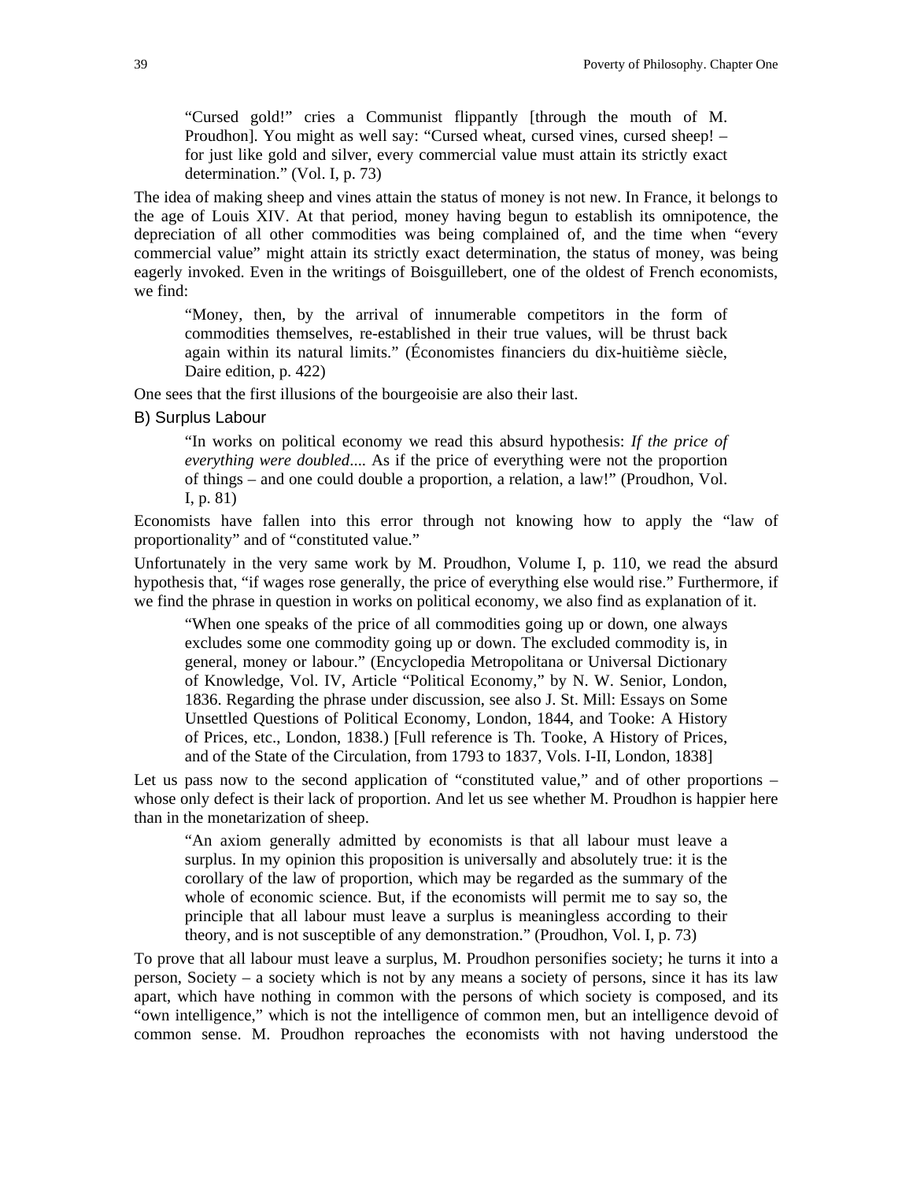> "Cursed gold!" cries a Communist flippantly [through the mouth of M. Proudhon]. You might as well say: "Cursed wheat, cursed vines, cursed sheep! – for just like gold and silver, every commercial value must attain its strictly exact determination." (Vol. I, p. 73)

The idea of making sheep and vines attain the status of money is not new. In France, it belongs to the age of Louis XIV. At that period, money having begun to establish its omnipotence, the depreciation of all other commodities was being complained of, and the time when "every commercial value" might attain its strictly exact determination, the status of money, was being eagerly invoked. Even in the writings of Boisguillebert, one of the oldest of French economists, we find:

> "Money, then, by the arrival of innumerable competitors in the form of commodities themselves, re-established in their true values, will be thrust back again within its natural limits." (Économistes financiers du dix-huitième siècle, Daire edition, p. 422)

One sees that the first illusions of the bourgeoisie are also their last.

### B) Surplus Labour

> "In works on political economy we read this absurd hypothesis: *If the price of everything were doubled*.... As if the price of everything were not the proportion of things – and one could double a proportion, a relation, a law!" (Proudhon, Vol. I, p. 81)

Economists have fallen into this error through not knowing how to apply the "law of proportionality" and of "constituted value."

Unfortunately in the very same work by M. Proudhon, Volume I, p. 110, we read the absurd hypothesis that, "if wages rose generally, the price of everything else would rise." Furthermore, if we find the phrase in question in works on political economy, we also find as explanation of it.

> "When one speaks of the price of all commodities going up or down, one always excludes some one commodity going up or down. The excluded commodity is, in general, money or labour." (Encyclopedia Metropolitana or Universal Dictionary of Knowledge, Vol. IV, Article "Political Economy," by N. W. Senior, London, 1836. Regarding the phrase under discussion, see also J. St. Mill: Essays on Some Unsettled Questions of Political Economy, London, 1844, and Tooke: A History of Prices, etc., London, 1838.) [Full reference is Th. Tooke, A History of Prices, and of the State of the Circulation, from 1793 to 1837, Vols. I-II, London, 1838]

Let us pass now to the second application of "constituted value," and of other proportions – whose only defect is their lack of proportion. And let us see whether M. Proudhon is happier here than in the monetarization of sheep.

> "An axiom generally admitted by economists is that all labour must leave a surplus. In my opinion this proposition is universally and absolutely true: it is the corollary of the law of proportion, which may be regarded as the summary of the whole of economic science. But, if the economists will permit me to say so, the principle that all labour must leave a surplus is meaningless according to their theory, and is not susceptible of any demonstration." (Proudhon, Vol. I, p. 73)

To prove that all labour must leave a surplus, M. Proudhon personifies society; he turns it into a person, Society – a society which is not by any means a society of persons, since it has its law apart, which have nothing in common with the persons of which society is composed, and its "own intelligence," which is not the intelligence of common men, but an intelligence devoid of common sense. M. Proudhon reproaches the economists with not having understood the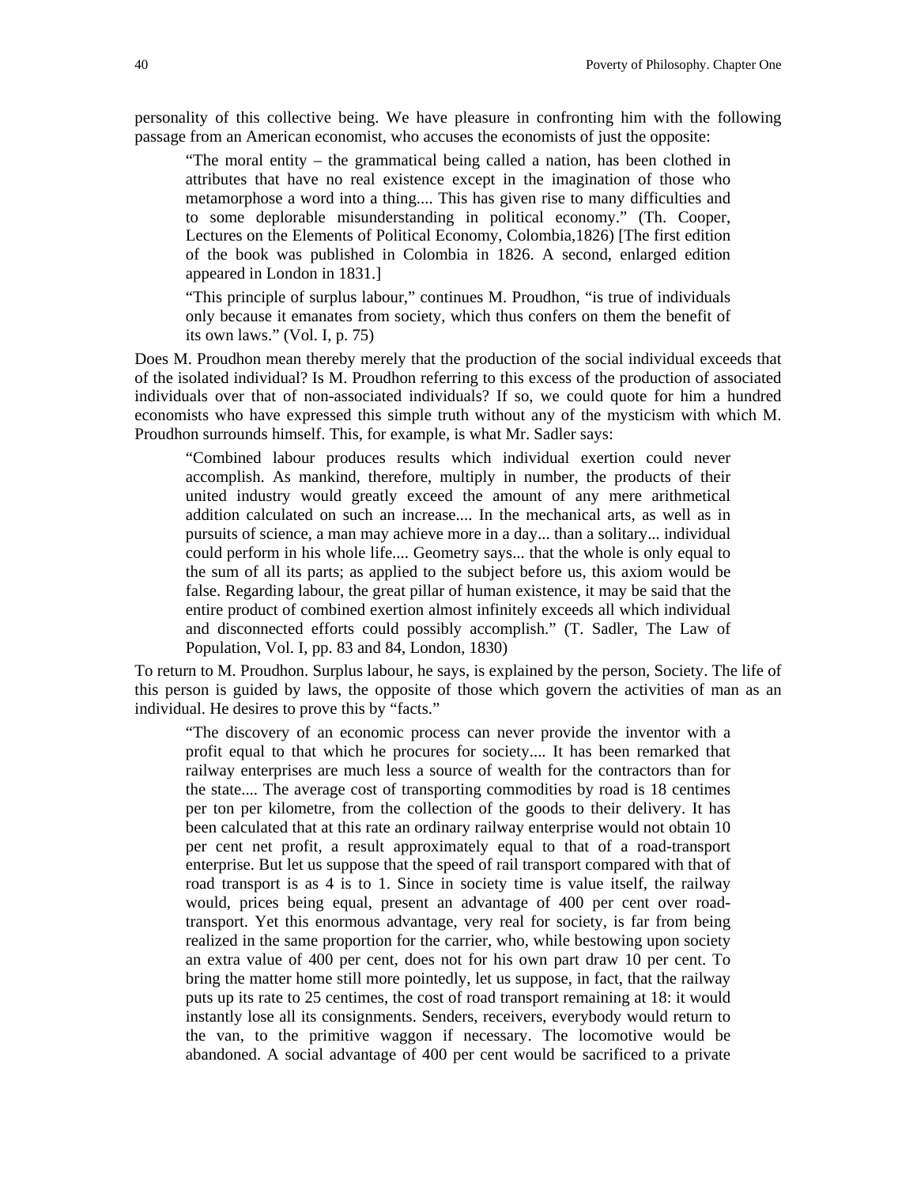personality of this collective being. We have pleasure in confronting him with the following passage from an American economist, who accuses the economists of just the opposite:

> "The moral entity – the grammatical being called a nation, has been clothed in attributes that have no real existence except in the imagination of those who metamorphose a word into a thing.... This has given rise to many difficulties and to some deplorable misunderstanding in political economy." (Th. Cooper, Lectures on the Elements of Political Economy, Colombia,1826) [The first edition of the book was published in Colombia in 1826. A second, enlarged edition appeared in London in 1831.]
>
> "This principle of surplus labour," continues M. Proudhon, "is true of individuals only because it emanates from society, which thus confers on them the benefit of its own laws." (Vol. I, p. 75)

Does M. Proudhon mean thereby merely that the production of the social individual exceeds that of the isolated individual? Is M. Proudhon referring to this excess of the production of associated individuals over that of non-associated individuals? If so, we could quote for him a hundred economists who have expressed this simple truth without any of the mysticism with which M. Proudhon surrounds himself. This, for example, is what Mr. Sadler says:

> "Combined labour produces results which individual exertion could never accomplish. As mankind, therefore, multiply in number, the products of their united industry would greatly exceed the amount of any mere arithmetical addition calculated on such an increase.... In the mechanical arts, as well as in pursuits of science, a man may achieve more in a day... than a solitary... individual could perform in his whole life.... Geometry says... that the whole is only equal to the sum of all its parts; as applied to the subject before us, this axiom would be false. Regarding labour, the great pillar of human existence, it may be said that the entire product of combined exertion almost infinitely exceeds all which individual and disconnected efforts could possibly accomplish." (T. Sadler, The Law of Population, Vol. I, pp. 83 and 84, London, 1830)

To return to M. Proudhon. Surplus labour, he says, is explained by the person, Society. The life of this person is guided by laws, the opposite of those which govern the activities of man as an individual. He desires to prove this by "facts."

> "The discovery of an economic process can never provide the inventor with a profit equal to that which he procures for society.... It has been remarked that railway enterprises are much less a source of wealth for the contractors than for the state.... The average cost of transporting commodities by road is 18 centimes per ton per kilometre, from the collection of the goods to their delivery. It has been calculated that at this rate an ordinary railway enterprise would not obtain 10 per cent net profit, a result approximately equal to that of a road-transport enterprise. But let us suppose that the speed of rail transport compared with that of road transport is as 4 is to 1. Since in society time is value itself, the railway would, prices being equal, present an advantage of 400 per cent over road-transport. Yet this enormous advantage, very real for society, is far from being realized in the same proportion for the carrier, who, while bestowing upon society an extra value of 400 per cent, does not for his own part draw 10 per cent. To bring the matter home still more pointedly, let us suppose, in fact, that the railway puts up its rate to 25 centimes, the cost of road transport remaining at 18: it would instantly lose all its consignments. Senders, receivers, everybody would return to the van, to the primitive waggon if necessary. The locomotive would be abandoned. A social advantage of 400 per cent would be sacrificed to a private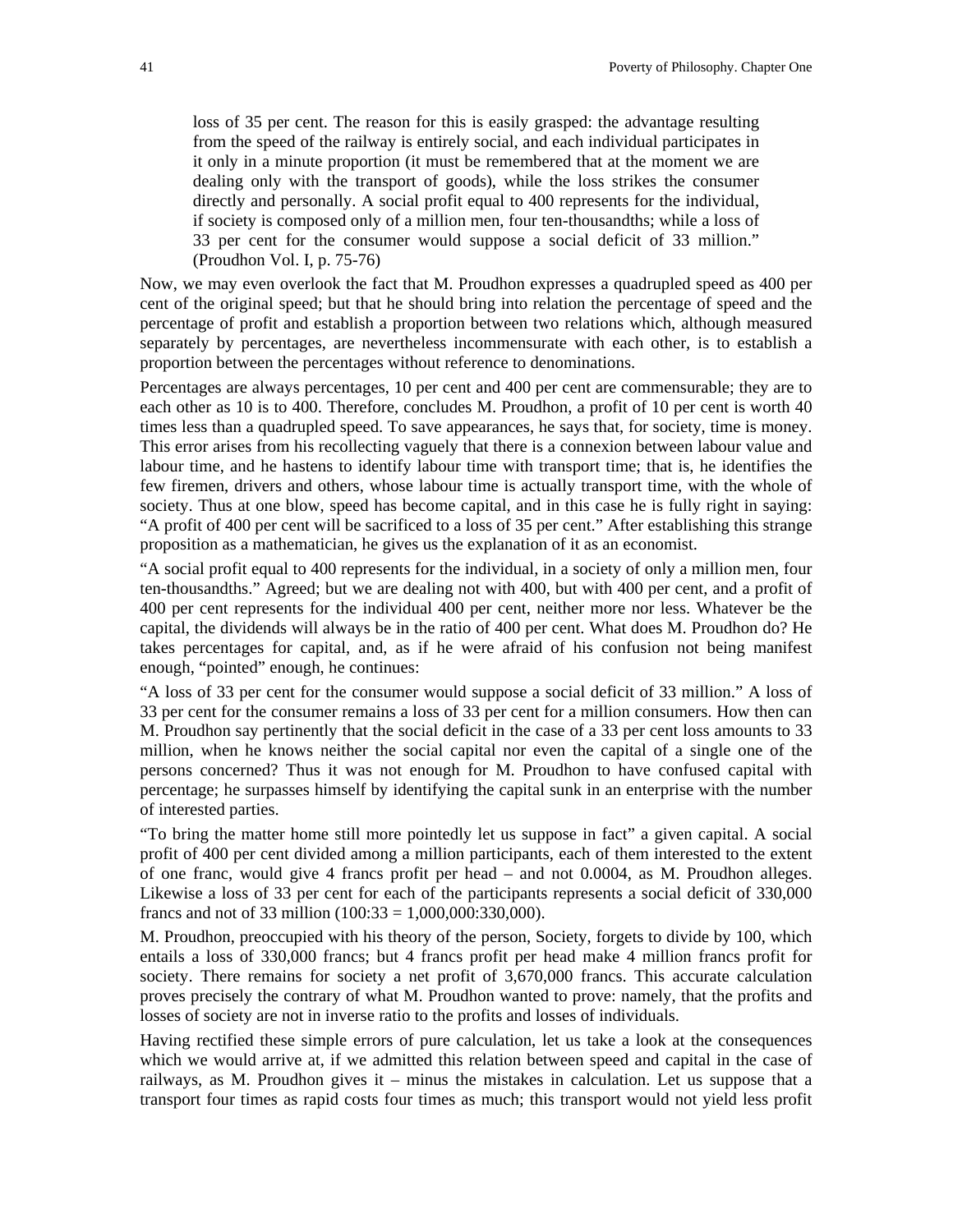> loss of 35 per cent. The reason for this is easily grasped: the advantage resulting from the speed of the railway is entirely social, and each individual participates in it only in a minute proportion (it must be remembered that at the moment we are dealing only with the transport of goods), while the loss strikes the consumer directly and personally. A social profit equal to 400 represents for the individual, if society is composed only of a million men, four ten-thousandths; while a loss of 33 per cent for the consumer would suppose a social deficit of 33 million." (Proudhon Vol. I, p. 75-76)

Now, we may even overlook the fact that M. Proudhon expresses a quadrupled speed as 400 per cent of the original speed; but that he should bring into relation the percentage of speed and the percentage of profit and establish a proportion between two relations which, although measured separately by percentages, are nevertheless incommensurate with each other, is to establish a proportion between the percentages without reference to denominations.

Percentages are always percentages, 10 per cent and 400 per cent are commensurable; they are to each other as 10 is to 400. Therefore, concludes M. Proudhon, a profit of 10 per cent is worth 40 times less than a quadrupled speed. To save appearances, he says that, for society, time is money. This error arises from his recollecting vaguely that there is a connexion between labour value and labour time, and he hastens to identify labour time with transport time; that is, he identifies the few firemen, drivers and others, whose labour time is actually transport time, with the whole of society. Thus at one blow, speed has become capital, and in this case he is fully right in saying: "A profit of 400 per cent will be sacrificed to a loss of 35 per cent." After establishing this strange proposition as a mathematician, he gives us the explanation of it as an economist.

"A social profit equal to 400 represents for the individual, in a society of only a million men, four ten-thousandths." Agreed; but we are dealing not with 400, but with 400 per cent, and a profit of 400 per cent represents for the individual 400 per cent, neither more nor less. Whatever be the capital, the dividends will always be in the ratio of 400 per cent. What does M. Proudhon do? He takes percentages for capital, and, as if he were afraid of his confusion not being manifest enough, "pointed" enough, he continues:

"A loss of 33 per cent for the consumer would suppose a social deficit of 33 million." A loss of 33 per cent for the consumer remains a loss of 33 per cent for a million consumers. How then can M. Proudhon say pertinently that the social deficit in the case of a 33 per cent loss amounts to 33 million, when he knows neither the social capital nor even the capital of a single one of the persons concerned? Thus it was not enough for M. Proudhon to have confused capital with percentage; he surpasses himself by identifying the capital sunk in an enterprise with the number of interested parties.

"To bring the matter home still more pointedly let us suppose in fact" a given capital. A social profit of 400 per cent divided among a million participants, each of them interested to the extent of one franc, would give 4 francs profit per head – and not 0.0004, as M. Proudhon alleges. Likewise a loss of 33 per cent for each of the participants represents a social deficit of 330,000 francs and not of 33 million (100:33 = 1,000,000:330,000).

M. Proudhon, preoccupied with his theory of the person, Society, forgets to divide by 100, which entails a loss of 330,000 francs; but 4 francs profit per head make 4 million francs profit for society. There remains for society a net profit of 3,670,000 francs. This accurate calculation proves precisely the contrary of what M. Proudhon wanted to prove: namely, that the profits and losses of society are not in inverse ratio to the profits and losses of individuals.

Having rectified these simple errors of pure calculation, let us take a look at the consequences which we would arrive at, if we admitted this relation between speed and capital in the case of railways, as M. Proudhon gives it – minus the mistakes in calculation. Let us suppose that a transport four times as rapid costs four times as much; this transport would not yield less profit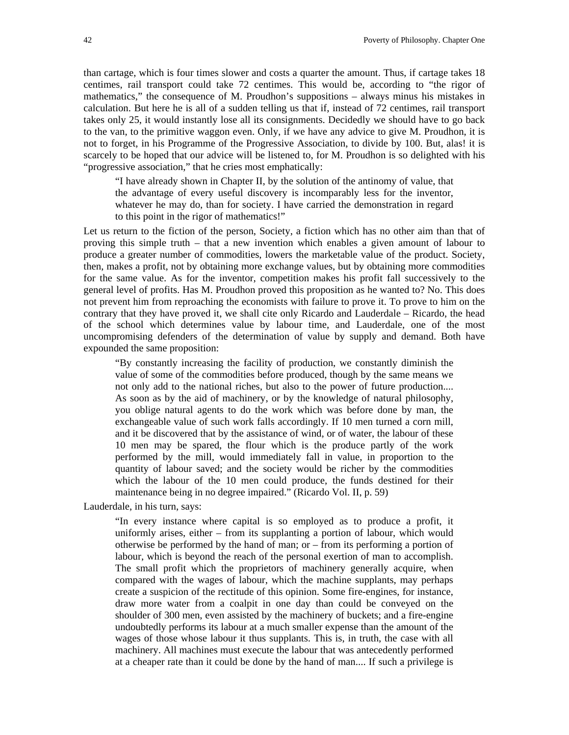than cartage, which is four times slower and costs a quarter the amount. Thus, if cartage takes 18 centimes, rail transport could take 72 centimes. This would be, according to "the rigor of mathematics," the consequence of M. Proudhon's suppositions – always minus his mistakes in calculation. But here he is all of a sudden telling us that if, instead of 72 centimes, rail transport takes only 25, it would instantly lose all its consignments. Decidedly we should have to go back to the van, to the primitive waggon even. Only, if we have any advice to give M. Proudhon, it is not to forget, in his Programme of the Progressive Association, to divide by 100. But, alas! it is scarcely to be hoped that our advice will be listened to, for M. Proudhon is so delighted with his "progressive association," that he cries most emphatically:

> "I have already shown in Chapter II, by the solution of the antinomy of value, that the advantage of every useful discovery is incomparably less for the inventor, whatever he may do, than for society. I have carried the demonstration in regard to this point in the rigor of mathematics!"

Let us return to the fiction of the person, Society, a fiction which has no other aim than that of proving this simple truth – that a new invention which enables a given amount of labour to produce a greater number of commodities, lowers the marketable value of the product. Society, then, makes a profit, not by obtaining more exchange values, but by obtaining more commodities for the same value. As for the inventor, competition makes his profit fall successively to the general level of profits. Has M. Proudhon proved this proposition as he wanted to? No. This does not prevent him from reproaching the economists with failure to prove it. To prove to him on the contrary that they have proved it, we shall cite only Ricardo and Lauderdale – Ricardo, the head of the school which determines value by labour time, and Lauderdale, one of the most uncompromising defenders of the determination of value by supply and demand. Both have expounded the same proposition:

> "By constantly increasing the facility of production, we constantly diminish the value of some of the commodities before produced, though by the same means we not only add to the national riches, but also to the power of future production.... As soon as by the aid of machinery, or by the knowledge of natural philosophy, you oblige natural agents to do the work which was before done by man, the exchangeable value of such work falls accordingly. If 10 men turned a corn mill, and it be discovered that by the assistance of wind, or of water, the labour of these 10 men may be spared, the flour which is the produce partly of the work performed by the mill, would immediately fall in value, in proportion to the quantity of labour saved; and the society would be richer by the commodities which the labour of the 10 men could produce, the funds destined for their maintenance being in no degree impaired." (Ricardo Vol. II, p. 59)

Lauderdale, in his turn, says:

> "In every instance where capital is so employed as to produce a profit, it uniformly arises, either – from its supplanting a portion of labour, which would otherwise be performed by the hand of man; or – from its performing a portion of labour, which is beyond the reach of the personal exertion of man to accomplish. The small profit which the proprietors of machinery generally acquire, when compared with the wages of labour, which the machine supplants, may perhaps create a suspicion of the rectitude of this opinion. Some fire-engines, for instance, draw more water from a coalpit in one day than could be conveyed on the shoulder of 300 men, even assisted by the machinery of buckets; and a fire-engine undoubtedly performs its labour at a much smaller expense than the amount of the wages of those whose labour it thus supplants. This is, in truth, the case with all machinery. All machines must execute the labour that was antecedently performed at a cheaper rate than it could be done by the hand of man.... If such a privilege is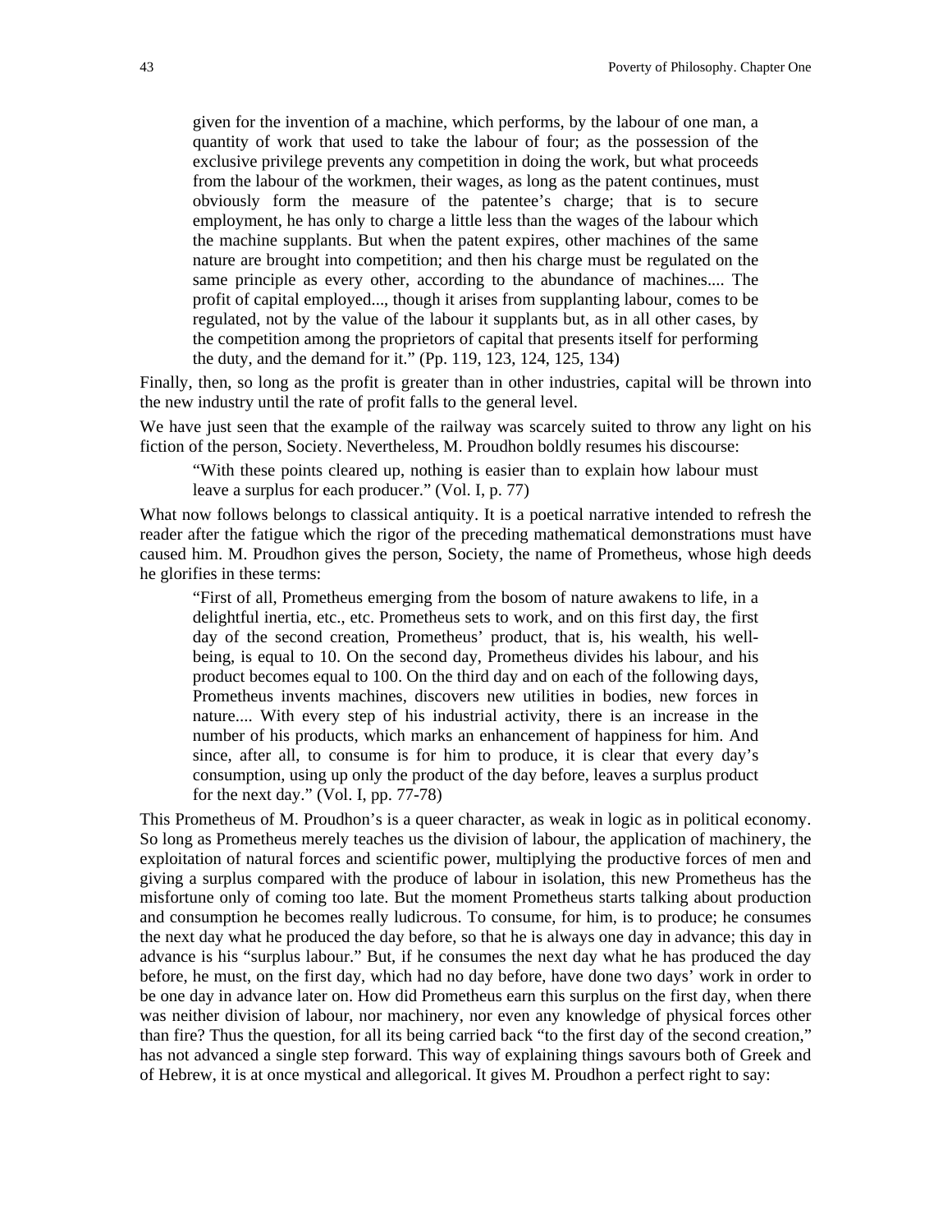> given for the invention of a machine, which performs, by the labour of one man, a quantity of work that used to take the labour of four; as the possession of the exclusive privilege prevents any competition in doing the work, but what proceeds from the labour of the workmen, their wages, as long as the patent continues, must obviously form the measure of the patentee's charge; that is to secure employment, he has only to charge a little less than the wages of the labour which the machine supplants. But when the patent expires, other machines of the same nature are brought into competition; and then his charge must be regulated on the same principle as every other, according to the abundance of machines.... The profit of capital employed..., though it arises from supplanting labour, comes to be regulated, not by the value of the labour it supplants but, as in all other cases, by the competition among the proprietors of capital that presents itself for performing the duty, and the demand for it." (Pp. 119, 123, 124, 125, 134)

Finally, then, so long as the profit is greater than in other industries, capital will be thrown into the new industry until the rate of profit falls to the general level.

We have just seen that the example of the railway was scarcely suited to throw any light on his fiction of the person, Society. Nevertheless, M. Proudhon boldly resumes his discourse:

> "With these points cleared up, nothing is easier than to explain how labour must leave a surplus for each producer." (Vol. I, p. 77)

What now follows belongs to classical antiquity. It is a poetical narrative intended to refresh the reader after the fatigue which the rigor of the preceding mathematical demonstrations must have caused him. M. Proudhon gives the person, Society, the name of Prometheus, whose high deeds he glorifies in these terms:

> "First of all, Prometheus emerging from the bosom of nature awakens to life, in a delightful inertia, etc., etc. Prometheus sets to work, and on this first day, the first day of the second creation, Prometheus' product, that is, his wealth, his well-being, is equal to 10. On the second day, Prometheus divides his labour, and his product becomes equal to 100. On the third day and on each of the following days, Prometheus invents machines, discovers new utilities in bodies, new forces in nature.... With every step of his industrial activity, there is an increase in the number of his products, which marks an enhancement of happiness for him. And since, after all, to consume is for him to produce, it is clear that every day's consumption, using up only the product of the day before, leaves a surplus product for the next day." (Vol. I, pp. 77-78)

This Prometheus of M. Proudhon's is a queer character, as weak in logic as in political economy. So long as Prometheus merely teaches us the division of labour, the application of machinery, the exploitation of natural forces and scientific power, multiplying the productive forces of men and giving a surplus compared with the produce of labour in isolation, this new Prometheus has the misfortune only of coming too late. But the moment Prometheus starts talking about production and consumption he becomes really ludicrous. To consume, for him, is to produce; he consumes the next day what he produced the day before, so that he is always one day in advance; this day in advance is his "surplus labour." But, if he consumes the next day what he has produced the day before, he must, on the first day, which had no day before, have done two days' work in order to be one day in advance later on. How did Prometheus earn this surplus on the first day, when there was neither division of labour, nor machinery, nor even any knowledge of physical forces other than fire? Thus the question, for all its being carried back "to the first day of the second creation," has not advanced a single step forward. This way of explaining things savours both of Greek and of Hebrew, it is at once mystical and allegorical. It gives M. Proudhon a perfect right to say: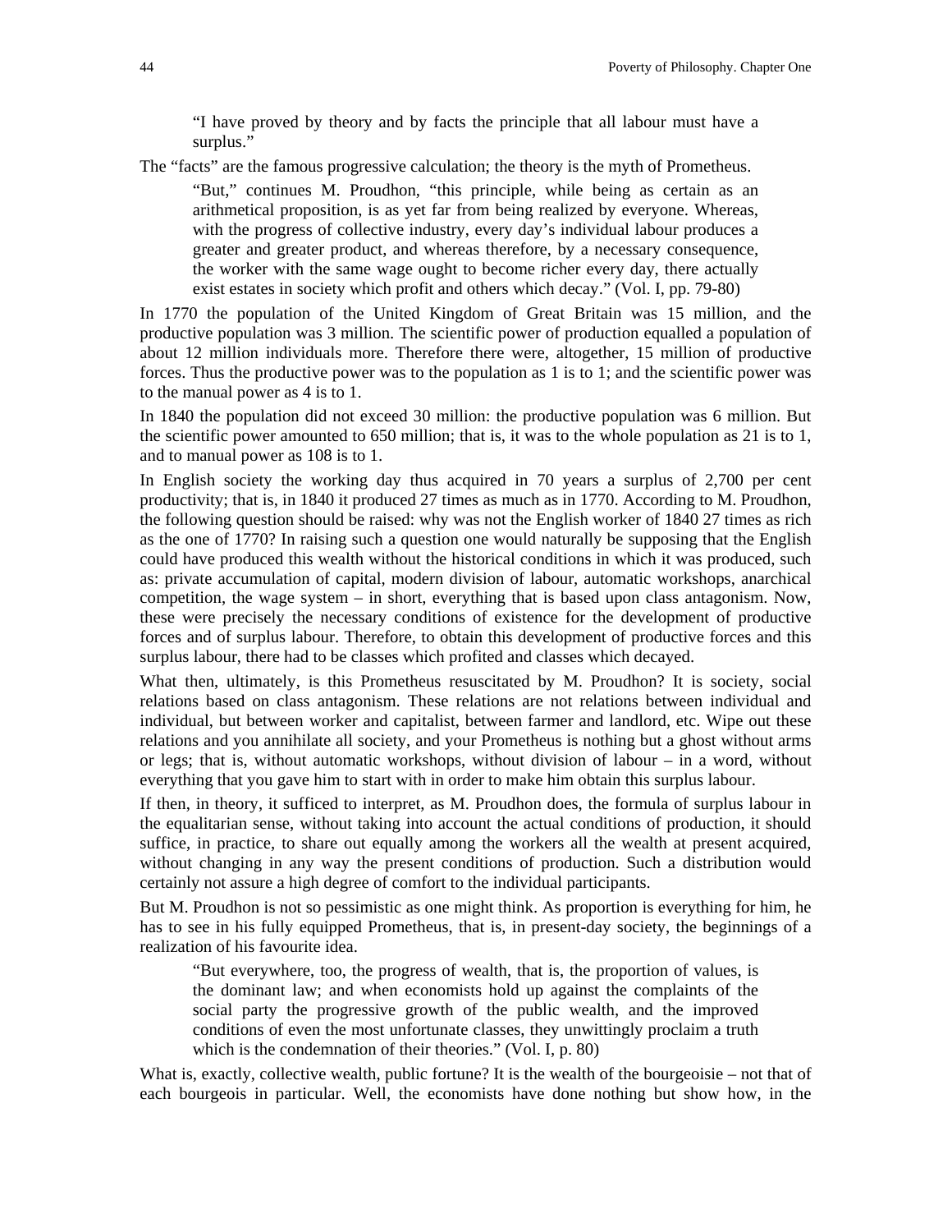> "I have proved by theory and by facts the principle that all labour must have a surplus."

The "facts" are the famous progressive calculation; the theory is the myth of Prometheus.

> "But," continues M. Proudhon, "this principle, while being as certain as an arithmetical proposition, is as yet far from being realized by everyone. Whereas, with the progress of collective industry, every day's individual labour produces a greater and greater product, and whereas therefore, by a necessary consequence, the worker with the same wage ought to become richer every day, there actually exist estates in society which profit and others which decay." (Vol. I, pp. 79-80)

In 1770 the population of the United Kingdom of Great Britain was 15 million, and the productive population was 3 million. The scientific power of production equalled a population of about 12 million individuals more. Therefore there were, altogether, 15 million of productive forces. Thus the productive power was to the population as 1 is to 1; and the scientific power was to the manual power as 4 is to 1.

In 1840 the population did not exceed 30 million: the productive population was 6 million. But the scientific power amounted to 650 million; that is, it was to the whole population as 21 is to 1, and to manual power as 108 is to 1.

In English society the working day thus acquired in 70 years a surplus of 2,700 per cent productivity; that is, in 1840 it produced 27 times as much as in 1770. According to M. Proudhon, the following question should be raised: why was not the English worker of 1840 27 times as rich as the one of 1770? In raising such a question one would naturally be supposing that the English could have produced this wealth without the historical conditions in which it was produced, such as: private accumulation of capital, modern division of labour, automatic workshops, anarchical competition, the wage system – in short, everything that is based upon class antagonism. Now, these were precisely the necessary conditions of existence for the development of productive forces and of surplus labour. Therefore, to obtain this development of productive forces and this surplus labour, there had to be classes which profited and classes which decayed.

What then, ultimately, is this Prometheus resuscitated by M. Proudhon? It is society, social relations based on class antagonism. These relations are not relations between individual and individual, but between worker and capitalist, between farmer and landlord, etc. Wipe out these relations and you annihilate all society, and your Prometheus is nothing but a ghost without arms or legs; that is, without automatic workshops, without division of labour – in a word, without everything that you gave him to start with in order to make him obtain this surplus labour.

If then, in theory, it sufficed to interpret, as M. Proudhon does, the formula of surplus labour in the equalitarian sense, without taking into account the actual conditions of production, it should suffice, in practice, to share out equally among the workers all the wealth at present acquired, without changing in any way the present conditions of production. Such a distribution would certainly not assure a high degree of comfort to the individual participants.

But M. Proudhon is not so pessimistic as one might think. As proportion is everything for him, he has to see in his fully equipped Prometheus, that is, in present-day society, the beginnings of a realization of his favourite idea.

> "But everywhere, too, the progress of wealth, that is, the proportion of values, is the dominant law; and when economists hold up against the complaints of the social party the progressive growth of the public wealth, and the improved conditions of even the most unfortunate classes, they unwittingly proclaim a truth which is the condemnation of their theories." (Vol. I, p. 80)

What is, exactly, collective wealth, public fortune? It is the wealth of the bourgeoisie – not that of each bourgeois in particular. Well, the economists have done nothing but show how, in the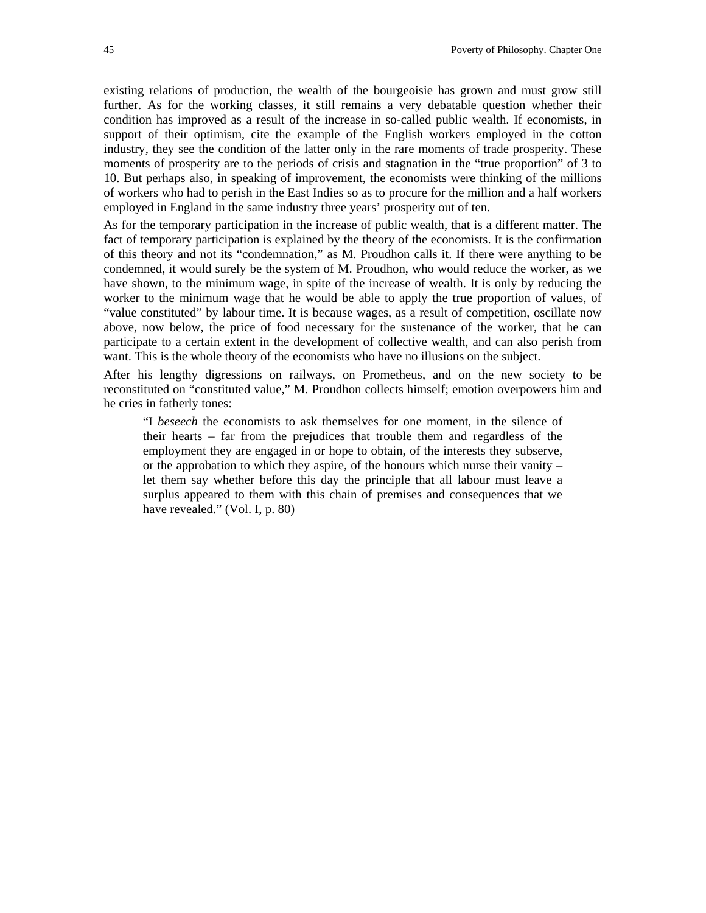existing relations of production, the wealth of the bourgeoisie has grown and must grow still further. As for the working classes, it still remains a very debatable question whether their condition has improved as a result of the increase in so-called public wealth. If economists, in support of their optimism, cite the example of the English workers employed in the cotton industry, they see the condition of the latter only in the rare moments of trade prosperity. These moments of prosperity are to the periods of crisis and stagnation in the "true proportion" of 3 to 10. But perhaps also, in speaking of improvement, the economists were thinking of the millions of workers who had to perish in the East Indies so as to procure for the million and a half workers employed in England in the same industry three years' prosperity out of ten.

As for the temporary participation in the increase of public wealth, that is a different matter. The fact of temporary participation is explained by the theory of the economists. It is the confirmation of this theory and not its "condemnation," as M. Proudhon calls it. If there were anything to be condemned, it would surely be the system of M. Proudhon, who would reduce the worker, as we have shown, to the minimum wage, in spite of the increase of wealth. It is only by reducing the worker to the minimum wage that he would be able to apply the true proportion of values, of "value constituted" by labour time. It is because wages, as a result of competition, oscillate now above, now below, the price of food necessary for the sustenance of the worker, that he can participate to a certain extent in the development of collective wealth, and can also perish from want. This is the whole theory of the economists who have no illusions on the subject.

After his lengthy digressions on railways, on Prometheus, and on the new society to be reconstituted on "constituted value," M. Proudhon collects himself; emotion overpowers him and he cries in fatherly tones:

> "I *beseech* the economists to ask themselves for one moment, in the silence of their hearts – far from the prejudices that trouble them and regardless of the employment they are engaged in or hope to obtain, of the interests they subserve, or the approbation to which they aspire, of the honours which nurse their vanity – let them say whether before this day the principle that all labour must leave a surplus appeared to them with this chain of premises and consequences that we have revealed." (Vol. I, p. 80)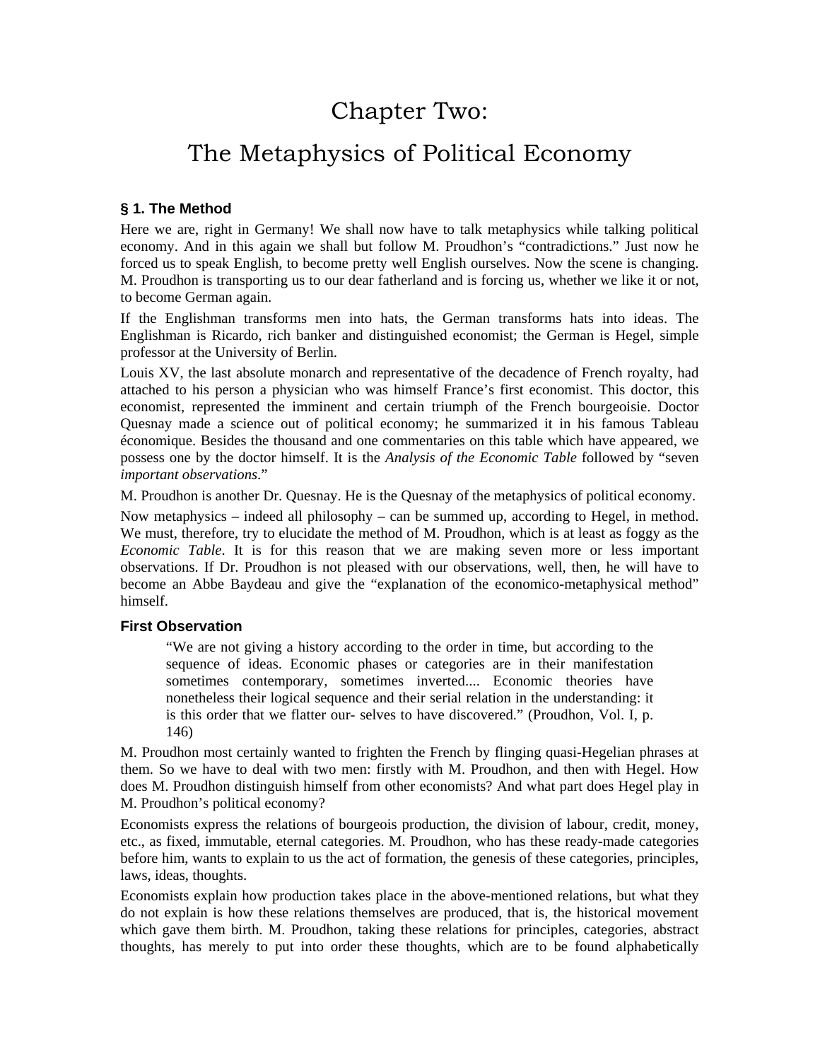# Chapter Two:

# The Metaphysics of Political Economy

### § 1. The Method

Here we are, right in Germany! We shall now have to talk metaphysics while talking political economy. And in this again we shall but follow M. Proudhon's "contradictions." Just now he forced us to speak English, to become pretty well English ourselves. Now the scene is changing. M. Proudhon is transporting us to our dear fatherland and is forcing us, whether we like it or not, to become German again.

If the Englishman transforms men into hats, the German transforms hats into ideas. The Englishman is Ricardo, rich banker and distinguished economist; the German is Hegel, simple professor at the University of Berlin.

Louis XV, the last absolute monarch and representative of the decadence of French royalty, had attached to his person a physician who was himself France's first economist. This doctor, this economist, represented the imminent and certain triumph of the French bourgeoisie. Doctor Quesnay made a science out of political economy; he summarized it in his famous Tableau économique. Besides the thousand and one commentaries on this table which have appeared, we possess one by the doctor himself. It is the *Analysis of the Economic Table* followed by "seven *important observations*."

M. Proudhon is another Dr. Quesnay. He is the Quesnay of the metaphysics of political economy.

Now metaphysics – indeed all philosophy – can be summed up, according to Hegel, in method. We must, therefore, try to elucidate the method of M. Proudhon, which is at least as foggy as the *Economic Table*. It is for this reason that we are making seven more or less important observations. If Dr. Proudhon is not pleased with our observations, well, then, he will have to become an Abbe Baydeau and give the "explanation of the economico-metaphysical method" himself.

#### First Observation

> "We are not giving a history according to the order in time, but according to the sequence of ideas. Economic phases or categories are in their manifestation sometimes contemporary, sometimes inverted.... Economic theories have nonetheless their logical sequence and their serial relation in the understanding: it is this order that we flatter our- selves to have discovered." (Proudhon, Vol. I, p. 146)

M. Proudhon most certainly wanted to frighten the French by flinging quasi-Hegelian phrases at them. So we have to deal with two men: firstly with M. Proudhon, and then with Hegel. How does M. Proudhon distinguish himself from other economists? And what part does Hegel play in M. Proudhon's political economy?

Economists express the relations of bourgeois production, the division of labour, credit, money, etc., as fixed, immutable, eternal categories. M. Proudhon, who has these ready-made categories before him, wants to explain to us the act of formation, the genesis of these categories, principles, laws, ideas, thoughts.

Economists explain how production takes place in the above-mentioned relations, but what they do not explain is how these relations themselves are produced, that is, the historical movement which gave them birth. M. Proudhon, taking these relations for principles, categories, abstract thoughts, has merely to put into order these thoughts, which are to be found alphabetically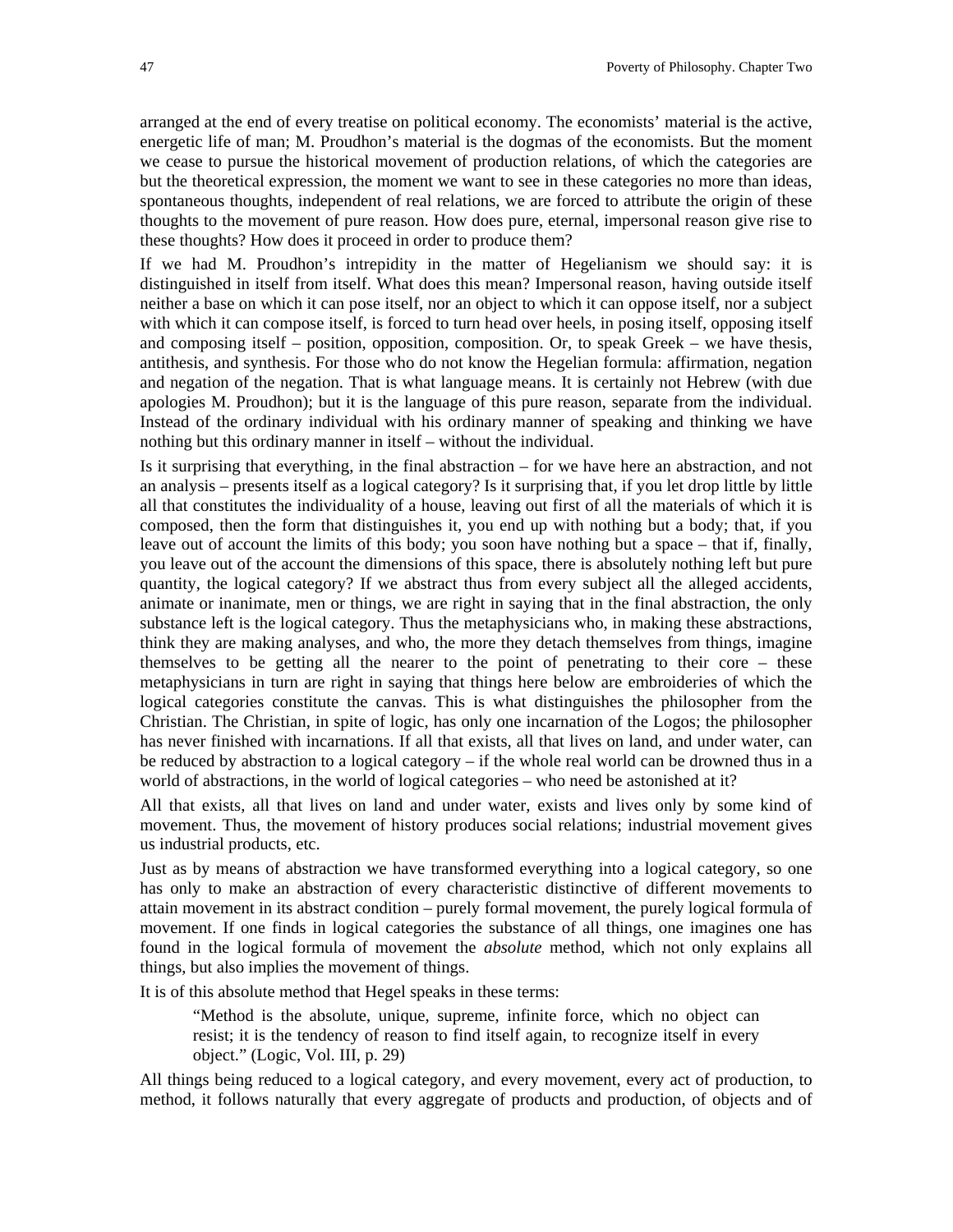arranged at the end of every treatise on political economy. The economists' material is the active, energetic life of man; M. Proudhon's material is the dogmas of the economists. But the moment we cease to pursue the historical movement of production relations, of which the categories are but the theoretical expression, the moment we want to see in these categories no more than ideas, spontaneous thoughts, independent of real relations, we are forced to attribute the origin of these thoughts to the movement of pure reason. How does pure, eternal, impersonal reason give rise to these thoughts? How does it proceed in order to produce them?

If we had M. Proudhon's intrepidity in the matter of Hegelianism we should say: it is distinguished in itself from itself. What does this mean? Impersonal reason, having outside itself neither a base on which it can pose itself, nor an object to which it can oppose itself, nor a subject with which it can compose itself, is forced to turn head over heels, in posing itself, opposing itself and composing itself – position, opposition, composition. Or, to speak Greek – we have thesis, antithesis, and synthesis. For those who do not know the Hegelian formula: affirmation, negation and negation of the negation. That is what language means. It is certainly not Hebrew (with due apologies M. Proudhon); but it is the language of this pure reason, separate from the individual. Instead of the ordinary individual with his ordinary manner of speaking and thinking we have nothing but this ordinary manner in itself – without the individual.

Is it surprising that everything, in the final abstraction – for we have here an abstraction, and not an analysis – presents itself as a logical category? Is it surprising that, if you let drop little by little all that constitutes the individuality of a house, leaving out first of all the materials of which it is composed, then the form that distinguishes it, you end up with nothing but a body; that, if you leave out of account the limits of this body; you soon have nothing but a space – that if, finally, you leave out of the account the dimensions of this space, there is absolutely nothing left but pure quantity, the logical category? If we abstract thus from every subject all the alleged accidents, animate or inanimate, men or things, we are right in saying that in the final abstraction, the only substance left is the logical category. Thus the metaphysicians who, in making these abstractions, think they are making analyses, and who, the more they detach themselves from things, imagine themselves to be getting all the nearer to the point of penetrating to their core – these metaphysicians in turn are right in saying that things here below are embroideries of which the logical categories constitute the canvas. This is what distinguishes the philosopher from the Christian. The Christian, in spite of logic, has only one incarnation of the Logos; the philosopher has never finished with incarnations. If all that exists, all that lives on land, and under water, can be reduced by abstraction to a logical category – if the whole real world can be drowned thus in a world of abstractions, in the world of logical categories – who need be astonished at it?

All that exists, all that lives on land and under water, exists and lives only by some kind of movement. Thus, the movement of history produces social relations; industrial movement gives us industrial products, etc.

Just as by means of abstraction we have transformed everything into a logical category, so one has only to make an abstraction of every characteristic distinctive of different movements to attain movement in its abstract condition – purely formal movement, the purely logical formula of movement. If one finds in logical categories the substance of all things, one imagines one has found in the logical formula of movement the *absolute* method, which not only explains all things, but also implies the movement of things.

It is of this absolute method that Hegel speaks in these terms:

> "Method is the absolute, unique, supreme, infinite force, which no object can resist; it is the tendency of reason to find itself again, to recognize itself in every object." (Logic, Vol. III, p. 29)

All things being reduced to a logical category, and every movement, every act of production, to method, it follows naturally that every aggregate of products and production, of objects and of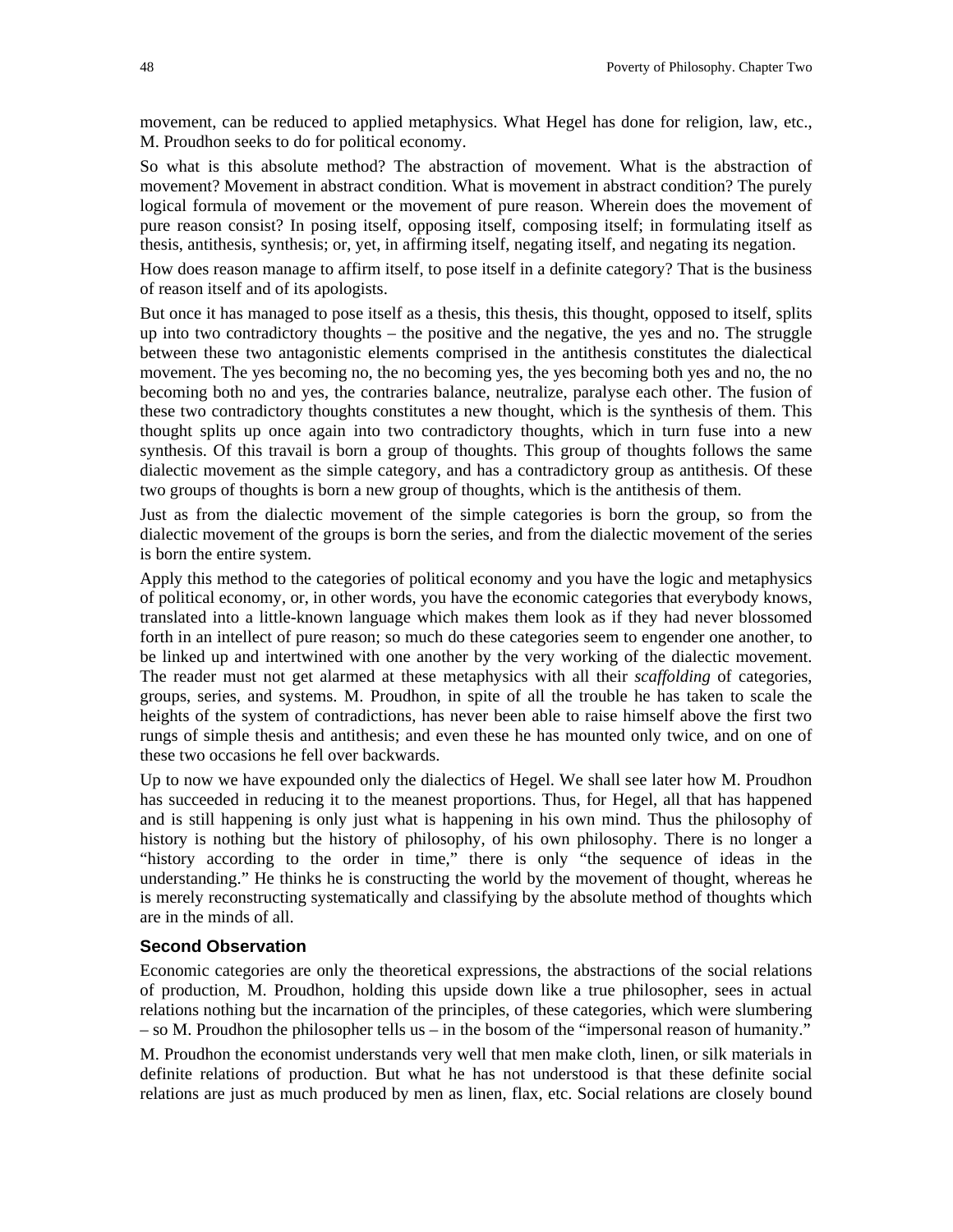movement, can be reduced to applied metaphysics. What Hegel has done for religion, law, etc., M. Proudhon seeks to do for political economy.

So what is this absolute method? The abstraction of movement. What is the abstraction of movement? Movement in abstract condition. What is movement in abstract condition? The purely logical formula of movement or the movement of pure reason. Wherein does the movement of pure reason consist? In posing itself, opposing itself, composing itself; in formulating itself as thesis, antithesis, synthesis; or, yet, in affirming itself, negating itself, and negating its negation.

How does reason manage to affirm itself, to pose itself in a definite category? That is the business of reason itself and of its apologists.

But once it has managed to pose itself as a thesis, this thesis, this thought, opposed to itself, splits up into two contradictory thoughts – the positive and the negative, the yes and no. The struggle between these two antagonistic elements comprised in the antithesis constitutes the dialectical movement. The yes becoming no, the no becoming yes, the yes becoming both yes and no, the no becoming both no and yes, the contraries balance, neutralize, paralyse each other. The fusion of these two contradictory thoughts constitutes a new thought, which is the synthesis of them. This thought splits up once again into two contradictory thoughts, which in turn fuse into a new synthesis. Of this travail is born a group of thoughts. This group of thoughts follows the same dialectic movement as the simple category, and has a contradictory group as antithesis. Of these two groups of thoughts is born a new group of thoughts, which is the antithesis of them.

Just as from the dialectic movement of the simple categories is born the group, so from the dialectic movement of the groups is born the series, and from the dialectic movement of the series is born the entire system.

Apply this method to the categories of political economy and you have the logic and metaphysics of political economy, or, in other words, you have the economic categories that everybody knows, translated into a little-known language which makes them look as if they had never blossomed forth in an intellect of pure reason; so much do these categories seem to engender one another, to be linked up and intertwined with one another by the very working of the dialectic movement. The reader must not get alarmed at these metaphysics with all their *scaffolding* of categories, groups, series, and systems. M. Proudhon, in spite of all the trouble he has taken to scale the heights of the system of contradictions, has never been able to raise himself above the first two rungs of simple thesis and antithesis; and even these he has mounted only twice, and on one of these two occasions he fell over backwards.

Up to now we have expounded only the dialectics of Hegel. We shall see later how M. Proudhon has succeeded in reducing it to the meanest proportions. Thus, for Hegel, all that has happened and is still happening is only just what is happening in his own mind. Thus the philosophy of history is nothing but the history of philosophy, of his own philosophy. There is no longer a "history according to the order in time," there is only "the sequence of ideas in the understanding." He thinks he is constructing the world by the movement of thought, whereas he is merely reconstructing systematically and classifying by the absolute method of thoughts which are in the minds of all.

### Second Observation

Economic categories are only the theoretical expressions, the abstractions of the social relations of production, M. Proudhon, holding this upside down like a true philosopher, sees in actual relations nothing but the incarnation of the principles, of these categories, which were slumbering – so M. Proudhon the philosopher tells us – in the bosom of the "impersonal reason of humanity."

M. Proudhon the economist understands very well that men make cloth, linen, or silk materials in definite relations of production. But what he has not understood is that these definite social relations are just as much produced by men as linen, flax, etc. Social relations are closely bound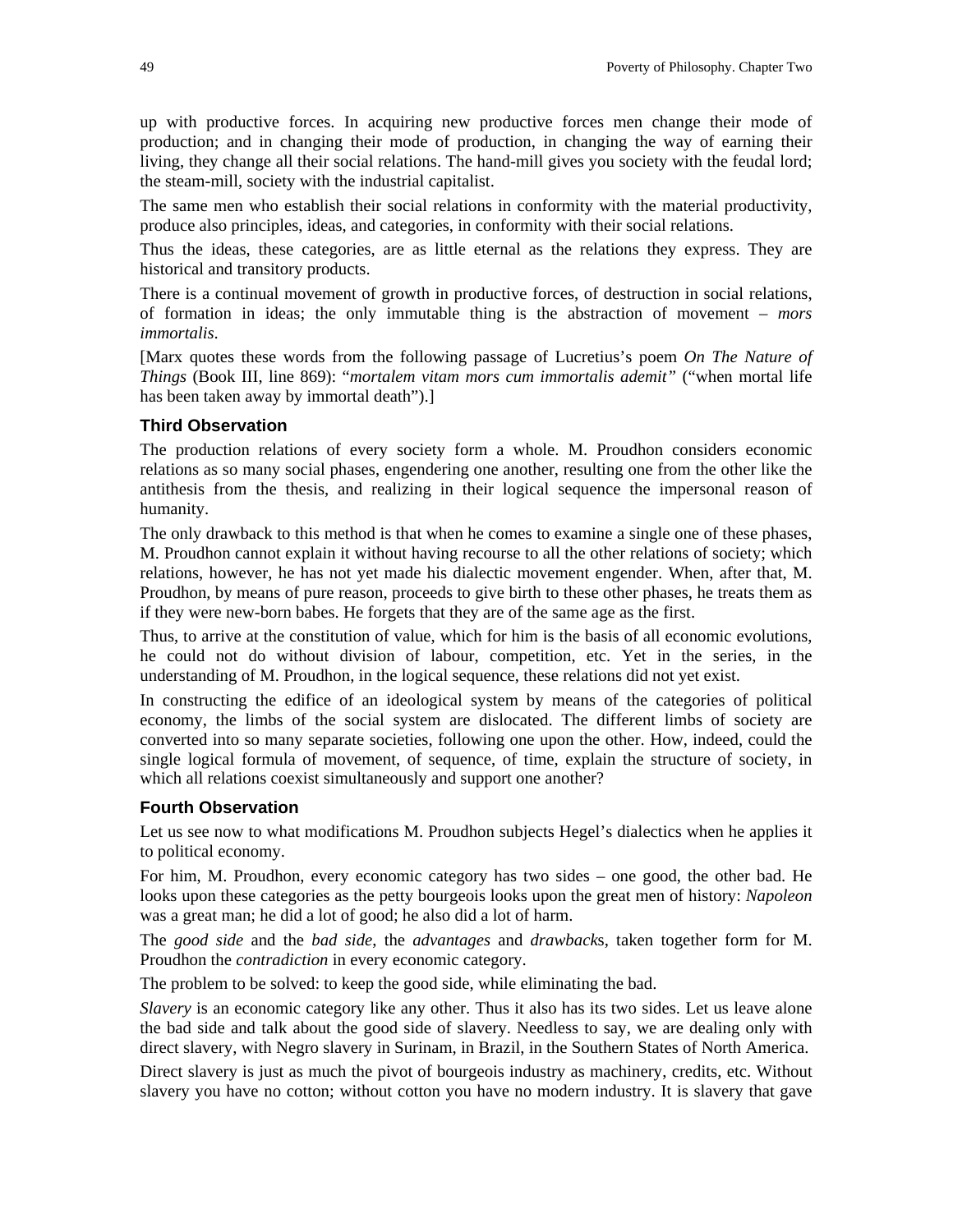up with productive forces. In acquiring new productive forces men change their mode of production; and in changing their mode of production, in changing the way of earning their living, they change all their social relations. The hand-mill gives you society with the feudal lord; the steam-mill, society with the industrial capitalist.

The same men who establish their social relations in conformity with the material productivity, produce also principles, ideas, and categories, in conformity with their social relations.

Thus the ideas, these categories, are as little eternal as the relations they express. They are historical and transitory products.

There is a continual movement of growth in productive forces, of destruction in social relations, of formation in ideas; the only immutable thing is the abstraction of movement – *mors immortalis*.

[Marx quotes these words from the following passage of Lucretius's poem *On The Nature of Things* (Book III, line 869): "*mortalem vitam mors cum immortalis ademit*" ("when mortal life has been taken away by immortal death").]

### Third Observation

The production relations of every society form a whole. M. Proudhon considers economic relations as so many social phases, engendering one another, resulting one from the other like the antithesis from the thesis, and realizing in their logical sequence the impersonal reason of humanity.

The only drawback to this method is that when he comes to examine a single one of these phases, M. Proudhon cannot explain it without having recourse to all the other relations of society; which relations, however, he has not yet made his dialectic movement engender. When, after that, M. Proudhon, by means of pure reason, proceeds to give birth to these other phases, he treats them as if they were new-born babes. He forgets that they are of the same age as the first.

Thus, to arrive at the constitution of value, which for him is the basis of all economic evolutions, he could not do without division of labour, competition, etc. Yet in the series, in the understanding of M. Proudhon, in the logical sequence, these relations did not yet exist.

In constructing the edifice of an ideological system by means of the categories of political economy, the limbs of the social system are dislocated. The different limbs of society are converted into so many separate societies, following one upon the other. How, indeed, could the single logical formula of movement, of sequence, of time, explain the structure of society, in which all relations coexist simultaneously and support one another?

### Fourth Observation

Let us see now to what modifications M. Proudhon subjects Hegel's dialectics when he applies it to political economy.

For him, M. Proudhon, every economic category has two sides – one good, the other bad. He looks upon these categories as the petty bourgeois looks upon the great men of history: *Napoleon* was a great man; he did a lot of good; he also did a lot of harm.

The *good side* and the *bad side*, the *advantages* and *drawback*s, taken together form for M. Proudhon the *contradiction* in every economic category.

The problem to be solved: to keep the good side, while eliminating the bad.

*Slavery* is an economic category like any other. Thus it also has its two sides. Let us leave alone the bad side and talk about the good side of slavery. Needless to say, we are dealing only with direct slavery, with Negro slavery in Surinam, in Brazil, in the Southern States of North America.

Direct slavery is just as much the pivot of bourgeois industry as machinery, credits, etc. Without slavery you have no cotton; without cotton you have no modern industry. It is slavery that gave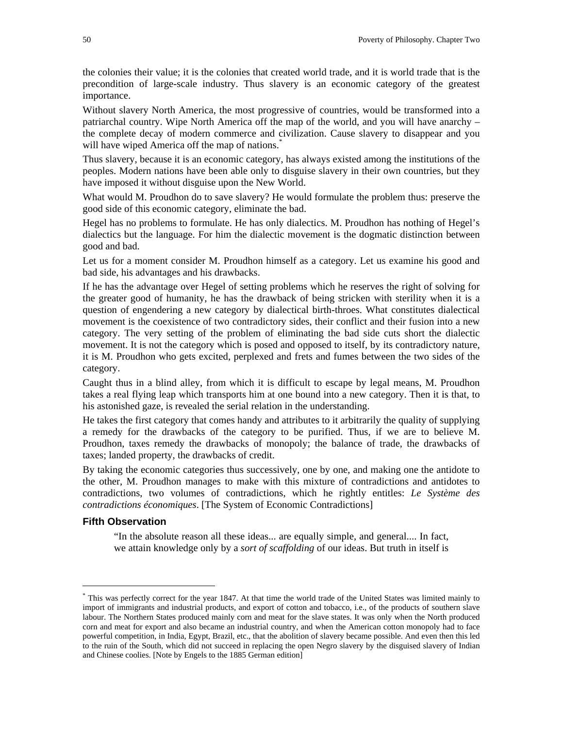the colonies their value; it is the colonies that created world trade, and it is world trade that is the precondition of large-scale industry. Thus slavery is an economic category of the greatest importance.

Without slavery North America, the most progressive of countries, would be transformed into a patriarchal country. Wipe North America off the map of the world, and you will have anarchy – the complete decay of modern commerce and civilization. Cause slavery to disappear and you will have wiped America off the map of nations.*

Thus slavery, because it is an economic category, has always existed among the institutions of the peoples. Modern nations have been able only to disguise slavery in their own countries, but they have imposed it without disguise upon the New World.

What would M. Proudhon do to save slavery? He would formulate the problem thus: preserve the good side of this economic category, eliminate the bad.

Hegel has no problems to formulate. He has only dialectics. M. Proudhon has nothing of Hegel's dialectics but the language. For him the dialectic movement is the dogmatic distinction between good and bad.

Let us for a moment consider M. Proudhon himself as a category. Let us examine his good and bad side, his advantages and his drawbacks.

If he has the advantage over Hegel of setting problems which he reserves the right of solving for the greater good of humanity, he has the drawback of being stricken with sterility when it is a question of engendering a new category by dialectical birth-throes. What constitutes dialectical movement is the coexistence of two contradictory sides, their conflict and their fusion into a new category. The very setting of the problem of eliminating the bad side cuts short the dialectic movement. It is not the category which is posed and opposed to itself, by its contradictory nature, it is M. Proudhon who gets excited, perplexed and frets and fumes between the two sides of the category.

Caught thus in a blind alley, from which it is difficult to escape by legal means, M. Proudhon takes a real flying leap which transports him at one bound into a new category. Then it is that, to his astonished gaze, is revealed the serial relation in the understanding.

He takes the first category that comes handy and attributes to it arbitrarily the quality of supplying a remedy for the drawbacks of the category to be purified. Thus, if we are to believe M. Proudhon, taxes remedy the drawbacks of monopoly; the balance of trade, the drawbacks of taxes; landed property, the drawbacks of credit.

By taking the economic categories thus successively, one by one, and making one the antidote to the other, M. Proudhon manages to make with this mixture of contradictions and antidotes to contradictions, two volumes of contradictions, which he rightly entitles: *Le Système des contradictions économiques*. [The System of Economic Contradictions]

### Fifth Observation

> "In the absolute reason all these ideas... are equally simple, and general.... In fact, we attain knowledge only by a *sort of scaffolding* of our ideas. But truth in itself is

---

* This was perfectly correct for the year 1847. At that time the world trade of the United States was limited mainly to import of immigrants and industrial products, and export of cotton and tobacco, i.e., of the products of southern slave labour. The Northern States produced mainly corn and meat for the slave states. It was only when the North produced corn and meat for export and also became an industrial country, and when the American cotton monopoly had to face powerful competition, in India, Egypt, Brazil, etc., that the abolition of slavery became possible. And even then this led to the ruin of the South, which did not succeed in replacing the open Negro slavery by the disguised slavery of Indian and Chinese coolies. [Note by Engels to the 1885 German edition]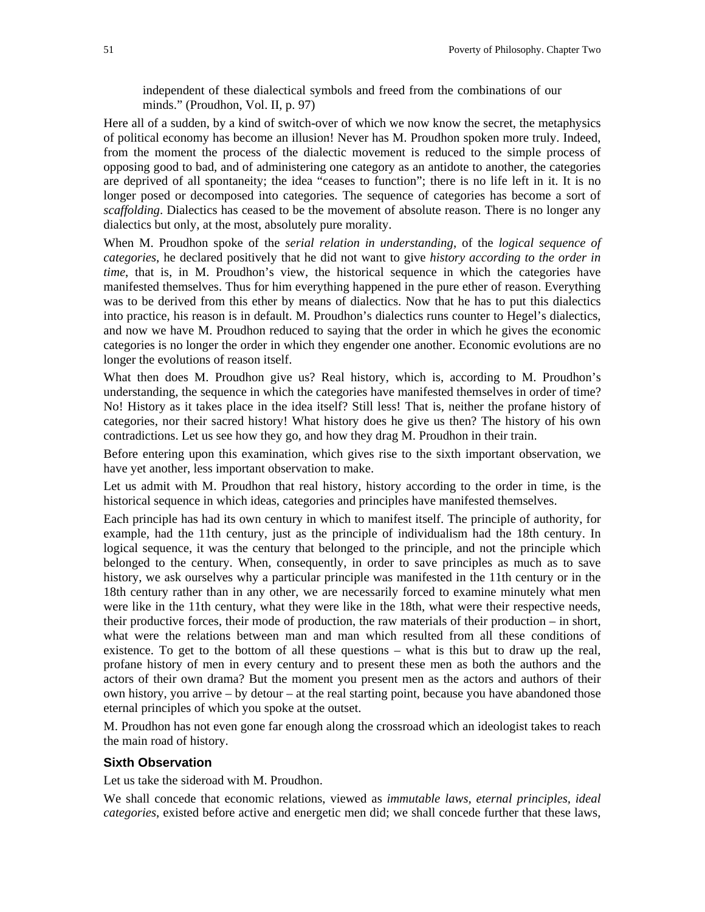> independent of these dialectical symbols and freed from the combinations of our minds." (Proudhon, Vol. II, p. 97)

Here all of a sudden, by a kind of switch-over of which we now know the secret, the metaphysics of political economy has become an illusion! Never has M. Proudhon spoken more truly. Indeed, from the moment the process of the dialectic movement is reduced to the simple process of opposing good to bad, and of administering one category as an antidote to another, the categories are deprived of all spontaneity; the idea "ceases to function"; there is no life left in it. It is no longer posed or decomposed into categories. The sequence of categories has become a sort of *scaffolding*. Dialectics has ceased to be the movement of absolute reason. There is no longer any dialectics but only, at the most, absolutely pure morality.

When M. Proudhon spoke of the *serial relation in understanding*, of the *logical sequence of categories*, he declared positively that he did not want to give *history according to the order in time*, that is, in M. Proudhon's view, the historical sequence in which the categories have manifested themselves. Thus for him everything happened in the pure ether of reason. Everything was to be derived from this ether by means of dialectics. Now that he has to put this dialectics into practice, his reason is in default. M. Proudhon's dialectics runs counter to Hegel's dialectics, and now we have M. Proudhon reduced to saying that the order in which he gives the economic categories is no longer the order in which they engender one another. Economic evolutions are no longer the evolutions of reason itself.

What then does M. Proudhon give us? Real history, which is, according to M. Proudhon's understanding, the sequence in which the categories have manifested themselves in order of time? No! History as it takes place in the idea itself? Still less! That is, neither the profane history of categories, nor their sacred history! What history does he give us then? The history of his own contradictions. Let us see how they go, and how they drag M. Proudhon in their train.

Before entering upon this examination, which gives rise to the sixth important observation, we have yet another, less important observation to make.

Let us admit with M. Proudhon that real history, history according to the order in time, is the historical sequence in which ideas, categories and principles have manifested themselves.

Each principle has had its own century in which to manifest itself. The principle of authority, for example, had the 11th century, just as the principle of individualism had the 18th century. In logical sequence, it was the century that belonged to the principle, and not the principle which belonged to the century. When, consequently, in order to save principles as much as to save history, we ask ourselves why a particular principle was manifested in the 11th century or in the 18th century rather than in any other, we are necessarily forced to examine minutely what men were like in the 11th century, what they were like in the 18th, what were their respective needs, their productive forces, their mode of production, the raw materials of their production – in short, what were the relations between man and man which resulted from all these conditions of existence. To get to the bottom of all these questions – what is this but to draw up the real, profane history of men in every century and to present these men as both the authors and the actors of their own drama? But the moment you present men as the actors and authors of their own history, you arrive – by detour – at the real starting point, because you have abandoned those eternal principles of which you spoke at the outset.

M. Proudhon has not even gone far enough along the crossroad which an ideologist takes to reach the main road of history.

### Sixth Observation

Let us take the sideroad with M. Proudhon.

We shall concede that economic relations, viewed as *immutable laws, eternal principles, ideal categories*, existed before active and energetic men did; we shall concede further that these laws,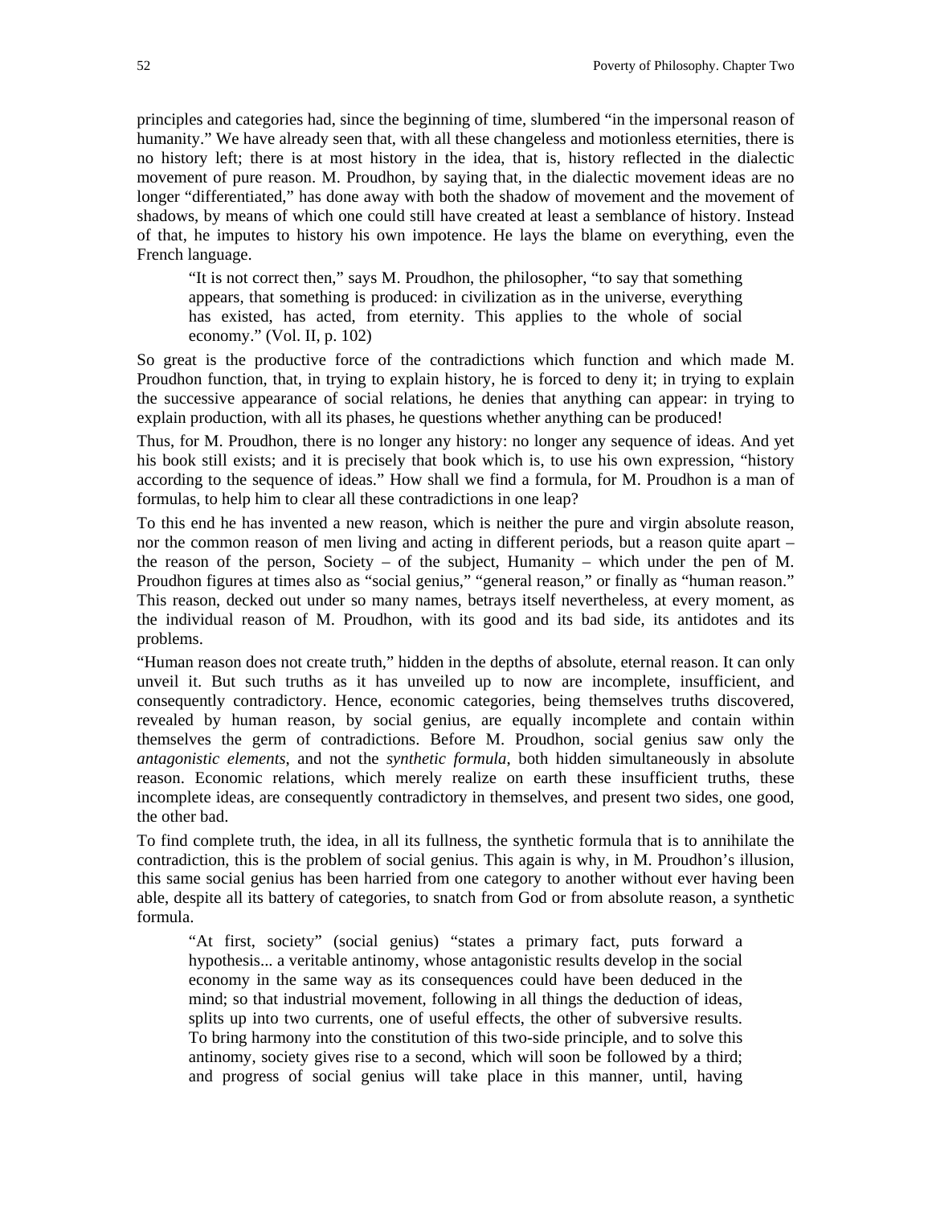principles and categories had, since the beginning of time, slumbered "in the impersonal reason of humanity." We have already seen that, with all these changeless and motionless eternities, there is no history left; there is at most history in the idea, that is, history reflected in the dialectic movement of pure reason. M. Proudhon, by saying that, in the dialectic movement ideas are no longer "differentiated," has done away with both the shadow of movement and the movement of shadows, by means of which one could still have created at least a semblance of history. Instead of that, he imputes to history his own impotence. He lays the blame on everything, even the French language.

> "It is not correct then," says M. Proudhon, the philosopher, "to say that something appears, that something is produced: in civilization as in the universe, everything has existed, has acted, from eternity. This applies to the whole of social economy." (Vol. II, p. 102)

So great is the productive force of the contradictions which function and which made M. Proudhon function, that, in trying to explain history, he is forced to deny it; in trying to explain the successive appearance of social relations, he denies that anything can appear: in trying to explain production, with all its phases, he questions whether anything can be produced!

Thus, for M. Proudhon, there is no longer any history: no longer any sequence of ideas. And yet his book still exists; and it is precisely that book which is, to use his own expression, "history according to the sequence of ideas." How shall we find a formula, for M. Proudhon is a man of formulas, to help him to clear all these contradictions in one leap?

To this end he has invented a new reason, which is neither the pure and virgin absolute reason, nor the common reason of men living and acting in different periods, but a reason quite apart – the reason of the person, Society – of the subject, Humanity – which under the pen of M. Proudhon figures at times also as "social genius," "general reason," or finally as "human reason." This reason, decked out under so many names, betrays itself nevertheless, at every moment, as the individual reason of M. Proudhon, with its good and its bad side, its antidotes and its problems.

"Human reason does not create truth," hidden in the depths of absolute, eternal reason. It can only unveil it. But such truths as it has unveiled up to now are incomplete, insufficient, and consequently contradictory. Hence, economic categories, being themselves truths discovered, revealed by human reason, by social genius, are equally incomplete and contain within themselves the germ of contradictions. Before M. Proudhon, social genius saw only the *antagonistic elements*, and not the *synthetic formula*, both hidden simultaneously in absolute reason. Economic relations, which merely realize on earth these insufficient truths, these incomplete ideas, are consequently contradictory in themselves, and present two sides, one good, the other bad.

To find complete truth, the idea, in all its fullness, the synthetic formula that is to annihilate the contradiction, this is the problem of social genius. This again is why, in M. Proudhon's illusion, this same social genius has been harried from one category to another without ever having been able, despite all its battery of categories, to snatch from God or from absolute reason, a synthetic formula.

> "At first, society" (social genius) "states a primary fact, puts forward a hypothesis... a veritable antinomy, whose antagonistic results develop in the social economy in the same way as its consequences could have been deduced in the mind; so that industrial movement, following in all things the deduction of ideas, splits up into two currents, one of useful effects, the other of subversive results. To bring harmony into the constitution of this two-side principle, and to solve this antinomy, society gives rise to a second, which will soon be followed by a third; and progress of social genius will take place in this manner, until, having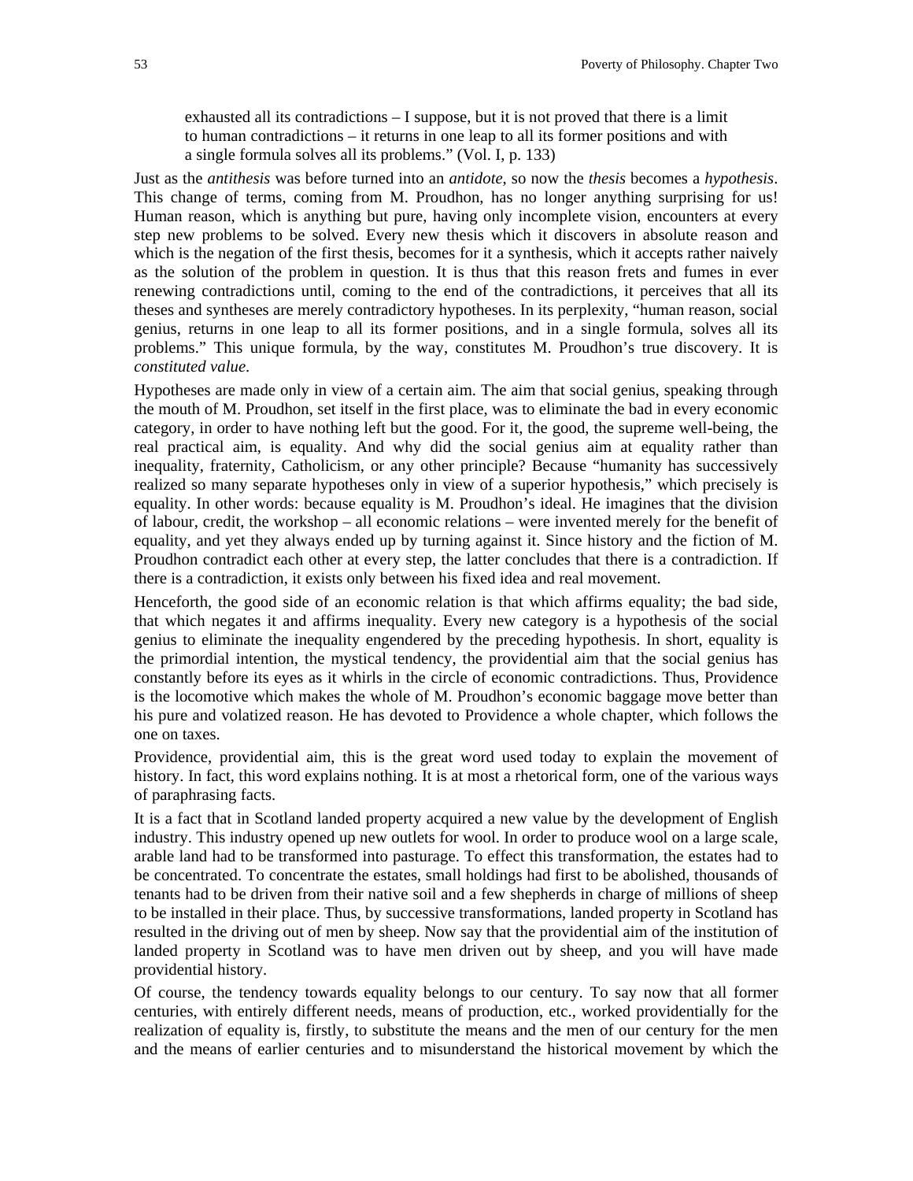> exhausted all its contradictions – I suppose, but it is not proved that there is a limit to human contradictions – it returns in one leap to all its former positions and with a single formula solves all its problems." (Vol. I, p. 133)

Just as the *antithesis* was before turned into an *antidote*, so now the *thesis* becomes a *hypothesis*. This change of terms, coming from M. Proudhon, has no longer anything surprising for us! Human reason, which is anything but pure, having only incomplete vision, encounters at every step new problems to be solved. Every new thesis which it discovers in absolute reason and which is the negation of the first thesis, becomes for it a synthesis, which it accepts rather naively as the solution of the problem in question. It is thus that this reason frets and fumes in ever renewing contradictions until, coming to the end of the contradictions, it perceives that all its theses and syntheses are merely contradictory hypotheses. In its perplexity, "human reason, social genius, returns in one leap to all its former positions, and in a single formula, solves all its problems." This unique formula, by the way, constitutes M. Proudhon's true discovery. It is *constituted value.*

Hypotheses are made only in view of a certain aim. The aim that social genius, speaking through the mouth of M. Proudhon, set itself in the first place, was to eliminate the bad in every economic category, in order to have nothing left but the good. For it, the good, the supreme well-being, the real practical aim, is equality. And why did the social genius aim at equality rather than inequality, fraternity, Catholicism, or any other principle? Because "humanity has successively realized so many separate hypotheses only in view of a superior hypothesis," which precisely is equality. In other words: because equality is M. Proudhon's ideal. He imagines that the division of labour, credit, the workshop – all economic relations – were invented merely for the benefit of equality, and yet they always ended up by turning against it. Since history and the fiction of M. Proudhon contradict each other at every step, the latter concludes that there is a contradiction. If there is a contradiction, it exists only between his fixed idea and real movement.

Henceforth, the good side of an economic relation is that which affirms equality; the bad side, that which negates it and affirms inequality. Every new category is a hypothesis of the social genius to eliminate the inequality engendered by the preceding hypothesis. In short, equality is the primordial intention, the mystical tendency, the providential aim that the social genius has constantly before its eyes as it whirls in the circle of economic contradictions. Thus, Providence is the locomotive which makes the whole of M. Proudhon's economic baggage move better than his pure and volatized reason. He has devoted to Providence a whole chapter, which follows the one on taxes.

Providence, providential aim, this is the great word used today to explain the movement of history. In fact, this word explains nothing. It is at most a rhetorical form, one of the various ways of paraphrasing facts.

It is a fact that in Scotland landed property acquired a new value by the development of English industry. This industry opened up new outlets for wool. In order to produce wool on a large scale, arable land had to be transformed into pasturage. To effect this transformation, the estates had to be concentrated. To concentrate the estates, small holdings had first to be abolished, thousands of tenants had to be driven from their native soil and a few shepherds in charge of millions of sheep to be installed in their place. Thus, by successive transformations, landed property in Scotland has resulted in the driving out of men by sheep. Now say that the providential aim of the institution of landed property in Scotland was to have men driven out by sheep, and you will have made providential history.

Of course, the tendency towards equality belongs to our century. To say now that all former centuries, with entirely different needs, means of production, etc., worked providentially for the realization of equality is, firstly, to substitute the means and the men of our century for the men and the means of earlier centuries and to misunderstand the historical movement by which the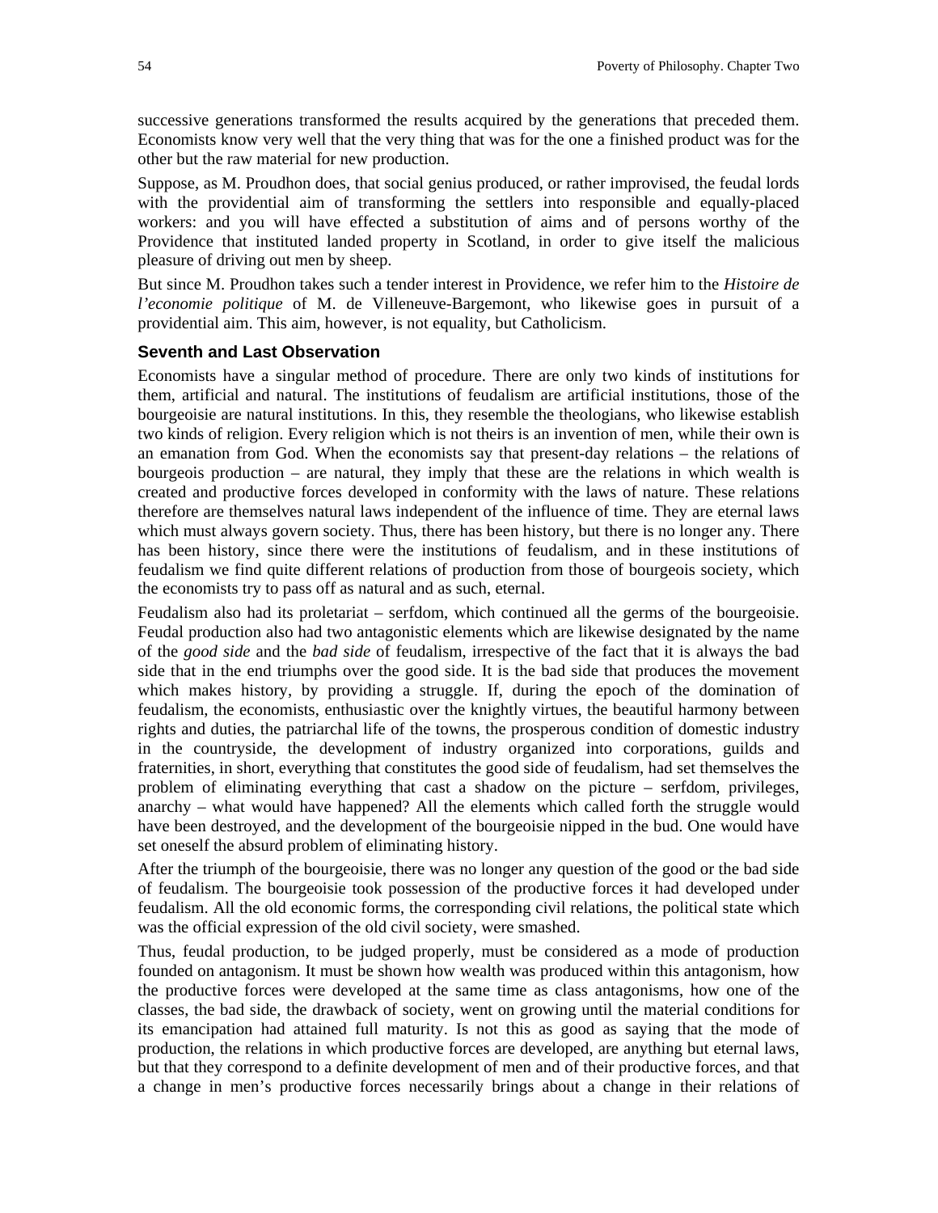successive generations transformed the results acquired by the generations that preceded them. Economists know very well that the very thing that was for the one a finished product was for the other but the raw material for new production.

Suppose, as M. Proudhon does, that social genius produced, or rather improvised, the feudal lords with the providential aim of transforming the settlers into responsible and equally-placed workers: and you will have effected a substitution of aims and of persons worthy of the Providence that instituted landed property in Scotland, in order to give itself the malicious pleasure of driving out men by sheep.

But since M. Proudhon takes such a tender interest in Providence, we refer him to the *Histoire de l'economie politique* of M. de Villeneuve-Bargemont, who likewise goes in pursuit of a providential aim. This aim, however, is not equality, but Catholicism.

### Seventh and Last Observation

Economists have a singular method of procedure. There are only two kinds of institutions for them, artificial and natural. The institutions of feudalism are artificial institutions, those of the bourgeoisie are natural institutions. In this, they resemble the theologians, who likewise establish two kinds of religion. Every religion which is not theirs is an invention of men, while their own is an emanation from God. When the economists say that present-day relations – the relations of bourgeois production – are natural, they imply that these are the relations in which wealth is created and productive forces developed in conformity with the laws of nature. These relations therefore are themselves natural laws independent of the influence of time. They are eternal laws which must always govern society. Thus, there has been history, but there is no longer any. There has been history, since there were the institutions of feudalism, and in these institutions of feudalism we find quite different relations of production from those of bourgeois society, which the economists try to pass off as natural and as such, eternal.

Feudalism also had its proletariat – serfdom, which continued all the germs of the bourgeoisie. Feudal production also had two antagonistic elements which are likewise designated by the name of the *good side* and the *bad side* of feudalism, irrespective of the fact that it is always the bad side that in the end triumphs over the good side. It is the bad side that produces the movement which makes history, by providing a struggle. If, during the epoch of the domination of feudalism, the economists, enthusiastic over the knightly virtues, the beautiful harmony between rights and duties, the patriarchal life of the towns, the prosperous condition of domestic industry in the countryside, the development of industry organized into corporations, guilds and fraternities, in short, everything that constitutes the good side of feudalism, had set themselves the problem of eliminating everything that cast a shadow on the picture – serfdom, privileges, anarchy – what would have happened? All the elements which called forth the struggle would have been destroyed, and the development of the bourgeoisie nipped in the bud. One would have set oneself the absurd problem of eliminating history.

After the triumph of the bourgeoisie, there was no longer any question of the good or the bad side of feudalism. The bourgeoisie took possession of the productive forces it had developed under feudalism. All the old economic forms, the corresponding civil relations, the political state which was the official expression of the old civil society, were smashed.

Thus, feudal production, to be judged properly, must be considered as a mode of production founded on antagonism. It must be shown how wealth was produced within this antagonism, how the productive forces were developed at the same time as class antagonisms, how one of the classes, the bad side, the drawback of society, went on growing until the material conditions for its emancipation had attained full maturity. Is not this as good as saying that the mode of production, the relations in which productive forces are developed, are anything but eternal laws, but that they correspond to a definite development of men and of their productive forces, and that a change in men's productive forces necessarily brings about a change in their relations of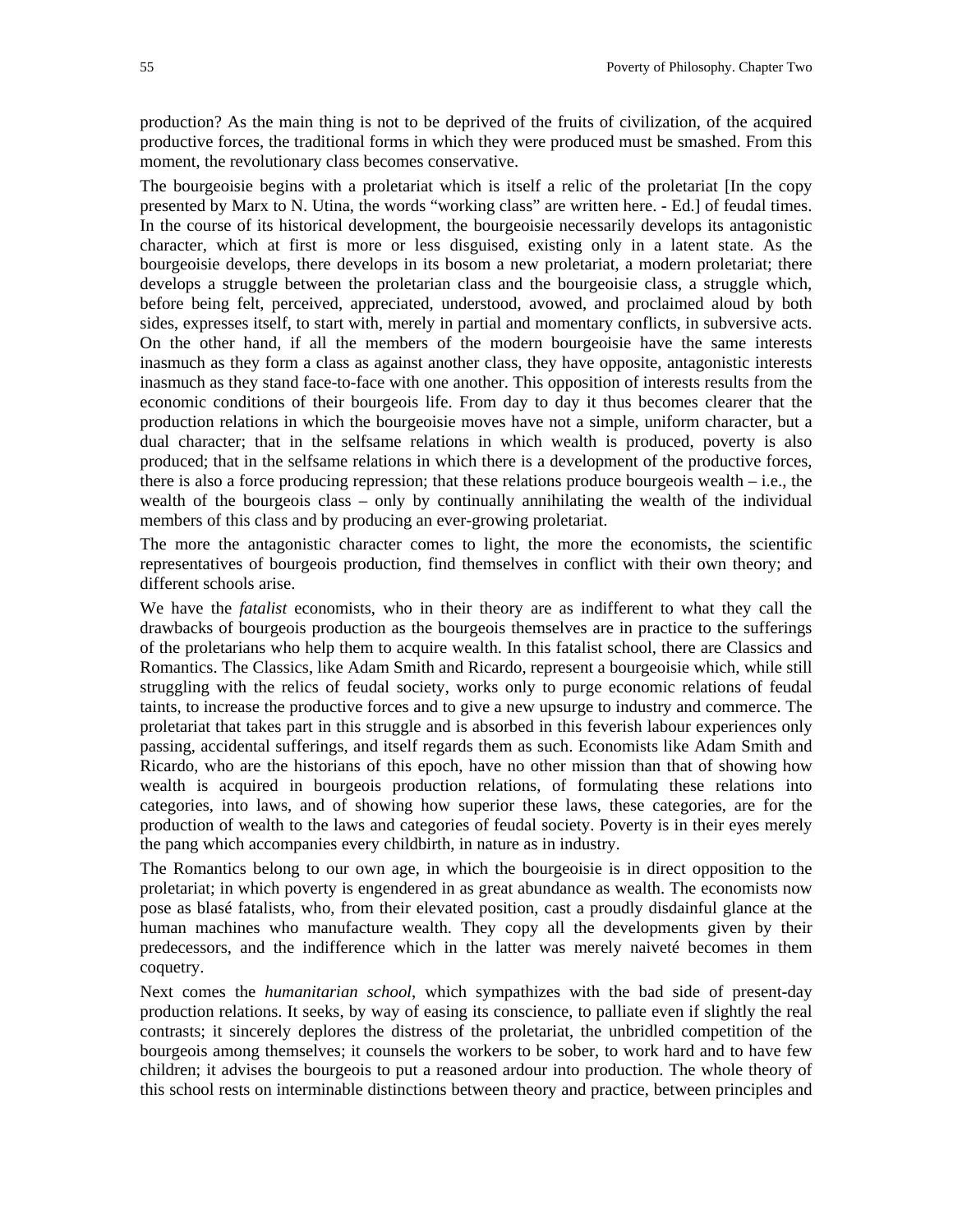production? As the main thing is not to be deprived of the fruits of civilization, of the acquired productive forces, the traditional forms in which they were produced must be smashed. From this moment, the revolutionary class becomes conservative.

The bourgeoisie begins with a proletariat which is itself a relic of the proletariat [In the copy presented by Marx to N. Utina, the words "working class" are written here. - Ed.] of feudal times. In the course of its historical development, the bourgeoisie necessarily develops its antagonistic character, which at first is more or less disguised, existing only in a latent state. As the bourgeoisie develops, there develops in its bosom a new proletariat, a modern proletariat; there develops a struggle between the proletarian class and the bourgeoisie class, a struggle which, before being felt, perceived, appreciated, understood, avowed, and proclaimed aloud by both sides, expresses itself, to start with, merely in partial and momentary conflicts, in subversive acts. On the other hand, if all the members of the modern bourgeoisie have the same interests inasmuch as they form a class as against another class, they have opposite, antagonistic interests inasmuch as they stand face-to-face with one another. This opposition of interests results from the economic conditions of their bourgeois life. From day to day it thus becomes clearer that the production relations in which the bourgeoisie moves have not a simple, uniform character, but a dual character; that in the selfsame relations in which wealth is produced, poverty is also produced; that in the selfsame relations in which there is a development of the productive forces, there is also a force producing repression; that these relations produce bourgeois wealth – i.e., the wealth of the bourgeois class – only by continually annihilating the wealth of the individual members of this class and by producing an ever-growing proletariat.

The more the antagonistic character comes to light, the more the economists, the scientific representatives of bourgeois production, find themselves in conflict with their own theory; and different schools arise.

We have the *fatalist* economists, who in their theory are as indifferent to what they call the drawbacks of bourgeois production as the bourgeois themselves are in practice to the sufferings of the proletarians who help them to acquire wealth. In this fatalist school, there are Classics and Romantics. The Classics, like Adam Smith and Ricardo, represent a bourgeoisie which, while still struggling with the relics of feudal society, works only to purge economic relations of feudal taints, to increase the productive forces and to give a new upsurge to industry and commerce. The proletariat that takes part in this struggle and is absorbed in this feverish labour experiences only passing, accidental sufferings, and itself regards them as such. Economists like Adam Smith and Ricardo, who are the historians of this epoch, have no other mission than that of showing how wealth is acquired in bourgeois production relations, of formulating these relations into categories, into laws, and of showing how superior these laws, these categories, are for the production of wealth to the laws and categories of feudal society. Poverty is in their eyes merely the pang which accompanies every childbirth, in nature as in industry.

The Romantics belong to our own age, in which the bourgeoisie is in direct opposition to the proletariat; in which poverty is engendered in as great abundance as wealth. The economists now pose as blasé fatalists, who, from their elevated position, cast a proudly disdainful glance at the human machines who manufacture wealth. They copy all the developments given by their predecessors, and the indifference which in the latter was merely naiveté becomes in them coquetry.

Next comes the *humanitarian school*, which sympathizes with the bad side of present-day production relations. It seeks, by way of easing its conscience, to palliate even if slightly the real contrasts; it sincerely deplores the distress of the proletariat, the unbridled competition of the bourgeois among themselves; it counsels the workers to be sober, to work hard and to have few children; it advises the bourgeois to put a reasoned ardour into production. The whole theory of this school rests on interminable distinctions between theory and practice, between principles and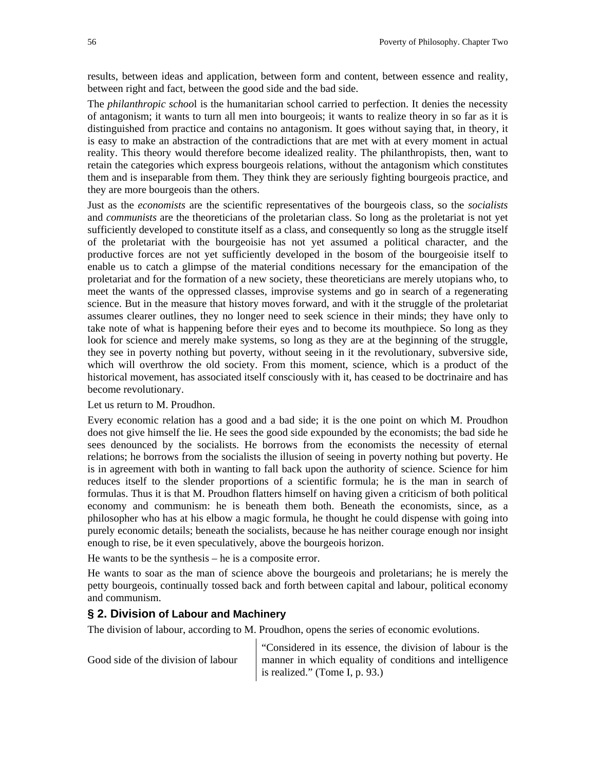results, between ideas and application, between form and content, between essence and reality, between right and fact, between the good side and the bad side.

The *philanthropic schoo*l is the humanitarian school carried to perfection. It denies the necessity of antagonism; it wants to turn all men into bourgeois; it wants to realize theory in so far as it is distinguished from practice and contains no antagonism. It goes without saying that, in theory, it is easy to make an abstraction of the contradictions that are met with at every moment in actual reality. This theory would therefore become idealized reality. The philanthropists, then, want to retain the categories which express bourgeois relations, without the antagonism which constitutes them and is inseparable from them. They think they are seriously fighting bourgeois practice, and they are more bourgeois than the others.

Just as the *economists* are the scientific representatives of the bourgeois class, so the *socialists* and *communists* are the theoreticians of the proletarian class. So long as the proletariat is not yet sufficiently developed to constitute itself as a class, and consequently so long as the struggle itself of the proletariat with the bourgeoisie has not yet assumed a political character, and the productive forces are not yet sufficiently developed in the bosom of the bourgeoisie itself to enable us to catch a glimpse of the material conditions necessary for the emancipation of the proletariat and for the formation of a new society, these theoreticians are merely utopians who, to meet the wants of the oppressed classes, improvise systems and go in search of a regenerating science. But in the measure that history moves forward, and with it the struggle of the proletariat assumes clearer outlines, they no longer need to seek science in their minds; they have only to take note of what is happening before their eyes and to become its mouthpiece. So long as they look for science and merely make systems, so long as they are at the beginning of the struggle, they see in poverty nothing but poverty, without seeing in it the revolutionary, subversive side, which will overthrow the old society. From this moment, science, which is a product of the historical movement, has associated itself consciously with it, has ceased to be doctrinaire and has become revolutionary.

Let us return to M. Proudhon.

Every economic relation has a good and a bad side; it is the one point on which M. Proudhon does not give himself the lie. He sees the good side expounded by the economists; the bad side he sees denounced by the socialists. He borrows from the economists the necessity of eternal relations; he borrows from the socialists the illusion of seeing in poverty nothing but poverty. He is in agreement with both in wanting to fall back upon the authority of science. Science for him reduces itself to the slender proportions of a scientific formula; he is the man in search of formulas. Thus it is that M. Proudhon flatters himself on having given a criticism of both political economy and communism: he is beneath them both. Beneath the economists, since, as a philosopher who has at his elbow a magic formula, he thought he could dispense with going into purely economic details; beneath the socialists, because he has neither courage enough nor insight enough to rise, be it even speculatively, above the bourgeois horizon.

He wants to be the synthesis – he is a composite error.

He wants to soar as the man of science above the bourgeois and proletarians; he is merely the petty bourgeois, continually tossed back and forth between capital and labour, political economy and communism.

## § 2. Division of Labour and Machinery

The division of labour, according to M. Proudhon, opens the series of economic evolutions.

| | |
|---|---|
| Good side of the division of labour | "Considered in its essence, the division of labour is the manner in which equality of conditions and intelligence is realized." (Tome I, p. 93.) |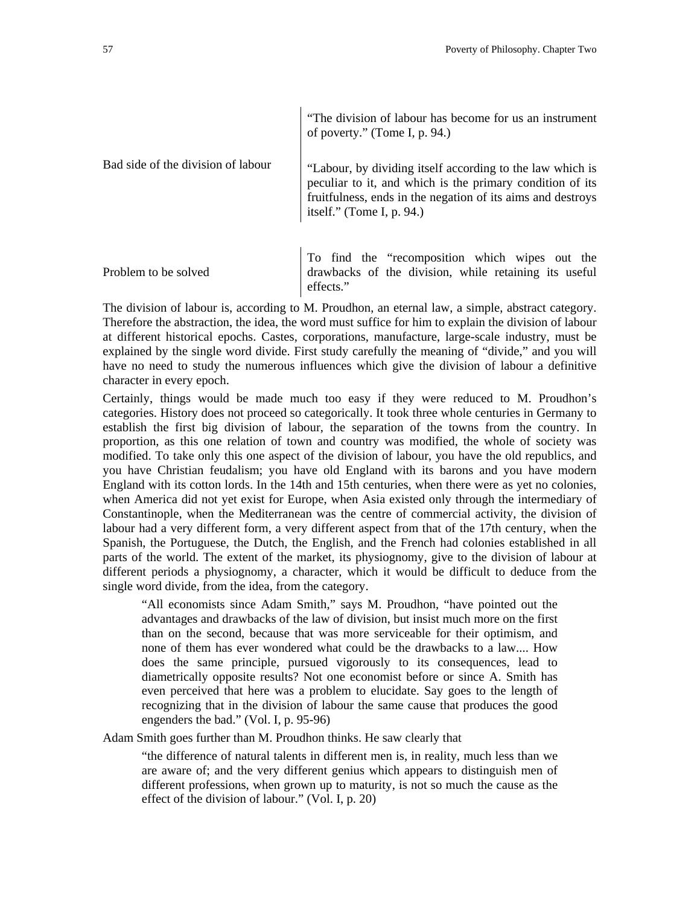| | |
|---|---|
| Bad side of the division of labour | “The division of labour has become for us an instrument of poverty.” (Tome I, p. 94.)<br><br>“Labour, by dividing itself according to the law which is peculiar to it, and which is the primary condition of its fruitfulness, ends in the negation of its aims and destroys itself.” (Tome I, p. 94.) |
| Problem to be solved | To find the “recomposition which wipes out the drawbacks of the division, while retaining its useful effects.” |

The division of labour is, according to M. Proudhon, an eternal law, a simple, abstract category. Therefore the abstraction, the idea, the word must suffice for him to explain the division of labour at different historical epochs. Castes, corporations, manufacture, large-scale industry, must be explained by the single word divide. First study carefully the meaning of “divide,” and you will have no need to study the numerous influences which give the division of labour a definitive character in every epoch.

Certainly, things would be made much too easy if they were reduced to M. Proudhon’s categories. History does not proceed so categorically. It took three whole centuries in Germany to establish the first big division of labour, the separation of the towns from the country. In proportion, as this one relation of town and country was modified, the whole of society was modified. To take only this one aspect of the division of labour, you have the old republics, and you have Christian feudalism; you have old England with its barons and you have modern England with its cotton lords. In the 14th and 15th centuries, when there were as yet no colonies, when America did not yet exist for Europe, when Asia existed only through the intermediary of Constantinople, when the Mediterranean was the centre of commercial activity, the division of labour had a very different form, a very different aspect from that of the 17th century, when the Spanish, the Portuguese, the Dutch, the English, and the French had colonies established in all parts of the world. The extent of the market, its physiognomy, give to the division of labour at different periods a physiognomy, a character, which it would be difficult to deduce from the single word divide, from the idea, from the category.

> “All economists since Adam Smith,” says M. Proudhon, “have pointed out the advantages and drawbacks of the law of division, but insist much more on the first than on the second, because that was more serviceable for their optimism, and none of them has ever wondered what could be the drawbacks to a law.... How does the same principle, pursued vigorously to its consequences, lead to diametrically opposite results? Not one economist before or since A. Smith has even perceived that here was a problem to elucidate. Say goes to the length of recognizing that in the division of labour the same cause that produces the good engenders the bad.” (Vol. I, p. 95-96)

Adam Smith goes further than M. Proudhon thinks. He saw clearly that

> “the difference of natural talents in different men is, in reality, much less than we are aware of; and the very different genius which appears to distinguish men of different professions, when grown up to maturity, is not so much the cause as the effect of the division of labour.” (Vol. I, p. 20)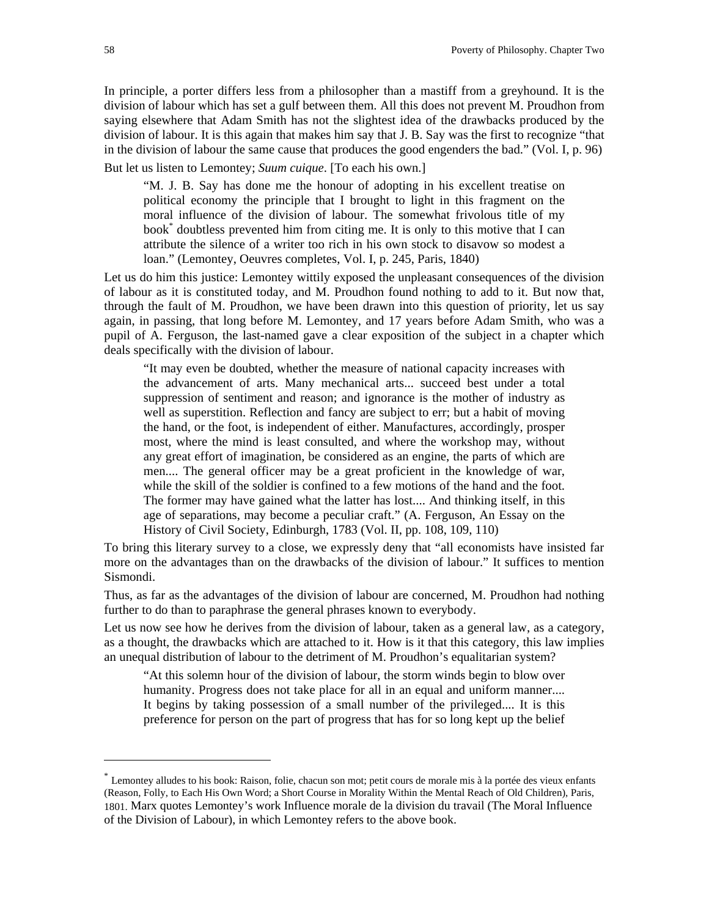In principle, a porter differs less from a philosopher than a mastiff from a greyhound. It is the division of labour which has set a gulf between them. All this does not prevent M. Proudhon from saying elsewhere that Adam Smith has not the slightest idea of the drawbacks produced by the division of labour. It is this again that makes him say that J. B. Say was the first to recognize "that in the division of labour the same cause that produces the good engenders the bad." (Vol. I, p. 96)

But let us listen to Lemontey; *Suum cuique*. [To each his own.]

> "M. J. B. Say has done me the honour of adopting in his excellent treatise on political economy the principle that I brought to light in this fragment on the moral influence of the division of labour. The somewhat frivolous title of my book* doubtless prevented him from citing me. It is only to this motive that I can attribute the silence of a writer too rich in his own stock to disavow so modest a loan." (Lemontey, Oeuvres completes, Vol. I, p. 245, Paris, 1840)

Let us do him this justice: Lemontey wittily exposed the unpleasant consequences of the division of labour as it is constituted today, and M. Proudhon found nothing to add to it. But now that, through the fault of M. Proudhon, we have been drawn into this question of priority, let us say again, in passing, that long before M. Lemontey, and 17 years before Adam Smith, who was a pupil of A. Ferguson, the last-named gave a clear exposition of the subject in a chapter which deals specifically with the division of labour.

> "It may even be doubted, whether the measure of national capacity increases with the advancement of arts. Many mechanical arts... succeed best under a total suppression of sentiment and reason; and ignorance is the mother of industry as well as superstition. Reflection and fancy are subject to err; but a habit of moving the hand, or the foot, is independent of either. Manufactures, accordingly, prosper most, where the mind is least consulted, and where the workshop may, without any great effort of imagination, be considered as an engine, the parts of which are men.... The general officer may be a great proficient in the knowledge of war, while the skill of the soldier is confined to a few motions of the hand and the foot. The former may have gained what the latter has lost.... And thinking itself, in this age of separations, may become a peculiar craft." (A. Ferguson, An Essay on the History of Civil Society, Edinburgh, 1783 (Vol. II, pp. 108, 109, 110)

To bring this literary survey to a close, we expressly deny that "all economists have insisted far more on the advantages than on the drawbacks of the division of labour." It suffices to mention Sismondi.

Thus, as far as the advantages of the division of labour are concerned, M. Proudhon had nothing further to do than to paraphrase the general phrases known to everybody.

Let us now see how he derives from the division of labour, taken as a general law, as a category, as a thought, the drawbacks which are attached to it. How is it that this category, this law implies an unequal distribution of labour to the detriment of M. Proudhon's equalitarian system?

> "At this solemn hour of the division of labour, the storm winds begin to blow over humanity. Progress does not take place for all in an equal and uniform manner.... It begins by taking possession of a small number of the privileged.... It is this preference for person on the part of progress that has for so long kept up the belief

---

* Lemontey alludes to his book: Raison, folie, chacun son mot; petit cours de morale mis à la portée des vieux enfants (Reason, Folly, to Each His Own Word; a Short Course in Morality Within the Mental Reach of Old Children), Paris, 1801. Marx quotes Lemontey's work Influence morale de la division du travail (The Moral Influence of the Division of Labour), in which Lemontey refers to the above book.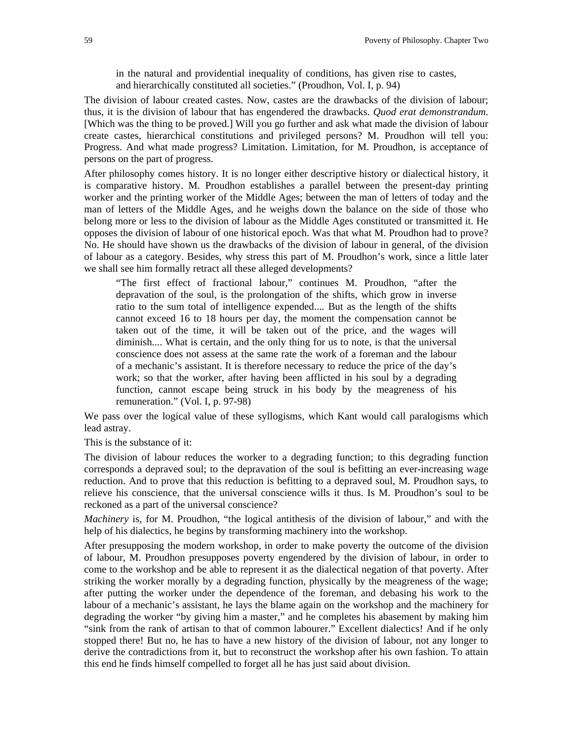> in the natural and providential inequality of conditions, has given rise to castes, and hierarchically constituted all societies." (Proudhon, Vol. I, p. 94)

The division of labour created castes. Now, castes are the drawbacks of the division of labour; thus, it is the division of labour that has engendered the drawbacks. *Quod erat demonstrandum.* [Which was the thing to be proved.] Will you go further and ask what made the division of labour create castes, hierarchical constitutions and privileged persons? M. Proudhon will tell you: Progress. And what made progress? Limitation. Limitation, for M. Proudhon, is acceptance of persons on the part of progress.

After philosophy comes history. It is no longer either descriptive history or dialectical history, it is comparative history. M. Proudhon establishes a parallel between the present-day printing worker and the printing worker of the Middle Ages; between the man of letters of today and the man of letters of the Middle Ages, and he weighs down the balance on the side of those who belong more or less to the division of labour as the Middle Ages constituted or transmitted it. He opposes the division of labour of one historical epoch. Was that what M. Proudhon had to prove? No. He should have shown us the drawbacks of the division of labour in general, of the division of labour as a category. Besides, why stress this part of M. Proudhon's work, since a little later we shall see him formally retract all these alleged developments?

> "The first effect of fractional labour," continues M. Proudhon, "after the depravation of the soul, is the prolongation of the shifts, which grow in inverse ratio to the sum total of intelligence expended.... But as the length of the shifts cannot exceed 16 to 18 hours per day, the moment the compensation cannot be taken out of the time, it will be taken out of the price, and the wages will diminish.... What is certain, and the only thing for us to note, is that the universal conscience does not assess at the same rate the work of a foreman and the labour of a mechanic's assistant. It is therefore necessary to reduce the price of the day's work; so that the worker, after having been afflicted in his soul by a degrading function, cannot escape being struck in his body by the meagreness of his remuneration." (Vol. I, p. 97-98)

We pass over the logical value of these syllogisms, which Kant would call paralogisms which lead astray.

This is the substance of it:

The division of labour reduces the worker to a degrading function; to this degrading function corresponds a depraved soul; to the depravation of the soul is befitting an ever-increasing wage reduction. And to prove that this reduction is befitting to a depraved soul, M. Proudhon says, to relieve his conscience, that the universal conscience wills it thus. Is M. Proudhon's soul to be reckoned as a part of the universal conscience?

*Machinery* is, for M. Proudhon, "the logical antithesis of the division of labour," and with the help of his dialectics, he begins by transforming machinery into the workshop.

After presupposing the modern workshop, in order to make poverty the outcome of the division of labour, M. Proudhon presupposes poverty engendered by the division of labour, in order to come to the workshop and be able to represent it as the dialectical negation of that poverty. After striking the worker morally by a degrading function, physically by the meagreness of the wage; after putting the worker under the dependence of the foreman, and debasing his work to the labour of a mechanic's assistant, he lays the blame again on the workshop and the machinery for degrading the worker "by giving him a master," and he completes his abasement by making him "sink from the rank of artisan to that of common labourer." Excellent dialectics! And if he only stopped there! But no, he has to have a new history of the division of labour, not any longer to derive the contradictions from it, but to reconstruct the workshop after his own fashion. To attain this end he finds himself compelled to forget all he has just said about division.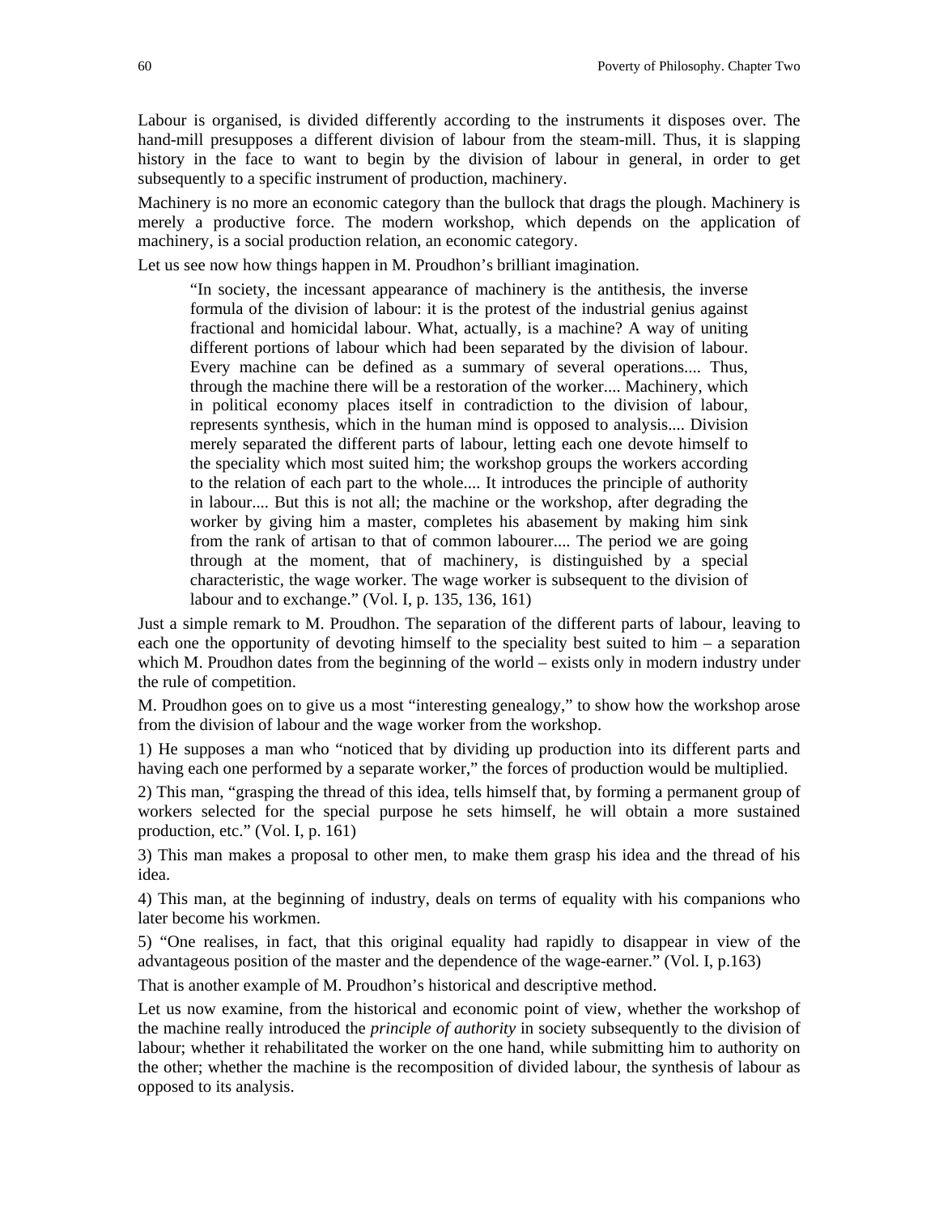Labour is organised, is divided differently according to the instruments it disposes over. The hand-mill presupposes a different division of labour from the steam-mill. Thus, it is slapping history in the face to want to begin by the division of labour in general, in order to get subsequently to a specific instrument of production, machinery.

Machinery is no more an economic category than the bullock that drags the plough. Machinery is merely a productive force. The modern workshop, which depends on the application of machinery, is a social production relation, an economic category.

Let us see now how things happen in M. Proudhon's brilliant imagination.

> "In society, the incessant appearance of machinery is the antithesis, the inverse formula of the division of labour: it is the protest of the industrial genius against fractional and homicidal labour. What, actually, is a machine? A way of uniting different portions of labour which had been separated by the division of labour. Every machine can be defined as a summary of several operations.... Thus, through the machine there will be a restoration of the worker.... Machinery, which in political economy places itself in contradiction to the division of labour, represents synthesis, which in the human mind is opposed to analysis.... Division merely separated the different parts of labour, letting each one devote himself to the speciality which most suited him; the workshop groups the workers according to the relation of each part to the whole.... It introduces the principle of authority in labour.... But this is not all; the machine or the workshop, after degrading the worker by giving him a master, completes his abasement by making him sink from the rank of artisan to that of common labourer.... The period we are going through at the moment, that of machinery, is distinguished by a special characteristic, the wage worker. The wage worker is subsequent to the division of labour and to exchange." (Vol. I, p. 135, 136, 161)

Just a simple remark to M. Proudhon. The separation of the different parts of labour, leaving to each one the opportunity of devoting himself to the speciality best suited to him – a separation which M. Proudhon dates from the beginning of the world – exists only in modern industry under the rule of competition.

M. Proudhon goes on to give us a most "interesting genealogy," to show how the workshop arose from the division of labour and the wage worker from the workshop.

1) He supposes a man who "noticed that by dividing up production into its different parts and having each one performed by a separate worker," the forces of production would be multiplied.

2) This man, "grasping the thread of this idea, tells himself that, by forming a permanent group of workers selected for the special purpose he sets himself, he will obtain a more sustained production, etc." (Vol. I, p. 161)

3) This man makes a proposal to other men, to make them grasp his idea and the thread of his idea.

4) This man, at the beginning of industry, deals on terms of equality with his companions who later become his workmen.

5) "One realises, in fact, that this original equality had rapidly to disappear in view of the advantageous position of the master and the dependence of the wage-earner." (Vol. I, p.163)

That is another example of M. Proudhon's historical and descriptive method.

Let us now examine, from the historical and economic point of view, whether the workshop of the machine really introduced the *principle of authority* in society subsequently to the division of labour; whether it rehabilitated the worker on the one hand, while submitting him to authority on the other; whether the machine is the recomposition of divided labour, the synthesis of labour as opposed to its analysis.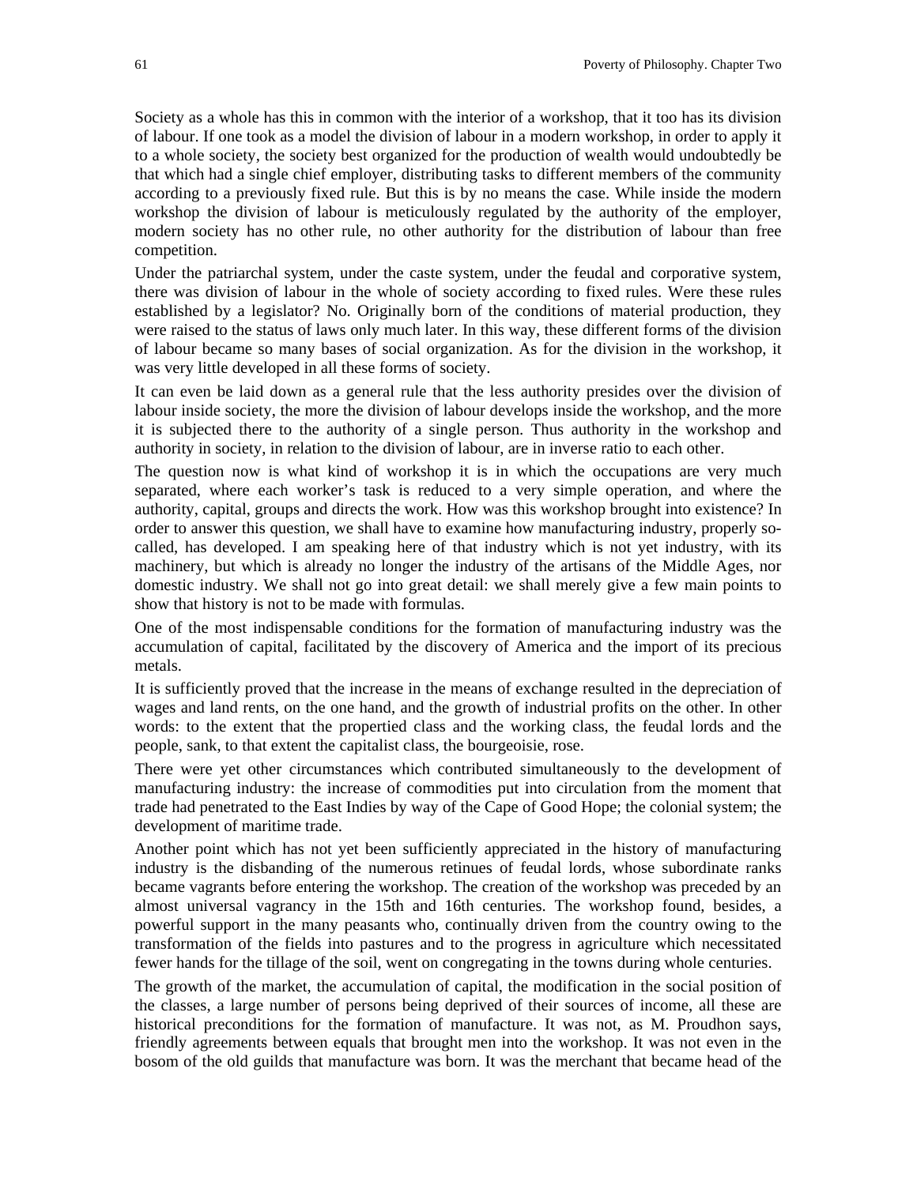Society as a whole has this in common with the interior of a workshop, that it too has its division of labour. If one took as a model the division of labour in a modern workshop, in order to apply it to a whole society, the society best organized for the production of wealth would undoubtedly be that which had a single chief employer, distributing tasks to different members of the community according to a previously fixed rule. But this is by no means the case. While inside the modern workshop the division of labour is meticulously regulated by the authority of the employer, modern society has no other rule, no other authority for the distribution of labour than free competition.

Under the patriarchal system, under the caste system, under the feudal and corporative system, there was division of labour in the whole of society according to fixed rules. Were these rules established by a legislator? No. Originally born of the conditions of material production, they were raised to the status of laws only much later. In this way, these different forms of the division of labour became so many bases of social organization. As for the division in the workshop, it was very little developed in all these forms of society.

It can even be laid down as a general rule that the less authority presides over the division of labour inside society, the more the division of labour develops inside the workshop, and the more it is subjected there to the authority of a single person. Thus authority in the workshop and authority in society, in relation to the division of labour, are in inverse ratio to each other.

The question now is what kind of workshop it is in which the occupations are very much separated, where each worker's task is reduced to a very simple operation, and where the authority, capital, groups and directs the work. How was this workshop brought into existence? In order to answer this question, we shall have to examine how manufacturing industry, properly so-called, has developed. I am speaking here of that industry which is not yet industry, with its machinery, but which is already no longer the industry of the artisans of the Middle Ages, nor domestic industry. We shall not go into great detail: we shall merely give a few main points to show that history is not to be made with formulas.

One of the most indispensable conditions for the formation of manufacturing industry was the accumulation of capital, facilitated by the discovery of America and the import of its precious metals.

It is sufficiently proved that the increase in the means of exchange resulted in the depreciation of wages and land rents, on the one hand, and the growth of industrial profits on the other. In other words: to the extent that the propertied class and the working class, the feudal lords and the people, sank, to that extent the capitalist class, the bourgeoisie, rose.

There were yet other circumstances which contributed simultaneously to the development of manufacturing industry: the increase of commodities put into circulation from the moment that trade had penetrated to the East Indies by way of the Cape of Good Hope; the colonial system; the development of maritime trade.

Another point which has not yet been sufficiently appreciated in the history of manufacturing industry is the disbanding of the numerous retinues of feudal lords, whose subordinate ranks became vagrants before entering the workshop. The creation of the workshop was preceded by an almost universal vagrancy in the 15th and 16th centuries. The workshop found, besides, a powerful support in the many peasants who, continually driven from the country owing to the transformation of the fields into pastures and to the progress in agriculture which necessitated fewer hands for the tillage of the soil, went on congregating in the towns during whole centuries.

The growth of the market, the accumulation of capital, the modification in the social position of the classes, a large number of persons being deprived of their sources of income, all these are historical preconditions for the formation of manufacture. It was not, as M. Proudhon says, friendly agreements between equals that brought men into the workshop. It was not even in the bosom of the old guilds that manufacture was born. It was the merchant that became head of the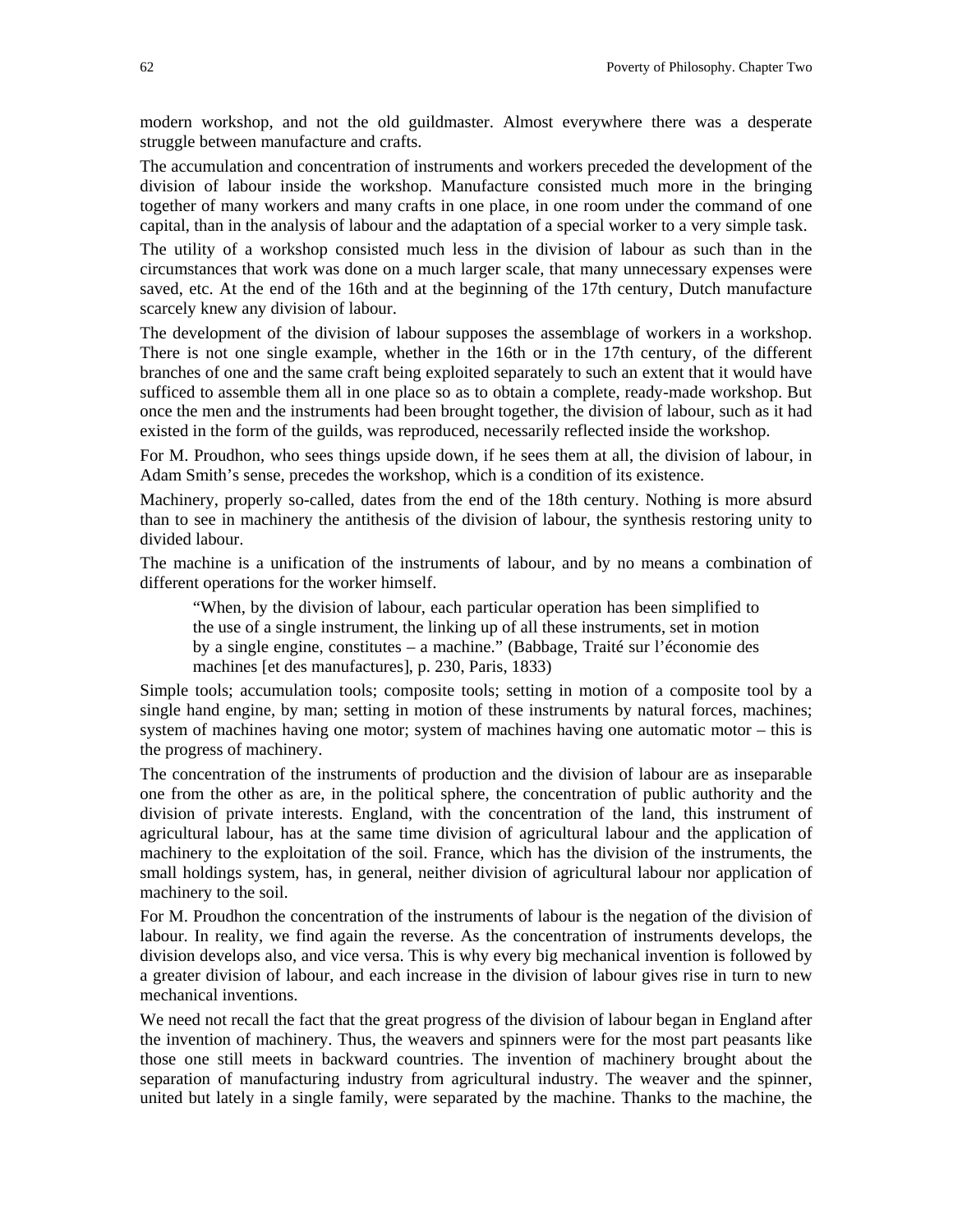modern workshop, and not the old guildmaster. Almost everywhere there was a desperate struggle between manufacture and crafts.

The accumulation and concentration of instruments and workers preceded the development of the division of labour inside the workshop. Manufacture consisted much more in the bringing together of many workers and many crafts in one place, in one room under the command of one capital, than in the analysis of labour and the adaptation of a special worker to a very simple task.

The utility of a workshop consisted much less in the division of labour as such than in the circumstances that work was done on a much larger scale, that many unnecessary expenses were saved, etc. At the end of the 16th and at the beginning of the 17th century, Dutch manufacture scarcely knew any division of labour.

The development of the division of labour supposes the assemblage of workers in a workshop. There is not one single example, whether in the 16th or in the 17th century, of the different branches of one and the same craft being exploited separately to such an extent that it would have sufficed to assemble them all in one place so as to obtain a complete, ready-made workshop. But once the men and the instruments had been brought together, the division of labour, such as it had existed in the form of the guilds, was reproduced, necessarily reflected inside the workshop.

For M. Proudhon, who sees things upside down, if he sees them at all, the division of labour, in Adam Smith's sense, precedes the workshop, which is a condition of its existence.

Machinery, properly so-called, dates from the end of the 18th century. Nothing is more absurd than to see in machinery the antithesis of the division of labour, the synthesis restoring unity to divided labour.

The machine is a unification of the instruments of labour, and by no means a combination of different operations for the worker himself.

> "When, by the division of labour, each particular operation has been simplified to the use of a single instrument, the linking up of all these instruments, set in motion by a single engine, constitutes – a machine." (Babbage, Traité sur l'économie des machines [et des manufactures], p. 230, Paris, 1833)

Simple tools; accumulation tools; composite tools; setting in motion of a composite tool by a single hand engine, by man; setting in motion of these instruments by natural forces, machines; system of machines having one motor; system of machines having one automatic motor – this is the progress of machinery.

The concentration of the instruments of production and the division of labour are as inseparable one from the other as are, in the political sphere, the concentration of public authority and the division of private interests. England, with the concentration of the land, this instrument of agricultural labour, has at the same time division of agricultural labour and the application of machinery to the exploitation of the soil. France, which has the division of the instruments, the small holdings system, has, in general, neither division of agricultural labour nor application of machinery to the soil.

For M. Proudhon the concentration of the instruments of labour is the negation of the division of labour. In reality, we find again the reverse. As the concentration of instruments develops, the division develops also, and vice versa. This is why every big mechanical invention is followed by a greater division of labour, and each increase in the division of labour gives rise in turn to new mechanical inventions.

We need not recall the fact that the great progress of the division of labour began in England after the invention of machinery. Thus, the weavers and spinners were for the most part peasants like those one still meets in backward countries. The invention of machinery brought about the separation of manufacturing industry from agricultural industry. The weaver and the spinner, united but lately in a single family, were separated by the machine. Thanks to the machine, the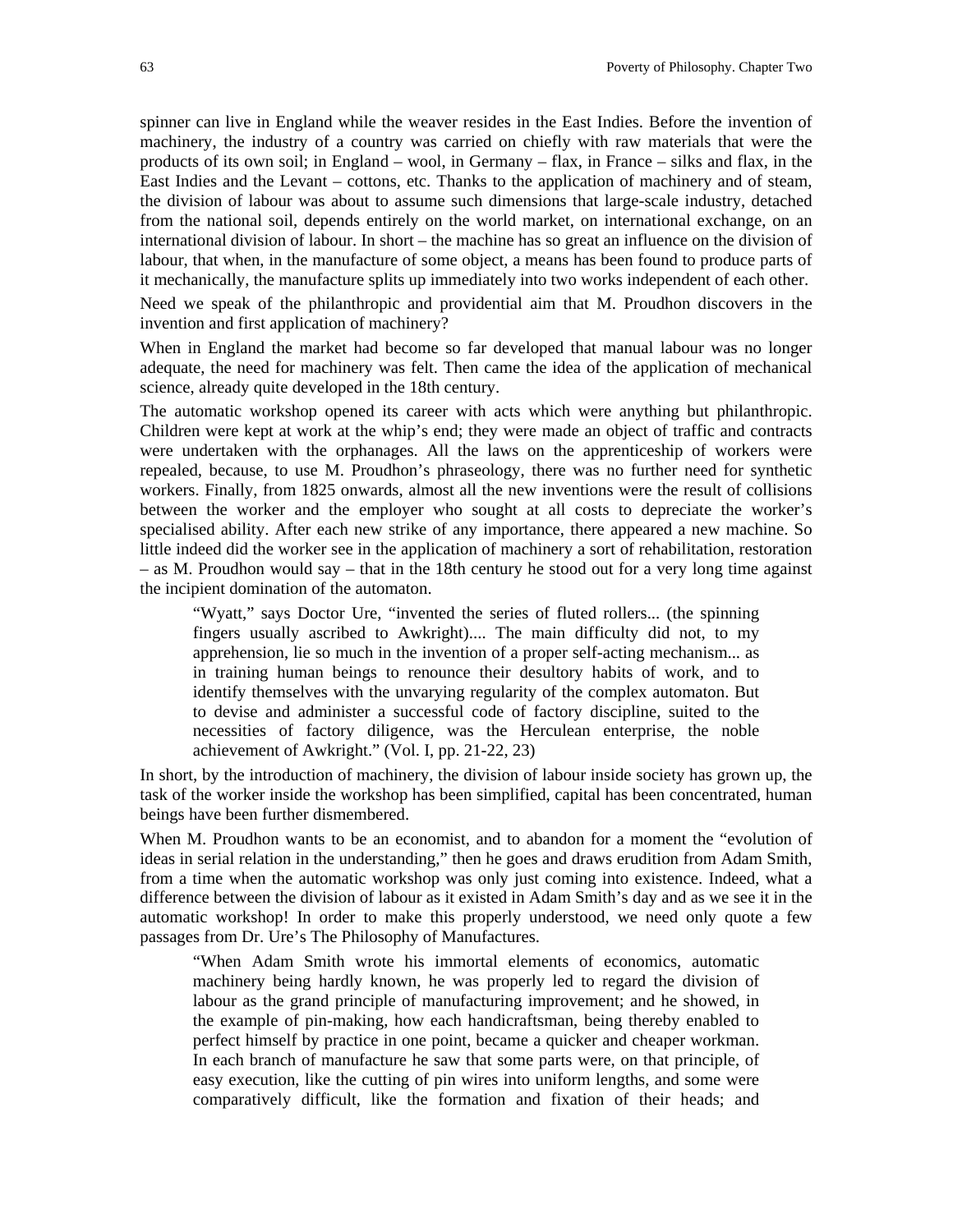spinner can live in England while the weaver resides in the East Indies. Before the invention of machinery, the industry of a country was carried on chiefly with raw materials that were the products of its own soil; in England – wool, in Germany – flax, in France – silks and flax, in the East Indies and the Levant – cottons, etc. Thanks to the application of machinery and of steam, the division of labour was about to assume such dimensions that large-scale industry, detached from the national soil, depends entirely on the world market, on international exchange, on an international division of labour. In short – the machine has so great an influence on the division of labour, that when, in the manufacture of some object, a means has been found to produce parts of it mechanically, the manufacture splits up immediately into two works independent of each other.

Need we speak of the philanthropic and providential aim that M. Proudhon discovers in the invention and first application of machinery?

When in England the market had become so far developed that manual labour was no longer adequate, the need for machinery was felt. Then came the idea of the application of mechanical science, already quite developed in the 18th century.

The automatic workshop opened its career with acts which were anything but philanthropic. Children were kept at work at the whip's end; they were made an object of traffic and contracts were undertaken with the orphanages. All the laws on the apprenticeship of workers were repealed, because, to use M. Proudhon's phraseology, there was no further need for synthetic workers. Finally, from 1825 onwards, almost all the new inventions were the result of collisions between the worker and the employer who sought at all costs to depreciate the worker's specialised ability. After each new strike of any importance, there appeared a new machine. So little indeed did the worker see in the application of machinery a sort of rehabilitation, restoration – as M. Proudhon would say – that in the 18th century he stood out for a very long time against the incipient domination of the automaton.

> "Wyatt," says Doctor Ure, "invented the series of fluted rollers... (the spinning fingers usually ascribed to Awkright).... The main difficulty did not, to my apprehension, lie so much in the invention of a proper self-acting mechanism... as in training human beings to renounce their desultory habits of work, and to identify themselves with the unvarying regularity of the complex automaton. But to devise and administer a successful code of factory discipline, suited to the necessities of factory diligence, was the Herculean enterprise, the noble achievement of Awkright." (Vol. I, pp. 21-22, 23)

In short, by the introduction of machinery, the division of labour inside society has grown up, the task of the worker inside the workshop has been simplified, capital has been concentrated, human beings have been further dismembered.

When M. Proudhon wants to be an economist, and to abandon for a moment the "evolution of ideas in serial relation in the understanding," then he goes and draws erudition from Adam Smith, from a time when the automatic workshop was only just coming into existence. Indeed, what a difference between the division of labour as it existed in Adam Smith's day and as we see it in the automatic workshop! In order to make this properly understood, we need only quote a few passages from Dr. Ure's The Philosophy of Manufactures.

> "When Adam Smith wrote his immortal elements of economics, automatic machinery being hardly known, he was properly led to regard the division of labour as the grand principle of manufacturing improvement; and he showed, in the example of pin-making, how each handicraftsman, being thereby enabled to perfect himself by practice in one point, became a quicker and cheaper workman. In each branch of manufacture he saw that some parts were, on that principle, of easy execution, like the cutting of pin wires into uniform lengths, and some were comparatively difficult, like the formation and fixation of their heads; and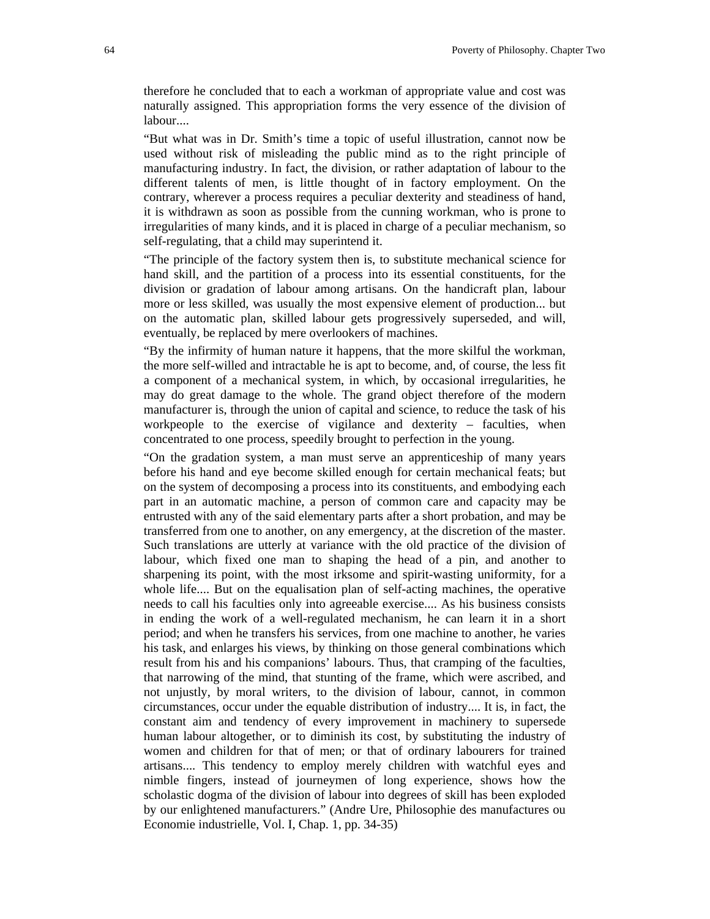therefore he concluded that to each a workman of appropriate value and cost was naturally assigned. This appropriation forms the very essence of the division of labour....

"But what was in Dr. Smith's time a topic of useful illustration, cannot now be used without risk of misleading the public mind as to the right principle of manufacturing industry. In fact, the division, or rather adaptation of labour to the different talents of men, is little thought of in factory employment. On the contrary, wherever a process requires a peculiar dexterity and steadiness of hand, it is withdrawn as soon as possible from the cunning workman, who is prone to irregularities of many kinds, and it is placed in charge of a peculiar mechanism, so self-regulating, that a child may superintend it.

"The principle of the factory system then is, to substitute mechanical science for hand skill, and the partition of a process into its essential constituents, for the division or gradation of labour among artisans. On the handicraft plan, labour more or less skilled, was usually the most expensive element of production... but on the automatic plan, skilled labour gets progressively superseded, and will, eventually, be replaced by mere overlookers of machines.

"By the infirmity of human nature it happens, that the more skilful the workman, the more self-willed and intractable he is apt to become, and, of course, the less fit a component of a mechanical system, in which, by occasional irregularities, he may do great damage to the whole. The grand object therefore of the modern manufacturer is, through the union of capital and science, to reduce the task of his workpeople to the exercise of vigilance and dexterity – faculties, when concentrated to one process, speedily brought to perfection in the young.

"On the gradation system, a man must serve an apprenticeship of many years before his hand and eye become skilled enough for certain mechanical feats; but on the system of decomposing a process into its constituents, and embodying each part in an automatic machine, a person of common care and capacity may be entrusted with any of the said elementary parts after a short probation, and may be transferred from one to another, on any emergency, at the discretion of the master. Such translations are utterly at variance with the old practice of the division of labour, which fixed one man to shaping the head of a pin, and another to sharpening its point, with the most irksome and spirit-wasting uniformity, for a whole life.... But on the equalisation plan of self-acting machines, the operative needs to call his faculties only into agreeable exercise.... As his business consists in ending the work of a well-regulated mechanism, he can learn it in a short period; and when he transfers his services, from one machine to another, he varies his task, and enlarges his views, by thinking on those general combinations which result from his and his companions' labours. Thus, that cramping of the faculties, that narrowing of the mind, that stunting of the frame, which were ascribed, and not unjustly, by moral writers, to the division of labour, cannot, in common circumstances, occur under the equable distribution of industry.... It is, in fact, the constant aim and tendency of every improvement in machinery to supersede human labour altogether, or to diminish its cost, by substituting the industry of women and children for that of men; or that of ordinary labourers for trained artisans.... This tendency to employ merely children with watchful eyes and nimble fingers, instead of journeymen of long experience, shows how the scholastic dogma of the division of labour into degrees of skill has been exploded by our enlightened manufacturers." (Andre Ure, Philosophie des manufactures ou Economie industrielle, Vol. I, Chap. 1, pp. 34-35)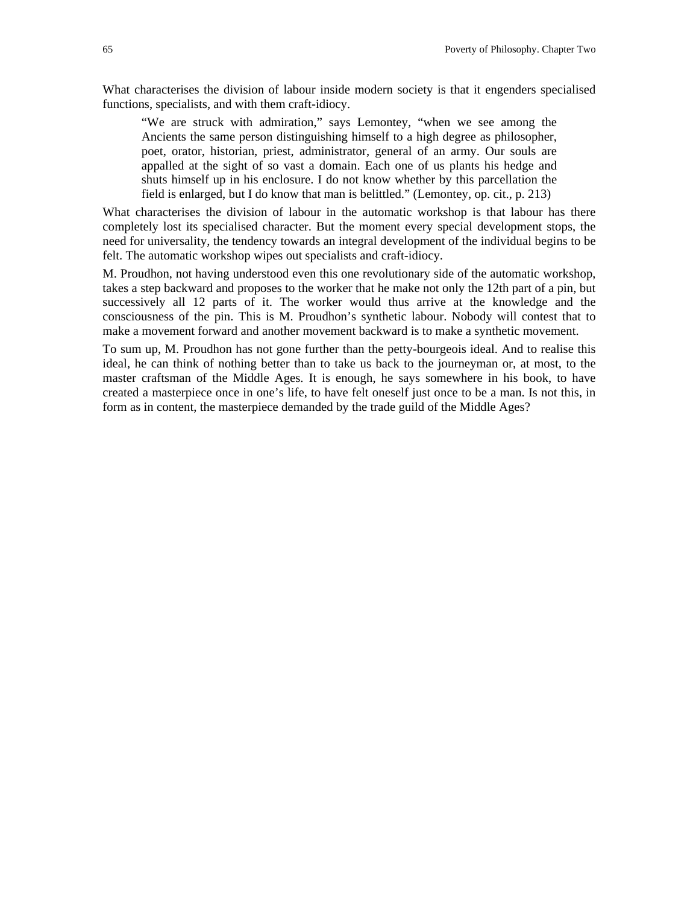What characterises the division of labour inside modern society is that it engenders specialised functions, specialists, and with them craft-idiocy.

> “We are struck with admiration,” says Lemontey, “when we see among the Ancients the same person distinguishing himself to a high degree as philosopher, poet, orator, historian, priest, administrator, general of an army. Our souls are appalled at the sight of so vast a domain. Each one of us plants his hedge and shuts himself up in his enclosure. I do not know whether by this parcellation the field is enlarged, but I do know that man is belittled.” (Lemontey, op. cit., p. 213)

What characterises the division of labour in the automatic workshop is that labour has there completely lost its specialised character. But the moment every special development stops, the need for universality, the tendency towards an integral development of the individual begins to be felt. The automatic workshop wipes out specialists and craft-idiocy.

M. Proudhon, not having understood even this one revolutionary side of the automatic workshop, takes a step backward and proposes to the worker that he make not only the 12th part of a pin, but successively all 12 parts of it. The worker would thus arrive at the knowledge and the consciousness of the pin. This is M. Proudhon’s synthetic labour. Nobody will contest that to make a movement forward and another movement backward is to make a synthetic movement.

To sum up, M. Proudhon has not gone further than the petty-bourgeois ideal. And to realise this ideal, he can think of nothing better than to take us back to the journeyman or, at most, to the master craftsman of the Middle Ages. It is enough, he says somewhere in his book, to have created a masterpiece once in one’s life, to have felt oneself just once to be a man. Is not this, in form as in content, the masterpiece demanded by the trade guild of the Middle Ages?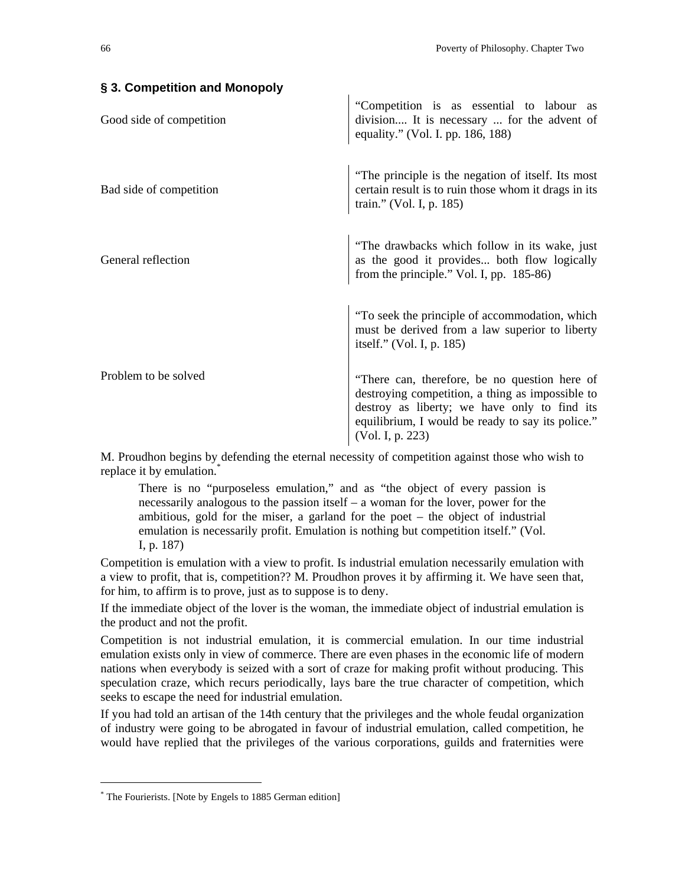### § 3. Competition and Monopoly

| | |
|---|---|
| Good side of competition | "Competition is as essential to labour as division.... It is necessary ... for the advent of equality." (Vol. I. pp. 186, 188) |
| Bad side of competition | "The principle is the negation of itself. Its most certain result is to ruin those whom it drags in its train." (Vol. I, p. 185) |
| General reflection | "The drawbacks which follow in its wake, just as the good it provides... both flow logically from the principle." Vol. I, pp. 185-86) |
| Problem to be solved | "To seek the principle of accommodation, which must be derived from a law superior to liberty itself." (Vol. I, p. 185)<br><br>"There can, therefore, be no question here of destroying competition, a thing as impossible to destroy as liberty; we have only to find its equilibrium, I would be ready to say its police." (Vol. I, p. 223) |

M. Proudhon begins by defending the eternal necessity of competition against those who wish to replace it by emulation.*

> There is no "purposeless emulation," and as "the object of every passion is necessarily analogous to the passion itself – a woman for the lover, power for the ambitious, gold for the miser, a garland for the poet – the object of industrial emulation is necessarily profit. Emulation is nothing but competition itself." (Vol. I, p. 187)

Competition is emulation with a view to profit. Is industrial emulation necessarily emulation with a view to profit, that is, competition?? M. Proudhon proves it by affirming it. We have seen that, for him, to affirm is to prove, just as to suppose is to deny.

If the immediate object of the lover is the woman, the immediate object of industrial emulation is the product and not the profit.

Competition is not industrial emulation, it is commercial emulation. In our time industrial emulation exists only in view of commerce. There are even phases in the economic life of modern nations when everybody is seized with a sort of craze for making profit without producing. This speculation craze, which recurs periodically, lays bare the true character of competition, which seeks to escape the need for industrial emulation.

If you had told an artisan of the 14th century that the privileges and the whole feudal organization of industry were going to be abrogated in favour of industrial emulation, called competition, he would have replied that the privileges of the various corporations, guilds and fraternities were

---

* The Fourierists. [Note by Engels to 1885 German edition]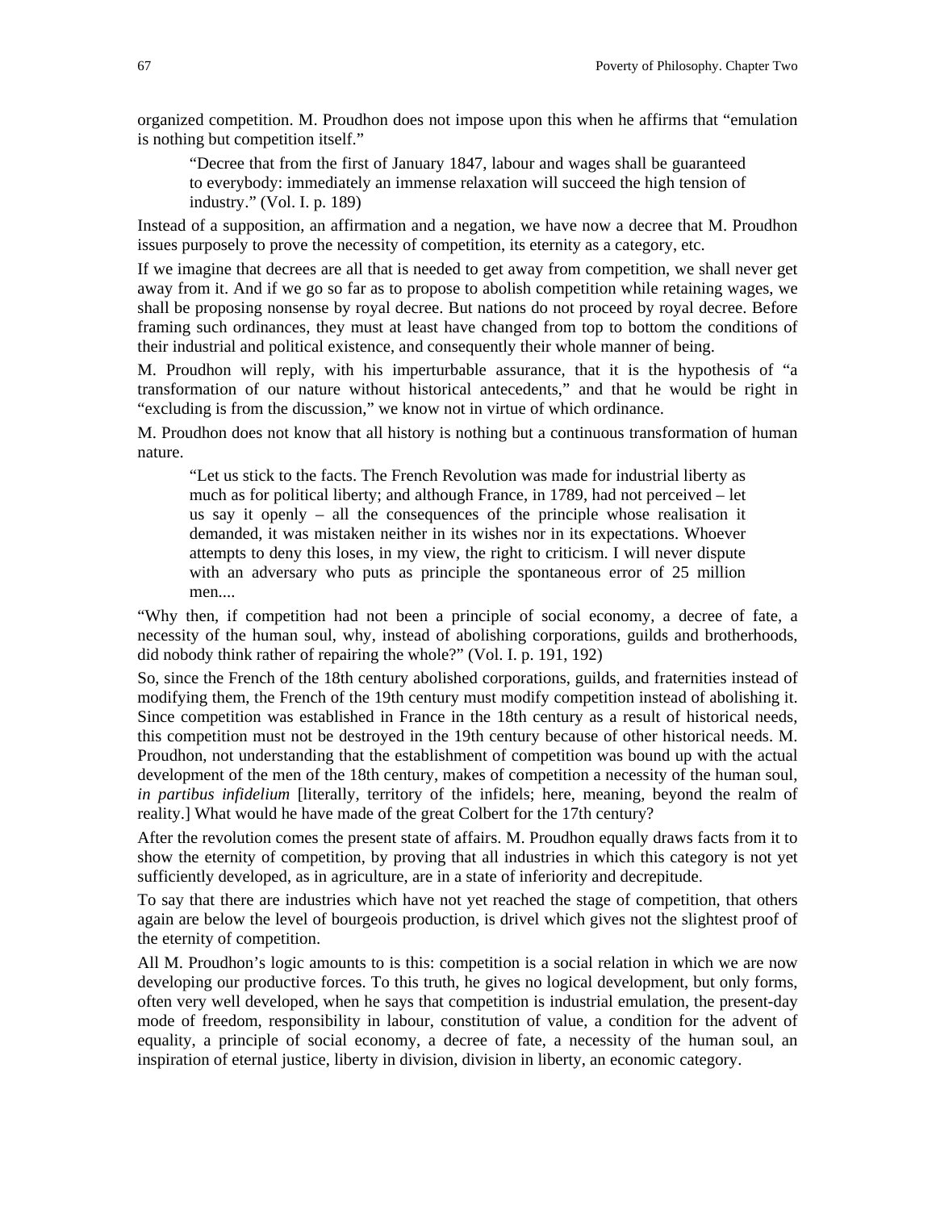organized competition. M. Proudhon does not impose upon this when he affirms that "emulation is nothing but competition itself."

> "Decree that from the first of January 1847, labour and wages shall be guaranteed to everybody: immediately an immense relaxation will succeed the high tension of industry." (Vol. I. p. 189)

Instead of a supposition, an affirmation and a negation, we have now a decree that M. Proudhon issues purposely to prove the necessity of competition, its eternity as a category, etc.

If we imagine that decrees are all that is needed to get away from competition, we shall never get away from it. And if we go so far as to propose to abolish competition while retaining wages, we shall be proposing nonsense by royal decree. But nations do not proceed by royal decree. Before framing such ordinances, they must at least have changed from top to bottom the conditions of their industrial and political existence, and consequently their whole manner of being.

M. Proudhon will reply, with his imperturbable assurance, that it is the hypothesis of "a transformation of our nature without historical antecedents," and that he would be right in "excluding is from the discussion," we know not in virtue of which ordinance.

M. Proudhon does not know that all history is nothing but a continuous transformation of human nature.

> "Let us stick to the facts. The French Revolution was made for industrial liberty as much as for political liberty; and although France, in 1789, had not perceived – let us say it openly – all the consequences of the principle whose realisation it demanded, it was mistaken neither in its wishes nor in its expectations. Whoever attempts to deny this loses, in my view, the right to criticism. I will never dispute with an adversary who puts as principle the spontaneous error of 25 million men....

"Why then, if competition had not been a principle of social economy, a decree of fate, a necessity of the human soul, why, instead of abolishing corporations, guilds and brotherhoods, did nobody think rather of repairing the whole?" (Vol. I. p. 191, 192)

So, since the French of the 18th century abolished corporations, guilds, and fraternities instead of modifying them, the French of the 19th century must modify competition instead of abolishing it. Since competition was established in France in the 18th century as a result of historical needs, this competition must not be destroyed in the 19th century because of other historical needs. M. Proudhon, not understanding that the establishment of competition was bound up with the actual development of the men of the 18th century, makes of competition a necessity of the human soul, *in partibus infidelium* [literally, territory of the infidels; here, meaning, beyond the realm of reality.] What would he have made of the great Colbert for the 17th century?

After the revolution comes the present state of affairs. M. Proudhon equally draws facts from it to show the eternity of competition, by proving that all industries in which this category is not yet sufficiently developed, as in agriculture, are in a state of inferiority and decrepitude.

To say that there are industries which have not yet reached the stage of competition, that others again are below the level of bourgeois production, is drivel which gives not the slightest proof of the eternity of competition.

All M. Proudhon's logic amounts to is this: competition is a social relation in which we are now developing our productive forces. To this truth, he gives no logical development, but only forms, often very well developed, when he says that competition is industrial emulation, the present-day mode of freedom, responsibility in labour, constitution of value, a condition for the advent of equality, a principle of social economy, a decree of fate, a necessity of the human soul, an inspiration of eternal justice, liberty in division, division in liberty, an economic category.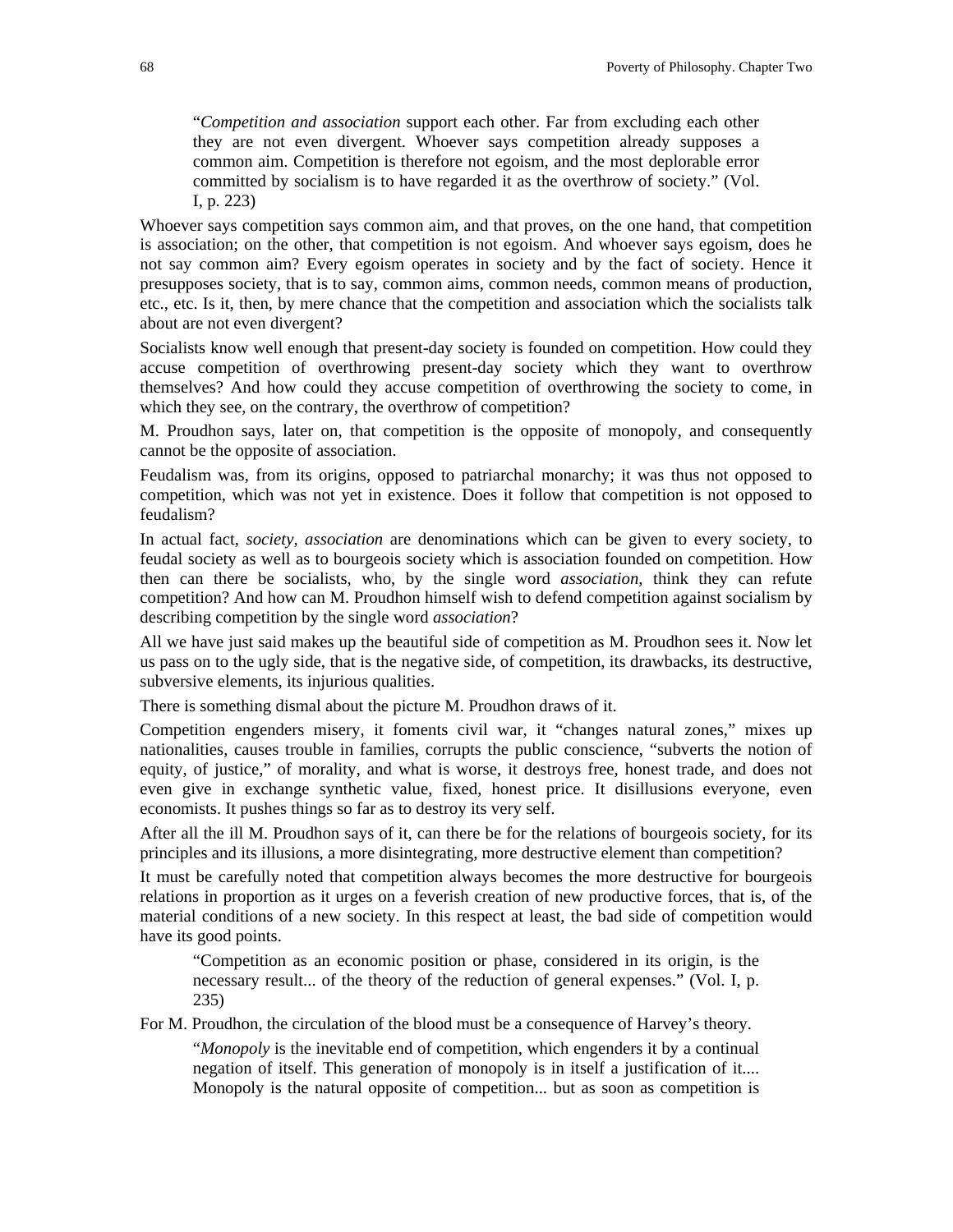> "*Competition and association* support each other. Far from excluding each other they are not even divergent. Whoever says competition already supposes a common aim. Competition is therefore not egoism, and the most deplorable error committed by socialism is to have regarded it as the overthrow of society." (Vol. I, p. 223)

Whoever says competition says common aim, and that proves, on the one hand, that competition is association; on the other, that competition is not egoism. And whoever says egoism, does he not say common aim? Every egoism operates in society and by the fact of society. Hence it presupposes society, that is to say, common aims, common needs, common means of production, etc., etc. Is it, then, by mere chance that the competition and association which the socialists talk about are not even divergent?

Socialists know well enough that present-day society is founded on competition. How could they accuse competition of overthrowing present-day society which they want to overthrow themselves? And how could they accuse competition of overthrowing the society to come, in which they see, on the contrary, the overthrow of competition?

M. Proudhon says, later on, that competition is the opposite of monopoly, and consequently cannot be the opposite of association.

Feudalism was, from its origins, opposed to patriarchal monarchy; it was thus not opposed to competition, which was not yet in existence. Does it follow that competition is not opposed to feudalism?

In actual fact, *society, association* are denominations which can be given to every society, to feudal society as well as to bourgeois society which is association founded on competition. How then can there be socialists, who, by the single word *association*, think they can refute competition? And how can M. Proudhon himself wish to defend competition against socialism by describing competition by the single word *association*?

All we have just said makes up the beautiful side of competition as M. Proudhon sees it. Now let us pass on to the ugly side, that is the negative side, of competition, its drawbacks, its destructive, subversive elements, its injurious qualities.

There is something dismal about the picture M. Proudhon draws of it.

Competition engenders misery, it foments civil war, it "changes natural zones," mixes up nationalities, causes trouble in families, corrupts the public conscience, "subverts the notion of equity, of justice," of morality, and what is worse, it destroys free, honest trade, and does not even give in exchange synthetic value, fixed, honest price. It disillusions everyone, even economists. It pushes things so far as to destroy its very self.

After all the ill M. Proudhon says of it, can there be for the relations of bourgeois society, for its principles and its illusions, a more disintegrating, more destructive element than competition?

It must be carefully noted that competition always becomes the more destructive for bourgeois relations in proportion as it urges on a feverish creation of new productive forces, that is, of the material conditions of a new society. In this respect at least, the bad side of competition would have its good points.

> "Competition as an economic position or phase, considered in its origin, is the necessary result... of the theory of the reduction of general expenses." (Vol. I, p. 235)

For M. Proudhon, the circulation of the blood must be a consequence of Harvey's theory.

> "*Monopoly* is the inevitable end of competition, which engenders it by a continual negation of itself. This generation of monopoly is in itself a justification of it.... Monopoly is the natural opposite of competition... but as soon as competition is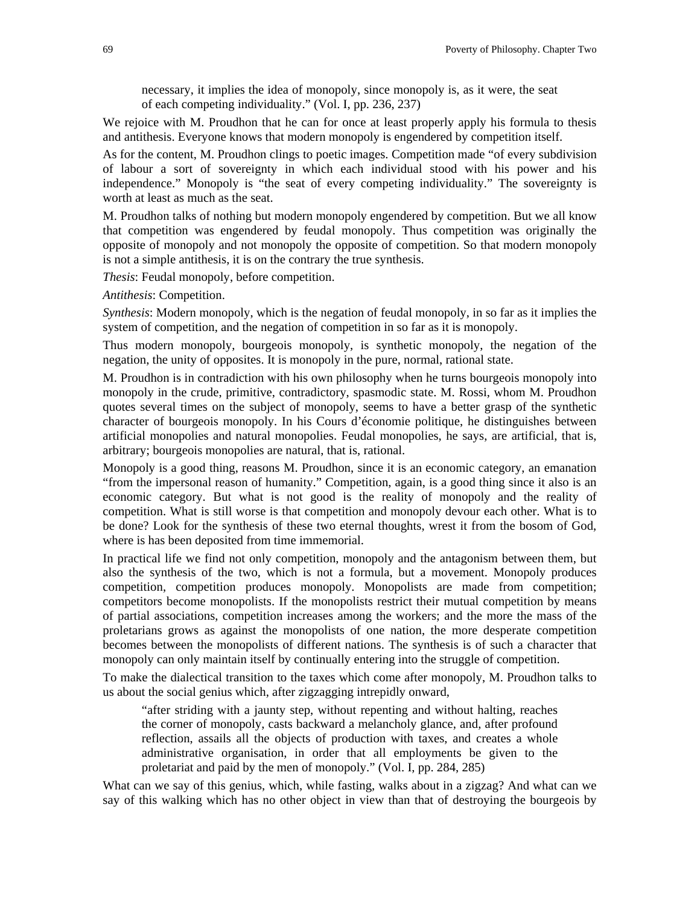> necessary, it implies the idea of monopoly, since monopoly is, as it were, the seat of each competing individuality." (Vol. I, pp. 236, 237)

We rejoice with M. Proudhon that he can for once at least properly apply his formula to thesis and antithesis. Everyone knows that modern monopoly is engendered by competition itself.

As for the content, M. Proudhon clings to poetic images. Competition made "of every subdivision of labour a sort of sovereignty in which each individual stood with his power and his independence." Monopoly is "the seat of every competing individuality." The sovereignty is worth at least as much as the seat.

M. Proudhon talks of nothing but modern monopoly engendered by competition. But we all know that competition was engendered by feudal monopoly. Thus competition was originally the opposite of monopoly and not monopoly the opposite of competition. So that modern monopoly is not a simple antithesis, it is on the contrary the true synthesis.

*Thesis*: Feudal monopoly, before competition.

*Antithesis*: Competition.

*Synthesis*: Modern monopoly, which is the negation of feudal monopoly, in so far as it implies the system of competition, and the negation of competition in so far as it is monopoly.

Thus modern monopoly, bourgeois monopoly, is synthetic monopoly, the negation of the negation, the unity of opposites. It is monopoly in the pure, normal, rational state.

M. Proudhon is in contradiction with his own philosophy when he turns bourgeois monopoly into monopoly in the crude, primitive, contradictory, spasmodic state. M. Rossi, whom M. Proudhon quotes several times on the subject of monopoly, seems to have a better grasp of the synthetic character of bourgeois monopoly. In his Cours d'économie politique, he distinguishes between artificial monopolies and natural monopolies. Feudal monopolies, he says, are artificial, that is, arbitrary; bourgeois monopolies are natural, that is, rational.

Monopoly is a good thing, reasons M. Proudhon, since it is an economic category, an emanation "from the impersonal reason of humanity." Competition, again, is a good thing since it also is an economic category. But what is not good is the reality of monopoly and the reality of competition. What is still worse is that competition and monopoly devour each other. What is to be done? Look for the synthesis of these two eternal thoughts, wrest it from the bosom of God, where is has been deposited from time immemorial.

In practical life we find not only competition, monopoly and the antagonism between them, but also the synthesis of the two, which is not a formula, but a movement. Monopoly produces competition, competition produces monopoly. Monopolists are made from competition; competitors become monopolists. If the monopolists restrict their mutual competition by means of partial associations, competition increases among the workers; and the more the mass of the proletarians grows as against the monopolists of one nation, the more desperate competition becomes between the monopolists of different nations. The synthesis is of such a character that monopoly can only maintain itself by continually entering into the struggle of competition.

To make the dialectical transition to the taxes which come after monopoly, M. Proudhon talks to us about the social genius which, after zigzagging intrepidly onward,

> "after striding with a jaunty step, without repenting and without halting, reaches the corner of monopoly, casts backward a melancholy glance, and, after profound reflection, assails all the objects of production with taxes, and creates a whole administrative organisation, in order that all employments be given to the proletariat and paid by the men of monopoly." (Vol. I, pp. 284, 285)

What can we say of this genius, which, while fasting, walks about in a zigzag? And what can we say of this walking which has no other object in view than that of destroying the bourgeois by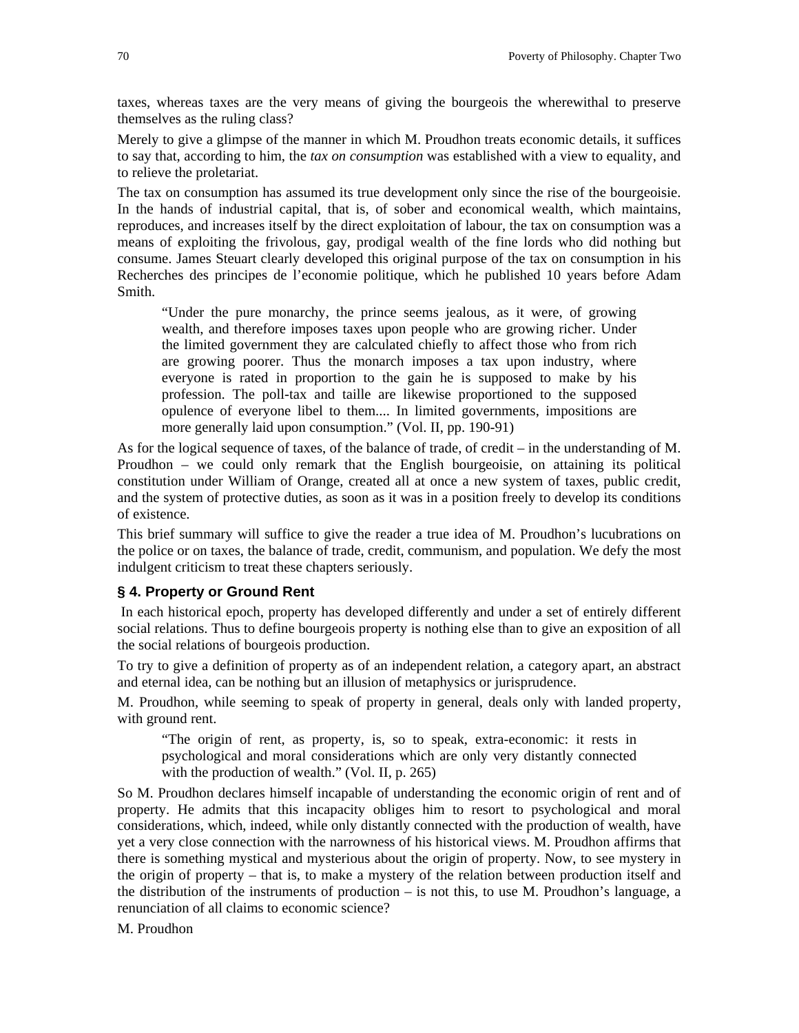taxes, whereas taxes are the very means of giving the bourgeois the wherewithal to preserve themselves as the ruling class?

Merely to give a glimpse of the manner in which M. Proudhon treats economic details, it suffices to say that, according to him, the *tax on consumption* was established with a view to equality, and to relieve the proletariat.

The tax on consumption has assumed its true development only since the rise of the bourgeoisie. In the hands of industrial capital, that is, of sober and economical wealth, which maintains, reproduces, and increases itself by the direct exploitation of labour, the tax on consumption was a means of exploiting the frivolous, gay, prodigal wealth of the fine lords who did nothing but consume. James Steuart clearly developed this original purpose of the tax on consumption in his Recherches des principes de l'economie politique, which he published 10 years before Adam Smith.

> "Under the pure monarchy, the prince seems jealous, as it were, of growing wealth, and therefore imposes taxes upon people who are growing richer. Under the limited government they are calculated chiefly to affect those who from rich are growing poorer. Thus the monarch imposes a tax upon industry, where everyone is rated in proportion to the gain he is supposed to make by his profession. The poll-tax and taille are likewise proportioned to the supposed opulence of everyone libel to them.... In limited governments, impositions are more generally laid upon consumption." (Vol. II, pp. 190-91)

As for the logical sequence of taxes, of the balance of trade, of credit – in the understanding of M. Proudhon – we could only remark that the English bourgeoisie, on attaining its political constitution under William of Orange, created all at once a new system of taxes, public credit, and the system of protective duties, as soon as it was in a position freely to develop its conditions of existence.

This brief summary will suffice to give the reader a true idea of M. Proudhon's lucubrations on the police or on taxes, the balance of trade, credit, communism, and population. We defy the most indulgent criticism to treat these chapters seriously.

### § 4. Property or Ground Rent

In each historical epoch, property has developed differently and under a set of entirely different social relations. Thus to define bourgeois property is nothing else than to give an exposition of all the social relations of bourgeois production.

To try to give a definition of property as of an independent relation, a category apart, an abstract and eternal idea, can be nothing but an illusion of metaphysics or jurisprudence.

M. Proudhon, while seeming to speak of property in general, deals only with landed property, with ground rent.

> "The origin of rent, as property, is, so to speak, extra-economic: it rests in psychological and moral considerations which are only very distantly connected with the production of wealth." (Vol. II, p. 265)

So M. Proudhon declares himself incapable of understanding the economic origin of rent and of property. He admits that this incapacity obliges him to resort to psychological and moral considerations, which, indeed, while only distantly connected with the production of wealth, have yet a very close connection with the narrowness of his historical views. M. Proudhon affirms that there is something mystical and mysterious about the origin of property. Now, to see mystery in the origin of property – that is, to make a mystery of the relation between production itself and the distribution of the instruments of production – is not this, to use M. Proudhon's language, a renunciation of all claims to economic science?

M. Proudhon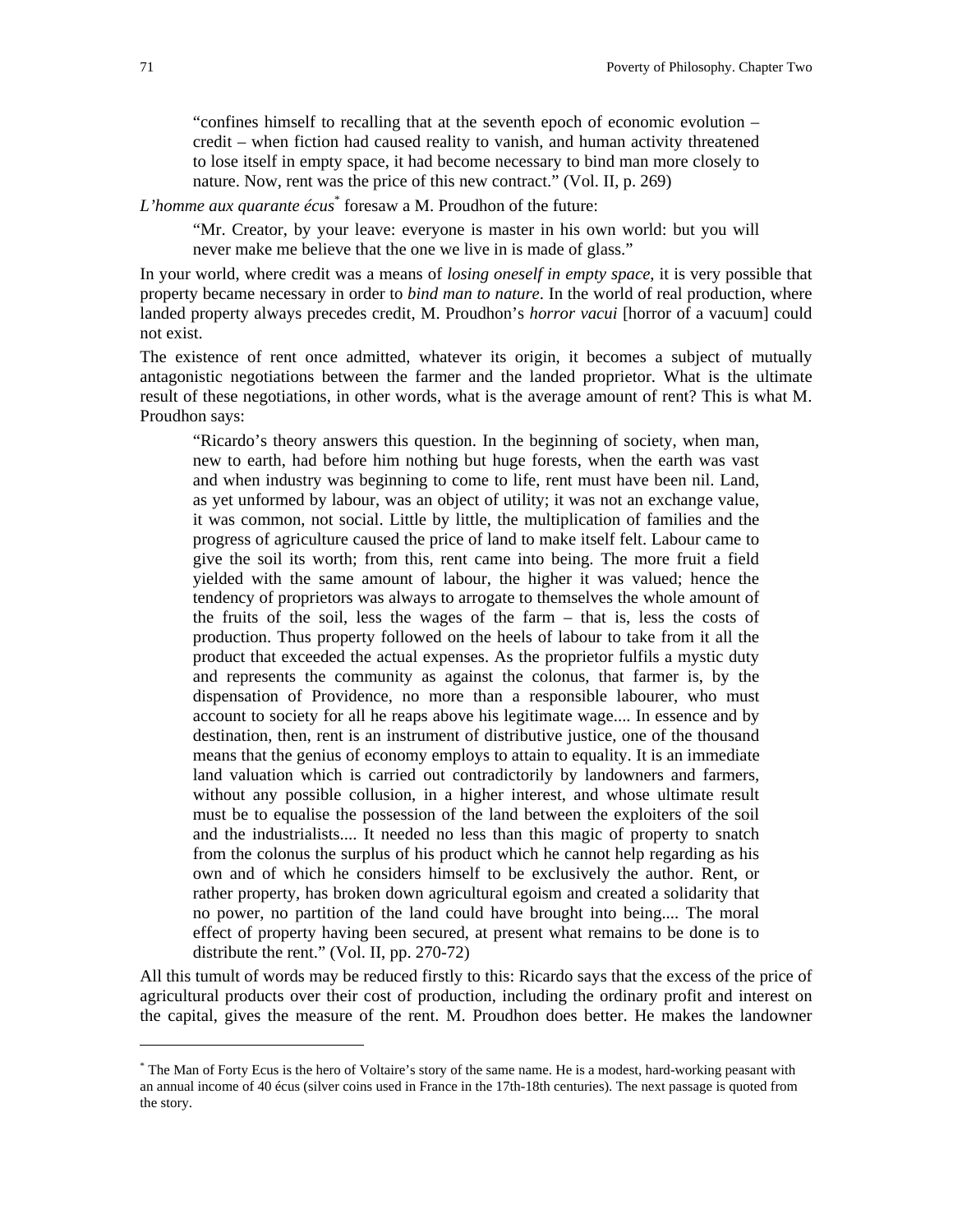> "confines himself to recalling that at the seventh epoch of economic evolution – credit – when fiction had caused reality to vanish, and human activity threatened to lose itself in empty space, it had become necessary to bind man more closely to nature. Now, rent was the price of this new contract." (Vol. II, p. 269)

*L'homme aux quarante écus*[*] foresaw a M. Proudhon of the future:

> "Mr. Creator, by your leave: everyone is master in his own world: but you will never make me believe that the one we live in is made of glass."

In your world, where credit was a means of *losing oneself in empty space*, it is very possible that property became necessary in order to *bind man to nature*. In the world of real production, where landed property always precedes credit, M. Proudhon's *horror vacui* [horror of a vacuum] could not exist.

The existence of rent once admitted, whatever its origin, it becomes a subject of mutually antagonistic negotiations between the farmer and the landed proprietor. What is the ultimate result of these negotiations, in other words, what is the average amount of rent? This is what M. Proudhon says:

> "Ricardo's theory answers this question. In the beginning of society, when man, new to earth, had before him nothing but huge forests, when the earth was vast and when industry was beginning to come to life, rent must have been nil. Land, as yet unformed by labour, was an object of utility; it was not an exchange value, it was common, not social. Little by little, the multiplication of families and the progress of agriculture caused the price of land to make itself felt. Labour came to give the soil its worth; from this, rent came into being. The more fruit a field yielded with the same amount of labour, the higher it was valued; hence the tendency of proprietors was always to arrogate to themselves the whole amount of the fruits of the soil, less the wages of the farm – that is, less the costs of production. Thus property followed on the heels of labour to take from it all the product that exceeded the actual expenses. As the proprietor fulfils a mystic duty and represents the community as against the colonus, that farmer is, by the dispensation of Providence, no more than a responsible labourer, who must account to society for all he reaps above his legitimate wage.... In essence and by destination, then, rent is an instrument of distributive justice, one of the thousand means that the genius of economy employs to attain to equality. It is an immediate land valuation which is carried out contradictorily by landowners and farmers, without any possible collusion, in a higher interest, and whose ultimate result must be to equalise the possession of the land between the exploiters of the soil and the industrialists.... It needed no less than this magic of property to snatch from the colonus the surplus of his product which he cannot help regarding as his own and of which he considers himself to be exclusively the author. Rent, or rather property, has broken down agricultural egoism and created a solidarity that no power, no partition of the land could have brought into being.... The moral effect of property having been secured, at present what remains to be done is to distribute the rent." (Vol. II, pp. 270-72)

All this tumult of words may be reduced firstly to this: Ricardo says that the excess of the price of agricultural products over their cost of production, including the ordinary profit and interest on the capital, gives the measure of the rent. M. Proudhon does better. He makes the landowner

---

[*] The Man of Forty Ecus is the hero of Voltaire's story of the same name. He is a modest, hard-working peasant with an annual income of 40 écus (silver coins used in France in the 17th-18th centuries). The next passage is quoted from the story.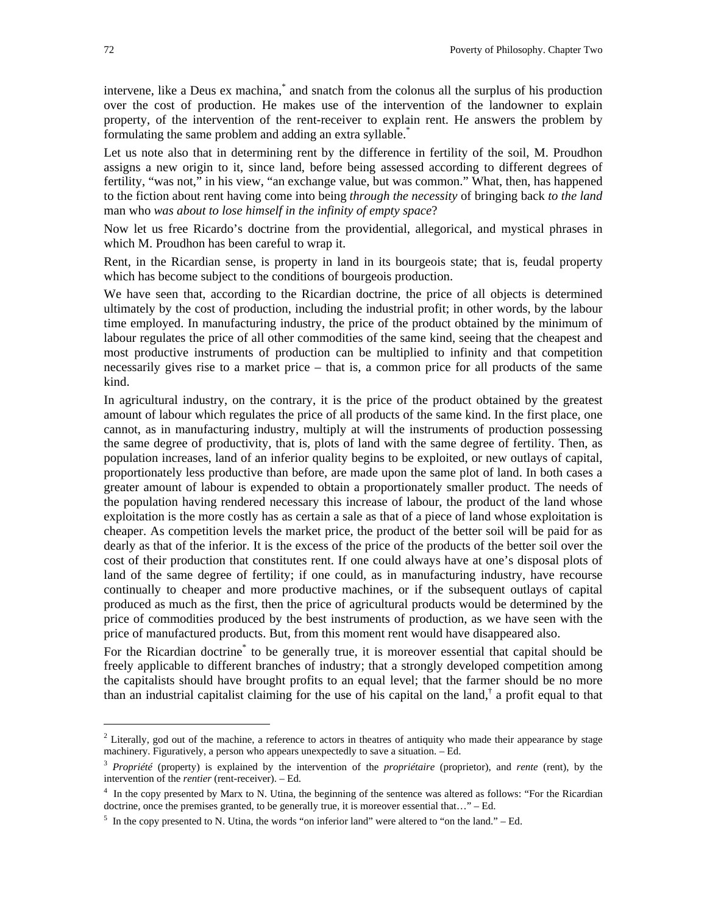intervene, like a Deus ex machina,[*] and snatch from the colonus all the surplus of his production over the cost of production. He makes use of the intervention of the landowner to explain property, of the intervention of the rent-receiver to explain rent. He answers the problem by formulating the same problem and adding an extra syllable.[*]

Let us note also that in determining rent by the difference in fertility of the soil, M. Proudhon assigns a new origin to it, since land, before being assessed according to different degrees of fertility, "was not," in his view, "an exchange value, but was common." What, then, has happened to the fiction about rent having come into being *through the necessity* of bringing back *to the land* man who *was about to lose himself in the infinity of empty space*?

Now let us free Ricardo's doctrine from the providential, allegorical, and mystical phrases in which M. Proudhon has been careful to wrap it.

Rent, in the Ricardian sense, is property in land in its bourgeois state; that is, feudal property which has become subject to the conditions of bourgeois production.

We have seen that, according to the Ricardian doctrine, the price of all objects is determined ultimately by the cost of production, including the industrial profit; in other words, by the labour time employed. In manufacturing industry, the price of the product obtained by the minimum of labour regulates the price of all other commodities of the same kind, seeing that the cheapest and most productive instruments of production can be multiplied to infinity and that competition necessarily gives rise to a market price – that is, a common price for all products of the same kind.

In agricultural industry, on the contrary, it is the price of the product obtained by the greatest amount of labour which regulates the price of all products of the same kind. In the first place, one cannot, as in manufacturing industry, multiply at will the instruments of production possessing the same degree of productivity, that is, plots of land with the same degree of fertility. Then, as population increases, land of an inferior quality begins to be exploited, or new outlays of capital, proportionately less productive than before, are made upon the same plot of land. In both cases a greater amount of labour is expended to obtain a proportionately smaller product. The needs of the population having rendered necessary this increase of labour, the product of the land whose exploitation is the more costly has as certain a sale as that of a piece of land whose exploitation is cheaper. As competition levels the market price, the product of the better soil will be paid for as dearly as that of the inferior. It is the excess of the price of the products of the better soil over the cost of their production that constitutes rent. If one could always have at one's disposal plots of land of the same degree of fertility; if one could, as in manufacturing industry, have recourse continually to cheaper and more productive machines, or if the subsequent outlays of capital produced as much as the first, then the price of agricultural products would be determined by the price of commodities produced by the best instruments of production, as we have seen with the price of manufactured products. But, from this moment rent would have disappeared also.

For the Ricardian doctrine[*] to be generally true, it is moreover essential that capital should be freely applicable to different branches of industry; that a strongly developed competition among the capitalists should have brought profits to an equal level; that the farmer should be no more than an industrial capitalist claiming for the use of his capital on the land,[†] a profit equal to that

---

[2] Literally, god out of the machine, a reference to actors in theatres of antiquity who made their appearance by stage machinery. Figuratively, a person who appears unexpectedly to save a situation. – Ed.

[3] *Propriété* (property) is explained by the intervention of the *propriétaire* (proprietor), and *rente* (rent), by the intervention of the *rentier* (rent-receiver). – Ed.

[4] In the copy presented by Marx to N. Utina, the beginning of the sentence was altered as follows: "For the Ricardian doctrine, once the premises granted, to be generally true, it is moreover essential that…" – Ed.

[5] In the copy presented to N. Utina, the words "on inferior land" were altered to "on the land." – Ed.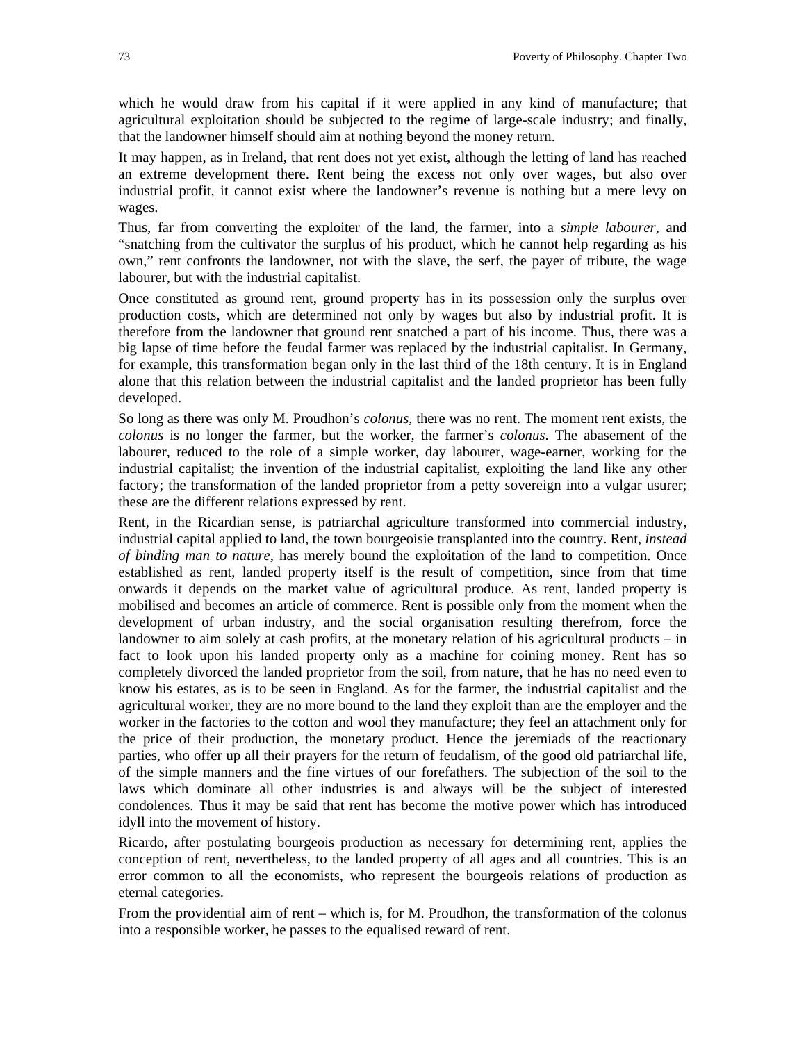which he would draw from his capital if it were applied in any kind of manufacture; that agricultural exploitation should be subjected to the regime of large-scale industry; and finally, that the landowner himself should aim at nothing beyond the money return.

It may happen, as in Ireland, that rent does not yet exist, although the letting of land has reached an extreme development there. Rent being the excess not only over wages, but also over industrial profit, it cannot exist where the landowner's revenue is nothing but a mere levy on wages.

Thus, far from converting the exploiter of the land, the farmer, into a *simple labourer*, and "snatching from the cultivator the surplus of his product, which he cannot help regarding as his own," rent confronts the landowner, not with the slave, the serf, the payer of tribute, the wage labourer, but with the industrial capitalist.

Once constituted as ground rent, ground property has in its possession only the surplus over production costs, which are determined not only by wages but also by industrial profit. It is therefore from the landowner that ground rent snatched a part of his income. Thus, there was a big lapse of time before the feudal farmer was replaced by the industrial capitalist. In Germany, for example, this transformation began only in the last third of the 18th century. It is in England alone that this relation between the industrial capitalist and the landed proprietor has been fully developed.

So long as there was only M. Proudhon's *colonus*, there was no rent. The moment rent exists, the *colonus* is no longer the farmer, but the worker, the farmer's *colonus*. The abasement of the labourer, reduced to the role of a simple worker, day labourer, wage-earner, working for the industrial capitalist; the invention of the industrial capitalist, exploiting the land like any other factory; the transformation of the landed proprietor from a petty sovereign into a vulgar usurer; these are the different relations expressed by rent.

Rent, in the Ricardian sense, is patriarchal agriculture transformed into commercial industry, industrial capital applied to land, the town bourgeoisie transplanted into the country. Rent, *instead of binding man to nature*, has merely bound the exploitation of the land to competition. Once established as rent, landed property itself is the result of competition, since from that time onwards it depends on the market value of agricultural produce. As rent, landed property is mobilised and becomes an article of commerce. Rent is possible only from the moment when the development of urban industry, and the social organisation resulting therefrom, force the landowner to aim solely at cash profits, at the monetary relation of his agricultural products – in fact to look upon his landed property only as a machine for coining money. Rent has so completely divorced the landed proprietor from the soil, from nature, that he has no need even to know his estates, as is to be seen in England. As for the farmer, the industrial capitalist and the agricultural worker, they are no more bound to the land they exploit than are the employer and the worker in the factories to the cotton and wool they manufacture; they feel an attachment only for the price of their production, the monetary product. Hence the jeremiads of the reactionary parties, who offer up all their prayers for the return of feudalism, of the good old patriarchal life, of the simple manners and the fine virtues of our forefathers. The subjection of the soil to the laws which dominate all other industries is and always will be the subject of interested condolences. Thus it may be said that rent has become the motive power which has introduced idyll into the movement of history.

Ricardo, after postulating bourgeois production as necessary for determining rent, applies the conception of rent, nevertheless, to the landed property of all ages and all countries. This is an error common to all the economists, who represent the bourgeois relations of production as eternal categories.

From the providential aim of rent – which is, for M. Proudhon, the transformation of the colonus into a responsible worker, he passes to the equalised reward of rent.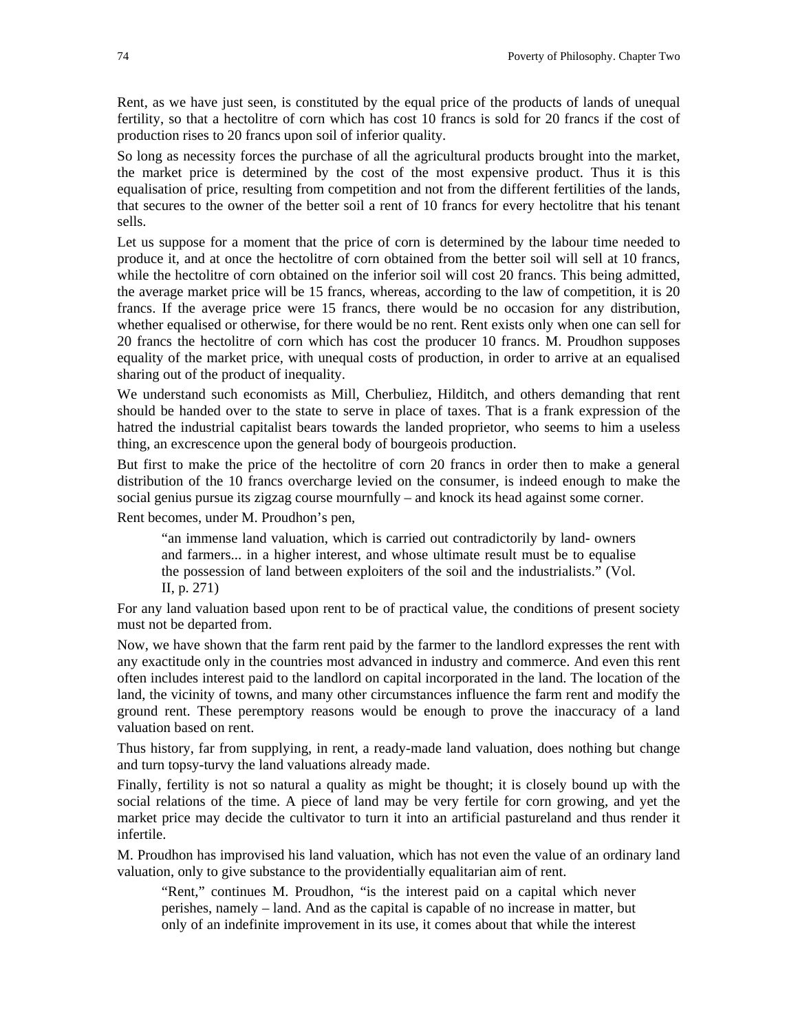Rent, as we have just seen, is constituted by the equal price of the products of lands of unequal fertility, so that a hectolitre of corn which has cost 10 francs is sold for 20 francs if the cost of production rises to 20 francs upon soil of inferior quality.

So long as necessity forces the purchase of all the agricultural products brought into the market, the market price is determined by the cost of the most expensive product. Thus it is this equalisation of price, resulting from competition and not from the different fertilities of the lands, that secures to the owner of the better soil a rent of 10 francs for every hectolitre that his tenant sells.

Let us suppose for a moment that the price of corn is determined by the labour time needed to produce it, and at once the hectolitre of corn obtained from the better soil will sell at 10 francs, while the hectolitre of corn obtained on the inferior soil will cost 20 francs. This being admitted, the average market price will be 15 francs, whereas, according to the law of competition, it is 20 francs. If the average price were 15 francs, there would be no occasion for any distribution, whether equalised or otherwise, for there would be no rent. Rent exists only when one can sell for 20 francs the hectolitre of corn which has cost the producer 10 francs. M. Proudhon supposes equality of the market price, with unequal costs of production, in order to arrive at an equalised sharing out of the product of inequality.

We understand such economists as Mill, Cherbuliez, Hilditch, and others demanding that rent should be handed over to the state to serve in place of taxes. That is a frank expression of the hatred the industrial capitalist bears towards the landed proprietor, who seems to him a useless thing, an excrescence upon the general body of bourgeois production.

But first to make the price of the hectolitre of corn 20 francs in order then to make a general distribution of the 10 francs overcharge levied on the consumer, is indeed enough to make the social genius pursue its zigzag course mournfully – and knock its head against some corner.

Rent becomes, under M. Proudhon's pen,

> "an immense land valuation, which is carried out contradictorily by land- owners and farmers... in a higher interest, and whose ultimate result must be to equalise the possession of land between exploiters of the soil and the industrialists." (Vol. II, p. 271)

For any land valuation based upon rent to be of practical value, the conditions of present society must not be departed from.

Now, we have shown that the farm rent paid by the farmer to the landlord expresses the rent with any exactitude only in the countries most advanced in industry and commerce. And even this rent often includes interest paid to the landlord on capital incorporated in the land. The location of the land, the vicinity of towns, and many other circumstances influence the farm rent and modify the ground rent. These peremptory reasons would be enough to prove the inaccuracy of a land valuation based on rent.

Thus history, far from supplying, in rent, a ready-made land valuation, does nothing but change and turn topsy-turvy the land valuations already made.

Finally, fertility is not so natural a quality as might be thought; it is closely bound up with the social relations of the time. A piece of land may be very fertile for corn growing, and yet the market price may decide the cultivator to turn it into an artificial pastureland and thus render it infertile.

M. Proudhon has improvised his land valuation, which has not even the value of an ordinary land valuation, only to give substance to the providentially equalitarian aim of rent.

> "Rent," continues M. Proudhon, "is the interest paid on a capital which never perishes, namely – land. And as the capital is capable of no increase in matter, but only of an indefinite improvement in its use, it comes about that while the interest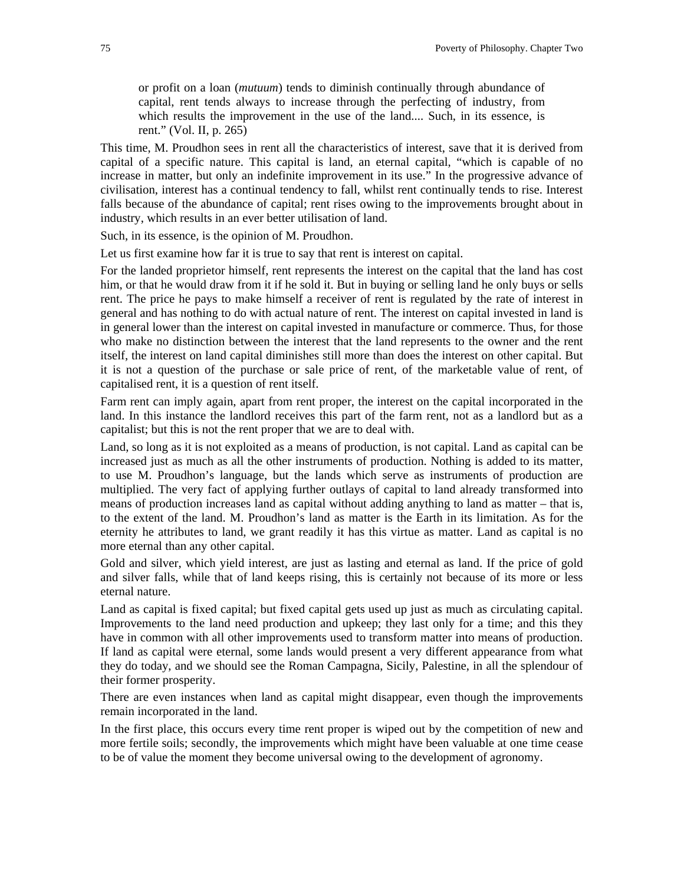> or profit on a loan (*mutuum*) tends to diminish continually through abundance of capital, rent tends always to increase through the perfecting of industry, from which results the improvement in the use of the land.... Such, in its essence, is rent." (Vol. II, p. 265)

This time, M. Proudhon sees in rent all the characteristics of interest, save that it is derived from capital of a specific nature. This capital is land, an eternal capital, "which is capable of no increase in matter, but only an indefinite improvement in its use." In the progressive advance of civilisation, interest has a continual tendency to fall, whilst rent continually tends to rise. Interest falls because of the abundance of capital; rent rises owing to the improvements brought about in industry, which results in an ever better utilisation of land.

Such, in its essence, is the opinion of M. Proudhon.

Let us first examine how far it is true to say that rent is interest on capital.

For the landed proprietor himself, rent represents the interest on the capital that the land has cost him, or that he would draw from it if he sold it. But in buying or selling land he only buys or sells rent. The price he pays to make himself a receiver of rent is regulated by the rate of interest in general and has nothing to do with actual nature of rent. The interest on capital invested in land is in general lower than the interest on capital invested in manufacture or commerce. Thus, for those who make no distinction between the interest that the land represents to the owner and the rent itself, the interest on land capital diminishes still more than does the interest on other capital. But it is not a question of the purchase or sale price of rent, of the marketable value of rent, of capitalised rent, it is a question of rent itself.

Farm rent can imply again, apart from rent proper, the interest on the capital incorporated in the land. In this instance the landlord receives this part of the farm rent, not as a landlord but as a capitalist; but this is not the rent proper that we are to deal with.

Land, so long as it is not exploited as a means of production, is not capital. Land as capital can be increased just as much as all the other instruments of production. Nothing is added to its matter, to use M. Proudhon's language, but the lands which serve as instruments of production are multiplied. The very fact of applying further outlays of capital to land already transformed into means of production increases land as capital without adding anything to land as matter – that is, to the extent of the land. M. Proudhon's land as matter is the Earth in its limitation. As for the eternity he attributes to land, we grant readily it has this virtue as matter. Land as capital is no more eternal than any other capital.

Gold and silver, which yield interest, are just as lasting and eternal as land. If the price of gold and silver falls, while that of land keeps rising, this is certainly not because of its more or less eternal nature.

Land as capital is fixed capital; but fixed capital gets used up just as much as circulating capital. Improvements to the land need production and upkeep; they last only for a time; and this they have in common with all other improvements used to transform matter into means of production. If land as capital were eternal, some lands would present a very different appearance from what they do today, and we should see the Roman Campagna, Sicily, Palestine, in all the splendour of their former prosperity.

There are even instances when land as capital might disappear, even though the improvements remain incorporated in the land.

In the first place, this occurs every time rent proper is wiped out by the competition of new and more fertile soils; secondly, the improvements which might have been valuable at one time cease to be of value the moment they become universal owing to the development of agronomy.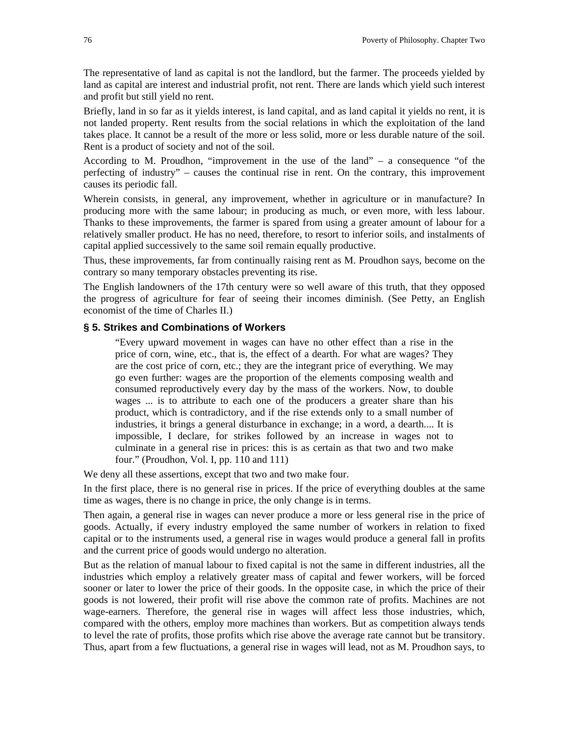The representative of land as capital is not the landlord, but the farmer. The proceeds yielded by land as capital are interest and industrial profit, not rent. There are lands which yield such interest and profit but still yield no rent.

Briefly, land in so far as it yields interest, is land capital, and as land capital it yields no rent, it is not landed property. Rent results from the social relations in which the exploitation of the land takes place. It cannot be a result of the more or less solid, more or less durable nature of the soil. Rent is a product of society and not of the soil.

According to M. Proudhon, "improvement in the use of the land" – a consequence "of the perfecting of industry" – causes the continual rise in rent. On the contrary, this improvement causes its periodic fall.

Wherein consists, in general, any improvement, whether in agriculture or in manufacture? In producing more with the same labour; in producing as much, or even more, with less labour. Thanks to these improvements, the farmer is spared from using a greater amount of labour for a relatively smaller product. He has no need, therefore, to resort to inferior soils, and instalments of capital applied successively to the same soil remain equally productive.

Thus, these improvements, far from continually raising rent as M. Proudhon says, become on the contrary so many temporary obstacles preventing its rise.

The English landowners of the 17th century were so well aware of this truth, that they opposed the progress of agriculture for fear of seeing their incomes diminish. (See Petty, an English economist of the time of Charles II.)

### § 5. Strikes and Combinations of Workers

> "Every upward movement in wages can have no other effect than a rise in the price of corn, wine, etc., that is, the effect of a dearth. For what are wages? They are the cost price of corn, etc.; they are the integrant price of everything. We may go even further: wages are the proportion of the elements composing wealth and consumed reproductively every day by the mass of the workers. Now, to double wages ... is to attribute to each one of the producers a greater share than his product, which is contradictory, and if the rise extends only to a small number of industries, it brings a general disturbance in exchange; in a word, a dearth.... It is impossible, I declare, for strikes followed by an increase in wages not to culminate in a general rise in prices: this is as certain as that two and two make four." (Proudhon, Vol. I, pp. 110 and 111)

We deny all these assertions, except that two and two make four.

In the first place, there is no general rise in prices. If the price of everything doubles at the same time as wages, there is no change in price, the only change is in terms.

Then again, a general rise in wages can never produce a more or less general rise in the price of goods. Actually, if every industry employed the same number of workers in relation to fixed capital or to the instruments used, a general rise in wages would produce a general fall in profits and the current price of goods would undergo no alteration.

But as the relation of manual labour to fixed capital is not the same in different industries, all the industries which employ a relatively greater mass of capital and fewer workers, will be forced sooner or later to lower the price of their goods. In the opposite case, in which the price of their goods is not lowered, their profit will rise above the common rate of profits. Machines are not wage-earners. Therefore, the general rise in wages will affect less those industries, which, compared with the others, employ more machines than workers. But as competition always tends to level the rate of profits, those profits which rise above the average rate cannot but be transitory. Thus, apart from a few fluctuations, a general rise in wages will lead, not as M. Proudhon says, to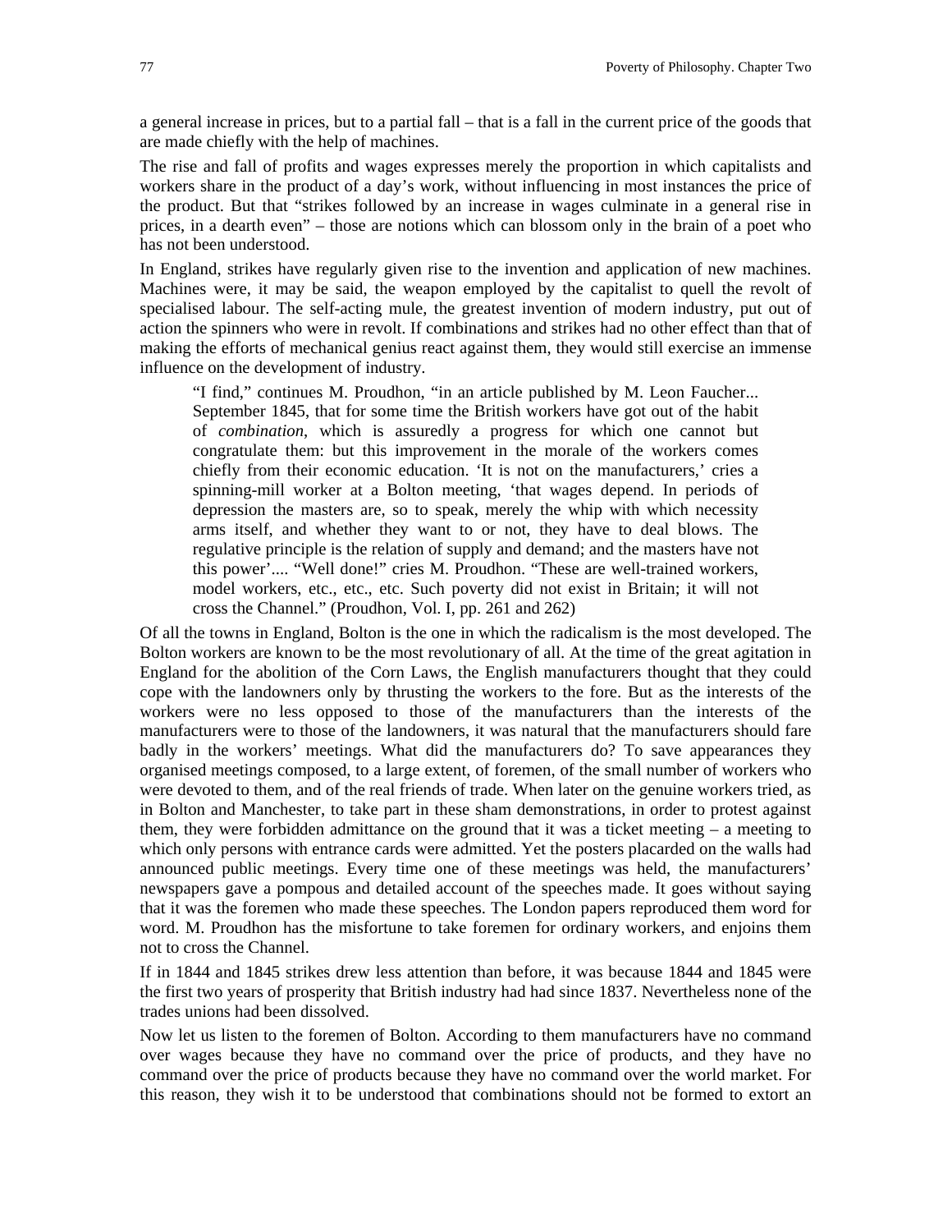a general increase in prices, but to a partial fall – that is a fall in the current price of the goods that are made chiefly with the help of machines.

The rise and fall of profits and wages expresses merely the proportion in which capitalists and workers share in the product of a day's work, without influencing in most instances the price of the product. But that "strikes followed by an increase in wages culminate in a general rise in prices, in a dearth even" – those are notions which can blossom only in the brain of a poet who has not been understood.

In England, strikes have regularly given rise to the invention and application of new machines. Machines were, it may be said, the weapon employed by the capitalist to quell the revolt of specialised labour. The self-acting mule, the greatest invention of modern industry, put out of action the spinners who were in revolt. If combinations and strikes had no other effect than that of making the efforts of mechanical genius react against them, they would still exercise an immense influence on the development of industry.

> "I find," continues M. Proudhon, "in an article published by M. Leon Faucher... September 1845, that for some time the British workers have got out of the habit of *combination*, which is assuredly a progress for which one cannot but congratulate them: but this improvement in the morale of the workers comes chiefly from their economic education. 'It is not on the manufacturers,' cries a spinning-mill worker at a Bolton meeting, 'that wages depend. In periods of depression the masters are, so to speak, merely the whip with which necessity arms itself, and whether they want to or not, they have to deal blows. The regulative principle is the relation of supply and demand; and the masters have not this power'.... "Well done!" cries M. Proudhon. "These are well-trained workers, model workers, etc., etc., etc. Such poverty did not exist in Britain; it will not cross the Channel." (Proudhon, Vol. I, pp. 261 and 262)

Of all the towns in England, Bolton is the one in which the radicalism is the most developed. The Bolton workers are known to be the most revolutionary of all. At the time of the great agitation in England for the abolition of the Corn Laws, the English manufacturers thought that they could cope with the landowners only by thrusting the workers to the fore. But as the interests of the workers were no less opposed to those of the manufacturers than the interests of the manufacturers were to those of the landowners, it was natural that the manufacturers should fare badly in the workers' meetings. What did the manufacturers do? To save appearances they organised meetings composed, to a large extent, of foremen, of the small number of workers who were devoted to them, and of the real friends of trade. When later on the genuine workers tried, as in Bolton and Manchester, to take part in these sham demonstrations, in order to protest against them, they were forbidden admittance on the ground that it was a ticket meeting – a meeting to which only persons with entrance cards were admitted. Yet the posters placarded on the walls had announced public meetings. Every time one of these meetings was held, the manufacturers' newspapers gave a pompous and detailed account of the speeches made. It goes without saying that it was the foremen who made these speeches. The London papers reproduced them word for word. M. Proudhon has the misfortune to take foremen for ordinary workers, and enjoins them not to cross the Channel.

If in 1844 and 1845 strikes drew less attention than before, it was because 1844 and 1845 were the first two years of prosperity that British industry had had since 1837. Nevertheless none of the trades unions had been dissolved.

Now let us listen to the foremen of Bolton. According to them manufacturers have no command over wages because they have no command over the price of products, and they have no command over the price of products because they have no command over the world market. For this reason, they wish it to be understood that combinations should not be formed to extort an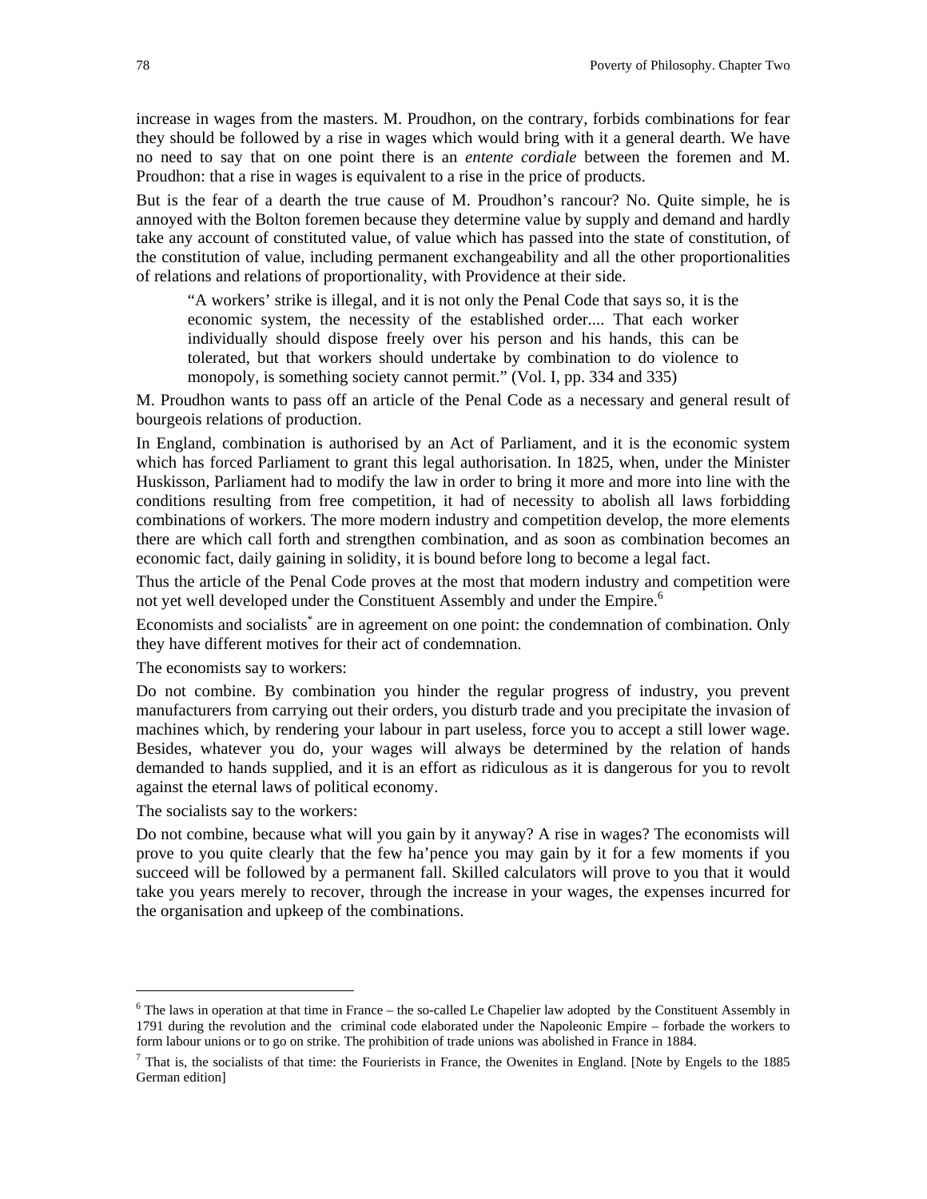increase in wages from the masters. M. Proudhon, on the contrary, forbids combinations for fear they should be followed by a rise in wages which would bring with it a general dearth. We have no need to say that on one point there is an *entente cordiale* between the foremen and M. Proudhon: that a rise in wages is equivalent to a rise in the price of products.

But is the fear of a dearth the true cause of M. Proudhon's rancour? No. Quite simple, he is annoyed with the Bolton foremen because they determine value by supply and demand and hardly take any account of constituted value, of value which has passed into the state of constitution, of the constitution of value, including permanent exchangeability and all the other proportionalities of relations and relations of proportionality, with Providence at their side.

> "A workers' strike is illegal, and it is not only the Penal Code that says so, it is the economic system, the necessity of the established order.... That each worker individually should dispose freely over his person and his hands, this can be tolerated, but that workers should undertake by combination to do violence to monopoly, is something society cannot permit." (Vol. I, pp. 334 and 335)

M. Proudhon wants to pass off an article of the Penal Code as a necessary and general result of bourgeois relations of production.

In England, combination is authorised by an Act of Parliament, and it is the economic system which has forced Parliament to grant this legal authorisation. In 1825, when, under the Minister Huskisson, Parliament had to modify the law in order to bring it more and more into line with the conditions resulting from free competition, it had of necessity to abolish all laws forbidding combinations of workers. The more modern industry and competition develop, the more elements there are which call forth and strengthen combination, and as soon as combination becomes an economic fact, daily gaining in solidity, it is bound before long to become a legal fact.

Thus the article of the Penal Code proves at the most that modern industry and competition were not yet well developed under the Constituent Assembly and under the Empire.[6]

Economists and socialists[*] are in agreement on one point: the condemnation of combination. Only they have different motives for their act of condemnation.

The economists say to workers:

Do not combine. By combination you hinder the regular progress of industry, you prevent manufacturers from carrying out their orders, you disturb trade and you precipitate the invasion of machines which, by rendering your labour in part useless, force you to accept a still lower wage. Besides, whatever you do, your wages will always be determined by the relation of hands demanded to hands supplied, and it is an effort as ridiculous as it is dangerous for you to revolt against the eternal laws of political economy.

The socialists say to the workers:

Do not combine, because what will you gain by it anyway? A rise in wages? The economists will prove to you quite clearly that the few ha'pence you may gain by it for a few moments if you succeed will be followed by a permanent fall. Skilled calculators will prove to you that it would take you years merely to recover, through the increase in your wages, the expenses incurred for the organisation and upkeep of the combinations.

---

[6] The laws in operation at that time in France – the so-called Le Chapelier law adopted by the Constituent Assembly in 1791 during the revolution and the criminal code elaborated under the Napoleonic Empire – forbade the workers to form labour unions or to go on strike. The prohibition of trade unions was abolished in France in 1884.

[7] That is, the socialists of that time: the Fourierists in France, the Owenites in England. [Note by Engels to the 1885 German edition]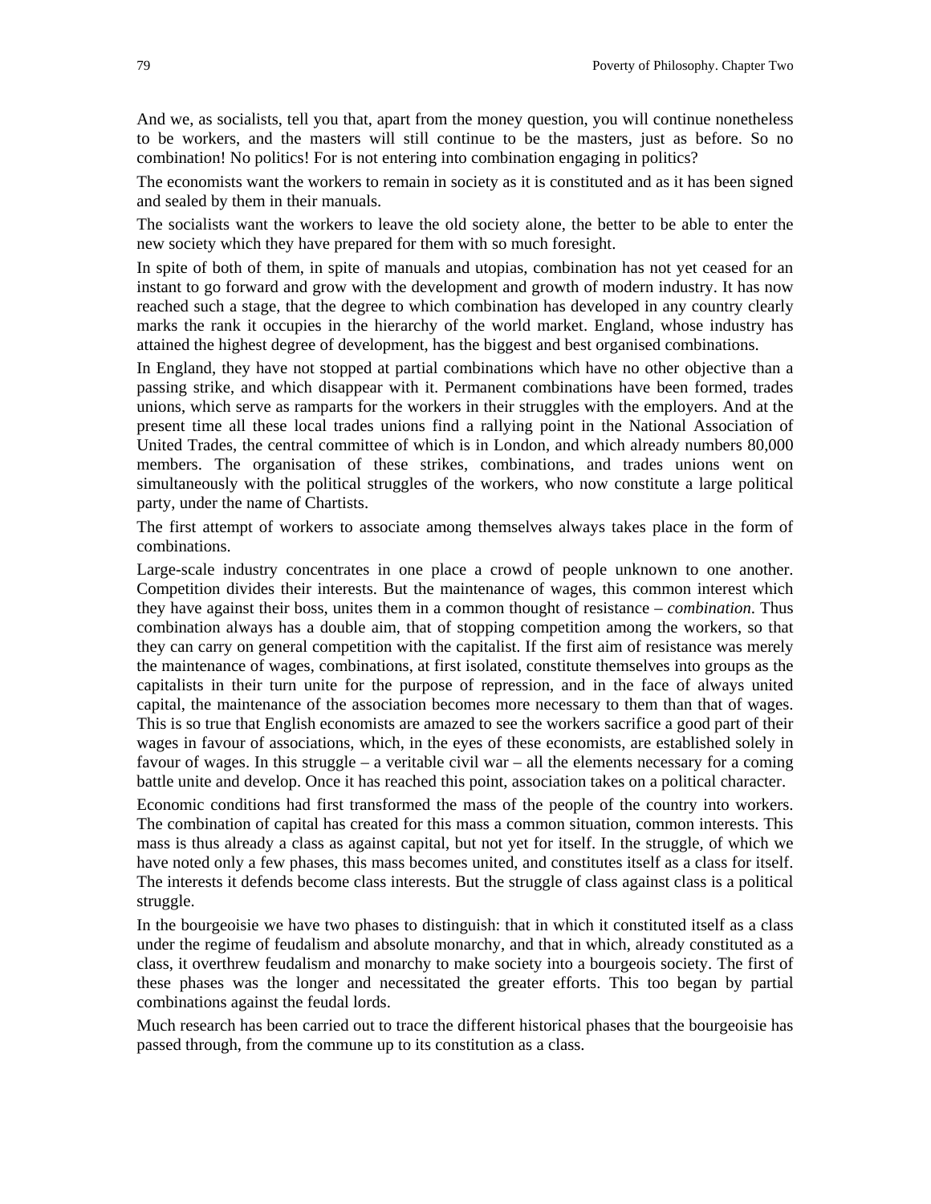And we, as socialists, tell you that, apart from the money question, you will continue nonetheless to be workers, and the masters will still continue to be the masters, just as before. So no combination! No politics! For is not entering into combination engaging in politics?

The economists want the workers to remain in society as it is constituted and as it has been signed and sealed by them in their manuals.

The socialists want the workers to leave the old society alone, the better to be able to enter the new society which they have prepared for them with so much foresight.

In spite of both of them, in spite of manuals and utopias, combination has not yet ceased for an instant to go forward and grow with the development and growth of modern industry. It has now reached such a stage, that the degree to which combination has developed in any country clearly marks the rank it occupies in the hierarchy of the world market. England, whose industry has attained the highest degree of development, has the biggest and best organised combinations.

In England, they have not stopped at partial combinations which have no other objective than a passing strike, and which disappear with it. Permanent combinations have been formed, trades unions, which serve as ramparts for the workers in their struggles with the employers. And at the present time all these local trades unions find a rallying point in the National Association of United Trades, the central committee of which is in London, and which already numbers 80,000 members. The organisation of these strikes, combinations, and trades unions went on simultaneously with the political struggles of the workers, who now constitute a large political party, under the name of Chartists.

The first attempt of workers to associate among themselves always takes place in the form of combinations.

Large-scale industry concentrates in one place a crowd of people unknown to one another. Competition divides their interests. But the maintenance of wages, this common interest which they have against their boss, unites them in a common thought of resistance – *combination*. Thus combination always has a double aim, that of stopping competition among the workers, so that they can carry on general competition with the capitalist. If the first aim of resistance was merely the maintenance of wages, combinations, at first isolated, constitute themselves into groups as the capitalists in their turn unite for the purpose of repression, and in the face of always united capital, the maintenance of the association becomes more necessary to them than that of wages. This is so true that English economists are amazed to see the workers sacrifice a good part of their wages in favour of associations, which, in the eyes of these economists, are established solely in favour of wages. In this struggle – a veritable civil war – all the elements necessary for a coming battle unite and develop. Once it has reached this point, association takes on a political character.

Economic conditions had first transformed the mass of the people of the country into workers. The combination of capital has created for this mass a common situation, common interests. This mass is thus already a class as against capital, but not yet for itself. In the struggle, of which we have noted only a few phases, this mass becomes united, and constitutes itself as a class for itself. The interests it defends become class interests. But the struggle of class against class is a political struggle.

In the bourgeoisie we have two phases to distinguish: that in which it constituted itself as a class under the regime of feudalism and absolute monarchy, and that in which, already constituted as a class, it overthrew feudalism and monarchy to make society into a bourgeois society. The first of these phases was the longer and necessitated the greater efforts. This too began by partial combinations against the feudal lords.

Much research has been carried out to trace the different historical phases that the bourgeoisie has passed through, from the commune up to its constitution as a class.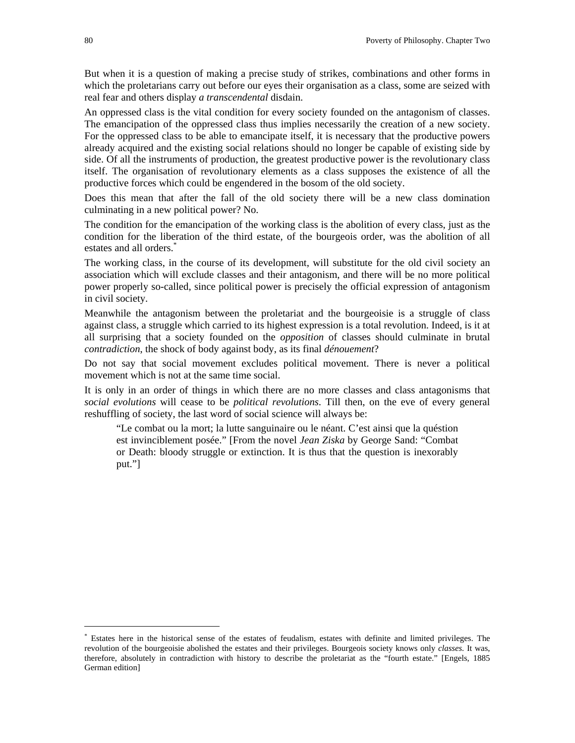But when it is a question of making a precise study of strikes, combinations and other forms in which the proletarians carry out before our eyes their organisation as a class, some are seized with real fear and others display *a transcendental* disdain.

An oppressed class is the vital condition for every society founded on the antagonism of classes. The emancipation of the oppressed class thus implies necessarily the creation of a new society. For the oppressed class to be able to emancipate itself, it is necessary that the productive powers already acquired and the existing social relations should no longer be capable of existing side by side. Of all the instruments of production, the greatest productive power is the revolutionary class itself. The organisation of revolutionary elements as a class supposes the existence of all the productive forces which could be engendered in the bosom of the old society.

Does this mean that after the fall of the old society there will be a new class domination culminating in a new political power? No.

The condition for the emancipation of the working class is the abolition of every class, just as the condition for the liberation of the third estate, of the bourgeois order, was the abolition of all estates and all orders.*

The working class, in the course of its development, will substitute for the old civil society an association which will exclude classes and their antagonism, and there will be no more political power properly so-called, since political power is precisely the official expression of antagonism in civil society.

Meanwhile the antagonism between the proletariat and the bourgeoisie is a struggle of class against class, a struggle which carried to its highest expression is a total revolution. Indeed, is it at all surprising that a society founded on the *opposition* of classes should culminate in brutal *contradiction*, the shock of body against body, as its final *dénouement*?

Do not say that social movement excludes political movement. There is never a political movement which is not at the same time social.

It is only in an order of things in which there are no more classes and class antagonisms that *social evolutions* will cease to be *political revolutions*. Till then, on the eve of every general reshuffling of society, the last word of social science will always be:

> "Le combat ou la mort; la lutte sanguinaire ou le néant. C'est ainsi que la quéstion est invinciblement posée." [From the novel *Jean Ziska* by George Sand: "Combat or Death: bloody struggle or extinction. It is thus that the question is inexorably put."]

---

* Estates here in the historical sense of the estates of feudalism, estates with definite and limited privileges. The revolution of the bourgeoisie abolished the estates and their privileges. Bourgeois society knows only *classes.* It was, therefore, absolutely in contradiction with history to describe the proletariat as the "fourth estate." [Engels, 1885 German edition]